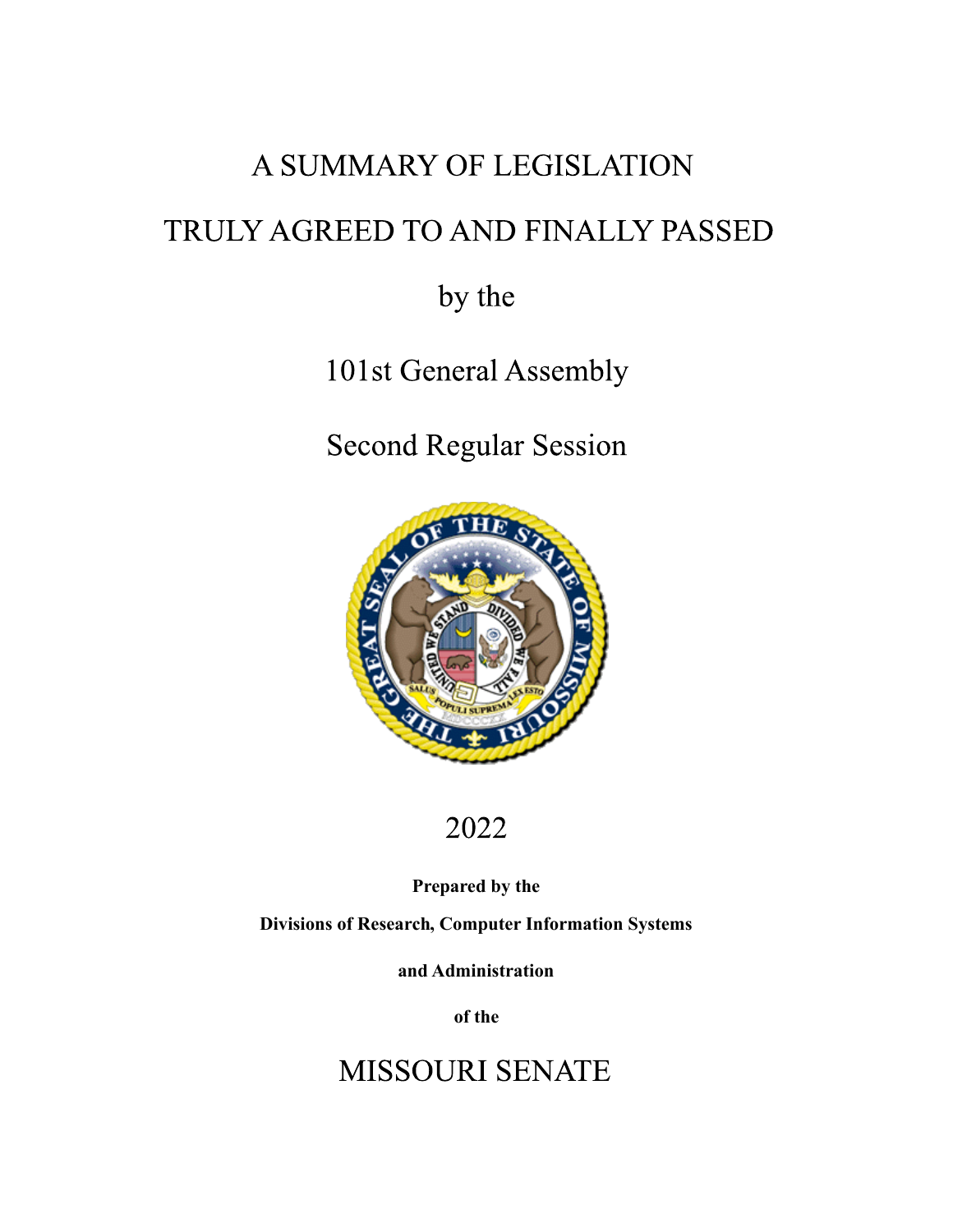# A SUMMARY OF LEGISLATION

# TRULY AGREED TO AND FINALLY PASSED

## by the

## 101st General Assembly

## Second Regular Session

## 2022

**Prepared by the**

**Divisions of Research, Computer Information Systems**

**and Administration**

**of the**

## MISSOURI SENATE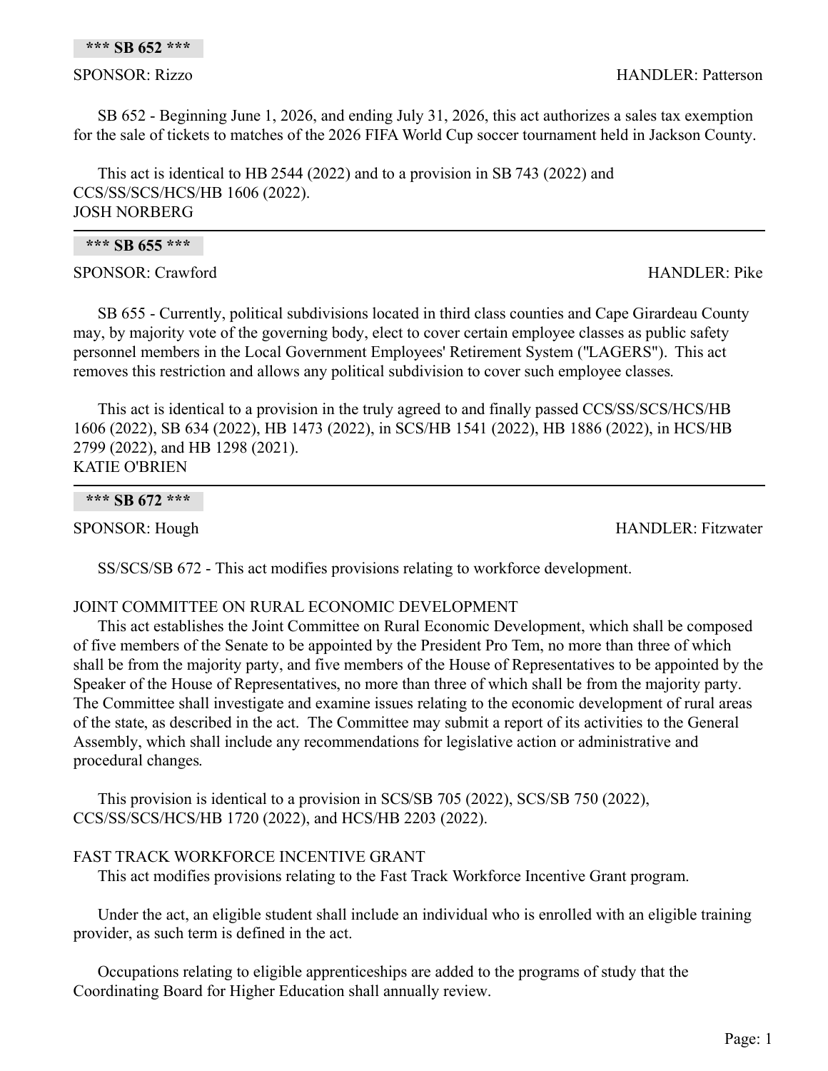**\*\*\* SB 652 \*\*\***

SPONSOR: Rizzo HANDLER: Patterson

SB 652 - Beginning June 1, 2026, and ending July 31, 2026, this act authorizes a sales tax exemption for the sale of tickets to matches of the 2026 FIFA World Cup soccer tournament held in Jackson County.

This act is identical to HB 2544 (2022) and to a provision in SB 743 (2022) and CCS/SS/SCS/HCS/HB 1606 (2022).
JOSH NORBERG

---

**\*\*\* SB 655 \*\*\***

SPONSOR: Crawford HANDLER: Pike

SB 655 - Currently, political subdivisions located in third class counties and Cape Girardeau County may, by majority vote of the governing body, elect to cover certain employee classes as public safety personnel members in the Local Government Employees' Retirement System ("LAGERS"). This act removes this restriction and allows any political subdivision to cover such employee classes.

This act is identical to a provision in the truly agreed to and finally passed CCS/SS/SCS/HCS/HB 1606 (2022), SB 634 (2022), HB 1473 (2022), in SCS/HB 1541 (2022), HB 1886 (2022), in HCS/HB 2799 (2022), and HB 1298 (2021).
KATIE O'BRIEN

---

**\*\*\* SB 672 \*\*\***

SPONSOR: Hough HANDLER: Fitzwater

SS/SCS/SB 672 - This act modifies provisions relating to workforce development.

JOINT COMMITTEE ON RURAL ECONOMIC DEVELOPMENT

This act establishes the Joint Committee on Rural Economic Development, which shall be composed of five members of the Senate to be appointed by the President Pro Tem, no more than three of which shall be from the majority party, and five members of the House of Representatives to be appointed by the Speaker of the House of Representatives, no more than three of which shall be from the majority party. The Committee shall investigate and examine issues relating to the economic development of rural areas of the state, as described in the act. The Committee may submit a report of its activities to the General Assembly, which shall include any recommendations for legislative action or administrative and procedural changes.

This provision is identical to a provision in SCS/SB 705 (2022), SCS/SB 750 (2022), CCS/SS/SCS/HCS/HB 1720 (2022), and HCS/HB 2203 (2022).

FAST TRACK WORKFORCE INCENTIVE GRANT

This act modifies provisions relating to the Fast Track Workforce Incentive Grant program.

Under the act, an eligible student shall include an individual who is enrolled with an eligible training provider, as such term is defined in the act.

Occupations relating to eligible apprenticeships are added to the programs of study that the Coordinating Board for Higher Education shall annually review.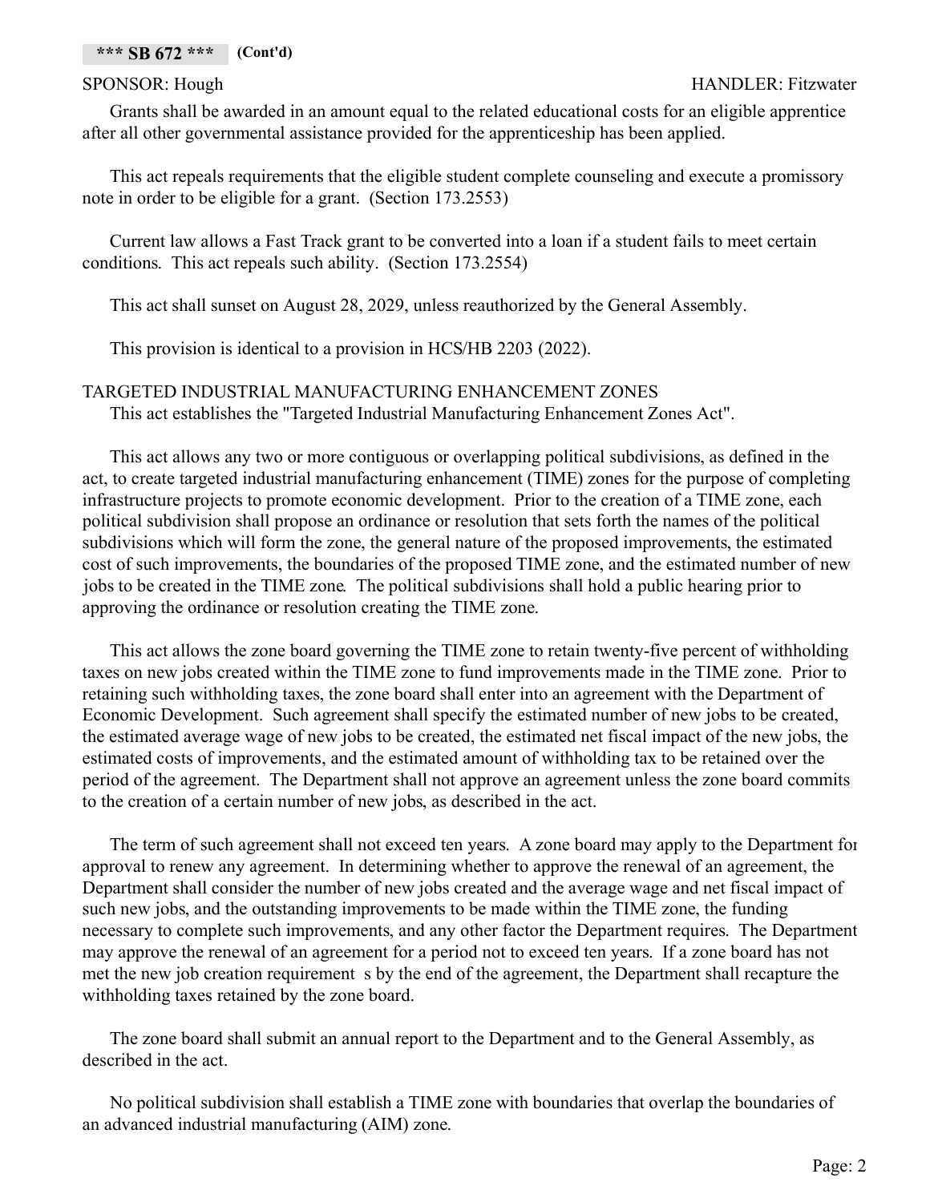Grants shall be awarded in an amount equal to the related educational costs for an eligible apprentice after all other governmental assistance provided for the apprenticeship has been applied.

This act repeals requirements that the eligible student complete counseling and execute a promissory note in order to be eligible for a grant. (Section 173.2553)

Current law allows a Fast Track grant to be converted into a loan if a student fails to meet certain conditions. This act repeals such ability. (Section 173.2554)

This act shall sunset on August 28, 2029, unless reauthorized by the General Assembly.

This provision is identical to a provision in HCS/HB 2203 (2022).

TARGETED INDUSTRIAL MANUFACTURING ENHANCEMENT ZONES

This act establishes the "Targeted Industrial Manufacturing Enhancement Zones Act".

This act allows any two or more contiguous or overlapping political subdivisions, as defined in the act, to create targeted industrial manufacturing enhancement (TIME) zones for the purpose of completing infrastructure projects to promote economic development. Prior to the creation of a TIME zone, each political subdivision shall propose an ordinance or resolution that sets forth the names of the political subdivisions which will form the zone, the general nature of the proposed improvements, the estimated cost of such improvements, the boundaries of the proposed TIME zone, and the estimated number of new jobs to be created in the TIME zone. The political subdivisions shall hold a public hearing prior to approving the ordinance or resolution creating the TIME zone.

This act allows the zone board governing the TIME zone to retain twenty-five percent of withholding taxes on new jobs created within the TIME zone to fund improvements made in the TIME zone. Prior to retaining such withholding taxes, the zone board shall enter into an agreement with the Department of Economic Development. Such agreement shall specify the estimated number of new jobs to be created, the estimated average wage of new jobs to be created, the estimated net fiscal impact of the new jobs, the estimated costs of improvements, and the estimated amount of withholding tax to be retained over the period of the agreement. The Department shall not approve an agreement unless the zone board commits to the creation of a certain number of new jobs, as described in the act.

The term of such agreement shall not exceed ten years. A zone board may apply to the Department for approval to renew any agreement. In determining whether to approve the renewal of an agreement, the Department shall consider the number of new jobs created and the average wage and net fiscal impact of such new jobs, and the outstanding improvements to be made within the TIME zone, the funding necessary to complete such improvements, and any other factor the Department requires. The Department may approve the renewal of an agreement for a period not to exceed ten years. If a zone board has not met the new job creation requirements by the end of the agreement, the Department shall recapture the withholding taxes retained by the zone board.

The zone board shall submit an annual report to the Department and to the General Assembly, as described in the act.

No political subdivision shall establish a TIME zone with boundaries that overlap the boundaries of an advanced industrial manufacturing (AIM) zone.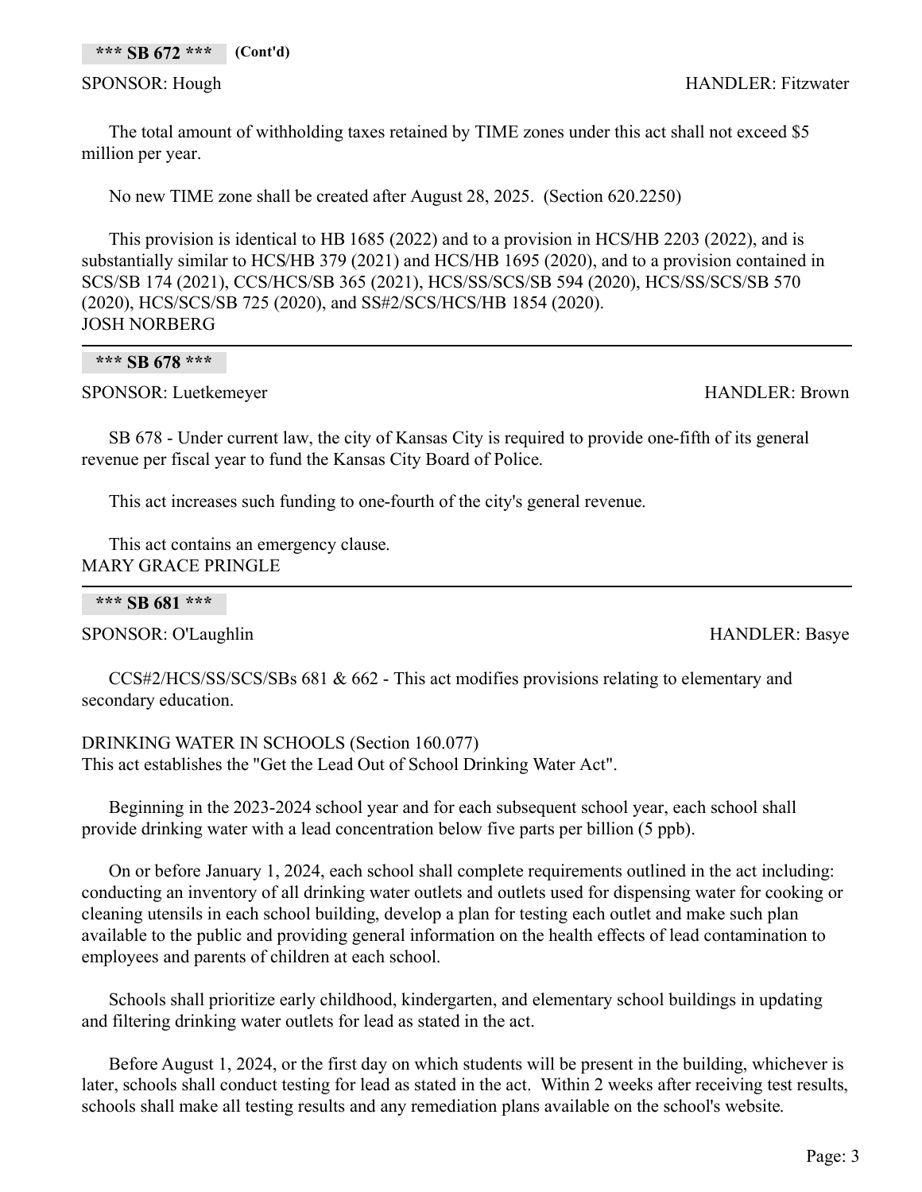**\*\*\* SB 672 \*\*\*** **(Cont'd)**

SPONSOR: Hough HANDLER: Fitzwater

The total amount of withholding taxes retained by TIME zones under this act shall not exceed $5 million per year.

No new TIME zone shall be created after August 28, 2025. (Section 620.2250)

This provision is identical to HB 1685 (2022) and to a provision in HCS/HB 2203 (2022), and is substantially similar to HCS/HB 379 (2021) and HCS/HB 1695 (2020), and to a provision contained in SCS/SB 174 (2021), CCS/HCS/SB 365 (2021), HCS/SS/SCS/SB 594 (2020), HCS/SS/SCS/SB 570 (2020), HCS/SCS/SB 725 (2020), and SS#2/SCS/HCS/HB 1854 (2020).
JOSH NORBERG

---

**\*\*\* SB 678 \*\*\***

SPONSOR: Luetkemeyer HANDLER: Brown

SB 678 - Under current law, the city of Kansas City is required to provide one-fifth of its general revenue per fiscal year to fund the Kansas City Board of Police.

This act increases such funding to one-fourth of the city's general revenue.

This act contains an emergency clause.
MARY GRACE PRINGLE

---

**\*\*\* SB 681 \*\*\***

SPONSOR: O'Laughlin HANDLER: Basye

CCS#2/HCS/SS/SCS/SBs 681 & 662 - This act modifies provisions relating to elementary and secondary education.

DRINKING WATER IN SCHOOLS (Section 160.077)
This act establishes the "Get the Lead Out of School Drinking Water Act".

Beginning in the 2023-2024 school year and for each subsequent school year, each school shall provide drinking water with a lead concentration below five parts per billion (5 ppb).

On or before January 1, 2024, each school shall complete requirements outlined in the act including: conducting an inventory of all drinking water outlets and outlets used for dispensing water for cooking or cleaning utensils in each school building, develop a plan for testing each outlet and make such plan available to the public and providing general information on the health effects of lead contamination to employees and parents of children at each school.

Schools shall prioritize early childhood, kindergarten, and elementary school buildings in updating and filtering drinking water outlets for lead as stated in the act.

Before August 1, 2024, or the first day on which students will be present in the building, whichever is later, schools shall conduct testing for lead as stated in the act. Within 2 weeks after receiving test results, schools shall make all testing results and any remediation plans available on the school's website.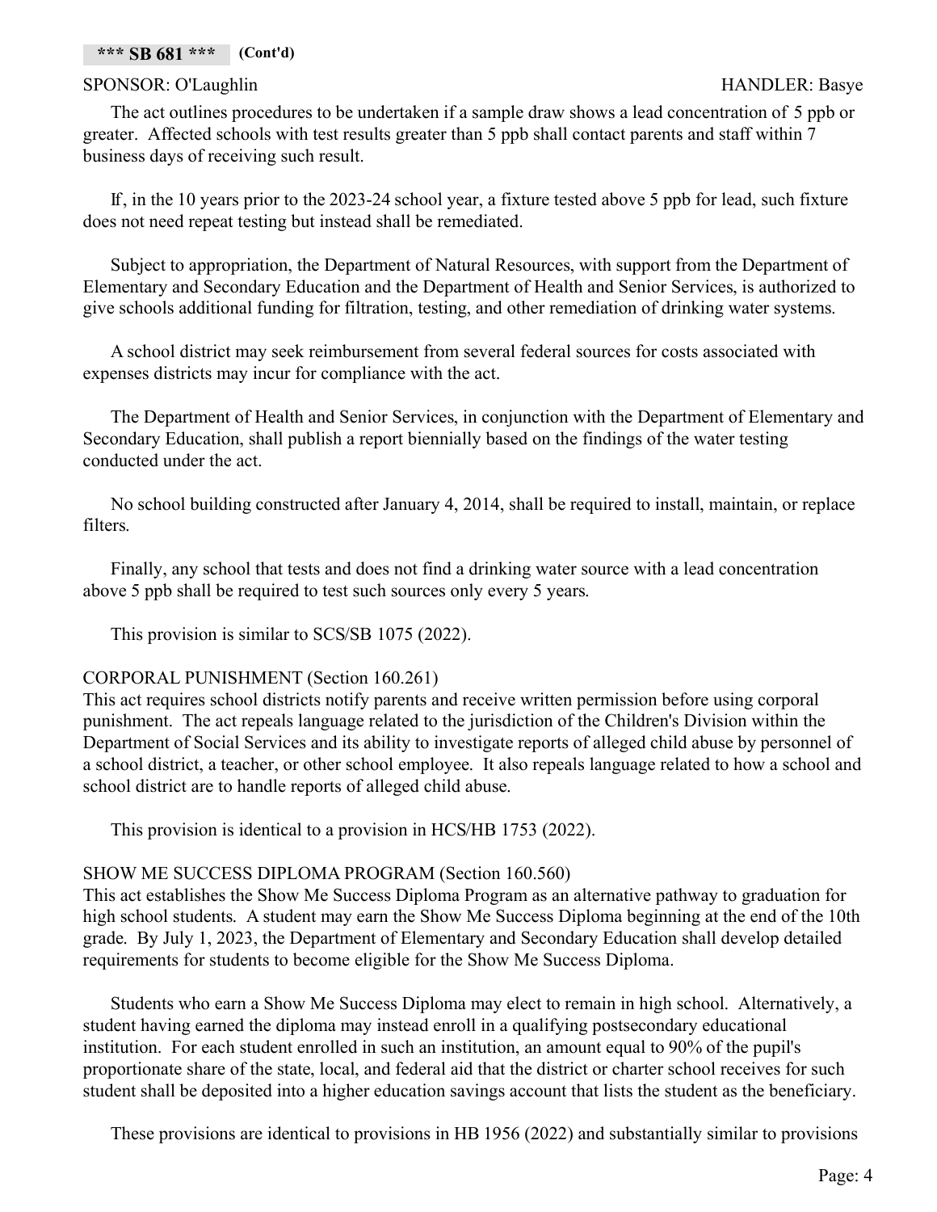**\*\*\* SB 681 \*\*\*** **(Cont'd)**

SPONSOR: O'Laughlin HANDLER: Basye

The act outlines procedures to be undertaken if a sample draw shows a lead concentration of 5 ppb or greater. Affected schools with test results greater than 5 ppb shall contact parents and staff within 7 business days of receiving such result.

If, in the 10 years prior to the 2023-24 school year, a fixture tested above 5 ppb for lead, such fixture does not need repeat testing but instead shall be remediated.

Subject to appropriation, the Department of Natural Resources, with support from the Department of Elementary and Secondary Education and the Department of Health and Senior Services, is authorized to give schools additional funding for filtration, testing, and other remediation of drinking water systems.

A school district may seek reimbursement from several federal sources for costs associated with expenses districts may incur for compliance with the act.

The Department of Health and Senior Services, in conjunction with the Department of Elementary and Secondary Education, shall publish a report biennially based on the findings of the water testing conducted under the act.

No school building constructed after January 4, 2014, shall be required to install, maintain, or replace filters.

Finally, any school that tests and does not find a drinking water source with a lead concentration above 5 ppb shall be required to test such sources only every 5 years.

This provision is similar to SCS/SB 1075 (2022).

CORPORAL PUNISHMENT (Section 160.261)
This act requires school districts notify parents and receive written permission before using corporal punishment. The act repeals language related to the jurisdiction of the Children's Division within the Department of Social Services and its ability to investigate reports of alleged child abuse by personnel of a school district, a teacher, or other school employee. It also repeals language related to how a school and school district are to handle reports of alleged child abuse.

This provision is identical to a provision in HCS/HB 1753 (2022).

SHOW ME SUCCESS DIPLOMA PROGRAM (Section 160.560)
This act establishes the Show Me Success Diploma Program as an alternative pathway to graduation for high school students. A student may earn the Show Me Success Diploma beginning at the end of the 10th grade. By July 1, 2023, the Department of Elementary and Secondary Education shall develop detailed requirements for students to become eligible for the Show Me Success Diploma.

Students who earn a Show Me Success Diploma may elect to remain in high school. Alternatively, a student having earned the diploma may instead enroll in a qualifying postsecondary educational institution. For each student enrolled in such an institution, an amount equal to 90% of the pupil's proportionate share of the state, local, and federal aid that the district or charter school receives for such student shall be deposited into a higher education savings account that lists the student as the beneficiary.

These provisions are identical to provisions in HB 1956 (2022) and substantially similar to provisions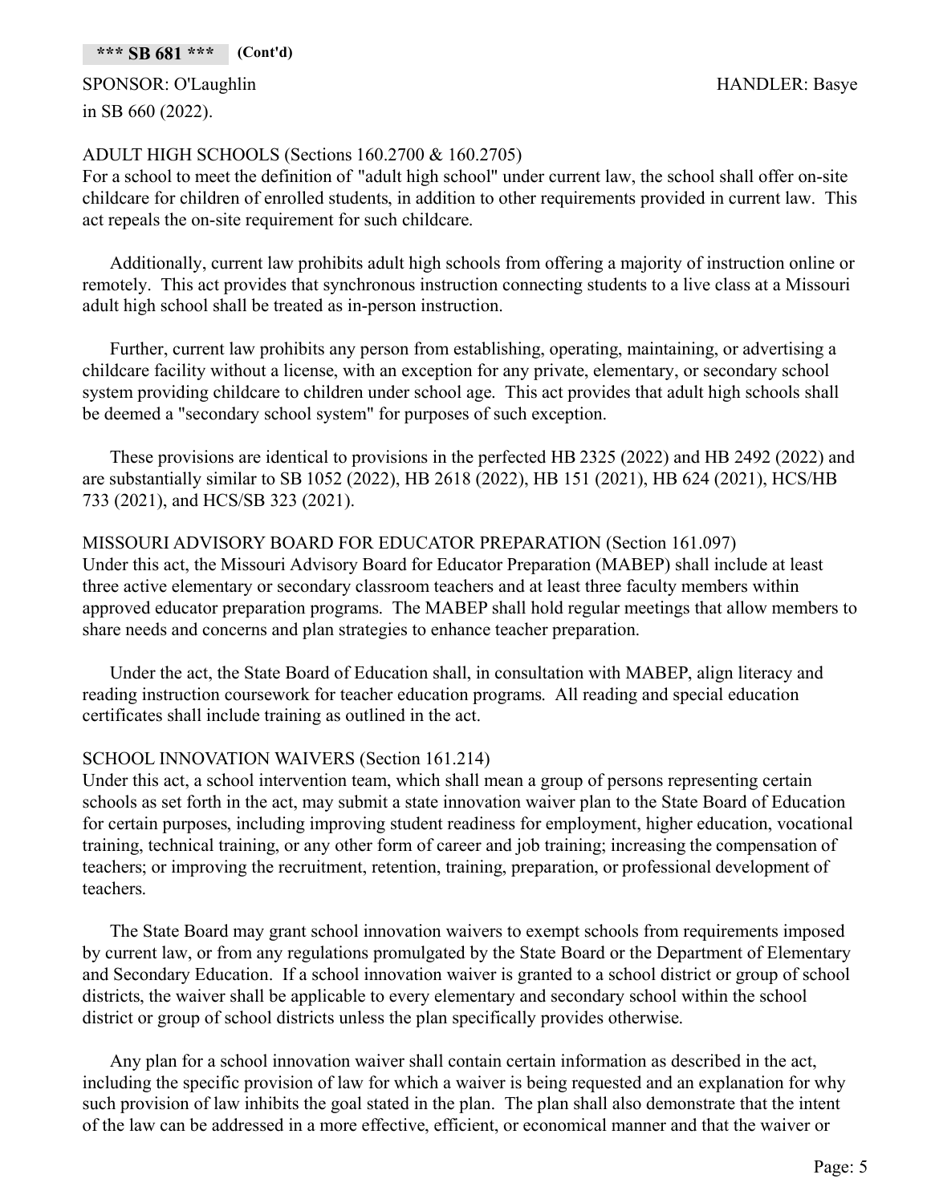in SB 660 (2022).

ADULT HIGH SCHOOLS (Sections 160.2700 & 160.2705)
For a school to meet the definition of "adult high school" under current law, the school shall offer on-site childcare for children of enrolled students, in addition to other requirements provided in current law. This act repeals the on-site requirement for such childcare.

Additionally, current law prohibits adult high schools from offering a majority of instruction online or remotely. This act provides that synchronous instruction connecting students to a live class at a Missouri adult high school shall be treated as in-person instruction.

Further, current law prohibits any person from establishing, operating, maintaining, or advertising a childcare facility without a license, with an exception for any private, elementary, or secondary school system providing childcare to children under school age. This act provides that adult high schools shall be deemed a "secondary school system" for purposes of such exception.

These provisions are identical to provisions in the perfected HB 2325 (2022) and HB 2492 (2022) and are substantially similar to SB 1052 (2022), HB 2618 (2022), HB 151 (2021), HB 624 (2021), HCS/HB 733 (2021), and HCS/SB 323 (2021).

MISSOURI ADVISORY BOARD FOR EDUCATOR PREPARATION (Section 161.097)
Under this act, the Missouri Advisory Board for Educator Preparation (MABEP) shall include at least three active elementary or secondary classroom teachers and at least three faculty members within approved educator preparation programs. The MABEP shall hold regular meetings that allow members to share needs and concerns and plan strategies to enhance teacher preparation.

Under the act, the State Board of Education shall, in consultation with MABEP, align literacy and reading instruction coursework for teacher education programs. All reading and special education certificates shall include training as outlined in the act.

SCHOOL INNOVATION WAIVERS (Section 161.214)
Under this act, a school intervention team, which shall mean a group of persons representing certain schools as set forth in the act, may submit a state innovation waiver plan to the State Board of Education for certain purposes, including improving student readiness for employment, higher education, vocational training, technical training, or any other form of career and job training; increasing the compensation of teachers; or improving the recruitment, retention, training, preparation, or professional development of teachers.

The State Board may grant school innovation waivers to exempt schools from requirements imposed by current law, or from any regulations promulgated by the State Board or the Department of Elementary and Secondary Education. If a school innovation waiver is granted to a school district or group of school districts, the waiver shall be applicable to every elementary and secondary school within the school district or group of school districts unless the plan specifically provides otherwise.

Any plan for a school innovation waiver shall contain certain information as described in the act, including the specific provision of law for which a waiver is being requested and an explanation for why such provision of law inhibits the goal stated in the plan. The plan shall also demonstrate that the intent of the law can be addressed in a more effective, efficient, or economical manner and that the waiver or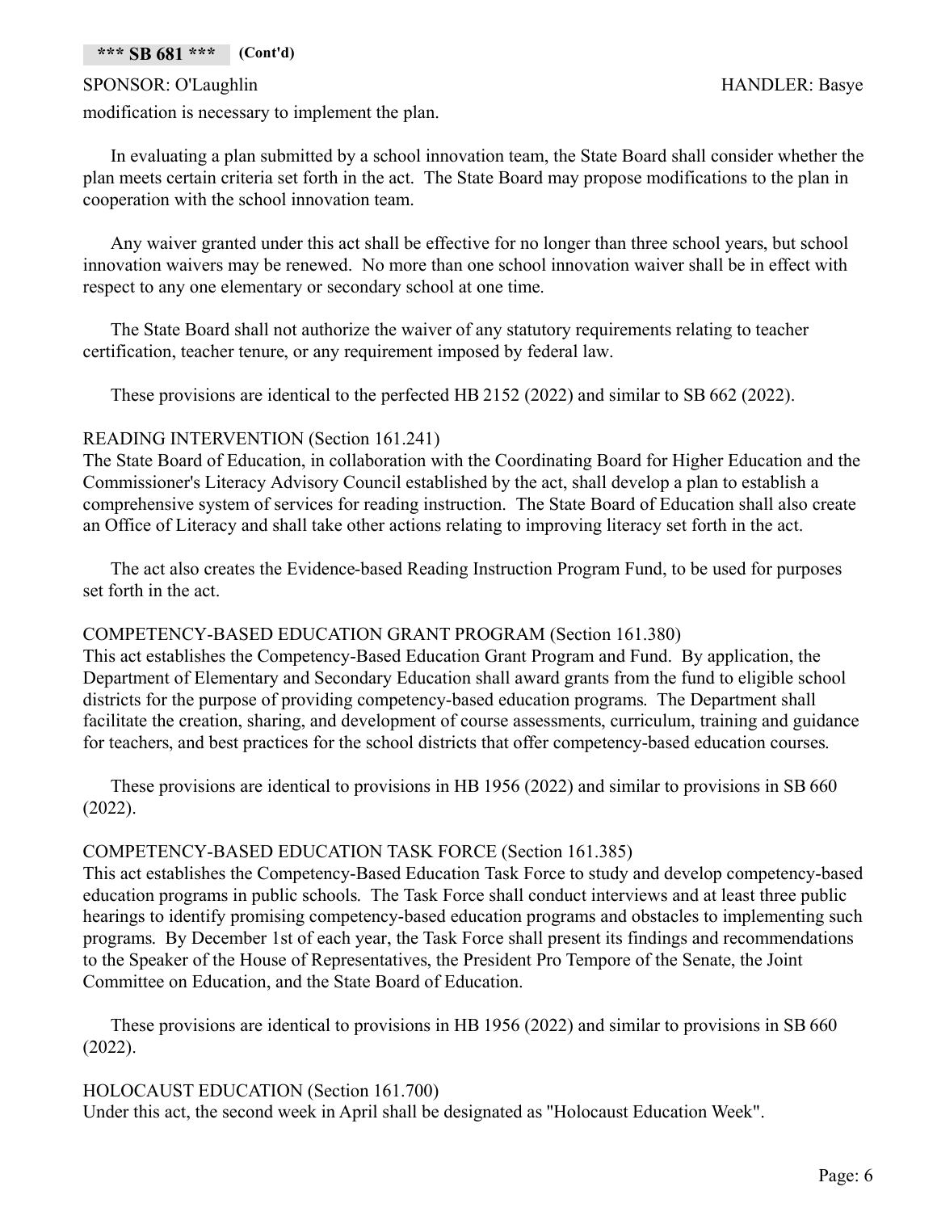modification is necessary to implement the plan.

In evaluating a plan submitted by a school innovation team, the State Board shall consider whether the plan meets certain criteria set forth in the act. The State Board may propose modifications to the plan in cooperation with the school innovation team.

Any waiver granted under this act shall be effective for no longer than three school years, but school innovation waivers may be renewed. No more than one school innovation waiver shall be in effect with respect to any one elementary or secondary school at one time.

The State Board shall not authorize the waiver of any statutory requirements relating to teacher certification, teacher tenure, or any requirement imposed by federal law.

These provisions are identical to the perfected HB 2152 (2022) and similar to SB 662 (2022).

READING INTERVENTION (Section 161.241)
The State Board of Education, in collaboration with the Coordinating Board for Higher Education and the Commissioner's Literacy Advisory Council established by the act, shall develop a plan to establish a comprehensive system of services for reading instruction. The State Board of Education shall also create an Office of Literacy and shall take other actions relating to improving literacy set forth in the act.

The act also creates the Evidence-based Reading Instruction Program Fund, to be used for purposes set forth in the act.

COMPETENCY-BASED EDUCATION GRANT PROGRAM (Section 161.380)
This act establishes the Competency-Based Education Grant Program and Fund. By application, the Department of Elementary and Secondary Education shall award grants from the fund to eligible school districts for the purpose of providing competency-based education programs. The Department shall facilitate the creation, sharing, and development of course assessments, curriculum, training and guidance for teachers, and best practices for the school districts that offer competency-based education courses.

These provisions are identical to provisions in HB 1956 (2022) and similar to provisions in SB 660 (2022).

COMPETENCY-BASED EDUCATION TASK FORCE (Section 161.385)
This act establishes the Competency-Based Education Task Force to study and develop competency-based education programs in public schools. The Task Force shall conduct interviews and at least three public hearings to identify promising competency-based education programs and obstacles to implementing such programs. By December 1st of each year, the Task Force shall present its findings and recommendations to the Speaker of the House of Representatives, the President Pro Tempore of the Senate, the Joint Committee on Education, and the State Board of Education.

These provisions are identical to provisions in HB 1956 (2022) and similar to provisions in SB 660 (2022).

HOLOCAUST EDUCATION (Section 161.700)
Under this act, the second week in April shall be designated as "Holocaust Education Week".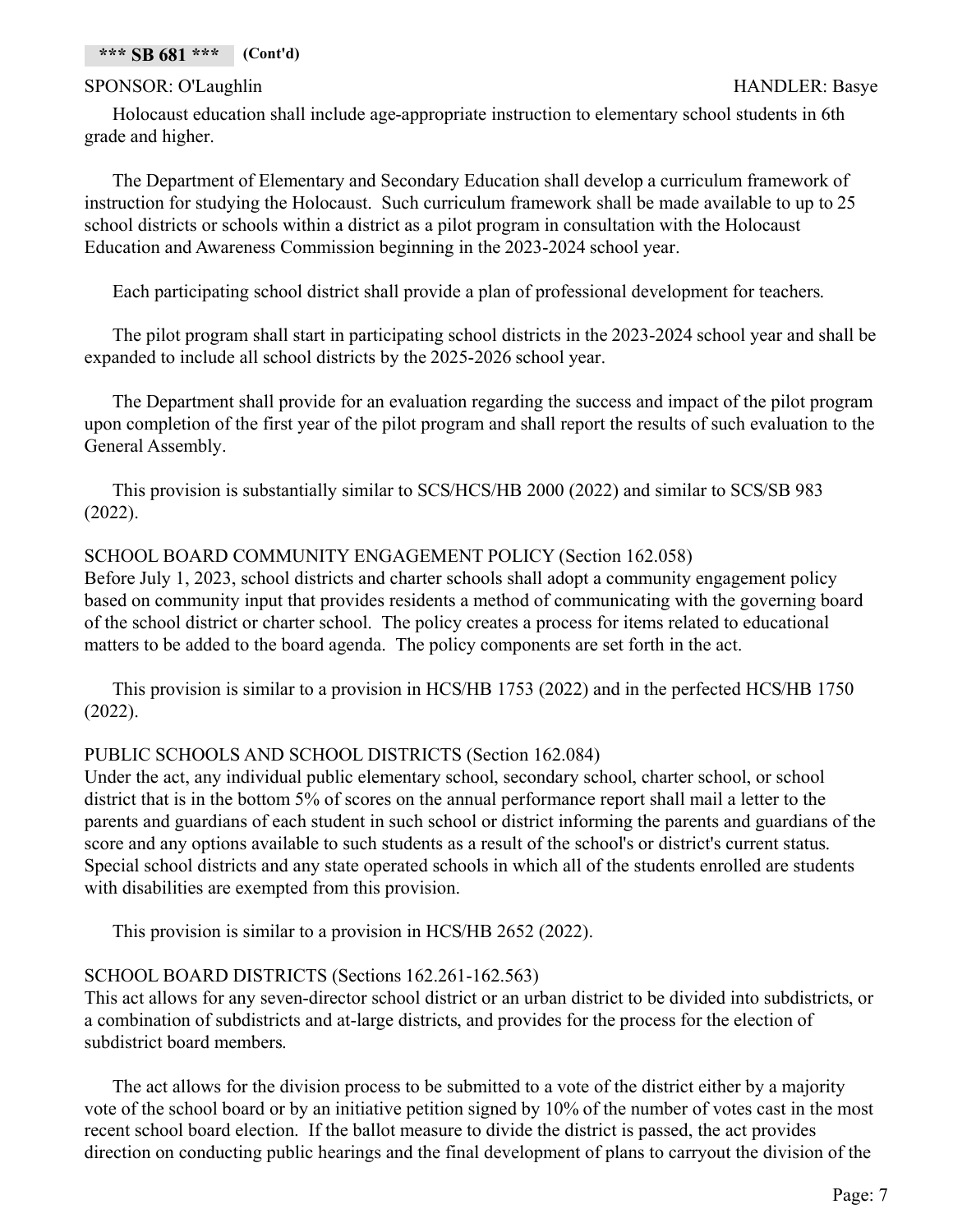SPONSOR: O'Laughlin HANDLER: Basye

Holocaust education shall include age-appropriate instruction to elementary school students in 6th grade and higher.

The Department of Elementary and Secondary Education shall develop a curriculum framework of instruction for studying the Holocaust. Such curriculum framework shall be made available to up to 25 school districts or schools within a district as a pilot program in consultation with the Holocaust Education and Awareness Commission beginning in the 2023-2024 school year.

Each participating school district shall provide a plan of professional development for teachers.

The pilot program shall start in participating school districts in the 2023-2024 school year and shall be expanded to include all school districts by the 2025-2026 school year.

The Department shall provide for an evaluation regarding the success and impact of the pilot program upon completion of the first year of the pilot program and shall report the results of such evaluation to the General Assembly.

This provision is substantially similar to SCS/HCS/HB 2000 (2022) and similar to SCS/SB 983 (2022).

SCHOOL BOARD COMMUNITY ENGAGEMENT POLICY (Section 162.058)
Before July 1, 2023, school districts and charter schools shall adopt a community engagement policy based on community input that provides residents a method of communicating with the governing board of the school district or charter school. The policy creates a process for items related to educational matters to be added to the board agenda. The policy components are set forth in the act.

This provision is similar to a provision in HCS/HB 1753 (2022) and in the perfected HCS/HB 1750 (2022).

PUBLIC SCHOOLS AND SCHOOL DISTRICTS (Section 162.084)
Under the act, any individual public elementary school, secondary school, charter school, or school district that is in the bottom 5% of scores on the annual performance report shall mail a letter to the parents and guardians of each student in such school or district informing the parents and guardians of the score and any options available to such students as a result of the school's or district's current status. Special school districts and any state operated schools in which all of the students enrolled are students with disabilities are exempted from this provision.

This provision is similar to a provision in HCS/HB 2652 (2022).

SCHOOL BOARD DISTRICTS (Sections 162.261-162.563)
This act allows for any seven-director school district or an urban district to be divided into subdistricts, or a combination of subdistricts and at-large districts, and provides for the process for the election of subdistrict board members.

The act allows for the division process to be submitted to a vote of the district either by a majority vote of the school board or by an initiative petition signed by 10% of the number of votes cast in the most recent school board election. If the ballot measure to divide the district is passed, the act provides direction on conducting public hearings and the final development of plans to carryout the division of the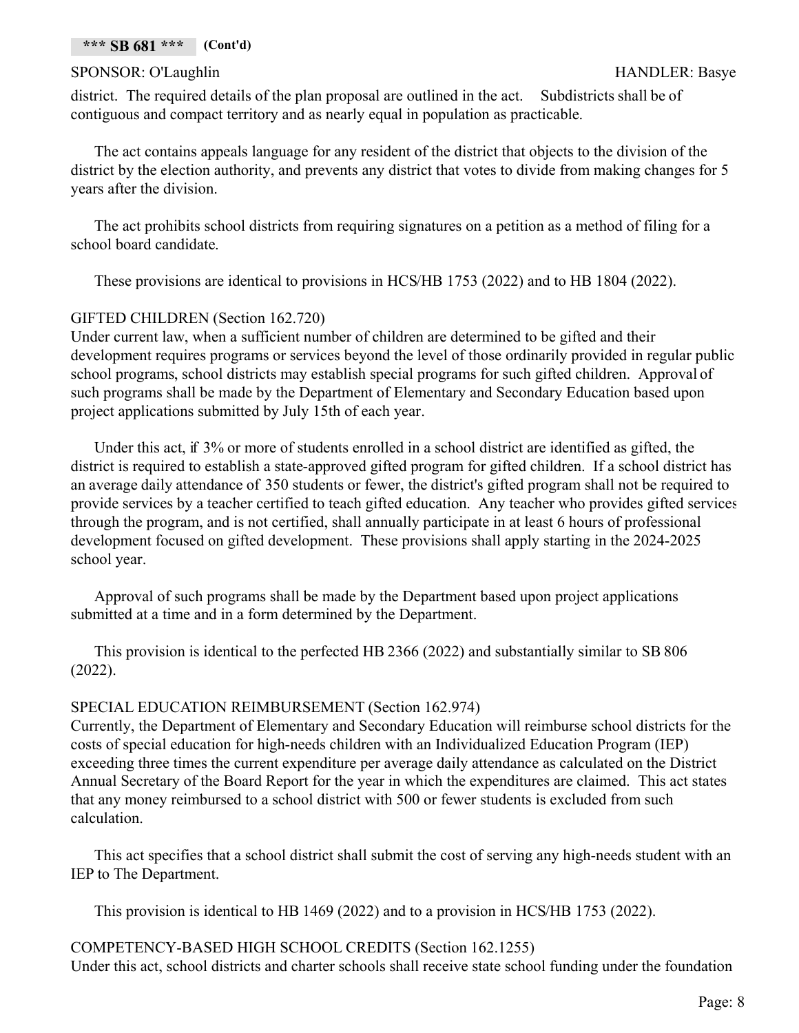district. The required details of the plan proposal are outlined in the act. Subdistricts shall be of contiguous and compact territory and as nearly equal in population as practicable.

The act contains appeals language for any resident of the district that objects to the division of the district by the election authority, and prevents any district that votes to divide from making changes for 5 years after the division.

The act prohibits school districts from requiring signatures on a petition as a method of filing for a school board candidate.

These provisions are identical to provisions in HCS/HB 1753 (2022) and to HB 1804 (2022).

GIFTED CHILDREN (Section 162.720)
Under current law, when a sufficient number of children are determined to be gifted and their development requires programs or services beyond the level of those ordinarily provided in regular public school programs, school districts may establish special programs for such gifted children. Approval of such programs shall be made by the Department of Elementary and Secondary Education based upon project applications submitted by July 15th of each year.

Under this act, if 3% or more of students enrolled in a school district are identified as gifted, the district is required to establish a state-approved gifted program for gifted children. If a school district has an average daily attendance of 350 students or fewer, the district's gifted program shall not be required to provide services by a teacher certified to teach gifted education. Any teacher who provides gifted services through the program, and is not certified, shall annually participate in at least 6 hours of professional development focused on gifted development. These provisions shall apply starting in the 2024-2025 school year.

Approval of such programs shall be made by the Department based upon project applications submitted at a time and in a form determined by the Department.

This provision is identical to the perfected HB 2366 (2022) and substantially similar to SB 806 (2022).

SPECIAL EDUCATION REIMBURSEMENT (Section 162.974)
Currently, the Department of Elementary and Secondary Education will reimburse school districts for the costs of special education for high-needs children with an Individualized Education Program (IEP) exceeding three times the current expenditure per average daily attendance as calculated on the District Annual Secretary of the Board Report for the year in which the expenditures are claimed. This act states that any money reimbursed to a school district with 500 or fewer students is excluded from such calculation.

This act specifies that a school district shall submit the cost of serving any high-needs student with an IEP to The Department.

This provision is identical to HB 1469 (2022) and to a provision in HCS/HB 1753 (2022).

COMPETENCY-BASED HIGH SCHOOL CREDITS (Section 162.1255)
Under this act, school districts and charter schools shall receive state school funding under the foundation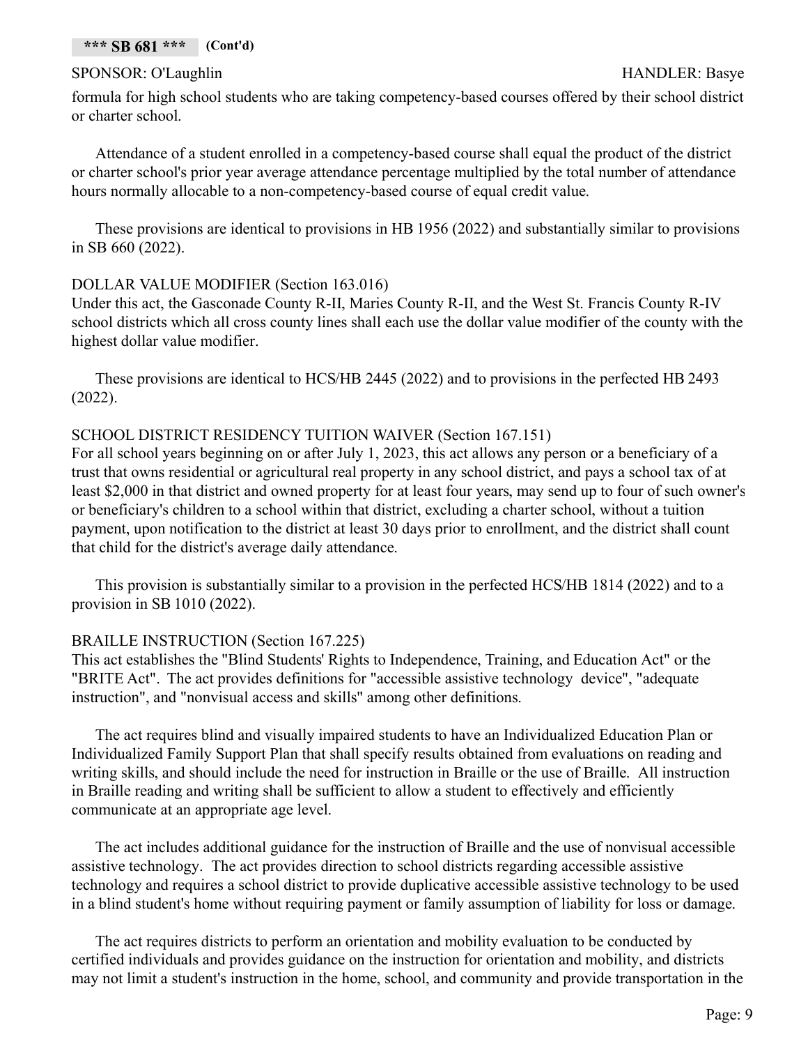formula for high school students who are taking competency-based courses offered by their school district or charter school.

Attendance of a student enrolled in a competency-based course shall equal the product of the district or charter school's prior year average attendance percentage multiplied by the total number of attendance hours normally allocable to a non-competency-based course of equal credit value.

These provisions are identical to provisions in HB 1956 (2022) and substantially similar to provisions in SB 660 (2022).

DOLLAR VALUE MODIFIER (Section 163.016)
Under this act, the Gasconade County R-II, Maries County R-II, and the West St. Francis County R-IV school districts which all cross county lines shall each use the dollar value modifier of the county with the highest dollar value modifier.

These provisions are identical to HCS/HB 2445 (2022) and to provisions in the perfected HB 2493 (2022).

SCHOOL DISTRICT RESIDENCY TUITION WAIVER (Section 167.151)
For all school years beginning on or after July 1, 2023, this act allows any person or a beneficiary of a trust that owns residential or agricultural real property in any school district, and pays a school tax of at least $2,000 in that district and owned property for at least four years, may send up to four of such owner's or beneficiary's children to a school within that district, excluding a charter school, without a tuition payment, upon notification to the district at least 30 days prior to enrollment, and the district shall count that child for the district's average daily attendance.

This provision is substantially similar to a provision in the perfected HCS/HB 1814 (2022) and to a provision in SB 1010 (2022).

BRAILLE INSTRUCTION (Section 167.225)
This act establishes the "Blind Students' Rights to Independence, Training, and Education Act" or the "BRITE Act". The act provides definitions for "accessible assistive technology device", "adequate instruction", and "nonvisual access and skills" among other definitions.

The act requires blind and visually impaired students to have an Individualized Education Plan or Individualized Family Support Plan that shall specify results obtained from evaluations on reading and writing skills, and should include the need for instruction in Braille or the use of Braille. All instruction in Braille reading and writing shall be sufficient to allow a student to effectively and efficiently communicate at an appropriate age level.

The act includes additional guidance for the instruction of Braille and the use of nonvisual accessible assistive technology. The act provides direction to school districts regarding accessible assistive technology and requires a school district to provide duplicative accessible assistive technology to be used in a blind student's home without requiring payment or family assumption of liability for loss or damage.

The act requires districts to perform an orientation and mobility evaluation to be conducted by certified individuals and provides guidance on the instruction for orientation and mobility, and districts may not limit a student's instruction in the home, school, and community and provide transportation in the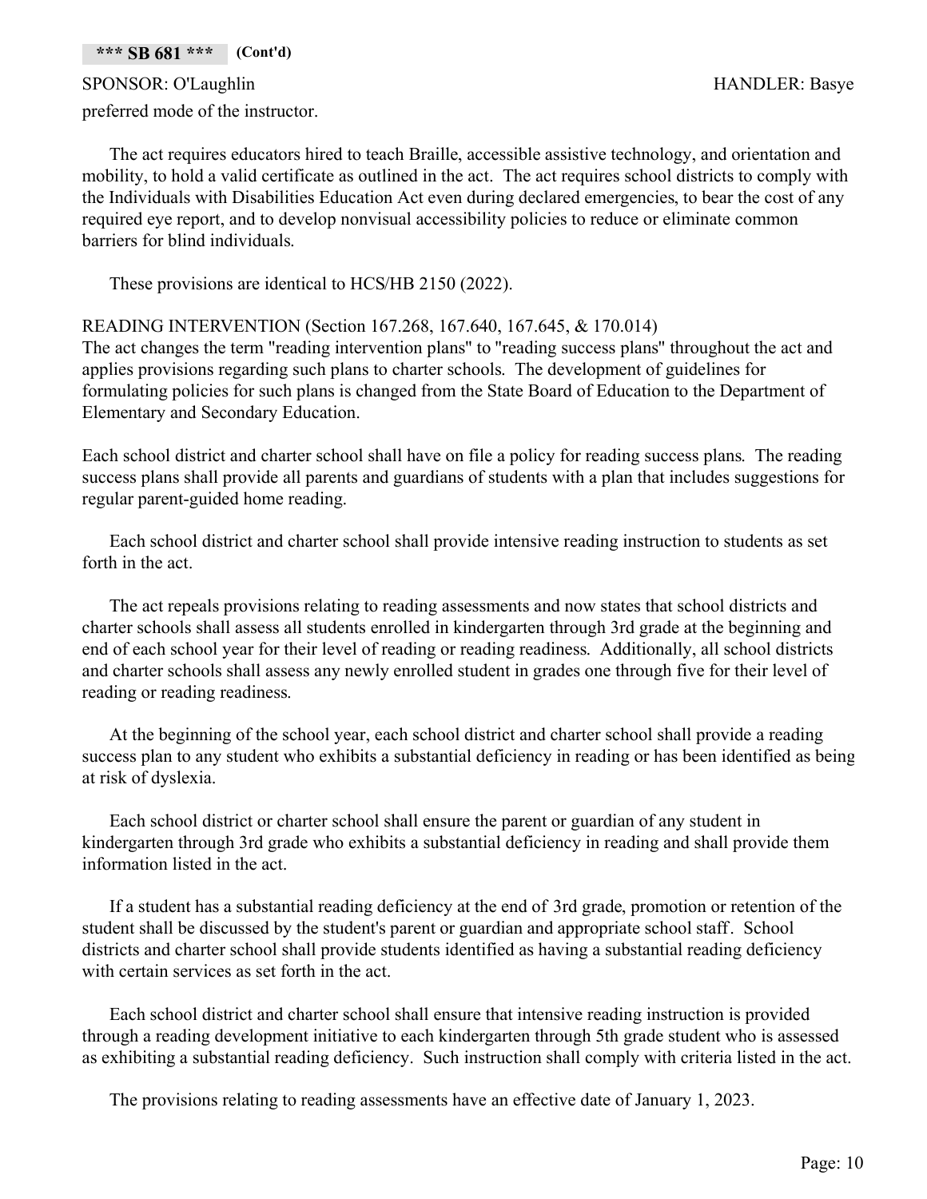preferred mode of the instructor.

The act requires educators hired to teach Braille, accessible assistive technology, and orientation and mobility, to hold a valid certificate as outlined in the act. The act requires school districts to comply with the Individuals with Disabilities Education Act even during declared emergencies, to bear the cost of any required eye report, and to develop nonvisual accessibility policies to reduce or eliminate common barriers for blind individuals.

These provisions are identical to HCS/HB 2150 (2022).

READING INTERVENTION (Section 167.268, 167.640, 167.645, & 170.014)
The act changes the term "reading intervention plans" to "reading success plans" throughout the act and applies provisions regarding such plans to charter schools. The development of guidelines for formulating policies for such plans is changed from the State Board of Education to the Department of Elementary and Secondary Education.

Each school district and charter school shall have on file a policy for reading success plans. The reading success plans shall provide all parents and guardians of students with a plan that includes suggestions for regular parent-guided home reading.

Each school district and charter school shall provide intensive reading instruction to students as set forth in the act.

The act repeals provisions relating to reading assessments and now states that school districts and charter schools shall assess all students enrolled in kindergarten through 3rd grade at the beginning and end of each school year for their level of reading or reading readiness. Additionally, all school districts and charter schools shall assess any newly enrolled student in grades one through five for their level of reading or reading readiness.

At the beginning of the school year, each school district and charter school shall provide a reading success plan to any student who exhibits a substantial deficiency in reading or has been identified as being at risk of dyslexia.

Each school district or charter school shall ensure the parent or guardian of any student in kindergarten through 3rd grade who exhibits a substantial deficiency in reading and shall provide them information listed in the act.

If a student has a substantial reading deficiency at the end of 3rd grade, promotion or retention of the student shall be discussed by the student's parent or guardian and appropriate school staff. School districts and charter school shall provide students identified as having a substantial reading deficiency with certain services as set forth in the act.

Each school district and charter school shall ensure that intensive reading instruction is provided through a reading development initiative to each kindergarten through 5th grade student who is assessed as exhibiting a substantial reading deficiency. Such instruction shall comply with criteria listed in the act.

The provisions relating to reading assessments have an effective date of January 1, 2023.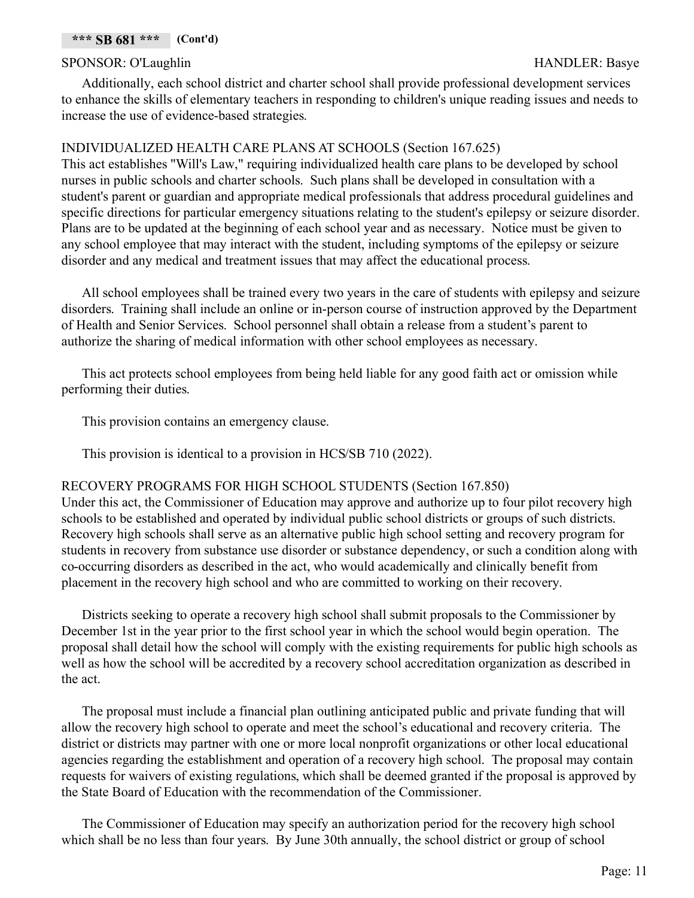**\*\*\* SB 681 \*\*\*** **(Cont'd)**

SPONSOR: O'Laughlin HANDLER: Basye

Additionally, each school district and charter school shall provide professional development services to enhance the skills of elementary teachers in responding to children's unique reading issues and needs to increase the use of evidence-based strategies.

INDIVIDUALIZED HEALTH CARE PLANS AT SCHOOLS (Section 167.625)

This act establishes "Will's Law," requiring individualized health care plans to be developed by school nurses in public schools and charter schools. Such plans shall be developed in consultation with a student's parent or guardian and appropriate medical professionals that address procedural guidelines and specific directions for particular emergency situations relating to the student's epilepsy or seizure disorder. Plans are to be updated at the beginning of each school year and as necessary. Notice must be given to any school employee that may interact with the student, including symptoms of the epilepsy or seizure disorder and any medical and treatment issues that may affect the educational process.

All school employees shall be trained every two years in the care of students with epilepsy and seizure disorders. Training shall include an online or in-person course of instruction approved by the Department of Health and Senior Services. School personnel shall obtain a release from a student's parent to authorize the sharing of medical information with other school employees as necessary.

This act protects school employees from being held liable for any good faith act or omission while performing their duties.

This provision contains an emergency clause.

This provision is identical to a provision in HCS/SB 710 (2022).

RECOVERY PROGRAMS FOR HIGH SCHOOL STUDENTS (Section 167.850)

Under this act, the Commissioner of Education may approve and authorize up to four pilot recovery high schools to be established and operated by individual public school districts or groups of such districts. Recovery high schools shall serve as an alternative public high school setting and recovery program for students in recovery from substance use disorder or substance dependency, or such a condition along with co-occurring disorders as described in the act, who would academically and clinically benefit from placement in the recovery high school and who are committed to working on their recovery.

Districts seeking to operate a recovery high school shall submit proposals to the Commissioner by December 1st in the year prior to the first school year in which the school would begin operation. The proposal shall detail how the school will comply with the existing requirements for public high schools as well as how the school will be accredited by a recovery school accreditation organization as described in the act.

The proposal must include a financial plan outlining anticipated public and private funding that will allow the recovery high school to operate and meet the school's educational and recovery criteria. The district or districts may partner with one or more local nonprofit organizations or other local educational agencies regarding the establishment and operation of a recovery high school. The proposal may contain requests for waivers of existing regulations, which shall be deemed granted if the proposal is approved by the State Board of Education with the recommendation of the Commissioner.

The Commissioner of Education may specify an authorization period for the recovery high school which shall be no less than four years. By June 30th annually, the school district or group of school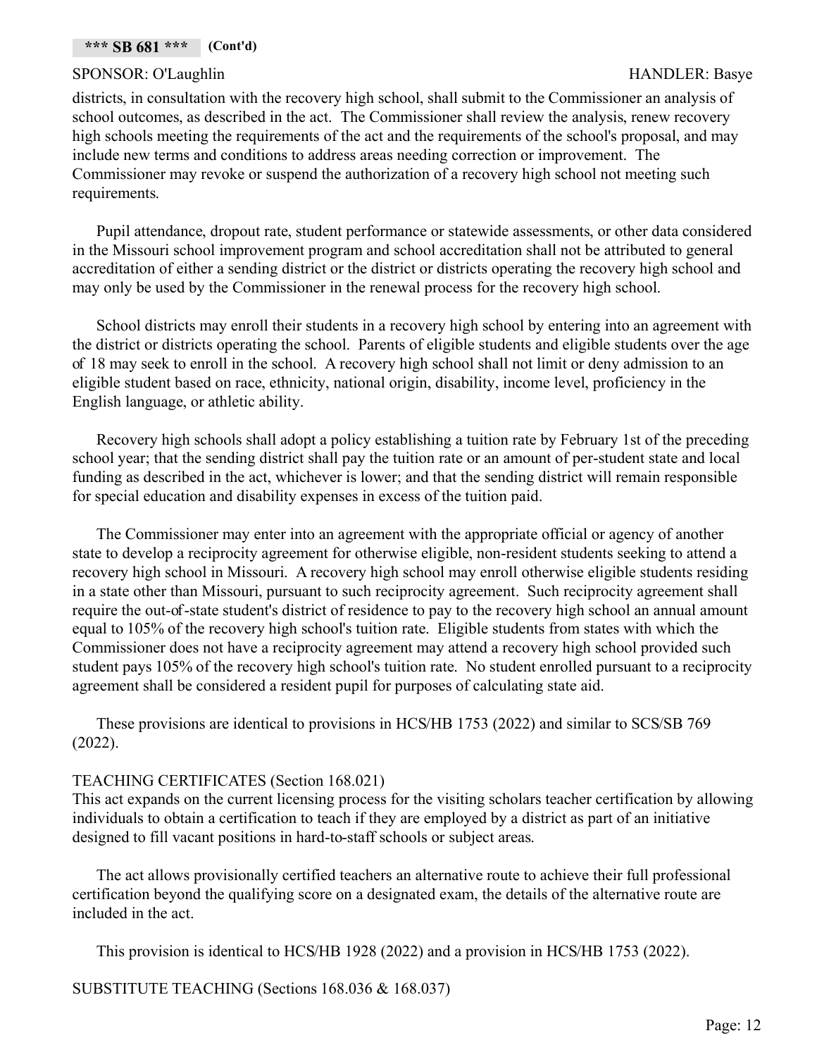**\*\*\* SB 681 \*\*\*** **(Cont'd)**

SPONSOR: O'Laughlin HANDLER: Basye

districts, in consultation with the recovery high school, shall submit to the Commissioner an analysis of school outcomes, as described in the act. The Commissioner shall review the analysis, renew recovery high schools meeting the requirements of the act and the requirements of the school's proposal, and may include new terms and conditions to address areas needing correction or improvement. The Commissioner may revoke or suspend the authorization of a recovery high school not meeting such requirements.

Pupil attendance, dropout rate, student performance or statewide assessments, or other data considered in the Missouri school improvement program and school accreditation shall not be attributed to general accreditation of either a sending district or the district or districts operating the recovery high school and may only be used by the Commissioner in the renewal process for the recovery high school.

School districts may enroll their students in a recovery high school by entering into an agreement with the district or districts operating the school. Parents of eligible students and eligible students over the age of 18 may seek to enroll in the school. A recovery high school shall not limit or deny admission to an eligible student based on race, ethnicity, national origin, disability, income level, proficiency in the English language, or athletic ability.

Recovery high schools shall adopt a policy establishing a tuition rate by February 1st of the preceding school year; that the sending district shall pay the tuition rate or an amount of per-student state and local funding as described in the act, whichever is lower; and that the sending district will remain responsible for special education and disability expenses in excess of the tuition paid.

The Commissioner may enter into an agreement with the appropriate official or agency of another state to develop a reciprocity agreement for otherwise eligible, non-resident students seeking to attend a recovery high school in Missouri. A recovery high school may enroll otherwise eligible students residing in a state other than Missouri, pursuant to such reciprocity agreement. Such reciprocity agreement shall require the out-of-state student's district of residence to pay to the recovery high school an annual amount equal to 105% of the recovery high school's tuition rate. Eligible students from states with which the Commissioner does not have a reciprocity agreement may attend a recovery high school provided such student pays 105% of the recovery high school's tuition rate. No student enrolled pursuant to a reciprocity agreement shall be considered a resident pupil for purposes of calculating state aid.

These provisions are identical to provisions in HCS/HB 1753 (2022) and similar to SCS/SB 769 (2022).

TEACHING CERTIFICATES (Section 168.021)
This act expands on the current licensing process for the visiting scholars teacher certification by allowing individuals to obtain a certification to teach if they are employed by a district as part of an initiative designed to fill vacant positions in hard-to-staff schools or subject areas.

The act allows provisionally certified teachers an alternative route to achieve their full professional certification beyond the qualifying score on a designated exam, the details of the alternative route are included in the act.

This provision is identical to HCS/HB 1928 (2022) and a provision in HCS/HB 1753 (2022).

SUBSTITUTE TEACHING (Sections 168.036 & 168.037)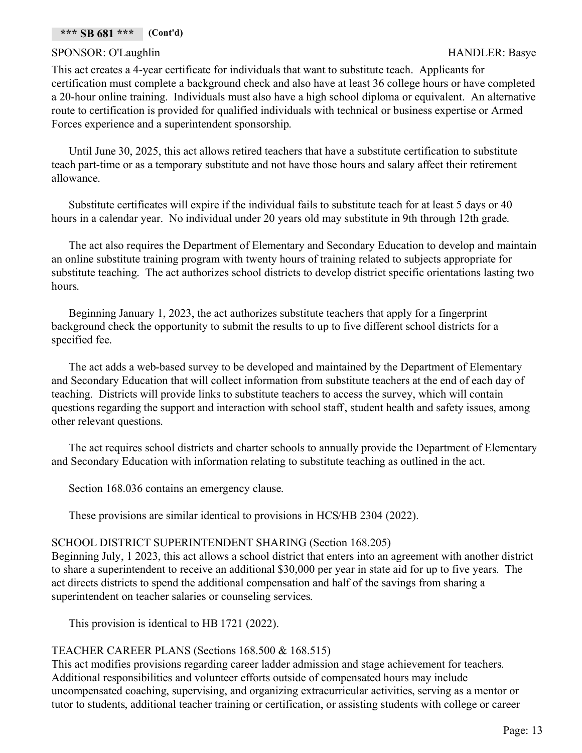**\*\*\* SB 681 \*\*\*** **(Cont'd)**

SPONSOR: O'Laughlin HANDLER: Basye

This act creates a 4-year certificate for individuals that want to substitute teach. Applicants for certification must complete a background check and also have at least 36 college hours or have completed a 20-hour online training. Individuals must also have a high school diploma or equivalent. An alternative route to certification is provided for qualified individuals with technical or business expertise or Armed Forces experience and a superintendent sponsorship.

Until June 30, 2025, this act allows retired teachers that have a substitute certification to substitute teach part-time or as a temporary substitute and not have those hours and salary affect their retirement allowance.

Substitute certificates will expire if the individual fails to substitute teach for at least 5 days or 40 hours in a calendar year. No individual under 20 years old may substitute in 9th through 12th grade.

The act also requires the Department of Elementary and Secondary Education to develop and maintain an online substitute training program with twenty hours of training related to subjects appropriate for substitute teaching. The act authorizes school districts to develop district specific orientations lasting two hours.

Beginning January 1, 2023, the act authorizes substitute teachers that apply for a fingerprint background check the opportunity to submit the results to up to five different school districts for a specified fee.

The act adds a web-based survey to be developed and maintained by the Department of Elementary and Secondary Education that will collect information from substitute teachers at the end of each day of teaching. Districts will provide links to substitute teachers to access the survey, which will contain questions regarding the support and interaction with school staff, student health and safety issues, among other relevant questions.

The act requires school districts and charter schools to annually provide the Department of Elementary and Secondary Education with information relating to substitute teaching as outlined in the act.

Section 168.036 contains an emergency clause.

These provisions are similar identical to provisions in HCS/HB 2304 (2022).

SCHOOL DISTRICT SUPERINTENDENT SHARING (Section 168.205)
Beginning July, 1 2023, this act allows a school district that enters into an agreement with another district to share a superintendent to receive an additional $30,000 per year in state aid for up to five years. The act directs districts to spend the additional compensation and half of the savings from sharing a superintendent on teacher salaries or counseling services.

This provision is identical to HB 1721 (2022).

TEACHER CAREER PLANS (Sections 168.500 & 168.515)
This act modifies provisions regarding career ladder admission and stage achievement for teachers. Additional responsibilities and volunteer efforts outside of compensated hours may include uncompensated coaching, supervising, and organizing extracurricular activities, serving as a mentor or tutor to students, additional teacher training or certification, or assisting students with college or career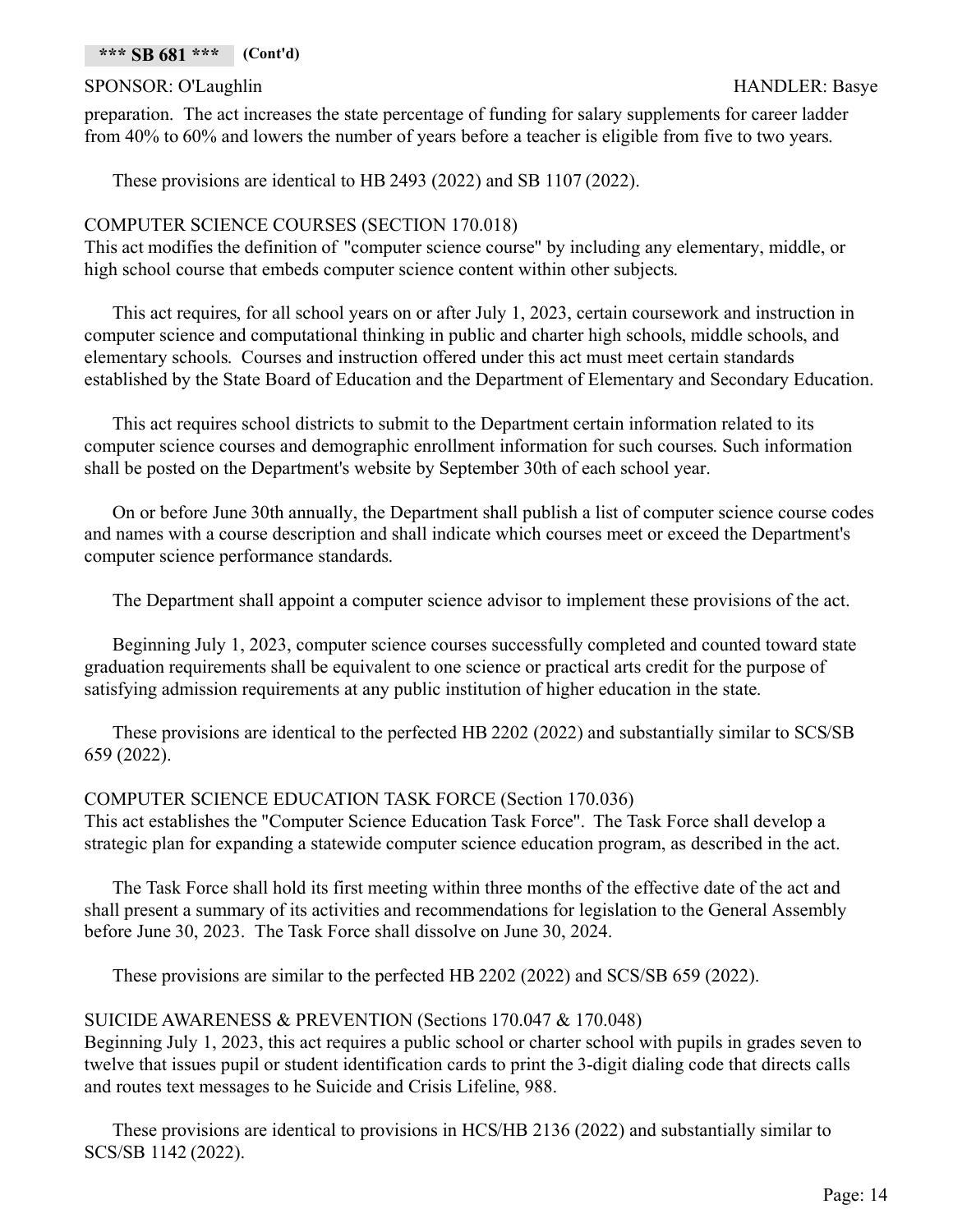**\*\*\* SB 681 \*\*\*** **(Cont'd)**

SPONSOR: O'Laughlin HANDLER: Basye

preparation. The act increases the state percentage of funding for salary supplements for career ladder from 40% to 60% and lowers the number of years before a teacher is eligible from five to two years.

These provisions are identical to HB 2493 (2022) and SB 1107 (2022).

COMPUTER SCIENCE COURSES (SECTION 170.018)
This act modifies the definition of "computer science course" by including any elementary, middle, or high school course that embeds computer science content within other subjects.

This act requires, for all school years on or after July 1, 2023, certain coursework and instruction in computer science and computational thinking in public and charter high schools, middle schools, and elementary schools. Courses and instruction offered under this act must meet certain standards established by the State Board of Education and the Department of Elementary and Secondary Education.

This act requires school districts to submit to the Department certain information related to its computer science courses and demographic enrollment information for such courses. Such information shall be posted on the Department's website by September 30th of each school year.

On or before June 30th annually, the Department shall publish a list of computer science course codes and names with a course description and shall indicate which courses meet or exceed the Department's computer science performance standards.

The Department shall appoint a computer science advisor to implement these provisions of the act.

Beginning July 1, 2023, computer science courses successfully completed and counted toward state graduation requirements shall be equivalent to one science or practical arts credit for the purpose of satisfying admission requirements at any public institution of higher education in the state.

These provisions are identical to the perfected HB 2202 (2022) and substantially similar to SCS/SB 659 (2022).

COMPUTER SCIENCE EDUCATION TASK FORCE (Section 170.036)
This act establishes the "Computer Science Education Task Force". The Task Force shall develop a strategic plan for expanding a statewide computer science education program, as described in the act.

The Task Force shall hold its first meeting within three months of the effective date of the act and shall present a summary of its activities and recommendations for legislation to the General Assembly before June 30, 2023. The Task Force shall dissolve on June 30, 2024.

These provisions are similar to the perfected HB 2202 (2022) and SCS/SB 659 (2022).

SUICIDE AWARENESS & PREVENTION (Sections 170.047 & 170.048)
Beginning July 1, 2023, this act requires a public school or charter school with pupils in grades seven to twelve that issues pupil or student identification cards to print the 3-digit dialing code that directs calls and routes text messages to he Suicide and Crisis Lifeline, 988.

These provisions are identical to provisions in HCS/HB 2136 (2022) and substantially similar to SCS/SB 1142 (2022).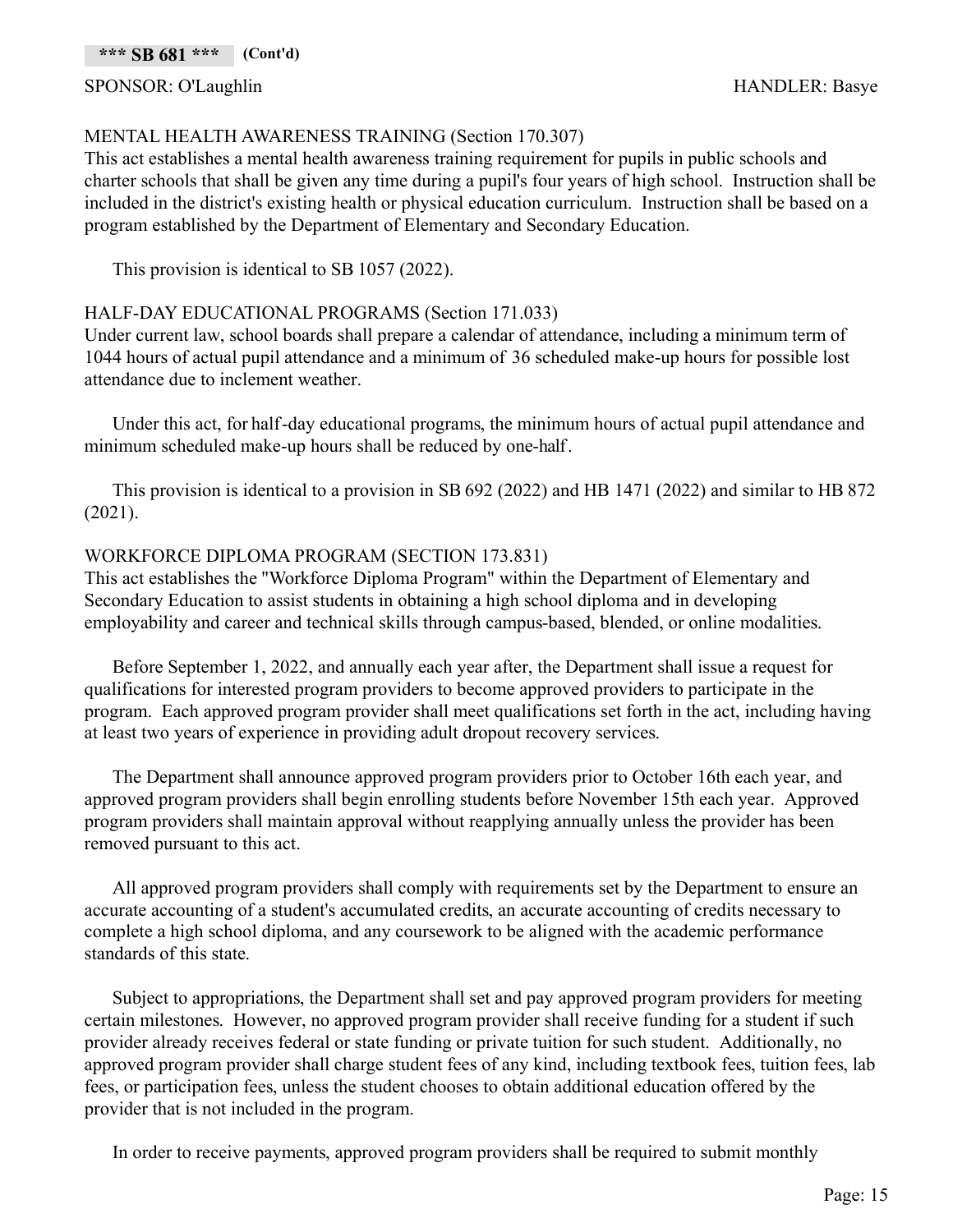**\*\*\* SB 681 \*\*\*** **(Cont'd)**

SPONSOR: O'Laughlin HANDLER: Basye

MENTAL HEALTH AWARENESS TRAINING (Section 170.307)
This act establishes a mental health awareness training requirement for pupils in public schools and charter schools that shall be given any time during a pupil's four years of high school. Instruction shall be included in the district's existing health or physical education curriculum. Instruction shall be based on a program established by the Department of Elementary and Secondary Education.

This provision is identical to SB 1057 (2022).

HALF-DAY EDUCATIONAL PROGRAMS (Section 171.033)
Under current law, school boards shall prepare a calendar of attendance, including a minimum term of 1044 hours of actual pupil attendance and a minimum of 36 scheduled make-up hours for possible lost attendance due to inclement weather.

Under this act, for half-day educational programs, the minimum hours of actual pupil attendance and minimum scheduled make-up hours shall be reduced by one-half.

This provision is identical to a provision in SB 692 (2022) and HB 1471 (2022) and similar to HB 872 (2021).

WORKFORCE DIPLOMA PROGRAM (SECTION 173.831)
This act establishes the "Workforce Diploma Program" within the Department of Elementary and Secondary Education to assist students in obtaining a high school diploma and in developing employability and career and technical skills through campus-based, blended, or online modalities.

Before September 1, 2022, and annually each year after, the Department shall issue a request for qualifications for interested program providers to become approved providers to participate in the program. Each approved program provider shall meet qualifications set forth in the act, including having at least two years of experience in providing adult dropout recovery services.

The Department shall announce approved program providers prior to October 16th each year, and approved program providers shall begin enrolling students before November 15th each year. Approved program providers shall maintain approval without reapplying annually unless the provider has been removed pursuant to this act.

All approved program providers shall comply with requirements set by the Department to ensure an accurate accounting of a student's accumulated credits, an accurate accounting of credits necessary to complete a high school diploma, and any coursework to be aligned with the academic performance standards of this state.

Subject to appropriations, the Department shall set and pay approved program providers for meeting certain milestones. However, no approved program provider shall receive funding for a student if such provider already receives federal or state funding or private tuition for such student. Additionally, no approved program provider shall charge student fees of any kind, including textbook fees, tuition fees, lab fees, or participation fees, unless the student chooses to obtain additional education offered by the provider that is not included in the program.

In order to receive payments, approved program providers shall be required to submit monthly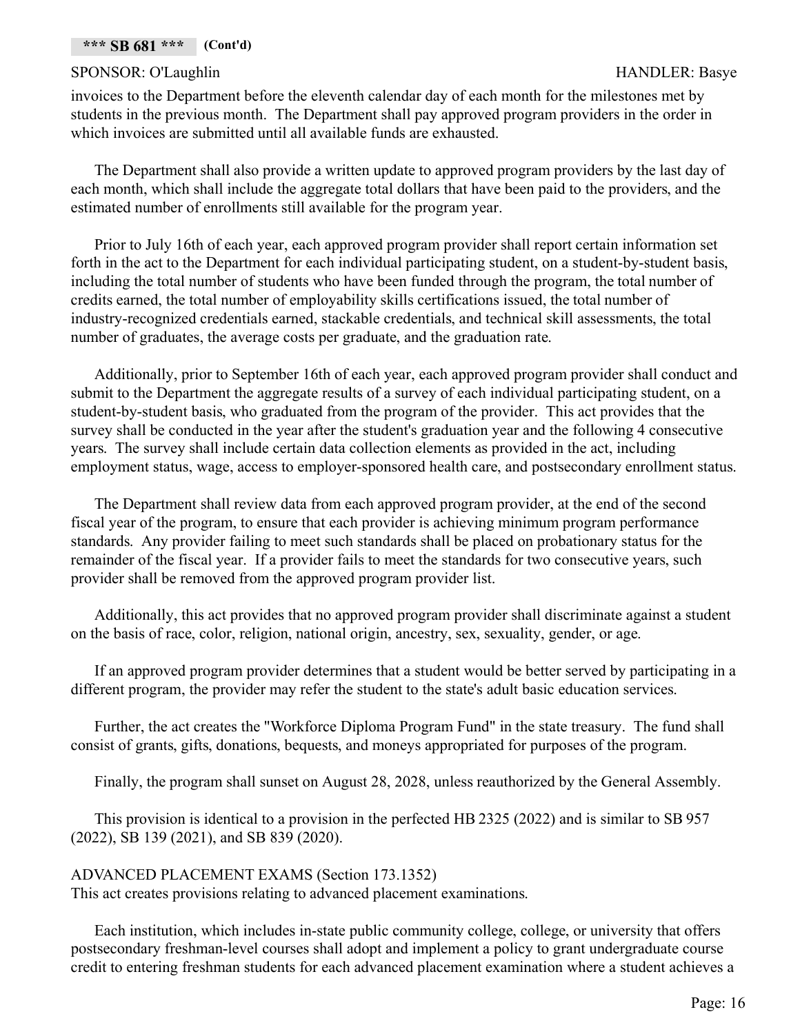invoices to the Department before the eleventh calendar day of each month for the milestones met by students in the previous month. The Department shall pay approved program providers in the order in which invoices are submitted until all available funds are exhausted.

The Department shall also provide a written update to approved program providers by the last day of each month, which shall include the aggregate total dollars that have been paid to the providers, and the estimated number of enrollments still available for the program year.

Prior to July 16th of each year, each approved program provider shall report certain information set forth in the act to the Department for each individual participating student, on a student-by-student basis, including the total number of students who have been funded through the program, the total number of credits earned, the total number of employability skills certifications issued, the total number of industry-recognized credentials earned, stackable credentials, and technical skill assessments, the total number of graduates, the average costs per graduate, and the graduation rate.

Additionally, prior to September 16th of each year, each approved program provider shall conduct and submit to the Department the aggregate results of a survey of each individual participating student, on a student-by-student basis, who graduated from the program of the provider. This act provides that the survey shall be conducted in the year after the student's graduation year and the following 4 consecutive years. The survey shall include certain data collection elements as provided in the act, including employment status, wage, access to employer-sponsored health care, and postsecondary enrollment status.

The Department shall review data from each approved program provider, at the end of the second fiscal year of the program, to ensure that each provider is achieving minimum program performance standards. Any provider failing to meet such standards shall be placed on probationary status for the remainder of the fiscal year. If a provider fails to meet the standards for two consecutive years, such provider shall be removed from the approved program provider list.

Additionally, this act provides that no approved program provider shall discriminate against a student on the basis of race, color, religion, national origin, ancestry, sex, sexuality, gender, or age.

If an approved program provider determines that a student would be better served by participating in a different program, the provider may refer the student to the state's adult basic education services.

Further, the act creates the "Workforce Diploma Program Fund" in the state treasury. The fund shall consist of grants, gifts, donations, bequests, and moneys appropriated for purposes of the program.

Finally, the program shall sunset on August 28, 2028, unless reauthorized by the General Assembly.

This provision is identical to a provision in the perfected HB 2325 (2022) and is similar to SB 957 (2022), SB 139 (2021), and SB 839 (2020).

ADVANCED PLACEMENT EXAMS (Section 173.1352)
This act creates provisions relating to advanced placement examinations.

Each institution, which includes in-state public community college, college, or university that offers postsecondary freshman-level courses shall adopt and implement a policy to grant undergraduate course credit to entering freshman students for each advanced placement examination where a student achieves a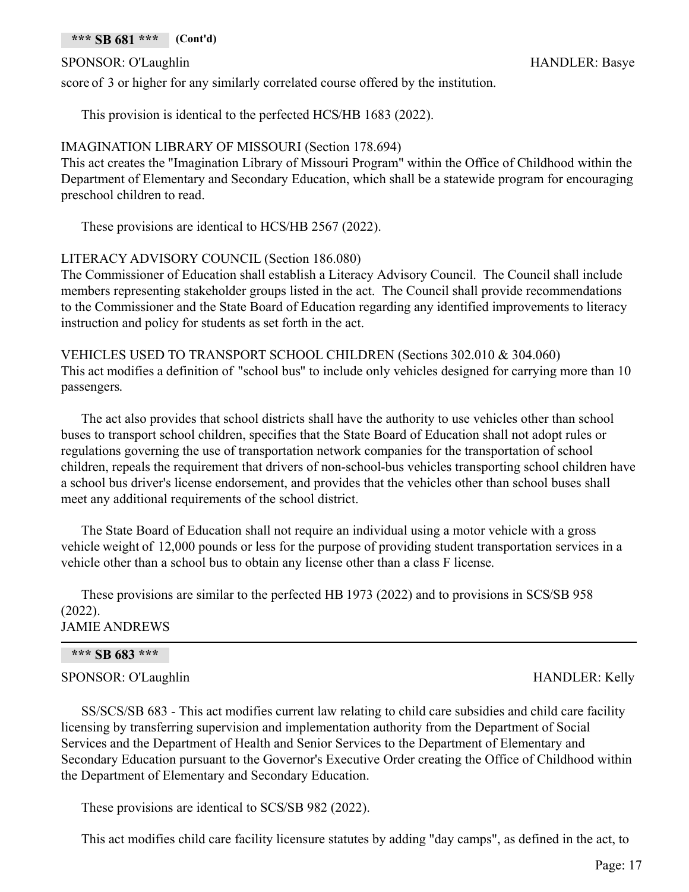**\*\*\* SB 681 \*\*\*** **(Cont'd)**

SPONSOR: O'Laughlin HANDLER: Basye

score of 3 or higher for any similarly correlated course offered by the institution.

This provision is identical to the perfected HCS/HB 1683 (2022).

IMAGINATION LIBRARY OF MISSOURI (Section 178.694)
This act creates the "Imagination Library of Missouri Program" within the Office of Childhood within the Department of Elementary and Secondary Education, which shall be a statewide program for encouraging preschool children to read.

These provisions are identical to HCS/HB 2567 (2022).

LITERACY ADVISORY COUNCIL (Section 186.080)
The Commissioner of Education shall establish a Literacy Advisory Council. The Council shall include members representing stakeholder groups listed in the act. The Council shall provide recommendations to the Commissioner and the State Board of Education regarding any identified improvements to literacy instruction and policy for students as set forth in the act.

VEHICLES USED TO TRANSPORT SCHOOL CHILDREN (Sections 302.010 & 304.060)
This act modifies a definition of "school bus" to include only vehicles designed for carrying more than 10 passengers.

The act also provides that school districts shall have the authority to use vehicles other than school buses to transport school children, specifies that the State Board of Education shall not adopt rules or regulations governing the use of transportation network companies for the transportation of school children, repeals the requirement that drivers of non-school-bus vehicles transporting school children have a school bus driver's license endorsement, and provides that the vehicles other than school buses shall meet any additional requirements of the school district.

The State Board of Education shall not require an individual using a motor vehicle with a gross vehicle weight of 12,000 pounds or less for the purpose of providing student transportation services in a vehicle other than a school bus to obtain any license other than a class F license.

These provisions are similar to the perfected HB 1973 (2022) and to provisions in SCS/SB 958 (2022).
JAMIE ANDREWS

---

**\*\*\* SB 683 \*\*\***

SPONSOR: O'Laughlin HANDLER: Kelly

SS/SCS/SB 683 - This act modifies current law relating to child care subsidies and child care facility licensing by transferring supervision and implementation authority from the Department of Social Services and the Department of Health and Senior Services to the Department of Elementary and Secondary Education pursuant to the Governor's Executive Order creating the Office of Childhood within the Department of Elementary and Secondary Education.

These provisions are identical to SCS/SB 982 (2022).

This act modifies child care facility licensure statutes by adding "day camps", as defined in the act, to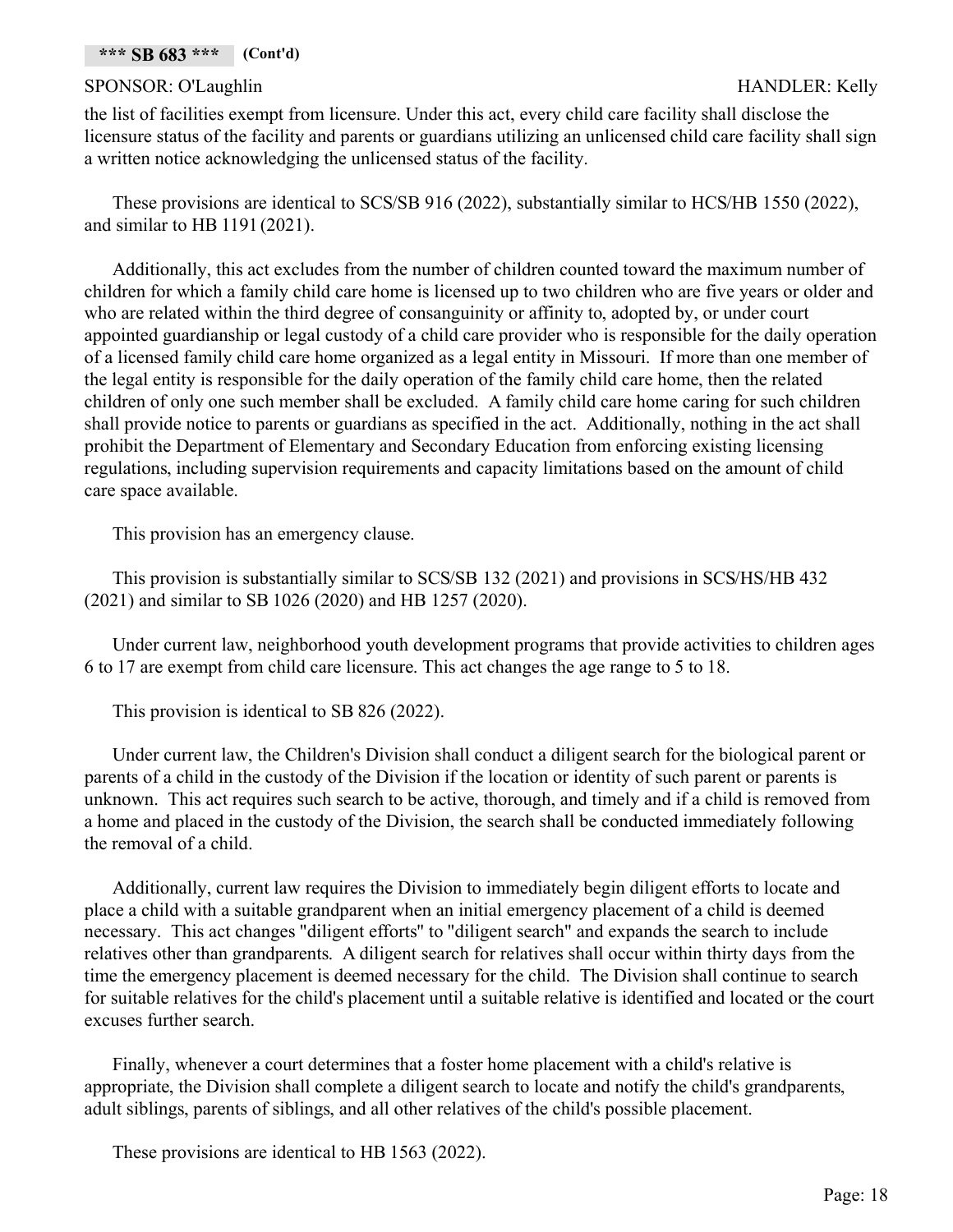**\*\*\* SB 683 \*\*\*** **(Cont'd)**

SPONSOR: O'Laughlin HANDLER: Kelly

the list of facilities exempt from licensure. Under this act, every child care facility shall disclose the licensure status of the facility and parents or guardians utilizing an unlicensed child care facility shall sign a written notice acknowledging the unlicensed status of the facility.

These provisions are identical to SCS/SB 916 (2022), substantially similar to HCS/HB 1550 (2022), and similar to HB 1191 (2021).

Additionally, this act excludes from the number of children counted toward the maximum number of children for which a family child care home is licensed up to two children who are five years or older and who are related within the third degree of consanguinity or affinity to, adopted by, or under court appointed guardianship or legal custody of a child care provider who is responsible for the daily operation of a licensed family child care home organized as a legal entity in Missouri. If more than one member of the legal entity is responsible for the daily operation of the family child care home, then the related children of only one such member shall be excluded. A family child care home caring for such children shall provide notice to parents or guardians as specified in the act. Additionally, nothing in the act shall prohibit the Department of Elementary and Secondary Education from enforcing existing licensing regulations, including supervision requirements and capacity limitations based on the amount of child care space available.

This provision has an emergency clause.

This provision is substantially similar to SCS/SB 132 (2021) and provisions in SCS/HS/HB 432 (2021) and similar to SB 1026 (2020) and HB 1257 (2020).

Under current law, neighborhood youth development programs that provide activities to children ages 6 to 17 are exempt from child care licensure. This act changes the age range to 5 to 18.

This provision is identical to SB 826 (2022).

Under current law, the Children's Division shall conduct a diligent search for the biological parent or parents of a child in the custody of the Division if the location or identity of such parent or parents is unknown. This act requires such search to be active, thorough, and timely and if a child is removed from a home and placed in the custody of the Division, the search shall be conducted immediately following the removal of a child.

Additionally, current law requires the Division to immediately begin diligent efforts to locate and place a child with a suitable grandparent when an initial emergency placement of a child is deemed necessary. This act changes "diligent efforts" to "diligent search" and expands the search to include relatives other than grandparents. A diligent search for relatives shall occur within thirty days from the time the emergency placement is deemed necessary for the child. The Division shall continue to search for suitable relatives for the child's placement until a suitable relative is identified and located or the court excuses further search.

Finally, whenever a court determines that a foster home placement with a child's relative is appropriate, the Division shall complete a diligent search to locate and notify the child's grandparents, adult siblings, parents of siblings, and all other relatives of the child's possible placement.

These provisions are identical to HB 1563 (2022).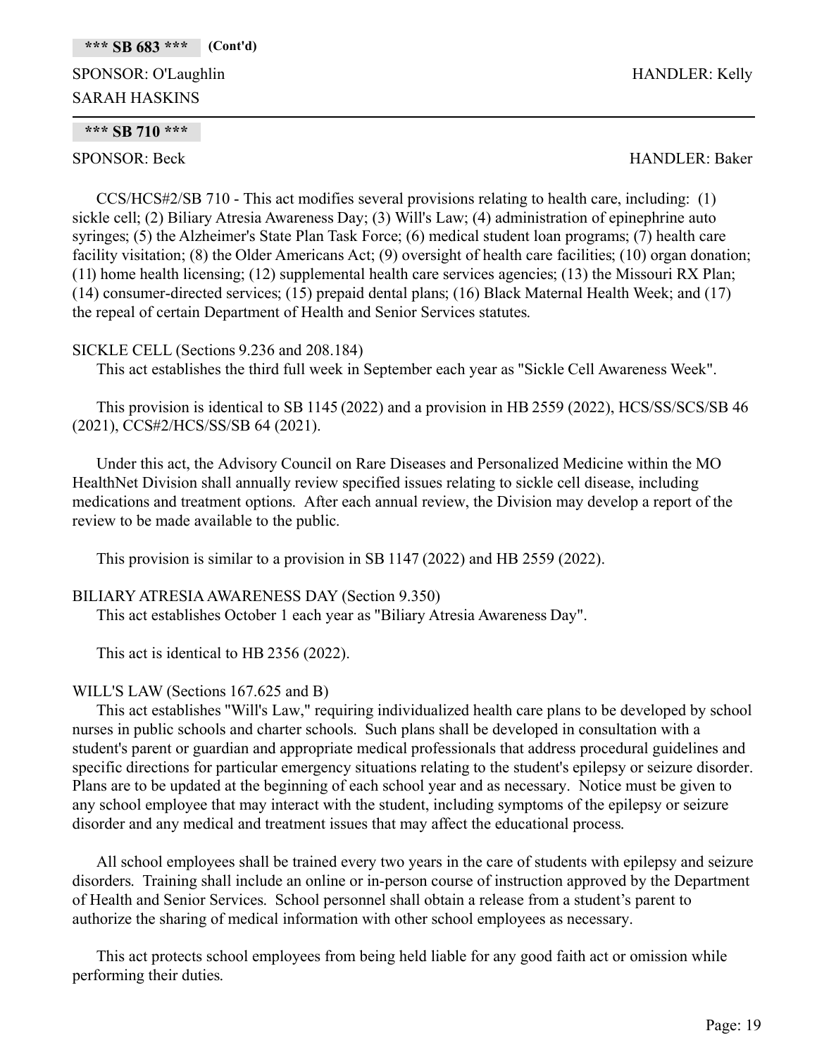**\*\*\* SB 683 \*\*\*** **(Cont'd)**

SPONSOR: O'Laughlin HANDLER: Kelly

SARAH HASKINS

---

**\*\*\* SB 710 \*\*\***

SPONSOR: Beck HANDLER: Baker

CCS/HCS#2/SB 710 - This act modifies several provisions relating to health care, including: (1) sickle cell; (2) Biliary Atresia Awareness Day; (3) Will's Law; (4) administration of epinephrine auto syringes; (5) the Alzheimer's State Plan Task Force; (6) medical student loan programs; (7) health care facility visitation; (8) the Older Americans Act; (9) oversight of health care facilities; (10) organ donation; (11) home health licensing; (12) supplemental health care services agencies; (13) the Missouri RX Plan; (14) consumer-directed services; (15) prepaid dental plans; (16) Black Maternal Health Week; and (17) the repeal of certain Department of Health and Senior Services statutes.

SICKLE CELL (Sections 9.236 and 208.184)

This act establishes the third full week in September each year as "Sickle Cell Awareness Week".

This provision is identical to SB 1145 (2022) and a provision in HB 2559 (2022), HCS/SS/SCS/SB 46 (2021), CCS#2/HCS/SS/SB 64 (2021).

Under this act, the Advisory Council on Rare Diseases and Personalized Medicine within the MO HealthNet Division shall annually review specified issues relating to sickle cell disease, including medications and treatment options. After each annual review, the Division may develop a report of the review to be made available to the public.

This provision is similar to a provision in SB 1147 (2022) and HB 2559 (2022).

BILIARY ATRESIA AWARENESS DAY (Section 9.350)

This act establishes October 1 each year as "Biliary Atresia Awareness Day".

This act is identical to HB 2356 (2022).

WILL'S LAW (Sections 167.625 and B)

This act establishes "Will's Law," requiring individualized health care plans to be developed by school nurses in public schools and charter schools. Such plans shall be developed in consultation with a student's parent or guardian and appropriate medical professionals that address procedural guidelines and specific directions for particular emergency situations relating to the student's epilepsy or seizure disorder. Plans are to be updated at the beginning of each school year and as necessary. Notice must be given to any school employee that may interact with the student, including symptoms of the epilepsy or seizure disorder and any medical and treatment issues that may affect the educational process.

All school employees shall be trained every two years in the care of students with epilepsy and seizure disorders. Training shall include an online or in-person course of instruction approved by the Department of Health and Senior Services. School personnel shall obtain a release from a student's parent to authorize the sharing of medical information with other school employees as necessary.

This act protects school employees from being held liable for any good faith act or omission while performing their duties.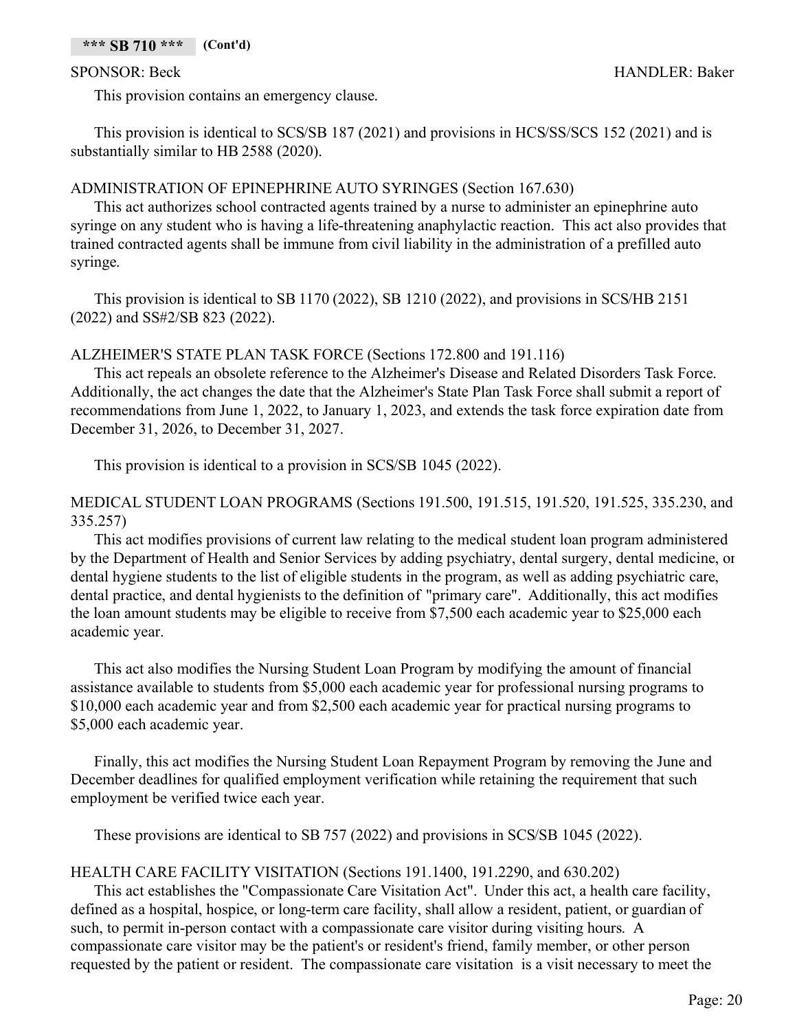This provision contains an emergency clause.

This provision is identical to SCS/SB 187 (2021) and provisions in HCS/SS/SCS 152 (2021) and is substantially similar to HB 2588 (2020).

ADMINISTRATION OF EPINEPHRINE AUTO SYRINGES (Section 167.630)

This act authorizes school contracted agents trained by a nurse to administer an epinephrine auto syringe on any student who is having a life-threatening anaphylactic reaction. This act also provides that trained contracted agents shall be immune from civil liability in the administration of a prefilled auto syringe.

This provision is identical to SB 1170 (2022), SB 1210 (2022), and provisions in SCS/HB 2151 (2022) and SS#2/SB 823 (2022).

ALZHEIMER'S STATE PLAN TASK FORCE (Sections 172.800 and 191.116)

This act repeals an obsolete reference to the Alzheimer's Disease and Related Disorders Task Force. Additionally, the act changes the date that the Alzheimer's State Plan Task Force shall submit a report of recommendations from June 1, 2022, to January 1, 2023, and extends the task force expiration date from December 31, 2026, to December 31, 2027.

This provision is identical to a provision in SCS/SB 1045 (2022).

MEDICAL STUDENT LOAN PROGRAMS (Sections 191.500, 191.515, 191.520, 191.525, 335.230, and 335.257)

This act modifies provisions of current law relating to the medical student loan program administered by the Department of Health and Senior Services by adding psychiatry, dental surgery, dental medicine, or dental hygiene students to the list of eligible students in the program, as well as adding psychiatric care, dental practice, and dental hygienists to the definition of "primary care". Additionally, this act modifies the loan amount students may be eligible to receive from $7,500 each academic year to $25,000 each academic year.

This act also modifies the Nursing Student Loan Program by modifying the amount of financial assistance available to students from $5,000 each academic year for professional nursing programs to $10,000 each academic year and from $2,500 each academic year for practical nursing programs to $5,000 each academic year.

Finally, this act modifies the Nursing Student Loan Repayment Program by removing the June and December deadlines for qualified employment verification while retaining the requirement that such employment be verified twice each year.

These provisions are identical to SB 757 (2022) and provisions in SCS/SB 1045 (2022).

HEALTH CARE FACILITY VISITATION (Sections 191.1400, 191.2290, and 630.202)

This act establishes the "Compassionate Care Visitation Act". Under this act, a health care facility, defined as a hospital, hospice, or long-term care facility, shall allow a resident, patient, or guardian of such, to permit in-person contact with a compassionate care visitor during visiting hours. A compassionate care visitor may be the patient's or resident's friend, family member, or other person requested by the patient or resident. The compassionate care visitation is a visit necessary to meet the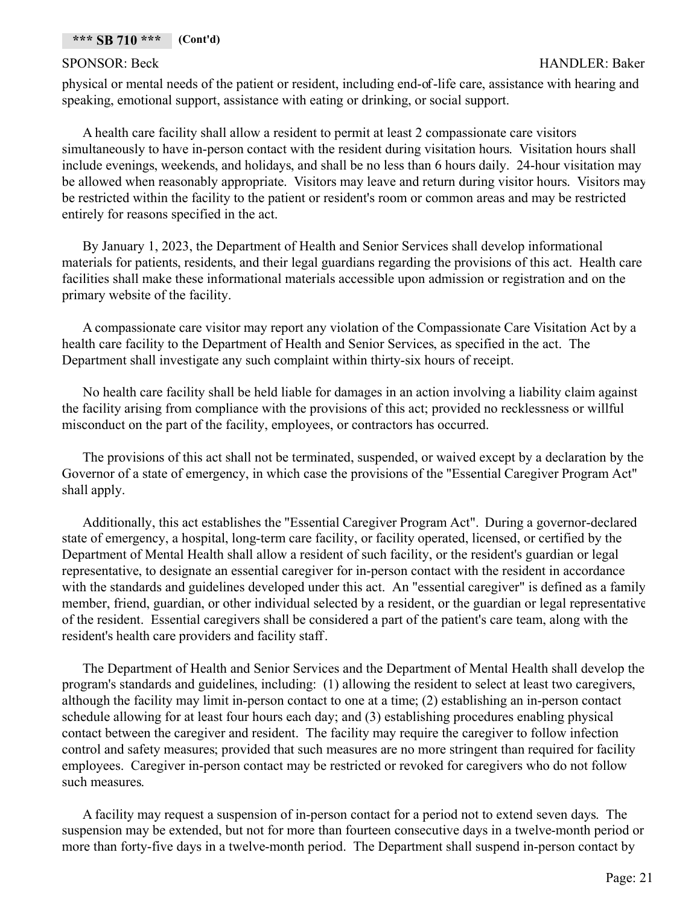**\*\*\* SB 710 \*\*\*** (Cont'd)

SPONSOR: Beck HANDLER: Baker

physical or mental needs of the patient or resident, including end-of-life care, assistance with hearing and speaking, emotional support, assistance with eating or drinking, or social support.

A health care facility shall allow a resident to permit at least 2 compassionate care visitors simultaneously to have in-person contact with the resident during visitation hours. Visitation hours shall include evenings, weekends, and holidays, and shall be no less than 6 hours daily. 24-hour visitation may be allowed when reasonably appropriate. Visitors may leave and return during visitor hours. Visitors may be restricted within the facility to the patient or resident's room or common areas and may be restricted entirely for reasons specified in the act.

By January 1, 2023, the Department of Health and Senior Services shall develop informational materials for patients, residents, and their legal guardians regarding the provisions of this act. Health care facilities shall make these informational materials accessible upon admission or registration and on the primary website of the facility.

A compassionate care visitor may report any violation of the Compassionate Care Visitation Act by a health care facility to the Department of Health and Senior Services, as specified in the act. The Department shall investigate any such complaint within thirty-six hours of receipt.

No health care facility shall be held liable for damages in an action involving a liability claim against the facility arising from compliance with the provisions of this act; provided no recklessness or willful misconduct on the part of the facility, employees, or contractors has occurred.

The provisions of this act shall not be terminated, suspended, or waived except by a declaration by the Governor of a state of emergency, in which case the provisions of the "Essential Caregiver Program Act" shall apply.

Additionally, this act establishes the "Essential Caregiver Program Act". During a governor-declared state of emergency, a hospital, long-term care facility, or facility operated, licensed, or certified by the Department of Mental Health shall allow a resident of such facility, or the resident's guardian or legal representative, to designate an essential caregiver for in-person contact with the resident in accordance with the standards and guidelines developed under this act. An "essential caregiver" is defined as a family member, friend, guardian, or other individual selected by a resident, or the guardian or legal representative of the resident. Essential caregivers shall be considered a part of the patient's care team, along with the resident's health care providers and facility staff.

The Department of Health and Senior Services and the Department of Mental Health shall develop the program's standards and guidelines, including: (1) allowing the resident to select at least two caregivers, although the facility may limit in-person contact to one at a time; (2) establishing an in-person contact schedule allowing for at least four hours each day; and (3) establishing procedures enabling physical contact between the caregiver and resident. The facility may require the caregiver to follow infection control and safety measures; provided that such measures are no more stringent than required for facility employees. Caregiver in-person contact may be restricted or revoked for caregivers who do not follow such measures.

A facility may request a suspension of in-person contact for a period not to extend seven days. The suspension may be extended, but not for more than fourteen consecutive days in a twelve-month period or more than forty-five days in a twelve-month period. The Department shall suspend in-person contact by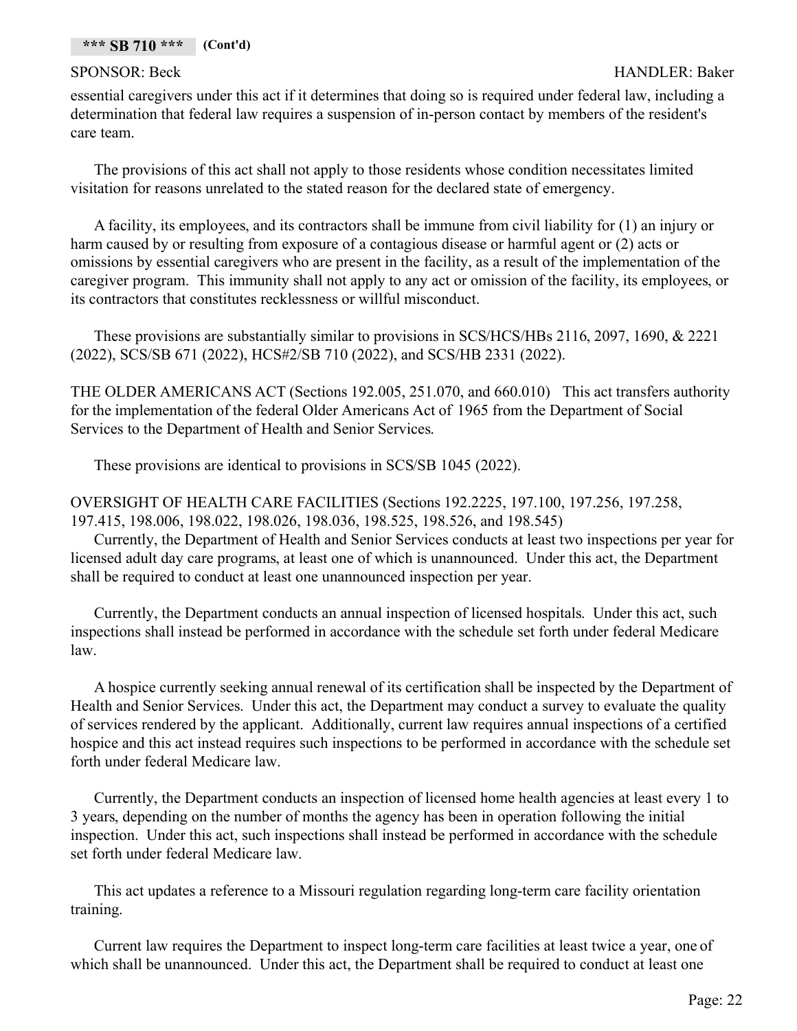essential caregivers under this act if it determines that doing so is required under federal law, including a determination that federal law requires a suspension of in-person contact by members of the resident's care team.

The provisions of this act shall not apply to those residents whose condition necessitates limited visitation for reasons unrelated to the stated reason for the declared state of emergency.

A facility, its employees, and its contractors shall be immune from civil liability for (1) an injury or harm caused by or resulting from exposure of a contagious disease or harmful agent or (2) acts or omissions by essential caregivers who are present in the facility, as a result of the implementation of the caregiver program. This immunity shall not apply to any act or omission of the facility, its employees, or its contractors that constitutes recklessness or willful misconduct.

These provisions are substantially similar to provisions in SCS/HCS/HBs 2116, 2097, 1690, & 2221 (2022), SCS/SB 671 (2022), HCS#2/SB 710 (2022), and SCS/HB 2331 (2022).

THE OLDER AMERICANS ACT (Sections 192.005, 251.070, and 660.010) This act transfers authority for the implementation of the federal Older Americans Act of 1965 from the Department of Social Services to the Department of Health and Senior Services.

These provisions are identical to provisions in SCS/SB 1045 (2022).

OVERSIGHT OF HEALTH CARE FACILITIES (Sections 192.2225, 197.100, 197.256, 197.258, 197.415, 198.006, 198.022, 198.026, 198.036, 198.525, 198.526, and 198.545)

Currently, the Department of Health and Senior Services conducts at least two inspections per year for licensed adult day care programs, at least one of which is unannounced. Under this act, the Department shall be required to conduct at least one unannounced inspection per year.

Currently, the Department conducts an annual inspection of licensed hospitals. Under this act, such inspections shall instead be performed in accordance with the schedule set forth under federal Medicare law.

A hospice currently seeking annual renewal of its certification shall be inspected by the Department of Health and Senior Services. Under this act, the Department may conduct a survey to evaluate the quality of services rendered by the applicant. Additionally, current law requires annual inspections of a certified hospice and this act instead requires such inspections to be performed in accordance with the schedule set forth under federal Medicare law.

Currently, the Department conducts an inspection of licensed home health agencies at least every 1 to 3 years, depending on the number of months the agency has been in operation following the initial inspection. Under this act, such inspections shall instead be performed in accordance with the schedule set forth under federal Medicare law.

This act updates a reference to a Missouri regulation regarding long-term care facility orientation training.

Current law requires the Department to inspect long-term care facilities at least twice a year, one of which shall be unannounced. Under this act, the Department shall be required to conduct at least one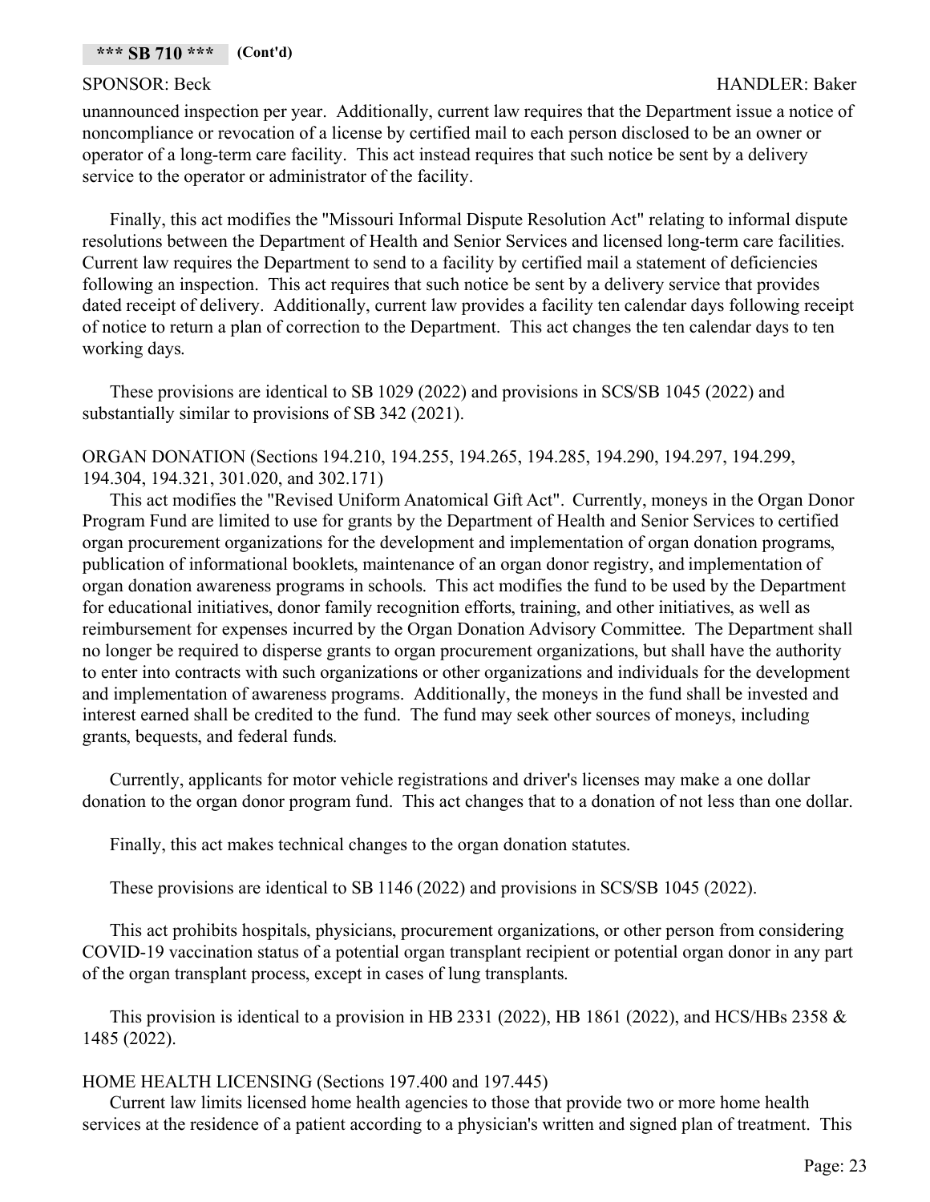unannounced inspection per year. Additionally, current law requires that the Department issue a notice of noncompliance or revocation of a license by certified mail to each person disclosed to be an owner or operator of a long-term care facility. This act instead requires that such notice be sent by a delivery service to the operator or administrator of the facility.

Finally, this act modifies the "Missouri Informal Dispute Resolution Act" relating to informal dispute resolutions between the Department of Health and Senior Services and licensed long-term care facilities. Current law requires the Department to send to a facility by certified mail a statement of deficiencies following an inspection. This act requires that such notice be sent by a delivery service that provides dated receipt of delivery. Additionally, current law provides a facility ten calendar days following receipt of notice to return a plan of correction to the Department. This act changes the ten calendar days to ten working days.

These provisions are identical to SB 1029 (2022) and provisions in SCS/SB 1045 (2022) and substantially similar to provisions of SB 342 (2021).

ORGAN DONATION (Sections 194.210, 194.255, 194.265, 194.285, 194.290, 194.297, 194.299, 194.304, 194.321, 301.020, and 302.171)

This act modifies the "Revised Uniform Anatomical Gift Act". Currently, moneys in the Organ Donor Program Fund are limited to use for grants by the Department of Health and Senior Services to certified organ procurement organizations for the development and implementation of organ donation programs, publication of informational booklets, maintenance of an organ donor registry, and implementation of organ donation awareness programs in schools. This act modifies the fund to be used by the Department for educational initiatives, donor family recognition efforts, training, and other initiatives, as well as reimbursement for expenses incurred by the Organ Donation Advisory Committee. The Department shall no longer be required to disperse grants to organ procurement organizations, but shall have the authority to enter into contracts with such organizations or other organizations and individuals for the development and implementation of awareness programs. Additionally, the moneys in the fund shall be invested and interest earned shall be credited to the fund. The fund may seek other sources of moneys, including grants, bequests, and federal funds.

Currently, applicants for motor vehicle registrations and driver's licenses may make a one dollar donation to the organ donor program fund. This act changes that to a donation of not less than one dollar.

Finally, this act makes technical changes to the organ donation statutes.

These provisions are identical to SB 1146 (2022) and provisions in SCS/SB 1045 (2022).

This act prohibits hospitals, physicians, procurement organizations, or other person from considering COVID-19 vaccination status of a potential organ transplant recipient or potential organ donor in any part of the organ transplant process, except in cases of lung transplants.

This provision is identical to a provision in HB 2331 (2022), HB 1861 (2022), and HCS/HBs 2358 & 1485 (2022).

HOME HEALTH LICENSING (Sections 197.400 and 197.445)

Current law limits licensed home health agencies to those that provide two or more home health services at the residence of a patient according to a physician's written and signed plan of treatment. This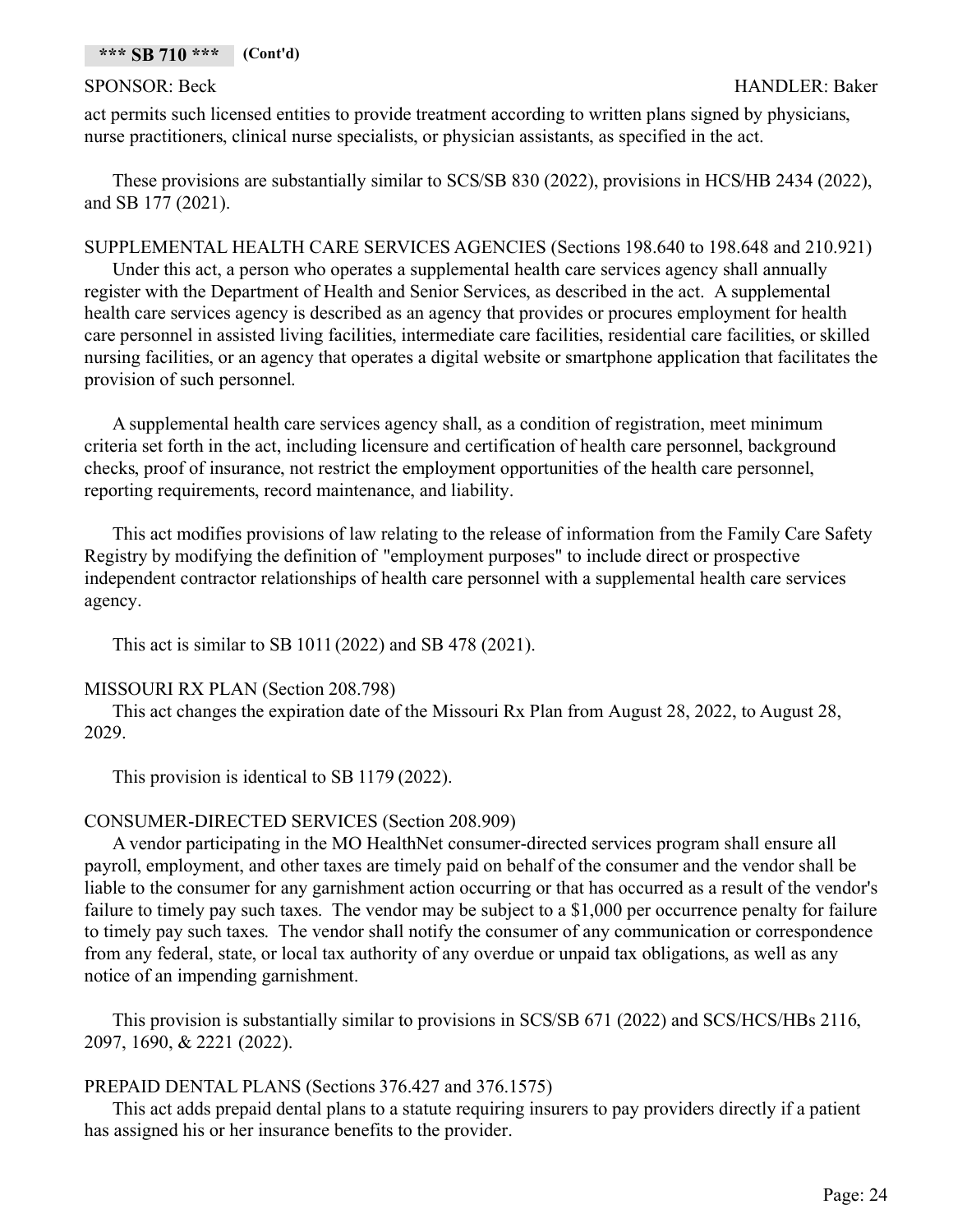**\*\*\* SB 710 \*\*\*** **(Cont'd)**

SPONSOR: Beck HANDLER: Baker

act permits such licensed entities to provide treatment according to written plans signed by physicians, nurse practitioners, clinical nurse specialists, or physician assistants, as specified in the act.

These provisions are substantially similar to SCS/SB 830 (2022), provisions in HCS/HB 2434 (2022), and SB 177 (2021).

SUPPLEMENTAL HEALTH CARE SERVICES AGENCIES (Sections 198.640 to 198.648 and 210.921)

Under this act, a person who operates a supplemental health care services agency shall annually register with the Department of Health and Senior Services, as described in the act. A supplemental health care services agency is described as an agency that provides or procures employment for health care personnel in assisted living facilities, intermediate care facilities, residential care facilities, or skilled nursing facilities, or an agency that operates a digital website or smartphone application that facilitates the provision of such personnel.

A supplemental health care services agency shall, as a condition of registration, meet minimum criteria set forth in the act, including licensure and certification of health care personnel, background checks, proof of insurance, not restrict the employment opportunities of the health care personnel, reporting requirements, record maintenance, and liability.

This act modifies provisions of law relating to the release of information from the Family Care Safety Registry by modifying the definition of "employment purposes" to include direct or prospective independent contractor relationships of health care personnel with a supplemental health care services agency.

This act is similar to SB 1011 (2022) and SB 478 (2021).

MISSOURI RX PLAN (Section 208.798)

This act changes the expiration date of the Missouri Rx Plan from August 28, 2022, to August 28, 2029.

This provision is identical to SB 1179 (2022).

CONSUMER-DIRECTED SERVICES (Section 208.909)

A vendor participating in the MO HealthNet consumer-directed services program shall ensure all payroll, employment, and other taxes are timely paid on behalf of the consumer and the vendor shall be liable to the consumer for any garnishment action occurring or that has occurred as a result of the vendor's failure to timely pay such taxes. The vendor may be subject to a $1,000 per occurrence penalty for failure to timely pay such taxes. The vendor shall notify the consumer of any communication or correspondence from any federal, state, or local tax authority of any overdue or unpaid tax obligations, as well as any notice of an impending garnishment.

This provision is substantially similar to provisions in SCS/SB 671 (2022) and SCS/HCS/HBs 2116, 2097, 1690, & 2221 (2022).

PREPAID DENTAL PLANS (Sections 376.427 and 376.1575)

This act adds prepaid dental plans to a statute requiring insurers to pay providers directly if a patient has assigned his or her insurance benefits to the provider.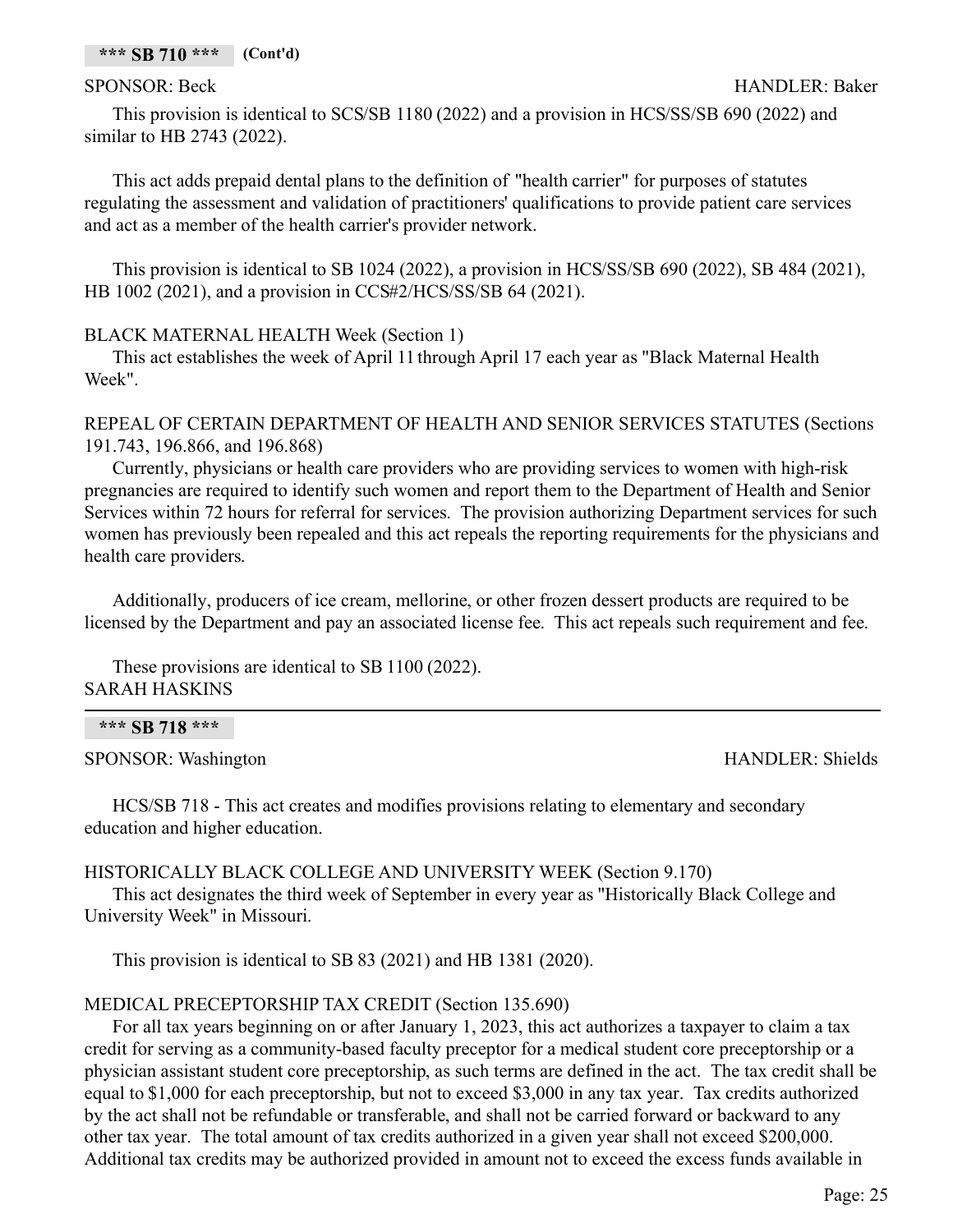**\*\*\* SB 710 \*\*\*** **(Cont'd)**

SPONSOR: Beck HANDLER: Baker

This provision is identical to SCS/SB 1180 (2022) and a provision in HCS/SS/SB 690 (2022) and similar to HB 2743 (2022).

This act adds prepaid dental plans to the definition of "health carrier" for purposes of statutes regulating the assessment and validation of practitioners' qualifications to provide patient care services and act as a member of the health carrier's provider network.

This provision is identical to SB 1024 (2022), a provision in HCS/SS/SB 690 (2022), SB 484 (2021), HB 1002 (2021), and a provision in CCS#2/HCS/SS/SB 64 (2021).

BLACK MATERNAL HEALTH Week (Section 1)

This act establishes the week of April 11 through April 17 each year as "Black Maternal Health Week".

REPEAL OF CERTAIN DEPARTMENT OF HEALTH AND SENIOR SERVICES STATUTES (Sections 191.743, 196.866, and 196.868)

Currently, physicians or health care providers who are providing services to women with high-risk pregnancies are required to identify such women and report them to the Department of Health and Senior Services within 72 hours for referral for services. The provision authorizing Department services for such women has previously been repealed and this act repeals the reporting requirements for the physicians and health care providers.

Additionally, producers of ice cream, mellorine, or other frozen dessert products are required to be licensed by the Department and pay an associated license fee. This act repeals such requirement and fee.

These provisions are identical to SB 1100 (2022).
SARAH HASKINS

---

**\*\*\* SB 718 \*\*\***

SPONSOR: Washington HANDLER: Shields

HCS/SB 718 - This act creates and modifies provisions relating to elementary and secondary education and higher education.

HISTORICALLY BLACK COLLEGE AND UNIVERSITY WEEK (Section 9.170)

This act designates the third week of September in every year as "Historically Black College and University Week" in Missouri.

This provision is identical to SB 83 (2021) and HB 1381 (2020).

MEDICAL PRECEPTORSHIP TAX CREDIT (Section 135.690)

For all tax years beginning on or after January 1, 2023, this act authorizes a taxpayer to claim a tax credit for serving as a community-based faculty preceptor for a medical student core preceptorship or a physician assistant student core preceptorship, as such terms are defined in the act. The tax credit shall be equal to $1,000 for each preceptorship, but not to exceed $3,000 in any tax year. Tax credits authorized by the act shall not be refundable or transferable, and shall not be carried forward or backward to any other tax year. The total amount of tax credits authorized in a given year shall not exceed $200,000. Additional tax credits may be authorized provided in amount not to exceed the excess funds available in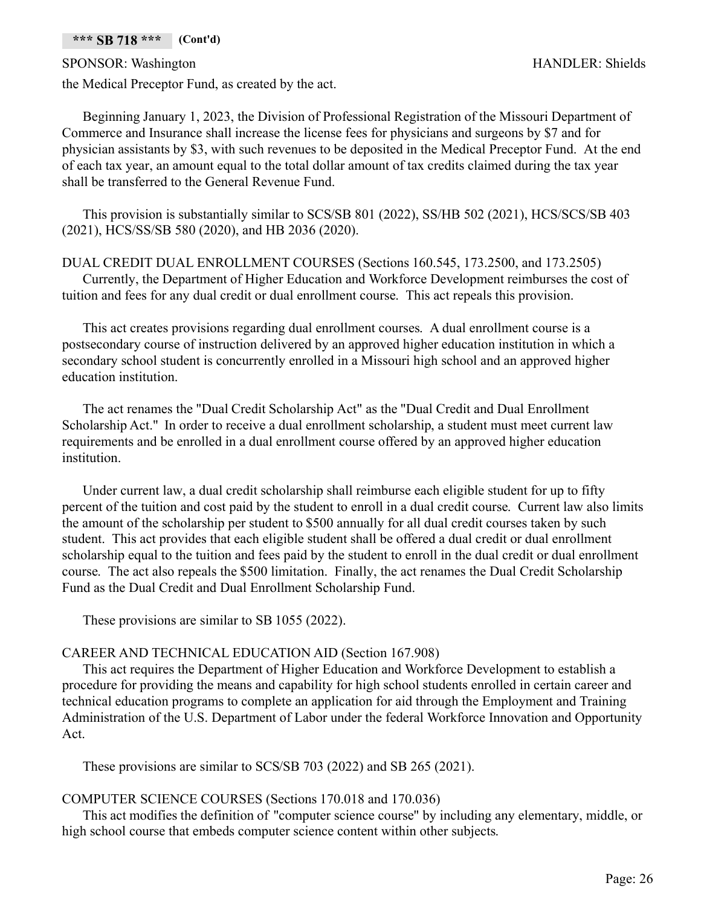**\*\*\* SB 718 \*\*\*** **(Cont'd)**

SPONSOR: Washington HANDLER: Shields

the Medical Preceptor Fund, as created by the act.

Beginning January 1, 2023, the Division of Professional Registration of the Missouri Department of Commerce and Insurance shall increase the license fees for physicians and surgeons by $7 and for physician assistants by $3, with such revenues to be deposited in the Medical Preceptor Fund. At the end of each tax year, an amount equal to the total dollar amount of tax credits claimed during the tax year shall be transferred to the General Revenue Fund.

This provision is substantially similar to SCS/SB 801 (2022), SS/HB 502 (2021), HCS/SCS/SB 403 (2021), HCS/SS/SB 580 (2020), and HB 2036 (2020).

DUAL CREDIT DUAL ENROLLMENT COURSES (Sections 160.545, 173.2500, and 173.2505)

Currently, the Department of Higher Education and Workforce Development reimburses the cost of tuition and fees for any dual credit or dual enrollment course. This act repeals this provision.

This act creates provisions regarding dual enrollment courses. A dual enrollment course is a postsecondary course of instruction delivered by an approved higher education institution in which a secondary school student is concurrently enrolled in a Missouri high school and an approved higher education institution.

The act renames the "Dual Credit Scholarship Act" as the "Dual Credit and Dual Enrollment Scholarship Act." In order to receive a dual enrollment scholarship, a student must meet current law requirements and be enrolled in a dual enrollment course offered by an approved higher education institution.

Under current law, a dual credit scholarship shall reimburse each eligible student for up to fifty percent of the tuition and cost paid by the student to enroll in a dual credit course. Current law also limits the amount of the scholarship per student to $500 annually for all dual credit courses taken by such student. This act provides that each eligible student shall be offered a dual credit or dual enrollment scholarship equal to the tuition and fees paid by the student to enroll in the dual credit or dual enrollment course. The act also repeals the $500 limitation. Finally, the act renames the Dual Credit Scholarship Fund as the Dual Credit and Dual Enrollment Scholarship Fund.

These provisions are similar to SB 1055 (2022).

CAREER AND TECHNICAL EDUCATION AID (Section 167.908)

This act requires the Department of Higher Education and Workforce Development to establish a procedure for providing the means and capability for high school students enrolled in certain career and technical education programs to complete an application for aid through the Employment and Training Administration of the U.S. Department of Labor under the federal Workforce Innovation and Opportunity Act.

These provisions are similar to SCS/SB 703 (2022) and SB 265 (2021).

COMPUTER SCIENCE COURSES (Sections 170.018 and 170.036)

This act modifies the definition of "computer science course" by including any elementary, middle, or high school course that embeds computer science content within other subjects.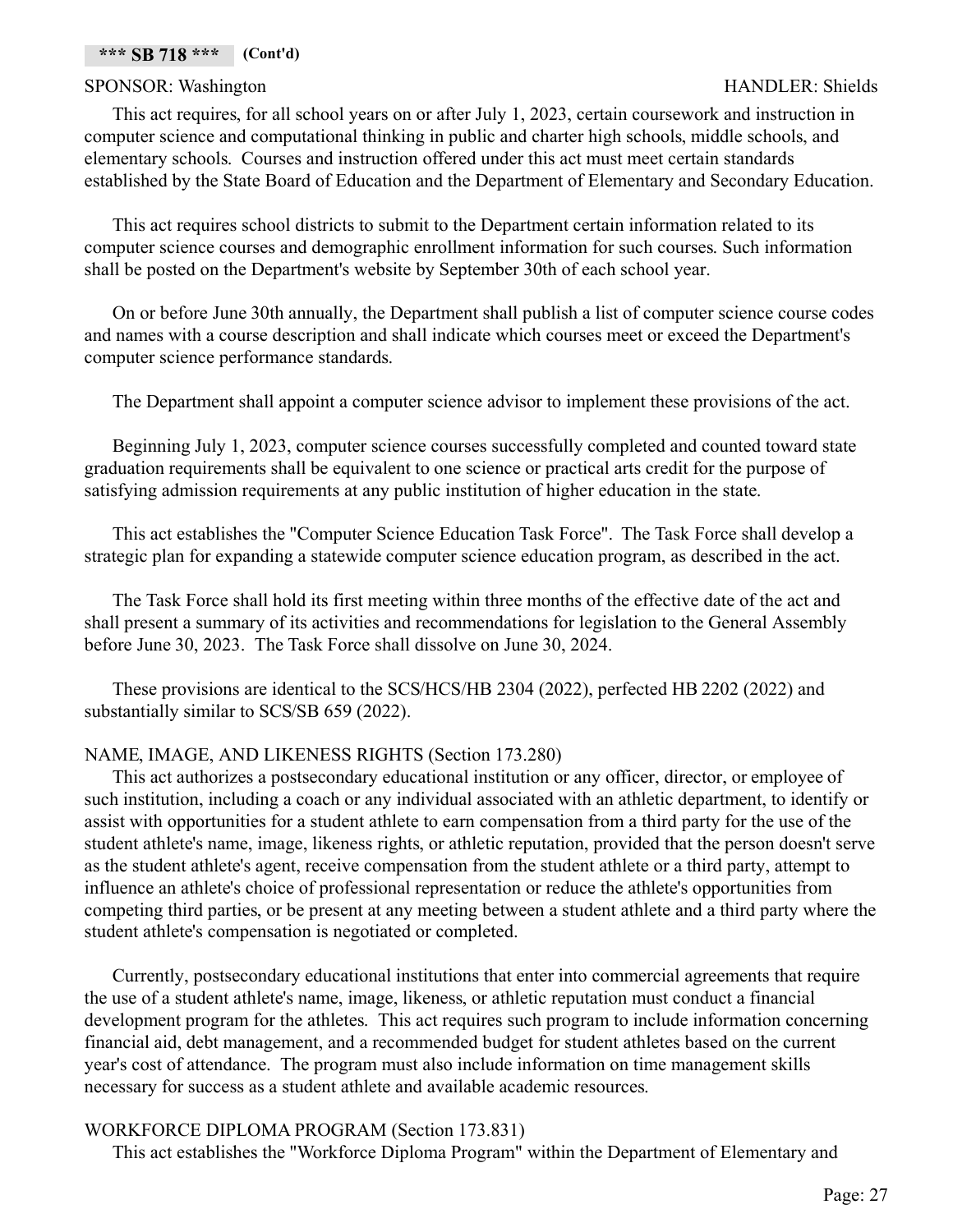**\*\*\* SB 718 \*\*\*** **(Cont'd)**

SPONSOR: Washington HANDLER: Shields

This act requires, for all school years on or after July 1, 2023, certain coursework and instruction in computer science and computational thinking in public and charter high schools, middle schools, and elementary schools. Courses and instruction offered under this act must meet certain standards established by the State Board of Education and the Department of Elementary and Secondary Education.

This act requires school districts to submit to the Department certain information related to its computer science courses and demographic enrollment information for such courses. Such information shall be posted on the Department's website by September 30th of each school year.

On or before June 30th annually, the Department shall publish a list of computer science course codes and names with a course description and shall indicate which courses meet or exceed the Department's computer science performance standards.

The Department shall appoint a computer science advisor to implement these provisions of the act.

Beginning July 1, 2023, computer science courses successfully completed and counted toward state graduation requirements shall be equivalent to one science or practical arts credit for the purpose of satisfying admission requirements at any public institution of higher education in the state.

This act establishes the "Computer Science Education Task Force". The Task Force shall develop a strategic plan for expanding a statewide computer science education program, as described in the act.

The Task Force shall hold its first meeting within three months of the effective date of the act and shall present a summary of its activities and recommendations for legislation to the General Assembly before June 30, 2023. The Task Force shall dissolve on June 30, 2024.

These provisions are identical to the SCS/HCS/HB 2304 (2022), perfected HB 2202 (2022) and substantially similar to SCS/SB 659 (2022).

NAME, IMAGE, AND LIKENESS RIGHTS (Section 173.280)

This act authorizes a postsecondary educational institution or any officer, director, or employee of such institution, including a coach or any individual associated with an athletic department, to identify or assist with opportunities for a student athlete to earn compensation from a third party for the use of the student athlete's name, image, likeness rights, or athletic reputation, provided that the person doesn't serve as the student athlete's agent, receive compensation from the student athlete or a third party, attempt to influence an athlete's choice of professional representation or reduce the athlete's opportunities from competing third parties, or be present at any meeting between a student athlete and a third party where the student athlete's compensation is negotiated or completed.

Currently, postsecondary educational institutions that enter into commercial agreements that require the use of a student athlete's name, image, likeness, or athletic reputation must conduct a financial development program for the athletes. This act requires such program to include information concerning financial aid, debt management, and a recommended budget for student athletes based on the current year's cost of attendance. The program must also include information on time management skills necessary for success as a student athlete and available academic resources.

WORKFORCE DIPLOMA PROGRAM (Section 173.831)

This act establishes the "Workforce Diploma Program" within the Department of Elementary and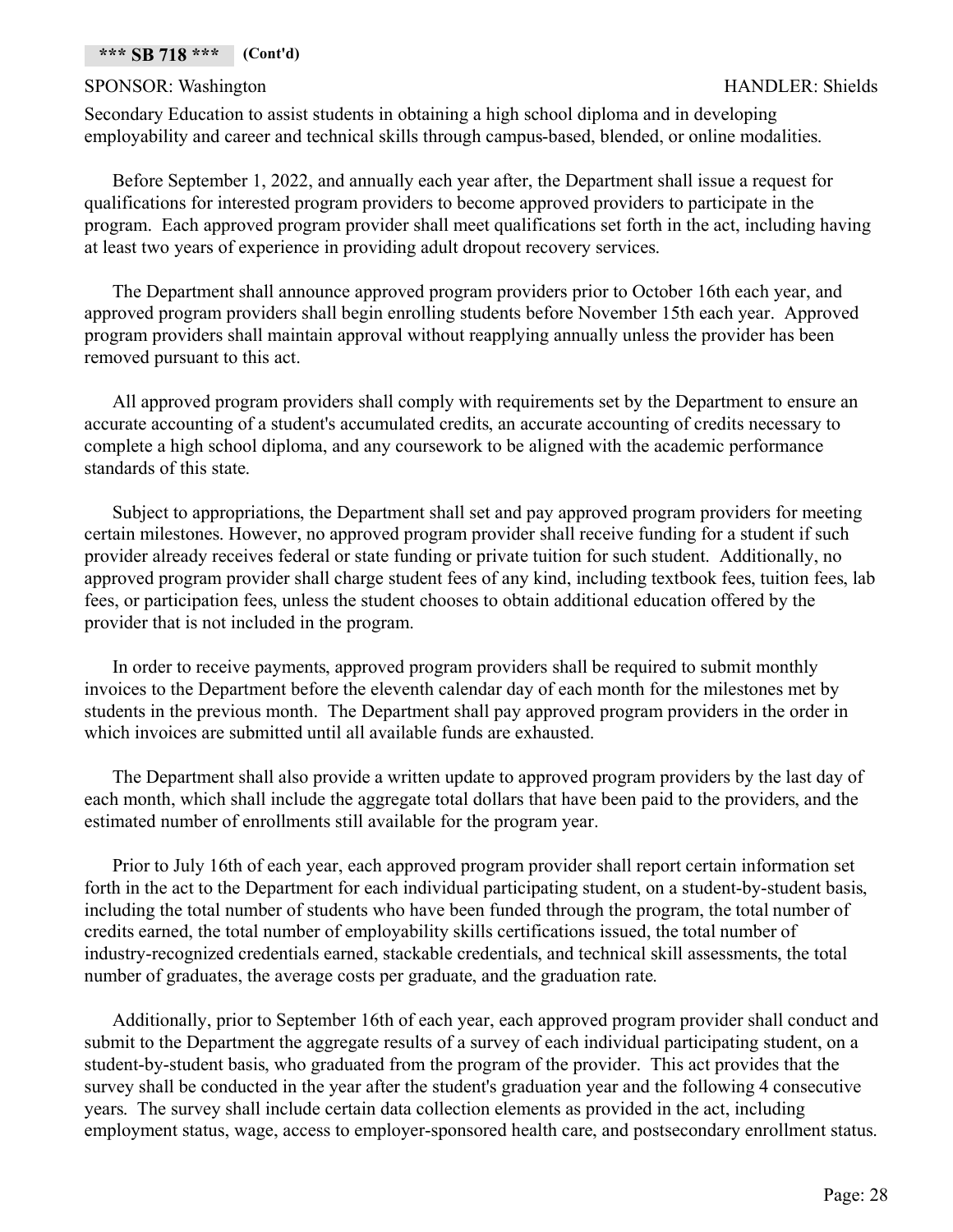**\*\*\* SB 718 \*\*\*** **(Cont'd)**

SPONSOR: Washington HANDLER: Shields

Secondary Education to assist students in obtaining a high school diploma and in developing employability and career and technical skills through campus-based, blended, or online modalities.

Before September 1, 2022, and annually each year after, the Department shall issue a request for qualifications for interested program providers to become approved providers to participate in the program. Each approved program provider shall meet qualifications set forth in the act, including having at least two years of experience in providing adult dropout recovery services.

The Department shall announce approved program providers prior to October 16th each year, and approved program providers shall begin enrolling students before November 15th each year. Approved program providers shall maintain approval without reapplying annually unless the provider has been removed pursuant to this act.

All approved program providers shall comply with requirements set by the Department to ensure an accurate accounting of a student's accumulated credits, an accurate accounting of credits necessary to complete a high school diploma, and any coursework to be aligned with the academic performance standards of this state.

Subject to appropriations, the Department shall set and pay approved program providers for meeting certain milestones. However, no approved program provider shall receive funding for a student if such provider already receives federal or state funding or private tuition for such student. Additionally, no approved program provider shall charge student fees of any kind, including textbook fees, tuition fees, lab fees, or participation fees, unless the student chooses to obtain additional education offered by the provider that is not included in the program.

In order to receive payments, approved program providers shall be required to submit monthly invoices to the Department before the eleventh calendar day of each month for the milestones met by students in the previous month. The Department shall pay approved program providers in the order in which invoices are submitted until all available funds are exhausted.

The Department shall also provide a written update to approved program providers by the last day of each month, which shall include the aggregate total dollars that have been paid to the providers, and the estimated number of enrollments still available for the program year.

Prior to July 16th of each year, each approved program provider shall report certain information set forth in the act to the Department for each individual participating student, on a student-by-student basis, including the total number of students who have been funded through the program, the total number of credits earned, the total number of employability skills certifications issued, the total number of industry-recognized credentials earned, stackable credentials, and technical skill assessments, the total number of graduates, the average costs per graduate, and the graduation rate.

Additionally, prior to September 16th of each year, each approved program provider shall conduct and submit to the Department the aggregate results of a survey of each individual participating student, on a student-by-student basis, who graduated from the program of the provider. This act provides that the survey shall be conducted in the year after the student's graduation year and the following 4 consecutive years. The survey shall include certain data collection elements as provided in the act, including employment status, wage, access to employer-sponsored health care, and postsecondary enrollment status.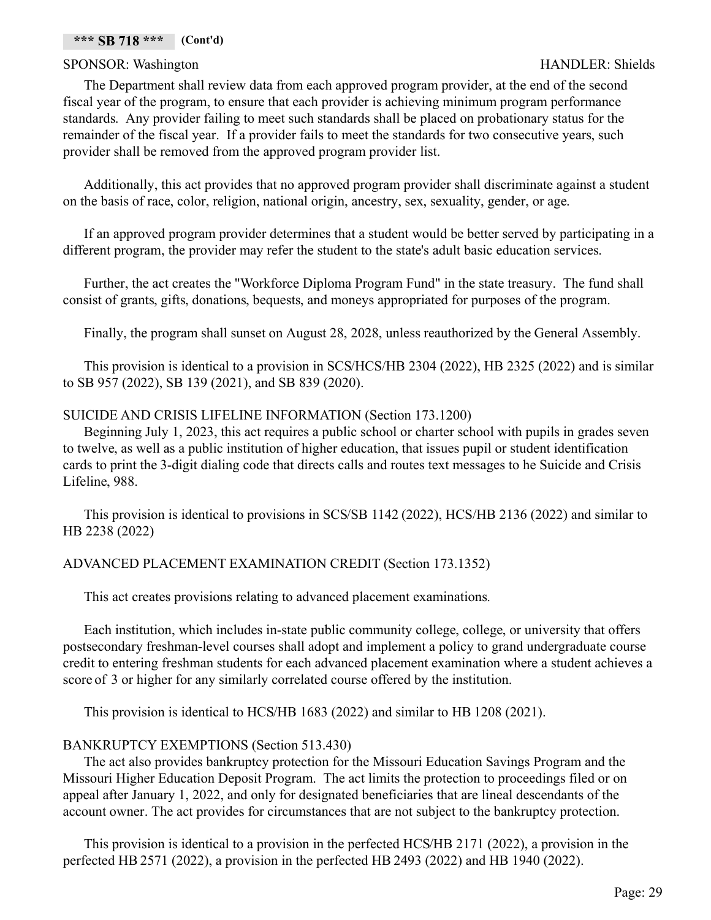**\*\*\* SB 718 \*\*\*** **(Cont'd)**

SPONSOR: Washington HANDLER: Shields

The Department shall review data from each approved program provider, at the end of the second fiscal year of the program, to ensure that each provider is achieving minimum program performance standards. Any provider failing to meet such standards shall be placed on probationary status for the remainder of the fiscal year. If a provider fails to meet the standards for two consecutive years, such provider shall be removed from the approved program provider list.

Additionally, this act provides that no approved program provider shall discriminate against a student on the basis of race, color, religion, national origin, ancestry, sex, sexuality, gender, or age.

If an approved program provider determines that a student would be better served by participating in a different program, the provider may refer the student to the state's adult basic education services.

Further, the act creates the "Workforce Diploma Program Fund" in the state treasury. The fund shall consist of grants, gifts, donations, bequests, and moneys appropriated for purposes of the program.

Finally, the program shall sunset on August 28, 2028, unless reauthorized by the General Assembly.

This provision is identical to a provision in SCS/HCS/HB 2304 (2022), HB 2325 (2022) and is similar to SB 957 (2022), SB 139 (2021), and SB 839 (2020).

SUICIDE AND CRISIS LIFELINE INFORMATION (Section 173.1200)

Beginning July 1, 2023, this act requires a public school or charter school with pupils in grades seven to twelve, as well as a public institution of higher education, that issues pupil or student identification cards to print the 3-digit dialing code that directs calls and routes text messages to he Suicide and Crisis Lifeline, 988.

This provision is identical to provisions in SCS/SB 1142 (2022), HCS/HB 2136 (2022) and similar to HB 2238 (2022)

ADVANCED PLACEMENT EXAMINATION CREDIT (Section 173.1352)

This act creates provisions relating to advanced placement examinations.

Each institution, which includes in-state public community college, college, or university that offers postsecondary freshman-level courses shall adopt and implement a policy to grand undergraduate course credit to entering freshman students for each advanced placement examination where a student achieves a score of 3 or higher for any similarly correlated course offered by the institution.

This provision is identical to HCS/HB 1683 (2022) and similar to HB 1208 (2021).

BANKRUPTCY EXEMPTIONS (Section 513.430)

The act also provides bankruptcy protection for the Missouri Education Savings Program and the Missouri Higher Education Deposit Program. The act limits the protection to proceedings filed or on appeal after January 1, 2022, and only for designated beneficiaries that are lineal descendants of the account owner. The act provides for circumstances that are not subject to the bankruptcy protection.

This provision is identical to a provision in the perfected HCS/HB 2171 (2022), a provision in the perfected HB 2571 (2022), a provision in the perfected HB 2493 (2022) and HB 1940 (2022).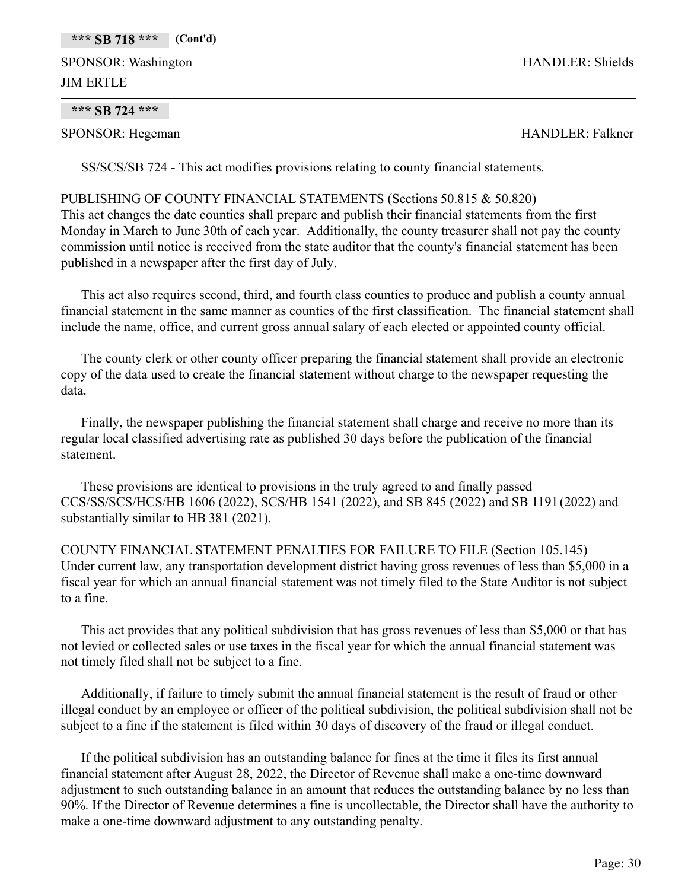**\*\*\* SB 718 \*\*\*** **(Cont'd)**

SPONSOR: Washington HANDLER: Shields

JIM ERTLE

---

**\*\*\* SB 724 \*\*\***

SPONSOR: Hegeman HANDLER: Falkner

SS/SCS/SB 724 - This act modifies provisions relating to county financial statements.

PUBLISHING OF COUNTY FINANCIAL STATEMENTS (Sections 50.815 & 50.820)
This act changes the date counties shall prepare and publish their financial statements from the first Monday in March to June 30th of each year. Additionally, the county treasurer shall not pay the county commission until notice is received from the state auditor that the county's financial statement has been published in a newspaper after the first day of July.

This act also requires second, third, and fourth class counties to produce and publish a county annual financial statement in the same manner as counties of the first classification. The financial statement shall include the name, office, and current gross annual salary of each elected or appointed county official.

The county clerk or other county officer preparing the financial statement shall provide an electronic copy of the data used to create the financial statement without charge to the newspaper requesting the data.

Finally, the newspaper publishing the financial statement shall charge and receive no more than its regular local classified advertising rate as published 30 days before the publication of the financial statement.

These provisions are identical to provisions in the truly agreed to and finally passed CCS/SS/SCS/HCS/HB 1606 (2022), SCS/HB 1541 (2022), and SB 845 (2022) and SB 1191 (2022) and substantially similar to HB 381 (2021).

COUNTY FINANCIAL STATEMENT PENALTIES FOR FAILURE TO FILE (Section 105.145)
Under current law, any transportation development district having gross revenues of less than $5,000 in a fiscal year for which an annual financial statement was not timely filed to the State Auditor is not subject to a fine.

This act provides that any political subdivision that has gross revenues of less than $5,000 or that has not levied or collected sales or use taxes in the fiscal year for which the annual financial statement was not timely filed shall not be subject to a fine.

Additionally, if failure to timely submit the annual financial statement is the result of fraud or other illegal conduct by an employee or officer of the political subdivision, the political subdivision shall not be subject to a fine if the statement is filed within 30 days of discovery of the fraud or illegal conduct.

If the political subdivision has an outstanding balance for fines at the time it files its first annual financial statement after August 28, 2022, the Director of Revenue shall make a one-time downward adjustment to such outstanding balance in an amount that reduces the outstanding balance by no less than 90%. If the Director of Revenue determines a fine is uncollectable, the Director shall have the authority to make a one-time downward adjustment to any outstanding penalty.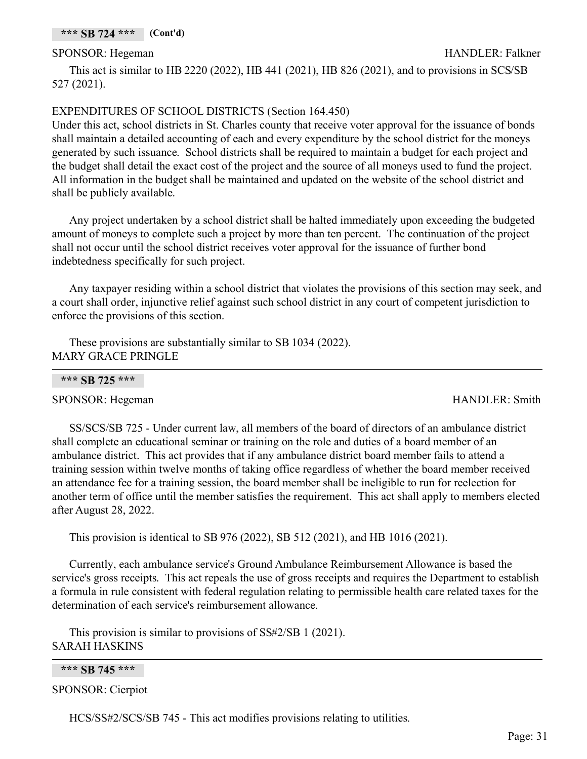**\*\*\* SB 724 \*\*\*** **(Cont'd)**

SPONSOR: Hegeman HANDLER: Falkner

This act is similar to HB 2220 (2022), HB 441 (2021), HB 826 (2021), and to provisions in SCS/SB 527 (2021).

EXPENDITURES OF SCHOOL DISTRICTS (Section 164.450)
Under this act, school districts in St. Charles county that receive voter approval for the issuance of bonds shall maintain a detailed accounting of each and every expenditure by the school district for the moneys generated by such issuance. School districts shall be required to maintain a budget for each project and the budget shall detail the exact cost of the project and the source of all moneys used to fund the project. All information in the budget shall be maintained and updated on the website of the school district and shall be publicly available.

Any project undertaken by a school district shall be halted immediately upon exceeding the budgeted amount of moneys to complete such a project by more than ten percent. The continuation of the project shall not occur until the school district receives voter approval for the issuance of further bond indebtedness specifically for such project.

Any taxpayer residing within a school district that violates the provisions of this section may seek, and a court shall order, injunctive relief against such school district in any court of competent jurisdiction to enforce the provisions of this section.

These provisions are substantially similar to SB 1034 (2022).
MARY GRACE PRINGLE

---

**\*\*\* SB 725 \*\*\***

SPONSOR: Hegeman HANDLER: Smith

SS/SCS/SB 725 - Under current law, all members of the board of directors of an ambulance district shall complete an educational seminar or training on the role and duties of a board member of an ambulance district. This act provides that if any ambulance district board member fails to attend a training session within twelve months of taking office regardless of whether the board member received an attendance fee for a training session, the board member shall be ineligible to run for reelection for another term of office until the member satisfies the requirement. This act shall apply to members elected after August 28, 2022.

This provision is identical to SB 976 (2022), SB 512 (2021), and HB 1016 (2021).

Currently, each ambulance service's Ground Ambulance Reimbursement Allowance is based the service's gross receipts. This act repeals the use of gross receipts and requires the Department to establish a formula in rule consistent with federal regulation relating to permissible health care related taxes for the determination of each service's reimbursement allowance.

This provision is similar to provisions of SS#2/SB 1 (2021).
SARAH HASKINS

---

**\*\*\* SB 745 \*\*\***

SPONSOR: Cierpiot

HCS/SS#2/SCS/SB 745 - This act modifies provisions relating to utilities.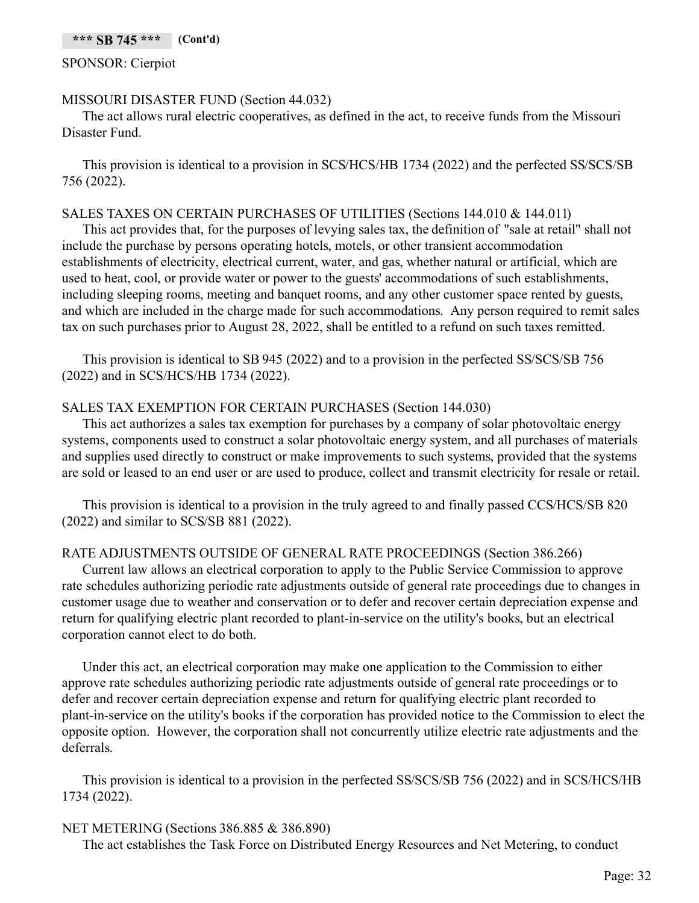**\*\*\* SB 745 \*\*\*** **(Cont'd)**

SPONSOR: Cierpiot

MISSOURI DISASTER FUND (Section 44.032)

The act allows rural electric cooperatives, as defined in the act, to receive funds from the Missouri Disaster Fund.

This provision is identical to a provision in SCS/HCS/HB 1734 (2022) and the perfected SS/SCS/SB 756 (2022).

SALES TAXES ON CERTAIN PURCHASES OF UTILITIES (Sections 144.010 & 144.011)

This act provides that, for the purposes of levying sales tax, the definition of "sale at retail" shall not include the purchase by persons operating hotels, motels, or other transient accommodation establishments of electricity, electrical current, water, and gas, whether natural or artificial, which are used to heat, cool, or provide water or power to the guests' accommodations of such establishments, including sleeping rooms, meeting and banquet rooms, and any other customer space rented by guests, and which are included in the charge made for such accommodations. Any person required to remit sales tax on such purchases prior to August 28, 2022, shall be entitled to a refund on such taxes remitted.

This provision is identical to SB 945 (2022) and to a provision in the perfected SS/SCS/SB 756 (2022) and in SCS/HCS/HB 1734 (2022).

SALES TAX EXEMPTION FOR CERTAIN PURCHASES (Section 144.030)

This act authorizes a sales tax exemption for purchases by a company of solar photovoltaic energy systems, components used to construct a solar photovoltaic energy system, and all purchases of materials and supplies used directly to construct or make improvements to such systems, provided that the systems are sold or leased to an end user or are used to produce, collect and transmit electricity for resale or retail.

This provision is identical to a provision in the truly agreed to and finally passed CCS/HCS/SB 820 (2022) and similar to SCS/SB 881 (2022).

RATE ADJUSTMENTS OUTSIDE OF GENERAL RATE PROCEEDINGS (Section 386.266)

Current law allows an electrical corporation to apply to the Public Service Commission to approve rate schedules authorizing periodic rate adjustments outside of general rate proceedings due to changes in customer usage due to weather and conservation or to defer and recover certain depreciation expense and return for qualifying electric plant recorded to plant-in-service on the utility's books, but an electrical corporation cannot elect to do both.

Under this act, an electrical corporation may make one application to the Commission to either approve rate schedules authorizing periodic rate adjustments outside of general rate proceedings or to defer and recover certain depreciation expense and return for qualifying electric plant recorded to plant-in-service on the utility's books if the corporation has provided notice to the Commission to elect the opposite option. However, the corporation shall not concurrently utilize electric rate adjustments and the deferrals.

This provision is identical to a provision in the perfected SS/SCS/SB 756 (2022) and in SCS/HCS/HB 1734 (2022).

NET METERING (Sections 386.885 & 386.890)

The act establishes the Task Force on Distributed Energy Resources and Net Metering, to conduct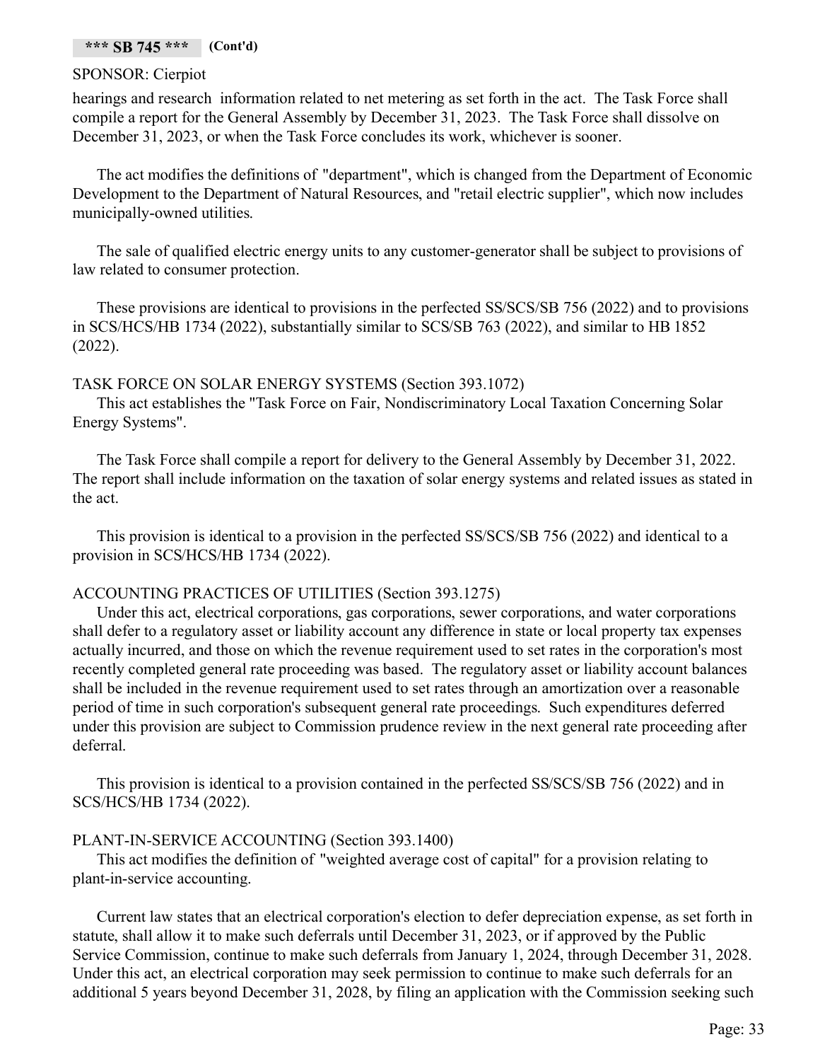**\*\*\* SB 745 \*\*\*** **(Cont'd)**

SPONSOR: Cierpiot

hearings and research information related to net metering as set forth in the act. The Task Force shall compile a report for the General Assembly by December 31, 2023. The Task Force shall dissolve on December 31, 2023, or when the Task Force concludes its work, whichever is sooner.

The act modifies the definitions of "department", which is changed from the Department of Economic Development to the Department of Natural Resources, and "retail electric supplier", which now includes municipally-owned utilities.

The sale of qualified electric energy units to any customer-generator shall be subject to provisions of law related to consumer protection.

These provisions are identical to provisions in the perfected SS/SCS/SB 756 (2022) and to provisions in SCS/HCS/HB 1734 (2022), substantially similar to SCS/SB 763 (2022), and similar to HB 1852 (2022).

TASK FORCE ON SOLAR ENERGY SYSTEMS (Section 393.1072)

This act establishes the "Task Force on Fair, Nondiscriminatory Local Taxation Concerning Solar Energy Systems".

The Task Force shall compile a report for delivery to the General Assembly by December 31, 2022. The report shall include information on the taxation of solar energy systems and related issues as stated in the act.

This provision is identical to a provision in the perfected SS/SCS/SB 756 (2022) and identical to a provision in SCS/HCS/HB 1734 (2022).

ACCOUNTING PRACTICES OF UTILITIES (Section 393.1275)

Under this act, electrical corporations, gas corporations, sewer corporations, and water corporations shall defer to a regulatory asset or liability account any difference in state or local property tax expenses actually incurred, and those on which the revenue requirement used to set rates in the corporation's most recently completed general rate proceeding was based. The regulatory asset or liability account balances shall be included in the revenue requirement used to set rates through an amortization over a reasonable period of time in such corporation's subsequent general rate proceedings. Such expenditures deferred under this provision are subject to Commission prudence review in the next general rate proceeding after deferral.

This provision is identical to a provision contained in the perfected SS/SCS/SB 756 (2022) and in SCS/HCS/HB 1734 (2022).

PLANT-IN-SERVICE ACCOUNTING (Section 393.1400)

This act modifies the definition of "weighted average cost of capital" for a provision relating to plant-in-service accounting.

Current law states that an electrical corporation's election to defer depreciation expense, as set forth in statute, shall allow it to make such deferrals until December 31, 2023, or if approved by the Public Service Commission, continue to make such deferrals from January 1, 2024, through December 31, 2028. Under this act, an electrical corporation may seek permission to continue to make such deferrals for an additional 5 years beyond December 31, 2028, by filing an application with the Commission seeking such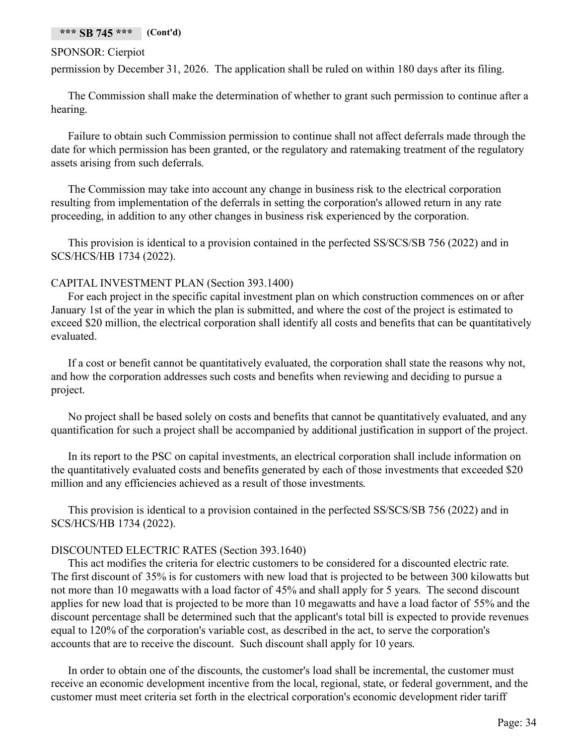permission by December 31, 2026. The application shall be ruled on within 180 days after its filing.

The Commission shall make the determination of whether to grant such permission to continue after a hearing.

Failure to obtain such Commission permission to continue shall not affect deferrals made through the date for which permission has been granted, or the regulatory and ratemaking treatment of the regulatory assets arising from such deferrals.

The Commission may take into account any change in business risk to the electrical corporation resulting from implementation of the deferrals in setting the corporation's allowed return in any rate proceeding, in addition to any other changes in business risk experienced by the corporation.

This provision is identical to a provision contained in the perfected SS/SCS/SB 756 (2022) and in SCS/HCS/HB 1734 (2022).

CAPITAL INVESTMENT PLAN (Section 393.1400)

For each project in the specific capital investment plan on which construction commences on or after January 1st of the year in which the plan is submitted, and where the cost of the project is estimated to exceed $20 million, the electrical corporation shall identify all costs and benefits that can be quantitatively evaluated.

If a cost or benefit cannot be quantitatively evaluated, the corporation shall state the reasons why not, and how the corporation addresses such costs and benefits when reviewing and deciding to pursue a project.

No project shall be based solely on costs and benefits that cannot be quantitatively evaluated, and any quantification for such a project shall be accompanied by additional justification in support of the project.

In its report to the PSC on capital investments, an electrical corporation shall include information on the quantitatively evaluated costs and benefits generated by each of those investments that exceeded $20 million and any efficiencies achieved as a result of those investments.

This provision is identical to a provision contained in the perfected SS/SCS/SB 756 (2022) and in SCS/HCS/HB 1734 (2022).

DISCOUNTED ELECTRIC RATES (Section 393.1640)

This act modifies the criteria for electric customers to be considered for a discounted electric rate. The first discount of 35% is for customers with new load that is projected to be between 300 kilowatts but not more than 10 megawatts with a load factor of 45% and shall apply for 5 years. The second discount applies for new load that is projected to be more than 10 megawatts and have a load factor of 55% and the discount percentage shall be determined such that the applicant's total bill is expected to provide revenues equal to 120% of the corporation's variable cost, as described in the act, to serve the corporation's accounts that are to receive the discount. Such discount shall apply for 10 years.

In order to obtain one of the discounts, the customer's load shall be incremental, the customer must receive an economic development incentive from the local, regional, state, or federal government, and the customer must meet criteria set forth in the electrical corporation's economic development rider tariff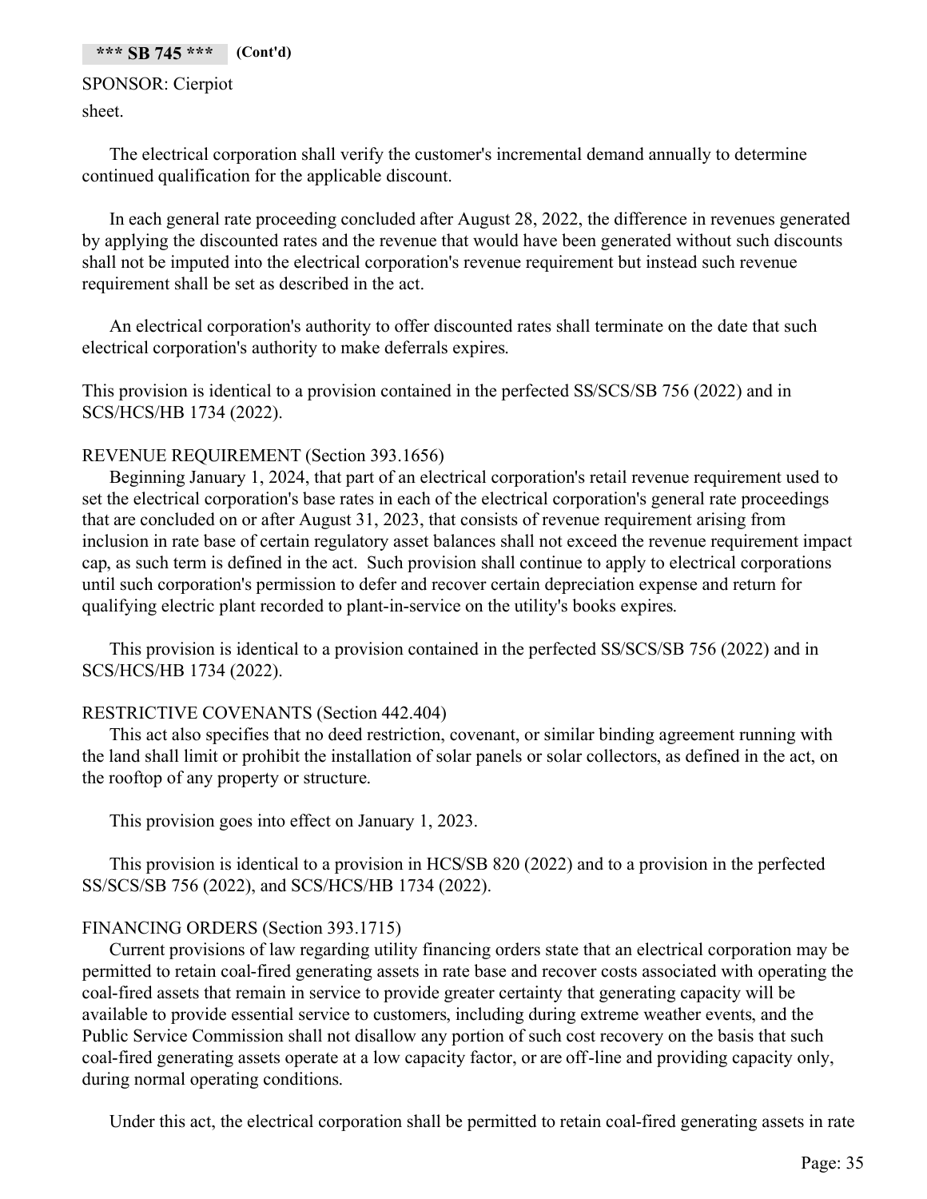SPONSOR: Cierpiot

sheet.

The electrical corporation shall verify the customer's incremental demand annually to determine continued qualification for the applicable discount.

In each general rate proceeding concluded after August 28, 2022, the difference in revenues generated by applying the discounted rates and the revenue that would have been generated without such discounts shall not be imputed into the electrical corporation's revenue requirement but instead such revenue requirement shall be set as described in the act.

An electrical corporation's authority to offer discounted rates shall terminate on the date that such electrical corporation's authority to make deferrals expires.

This provision is identical to a provision contained in the perfected SS/SCS/SB 756 (2022) and in SCS/HCS/HB 1734 (2022).

REVENUE REQUIREMENT (Section 393.1656)

Beginning January 1, 2024, that part of an electrical corporation's retail revenue requirement used to set the electrical corporation's base rates in each of the electrical corporation's general rate proceedings that are concluded on or after August 31, 2023, that consists of revenue requirement arising from inclusion in rate base of certain regulatory asset balances shall not exceed the revenue requirement impact cap, as such term is defined in the act. Such provision shall continue to apply to electrical corporations until such corporation's permission to defer and recover certain depreciation expense and return for qualifying electric plant recorded to plant-in-service on the utility's books expires.

This provision is identical to a provision contained in the perfected SS/SCS/SB 756 (2022) and in SCS/HCS/HB 1734 (2022).

RESTRICTIVE COVENANTS (Section 442.404)

This act also specifies that no deed restriction, covenant, or similar binding agreement running with the land shall limit or prohibit the installation of solar panels or solar collectors, as defined in the act, on the rooftop of any property or structure.

This provision goes into effect on January 1, 2023.

This provision is identical to a provision in HCS/SB 820 (2022) and to a provision in the perfected SS/SCS/SB 756 (2022), and SCS/HCS/HB 1734 (2022).

FINANCING ORDERS (Section 393.1715)

Current provisions of law regarding utility financing orders state that an electrical corporation may be permitted to retain coal-fired generating assets in rate base and recover costs associated with operating the coal-fired assets that remain in service to provide greater certainty that generating capacity will be available to provide essential service to customers, including during extreme weather events, and the Public Service Commission shall not disallow any portion of such cost recovery on the basis that such coal-fired generating assets operate at a low capacity factor, or are off-line and providing capacity only, during normal operating conditions.

Under this act, the electrical corporation shall be permitted to retain coal-fired generating assets in rate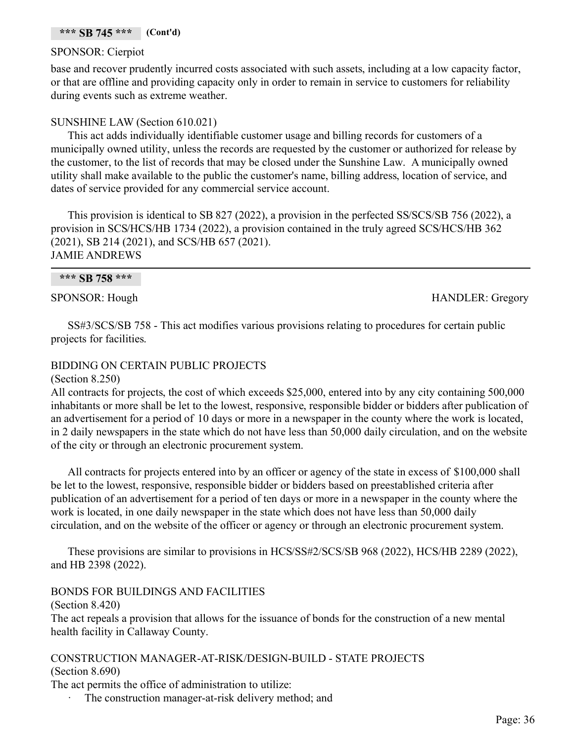**\*\*\* SB 745 \*\*\*** **(Cont'd)**

SPONSOR: Cierpiot

base and recover prudently incurred costs associated with such assets, including at a low capacity factor, or that are offline and providing capacity only in order to remain in service to customers for reliability during events such as extreme weather.

SUNSHINE LAW (Section 610.021)

This act adds individually identifiable customer usage and billing records for customers of a municipally owned utility, unless the records are requested by the customer or authorized for release by the customer, to the list of records that may be closed under the Sunshine Law. A municipally owned utility shall make available to the public the customer's name, billing address, location of service, and dates of service provided for any commercial service account.

This provision is identical to SB 827 (2022), a provision in the perfected SS/SCS/SB 756 (2022), a provision in SCS/HCS/HB 1734 (2022), a provision contained in the truly agreed SCS/HCS/HB 362 (2021), SB 214 (2021), and SCS/HB 657 (2021).

JAMIE ANDREWS

---

**\*\*\* SB 758 \*\*\***

SPONSOR: Hough HANDLER: Gregory

SS#3/SCS/SB 758 - This act modifies various provisions relating to procedures for certain public projects for facilities.

BIDDING ON CERTAIN PUBLIC PROJECTS

(Section 8.250)

All contracts for projects, the cost of which exceeds $25,000, entered into by any city containing 500,000 inhabitants or more shall be let to the lowest, responsive, responsible bidder or bidders after publication of an advertisement for a period of 10 days or more in a newspaper in the county where the work is located, in 2 daily newspapers in the state which do not have less than 50,000 daily circulation, and on the website of the city or through an electronic procurement system.

All contracts for projects entered into by an officer or agency of the state in excess of $100,000 shall be let to the lowest, responsive, responsible bidder or bidders based on preestablished criteria after publication of an advertisement for a period of ten days or more in a newspaper in the county where the work is located, in one daily newspaper in the state which does not have less than 50,000 daily circulation, and on the website of the officer or agency or through an electronic procurement system.

These provisions are similar to provisions in HCS/SS#2/SCS/SB 968 (2022), HCS/HB 2289 (2022), and HB 2398 (2022).

BONDS FOR BUILDINGS AND FACILITIES

(Section 8.420)

The act repeals a provision that allows for the issuance of bonds for the construction of a new mental health facility in Callaway County.

CONSTRUCTION MANAGER-AT-RISK/DESIGN-BUILD - STATE PROJECTS

(Section 8.690)

The act permits the office of administration to utilize:

- The construction manager-at-risk delivery method; and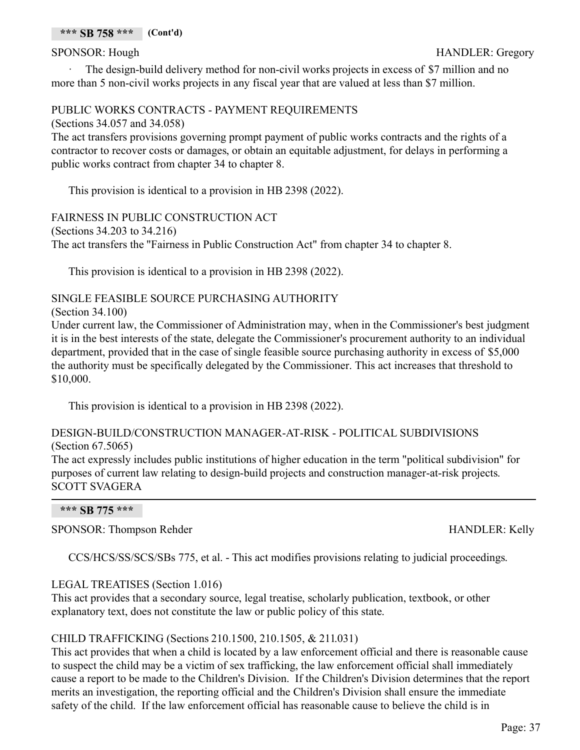**\*\*\* SB 758 \*\*\*** **(Cont'd)**

SPONSOR: Hough HANDLER: Gregory

· The design-build delivery method for non-civil works projects in excess of $7 million and no more than 5 non-civil works projects in any fiscal year that are valued at less than $7 million.

PUBLIC WORKS CONTRACTS - PAYMENT REQUIREMENTS
(Sections 34.057 and 34.058)
The act transfers provisions governing prompt payment of public works contracts and the rights of a contractor to recover costs or damages, or obtain an equitable adjustment, for delays in performing a public works contract from chapter 34 to chapter 8.

This provision is identical to a provision in HB 2398 (2022).

FAIRNESS IN PUBLIC CONSTRUCTION ACT
(Sections 34.203 to 34.216)
The act transfers the "Fairness in Public Construction Act" from chapter 34 to chapter 8.

This provision is identical to a provision in HB 2398 (2022).

SINGLE FEASIBLE SOURCE PURCHASING AUTHORITY
(Section 34.100)
Under current law, the Commissioner of Administration may, when in the Commissioner's best judgment it is in the best interests of the state, delegate the Commissioner's procurement authority to an individual department, provided that in the case of single feasible source purchasing authority in excess of $5,000 the authority must be specifically delegated by the Commissioner. This act increases that threshold to $10,000.

This provision is identical to a provision in HB 2398 (2022).

DESIGN-BUILD/CONSTRUCTION MANAGER-AT-RISK - POLITICAL SUBDIVISIONS
(Section 67.5065)
The act expressly includes public institutions of higher education in the term "political subdivision" for purposes of current law relating to design-build projects and construction manager-at-risk projects.
SCOTT SVAGERA

---

**\*\*\* SB 775 \*\*\***

SPONSOR: Thompson Rehder HANDLER: Kelly

CCS/HCS/SS/SCS/SBs 775, et al. - This act modifies provisions relating to judicial proceedings.

LEGAL TREATISES (Section 1.016)
This act provides that a secondary source, legal treatise, scholarly publication, textbook, or other explanatory text, does not constitute the law or public policy of this state.

CHILD TRAFFICKING (Sections 210.1500, 210.1505, & 211.031)
This act provides that when a child is located by a law enforcement official and there is reasonable cause to suspect the child may be a victim of sex trafficking, the law enforcement official shall immediately cause a report to be made to the Children's Division. If the Children's Division determines that the report merits an investigation, the reporting official and the Children's Division shall ensure the immediate safety of the child. If the law enforcement official has reasonable cause to believe the child is in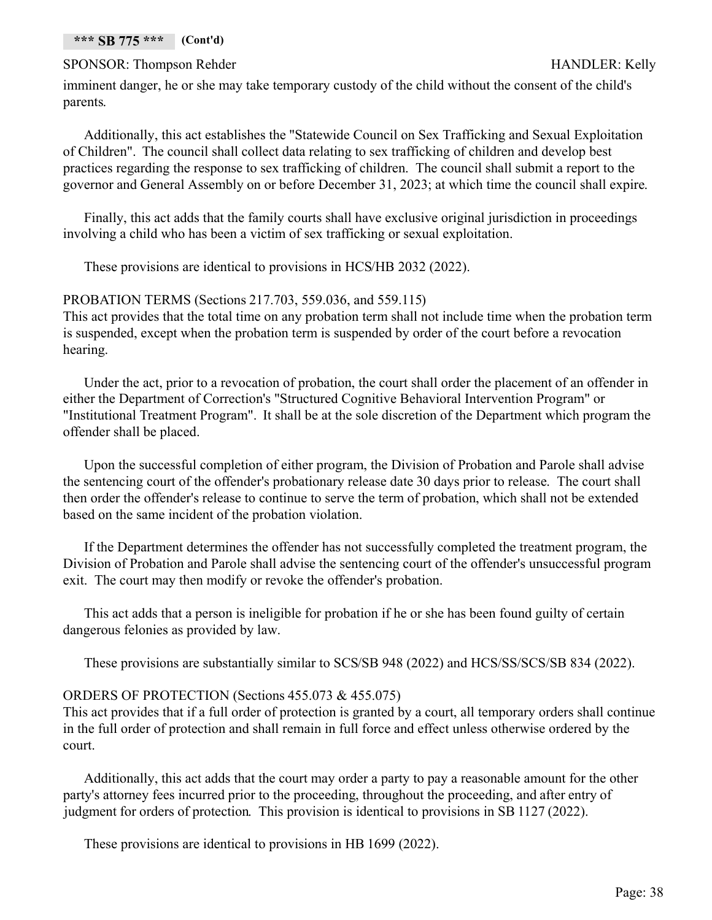imminent danger, he or she may take temporary custody of the child without the consent of the child's parents.

Additionally, this act establishes the "Statewide Council on Sex Trafficking and Sexual Exploitation of Children". The council shall collect data relating to sex trafficking of children and develop best practices regarding the response to sex trafficking of children. The council shall submit a report to the governor and General Assembly on or before December 31, 2023; at which time the council shall expire.

Finally, this act adds that the family courts shall have exclusive original jurisdiction in proceedings involving a child who has been a victim of sex trafficking or sexual exploitation.

These provisions are identical to provisions in HCS/HB 2032 (2022).

PROBATION TERMS (Sections 217.703, 559.036, and 559.115)
This act provides that the total time on any probation term shall not include time when the probation term is suspended, except when the probation term is suspended by order of the court before a revocation hearing.

Under the act, prior to a revocation of probation, the court shall order the placement of an offender in either the Department of Correction's "Structured Cognitive Behavioral Intervention Program" or "Institutional Treatment Program". It shall be at the sole discretion of the Department which program the offender shall be placed.

Upon the successful completion of either program, the Division of Probation and Parole shall advise the sentencing court of the offender's probationary release date 30 days prior to release. The court shall then order the offender's release to continue to serve the term of probation, which shall not be extended based on the same incident of the probation violation.

If the Department determines the offender has not successfully completed the treatment program, the Division of Probation and Parole shall advise the sentencing court of the offender's unsuccessful program exit. The court may then modify or revoke the offender's probation.

This act adds that a person is ineligible for probation if he or she has been found guilty of certain dangerous felonies as provided by law.

These provisions are substantially similar to SCS/SB 948 (2022) and HCS/SS/SCS/SB 834 (2022).

ORDERS OF PROTECTION (Sections 455.073 & 455.075)
This act provides that if a full order of protection is granted by a court, all temporary orders shall continue in the full order of protection and shall remain in full force and effect unless otherwise ordered by the court.

Additionally, this act adds that the court may order a party to pay a reasonable amount for the other party's attorney fees incurred prior to the proceeding, throughout the proceeding, and after entry of judgment for orders of protection. This provision is identical to provisions in SB 1127 (2022).

These provisions are identical to provisions in HB 1699 (2022).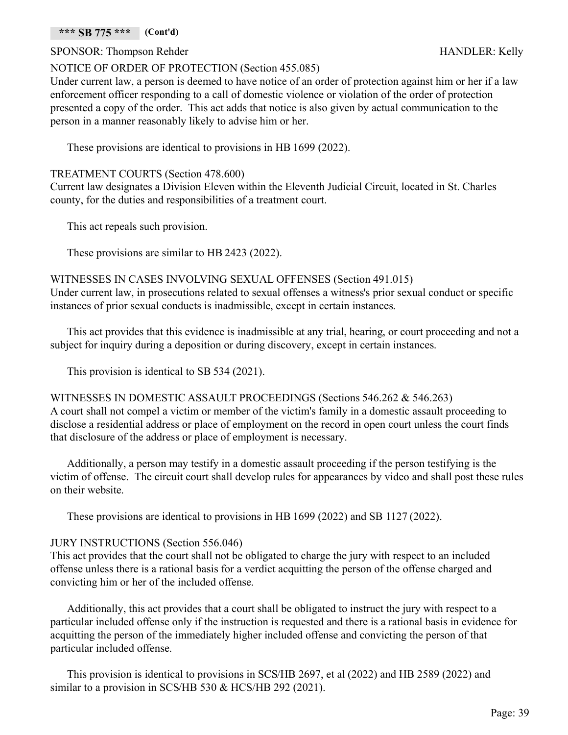**\*\*\* SB 775 \*\*\*** **(Cont'd)**

SPONSOR: Thompson Rehder HANDLER: Kelly

NOTICE OF ORDER OF PROTECTION (Section 455.085)
Under current law, a person is deemed to have notice of an order of protection against him or her if a law enforcement officer responding to a call of domestic violence or violation of the order of protection presented a copy of the order. This act adds that notice is also given by actual communication to the person in a manner reasonably likely to advise him or her.

These provisions are identical to provisions in HB 1699 (2022).

TREATMENT COURTS (Section 478.600)
Current law designates a Division Eleven within the Eleventh Judicial Circuit, located in St. Charles county, for the duties and responsibilities of a treatment court.

This act repeals such provision.

These provisions are similar to HB 2423 (2022).

WITNESSES IN CASES INVOLVING SEXUAL OFFENSES (Section 491.015)
Under current law, in prosecutions related to sexual offenses a witness's prior sexual conduct or specific instances of prior sexual conducts is inadmissible, except in certain instances.

This act provides that this evidence is inadmissible at any trial, hearing, or court proceeding and not a subject for inquiry during a deposition or during discovery, except in certain instances.

This provision is identical to SB 534 (2021).

WITNESSES IN DOMESTIC ASSAULT PROCEEDINGS (Sections 546.262 & 546.263)
A court shall not compel a victim or member of the victim's family in a domestic assault proceeding to disclose a residential address or place of employment on the record in open court unless the court finds that disclosure of the address or place of employment is necessary.

Additionally, a person may testify in a domestic assault proceeding if the person testifying is the victim of offense. The circuit court shall develop rules for appearances by video and shall post these rules on their website.

These provisions are identical to provisions in HB 1699 (2022) and SB 1127 (2022).

JURY INSTRUCTIONS (Section 556.046)
This act provides that the court shall not be obligated to charge the jury with respect to an included offense unless there is a rational basis for a verdict acquitting the person of the offense charged and convicting him or her of the included offense.

Additionally, this act provides that a court shall be obligated to instruct the jury with respect to a particular included offense only if the instruction is requested and there is a rational basis in evidence for acquitting the person of the immediately higher included offense and convicting the person of that particular included offense.

This provision is identical to provisions in SCS/HB 2697, et al (2022) and HB 2589 (2022) and similar to a provision in SCS/HB 530 & HCS/HB 292 (2021).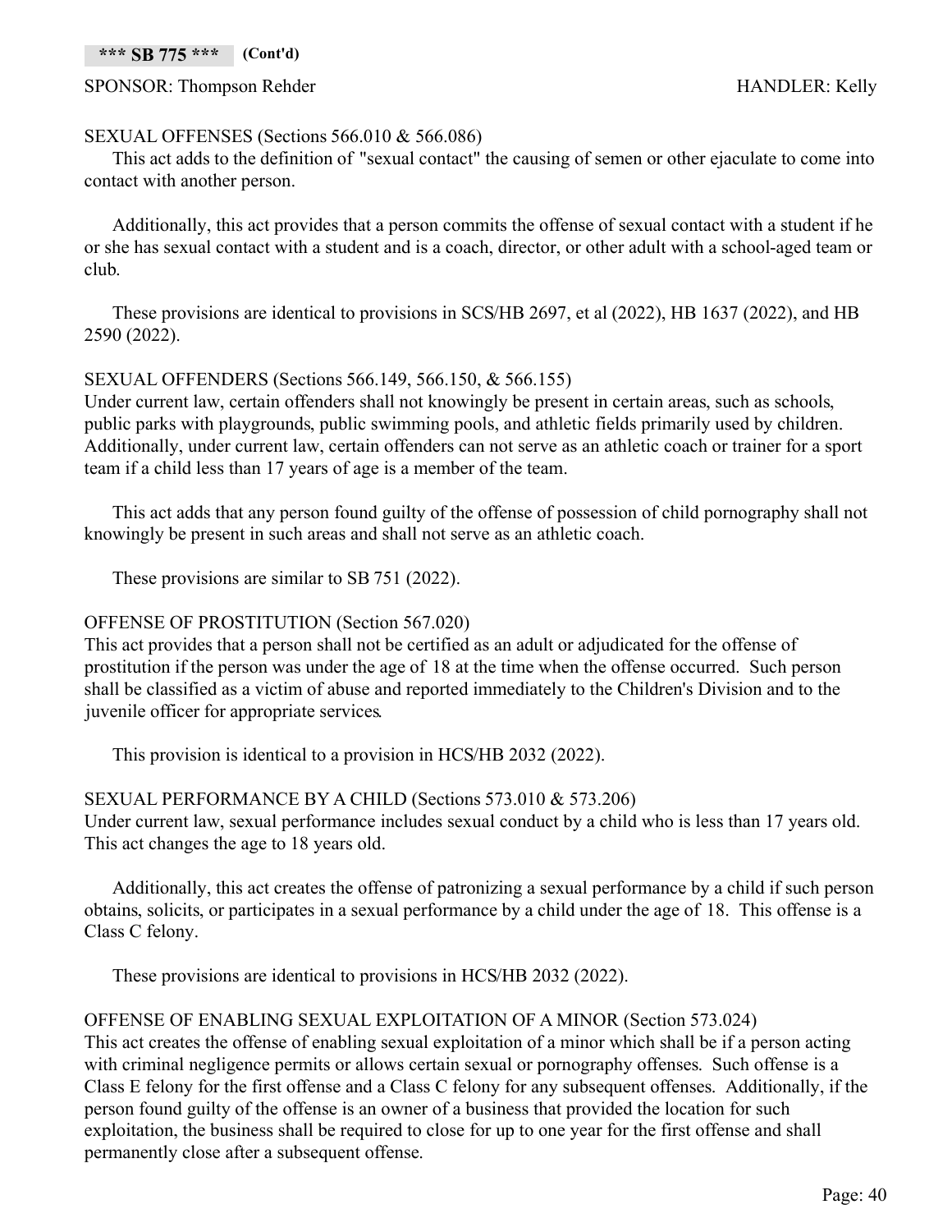**\*\*\* SB 775 \*\*\*** **(Cont'd)**

SPONSOR: Thompson Rehder HANDLER: Kelly

SEXUAL OFFENSES (Sections 566.010 & 566.086)

This act adds to the definition of "sexual contact" the causing of semen or other ejaculate to come into contact with another person.

Additionally, this act provides that a person commits the offense of sexual contact with a student if he or she has sexual contact with a student and is a coach, director, or other adult with a school-aged team or club.

These provisions are identical to provisions in SCS/HB 2697, et al (2022), HB 1637 (2022), and HB 2590 (2022).

SEXUAL OFFENDERS (Sections 566.149, 566.150, & 566.155)

Under current law, certain offenders shall not knowingly be present in certain areas, such as schools, public parks with playgrounds, public swimming pools, and athletic fields primarily used by children. Additionally, under current law, certain offenders can not serve as an athletic coach or trainer for a sport team if a child less than 17 years of age is a member of the team.

This act adds that any person found guilty of the offense of possession of child pornography shall not knowingly be present in such areas and shall not serve as an athletic coach.

These provisions are similar to SB 751 (2022).

OFFENSE OF PROSTITUTION (Section 567.020)

This act provides that a person shall not be certified as an adult or adjudicated for the offense of prostitution if the person was under the age of 18 at the time when the offense occurred. Such person shall be classified as a victim of abuse and reported immediately to the Children's Division and to the juvenile officer for appropriate services.

This provision is identical to a provision in HCS/HB 2032 (2022).

SEXUAL PERFORMANCE BY A CHILD (Sections 573.010 & 573.206)

Under current law, sexual performance includes sexual conduct by a child who is less than 17 years old. This act changes the age to 18 years old.

Additionally, this act creates the offense of patronizing a sexual performance by a child if such person obtains, solicits, or participates in a sexual performance by a child under the age of 18. This offense is a Class C felony.

These provisions are identical to provisions in HCS/HB 2032 (2022).

OFFENSE OF ENABLING SEXUAL EXPLOITATION OF A MINOR (Section 573.024)

This act creates the offense of enabling sexual exploitation of a minor which shall be if a person acting with criminal negligence permits or allows certain sexual or pornography offenses. Such offense is a Class E felony for the first offense and a Class C felony for any subsequent offenses. Additionally, if the person found guilty of the offense is an owner of a business that provided the location for such exploitation, the business shall be required to close for up to one year for the first offense and shall permanently close after a subsequent offense.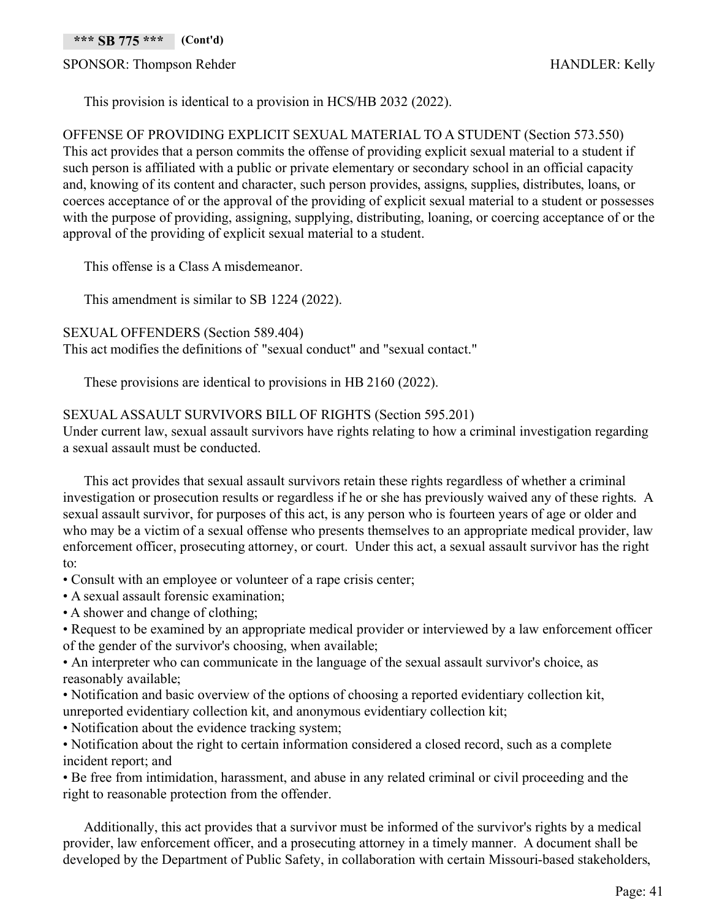This provision is identical to a provision in HCS/HB 2032 (2022).

OFFENSE OF PROVIDING EXPLICIT SEXUAL MATERIAL TO A STUDENT (Section 573.550)
This act provides that a person commits the offense of providing explicit sexual material to a student if such person is affiliated with a public or private elementary or secondary school in an official capacity and, knowing of its content and character, such person provides, assigns, supplies, distributes, loans, or coerces acceptance of or the approval of the providing of explicit sexual material to a student or possesses with the purpose of providing, assigning, supplying, distributing, loaning, or coercing acceptance of or the approval of the providing of explicit sexual material to a student.

This offense is a Class A misdemeanor.

This amendment is similar to SB 1224 (2022).

SEXUAL OFFENDERS (Section 589.404)
This act modifies the definitions of "sexual conduct" and "sexual contact."

These provisions are identical to provisions in HB 2160 (2022).

SEXUAL ASSAULT SURVIVORS BILL OF RIGHTS (Section 595.201)
Under current law, sexual assault survivors have rights relating to how a criminal investigation regarding a sexual assault must be conducted.

This act provides that sexual assault survivors retain these rights regardless of whether a criminal investigation or prosecution results or regardless if he or she has previously waived any of these rights. A sexual assault survivor, for purposes of this act, is any person who is fourteen years of age or older and who may be a victim of a sexual offense who presents themselves to an appropriate medical provider, law enforcement officer, prosecuting attorney, or court. Under this act, a sexual assault survivor has the right to:

- Consult with an employee or volunteer of a rape crisis center;
- A sexual assault forensic examination;
- A shower and change of clothing;
- Request to be examined by an appropriate medical provider or interviewed by a law enforcement officer of the gender of the survivor's choosing, when available;
- An interpreter who can communicate in the language of the sexual assault survivor's choice, as reasonably available;
- Notification and basic overview of the options of choosing a reported evidentiary collection kit, unreported evidentiary collection kit, and anonymous evidentiary collection kit;
- Notification about the evidence tracking system;
- Notification about the right to certain information considered a closed record, such as a complete incident report; and
- Be free from intimidation, harassment, and abuse in any related criminal or civil proceeding and the right to reasonable protection from the offender.

Additionally, this act provides that a survivor must be informed of the survivor's rights by a medical provider, law enforcement officer, and a prosecuting attorney in a timely manner. A document shall be developed by the Department of Public Safety, in collaboration with certain Missouri-based stakeholders,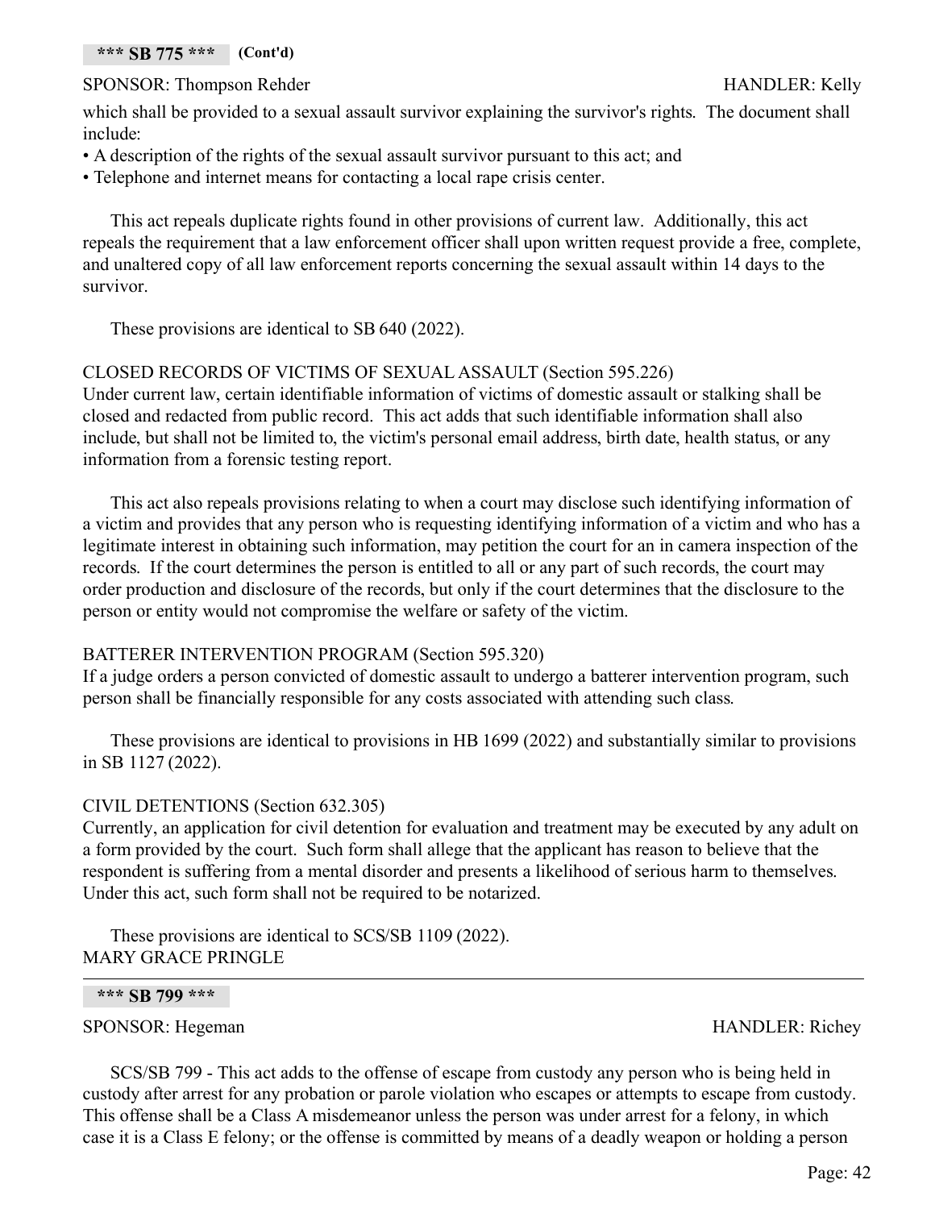**\*\*\* SB 775 \*\*\*** **(Cont'd)**

SPONSOR: Thompson Rehder HANDLER: Kelly

which shall be provided to a sexual assault survivor explaining the survivor's rights. The document shall include:

- A description of the rights of the sexual assault survivor pursuant to this act; and
- Telephone and internet means for contacting a local rape crisis center.

This act repeals duplicate rights found in other provisions of current law. Additionally, this act repeals the requirement that a law enforcement officer shall upon written request provide a free, complete, and unaltered copy of all law enforcement reports concerning the sexual assault within 14 days to the survivor.

These provisions are identical to SB 640 (2022).

CLOSED RECORDS OF VICTIMS OF SEXUAL ASSAULT (Section 595.226)
Under current law, certain identifiable information of victims of domestic assault or stalking shall be closed and redacted from public record. This act adds that such identifiable information shall also include, but shall not be limited to, the victim's personal email address, birth date, health status, or any information from a forensic testing report.

This act also repeals provisions relating to when a court may disclose such identifying information of a victim and provides that any person who is requesting identifying information of a victim and who has a legitimate interest in obtaining such information, may petition the court for an in camera inspection of the records. If the court determines the person is entitled to all or any part of such records, the court may order production and disclosure of the records, but only if the court determines that the disclosure to the person or entity would not compromise the welfare or safety of the victim.

BATTERER INTERVENTION PROGRAM (Section 595.320)
If a judge orders a person convicted of domestic assault to undergo a batterer intervention program, such person shall be financially responsible for any costs associated with attending such class.

These provisions are identical to provisions in HB 1699 (2022) and substantially similar to provisions in SB 1127 (2022).

CIVIL DETENTIONS (Section 632.305)
Currently, an application for civil detention for evaluation and treatment may be executed by any adult on a form provided by the court. Such form shall allege that the applicant has reason to believe that the respondent is suffering from a mental disorder and presents a likelihood of serious harm to themselves. Under this act, such form shall not be required to be notarized.

These provisions are identical to SCS/SB 1109 (2022).
MARY GRACE PRINGLE

---

**\*\*\* SB 799 \*\*\***

SPONSOR: Hegeman HANDLER: Richey

SCS/SB 799 - This act adds to the offense of escape from custody any person who is being held in custody after arrest for any probation or parole violation who escapes or attempts to escape from custody. This offense shall be a Class A misdemeanor unless the person was under arrest for a felony, in which case it is a Class E felony; or the offense is committed by means of a deadly weapon or holding a person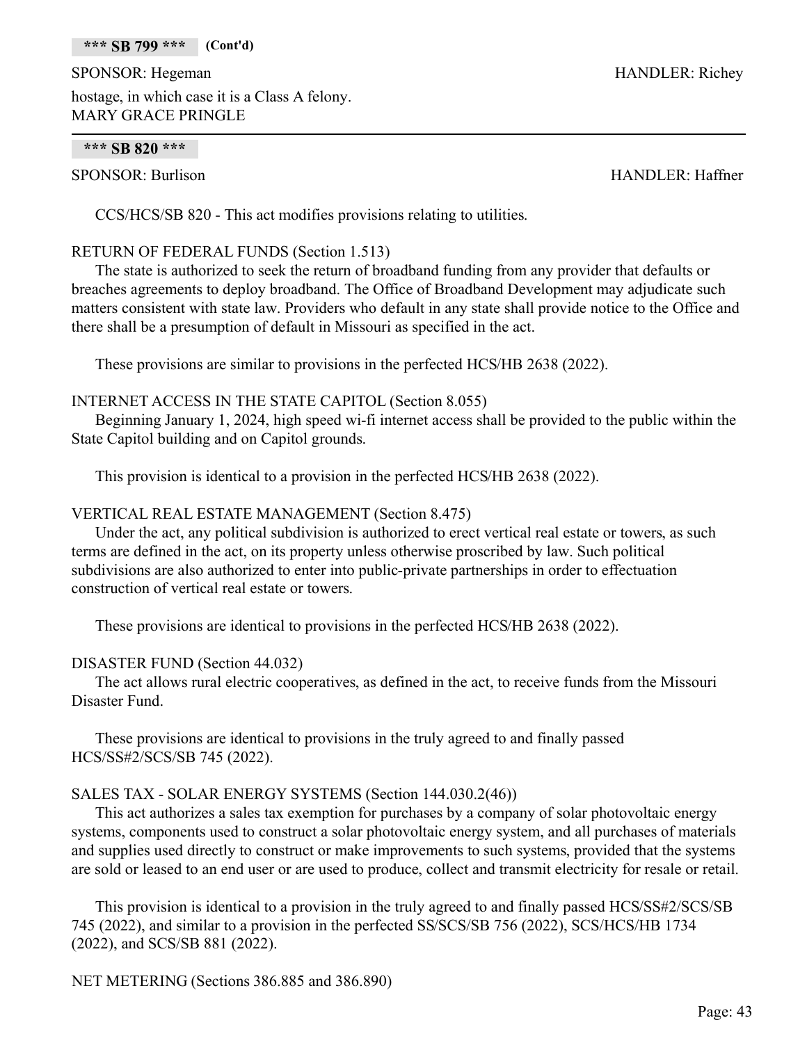**\*\*\* SB 799 \*\*\*** **(Cont'd)**

SPONSOR: Hegeman HANDLER: Richey

hostage, in which case it is a Class A felony.
MARY GRACE PRINGLE

---

**\*\*\* SB 820 \*\*\***

SPONSOR: Burlison HANDLER: Haffner

CCS/HCS/SB 820 - This act modifies provisions relating to utilities.

RETURN OF FEDERAL FUNDS (Section 1.513)

The state is authorized to seek the return of broadband funding from any provider that defaults or breaches agreements to deploy broadband. The Office of Broadband Development may adjudicate such matters consistent with state law. Providers who default in any state shall provide notice to the Office and there shall be a presumption of default in Missouri as specified in the act.

These provisions are similar to provisions in the perfected HCS/HB 2638 (2022).

INTERNET ACCESS IN THE STATE CAPITOL (Section 8.055)

Beginning January 1, 2024, high speed wi-fi internet access shall be provided to the public within the State Capitol building and on Capitol grounds.

This provision is identical to a provision in the perfected HCS/HB 2638 (2022).

VERTICAL REAL ESTATE MANAGEMENT (Section 8.475)

Under the act, any political subdivision is authorized to erect vertical real estate or towers, as such terms are defined in the act, on its property unless otherwise proscribed by law. Such political subdivisions are also authorized to enter into public-private partnerships in order to effectuation construction of vertical real estate or towers.

These provisions are identical to provisions in the perfected HCS/HB 2638 (2022).

DISASTER FUND (Section 44.032)

The act allows rural electric cooperatives, as defined in the act, to receive funds from the Missouri Disaster Fund.

These provisions are identical to provisions in the truly agreed to and finally passed HCS/SS#2/SCS/SB 745 (2022).

SALES TAX - SOLAR ENERGY SYSTEMS (Section 144.030.2(46))

This act authorizes a sales tax exemption for purchases by a company of solar photovoltaic energy systems, components used to construct a solar photovoltaic energy system, and all purchases of materials and supplies used directly to construct or make improvements to such systems, provided that the systems are sold or leased to an end user or are used to produce, collect and transmit electricity for resale or retail.

This provision is identical to a provision in the truly agreed to and finally passed HCS/SS#2/SCS/SB 745 (2022), and similar to a provision in the perfected SS/SCS/SB 756 (2022), SCS/HCS/HB 1734 (2022), and SCS/SB 881 (2022).

NET METERING (Sections 386.885 and 386.890)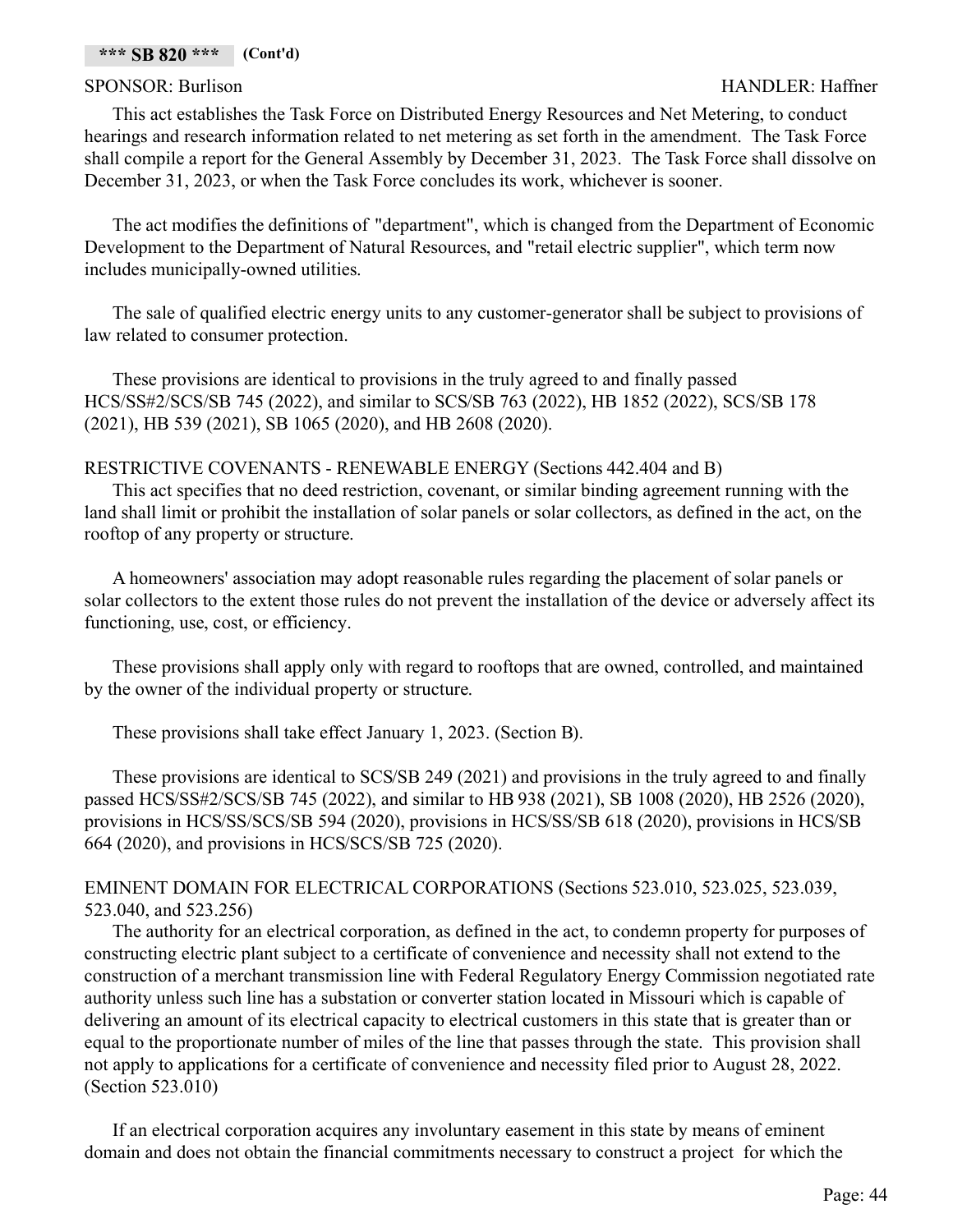**\*\*\* SB 820 \*\*\*** **(Cont'd)**

SPONSOR: Burlison HANDLER: Haffner

This act establishes the Task Force on Distributed Energy Resources and Net Metering, to conduct hearings and research information related to net metering as set forth in the amendment. The Task Force shall compile a report for the General Assembly by December 31, 2023. The Task Force shall dissolve on December 31, 2023, or when the Task Force concludes its work, whichever is sooner.

The act modifies the definitions of "department", which is changed from the Department of Economic Development to the Department of Natural Resources, and "retail electric supplier", which term now includes municipally-owned utilities.

The sale of qualified electric energy units to any customer-generator shall be subject to provisions of law related to consumer protection.

These provisions are identical to provisions in the truly agreed to and finally passed HCS/SS#2/SCS/SB 745 (2022), and similar to SCS/SB 763 (2022), HB 1852 (2022), SCS/SB 178 (2021), HB 539 (2021), SB 1065 (2020), and HB 2608 (2020).

RESTRICTIVE COVENANTS - RENEWABLE ENERGY (Sections 442.404 and B)

This act specifies that no deed restriction, covenant, or similar binding agreement running with the land shall limit or prohibit the installation of solar panels or solar collectors, as defined in the act, on the rooftop of any property or structure.

A homeowners' association may adopt reasonable rules regarding the placement of solar panels or solar collectors to the extent those rules do not prevent the installation of the device or adversely affect its functioning, use, cost, or efficiency.

These provisions shall apply only with regard to rooftops that are owned, controlled, and maintained by the owner of the individual property or structure.

These provisions shall take effect January 1, 2023. (Section B).

These provisions are identical to SCS/SB 249 (2021) and provisions in the truly agreed to and finally passed HCS/SS#2/SCS/SB 745 (2022), and similar to HB 938 (2021), SB 1008 (2020), HB 2526 (2020), provisions in HCS/SS/SCS/SB 594 (2020), provisions in HCS/SS/SB 618 (2020), provisions in HCS/SB 664 (2020), and provisions in HCS/SCS/SB 725 (2020).

EMINENT DOMAIN FOR ELECTRICAL CORPORATIONS (Sections 523.010, 523.025, 523.039, 523.040, and 523.256)

The authority for an electrical corporation, as defined in the act, to condemn property for purposes of constructing electric plant subject to a certificate of convenience and necessity shall not extend to the construction of a merchant transmission line with Federal Regulatory Energy Commission negotiated rate authority unless such line has a substation or converter station located in Missouri which is capable of delivering an amount of its electrical capacity to electrical customers in this state that is greater than or equal to the proportionate number of miles of the line that passes through the state. This provision shall not apply to applications for a certificate of convenience and necessity filed prior to August 28, 2022. (Section 523.010)

If an electrical corporation acquires any involuntary easement in this state by means of eminent domain and does not obtain the financial commitments necessary to construct a project for which the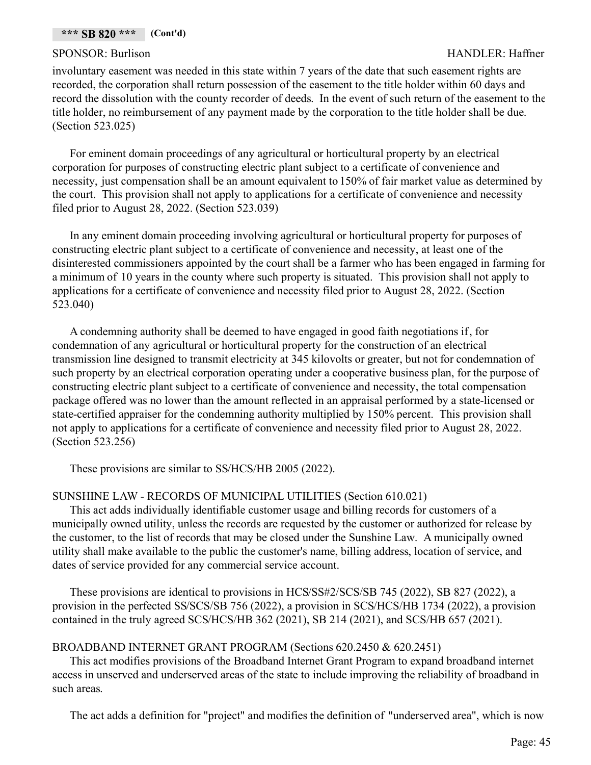involuntary easement was needed in this state within 7 years of the date that such easement rights are recorded, the corporation shall return possession of the easement to the title holder within 60 days and record the dissolution with the county recorder of deeds. In the event of such return of the easement to the title holder, no reimbursement of any payment made by the corporation to the title holder shall be due. (Section 523.025)

For eminent domain proceedings of any agricultural or horticultural property by an electrical corporation for purposes of constructing electric plant subject to a certificate of convenience and necessity, just compensation shall be an amount equivalent to 150% of fair market value as determined by the court. This provision shall not apply to applications for a certificate of convenience and necessity filed prior to August 28, 2022. (Section 523.039)

In any eminent domain proceeding involving agricultural or horticultural property for purposes of constructing electric plant subject to a certificate of convenience and necessity, at least one of the disinterested commissioners appointed by the court shall be a farmer who has been engaged in farming for a minimum of 10 years in the county where such property is situated. This provision shall not apply to applications for a certificate of convenience and necessity filed prior to August 28, 2022. (Section 523.040)

A condemning authority shall be deemed to have engaged in good faith negotiations if, for condemnation of any agricultural or horticultural property for the construction of an electrical transmission line designed to transmit electricity at 345 kilovolts or greater, but not for condemnation of such property by an electrical corporation operating under a cooperative business plan, for the purpose of constructing electric plant subject to a certificate of convenience and necessity, the total compensation package offered was no lower than the amount reflected in an appraisal performed by a state-licensed or state-certified appraiser for the condemning authority multiplied by 150% percent. This provision shall not apply to applications for a certificate of convenience and necessity filed prior to August 28, 2022. (Section 523.256)

These provisions are similar to SS/HCS/HB 2005 (2022).

SUNSHINE LAW - RECORDS OF MUNICIPAL UTILITIES (Section 610.021)

This act adds individually identifiable customer usage and billing records for customers of a municipally owned utility, unless the records are requested by the customer or authorized for release by the customer, to the list of records that may be closed under the Sunshine Law. A municipally owned utility shall make available to the public the customer's name, billing address, location of service, and dates of service provided for any commercial service account.

These provisions are identical to provisions in HCS/SS#2/SCS/SB 745 (2022), SB 827 (2022), a provision in the perfected SS/SCS/SB 756 (2022), a provision in SCS/HCS/HB 1734 (2022), a provision contained in the truly agreed SCS/HCS/HB 362 (2021), SB 214 (2021), and SCS/HB 657 (2021).

BROADBAND INTERNET GRANT PROGRAM (Sections 620.2450 & 620.2451)

This act modifies provisions of the Broadband Internet Grant Program to expand broadband internet access in unserved and underserved areas of the state to include improving the reliability of broadband in such areas.

The act adds a definition for "project" and modifies the definition of "underserved area", which is now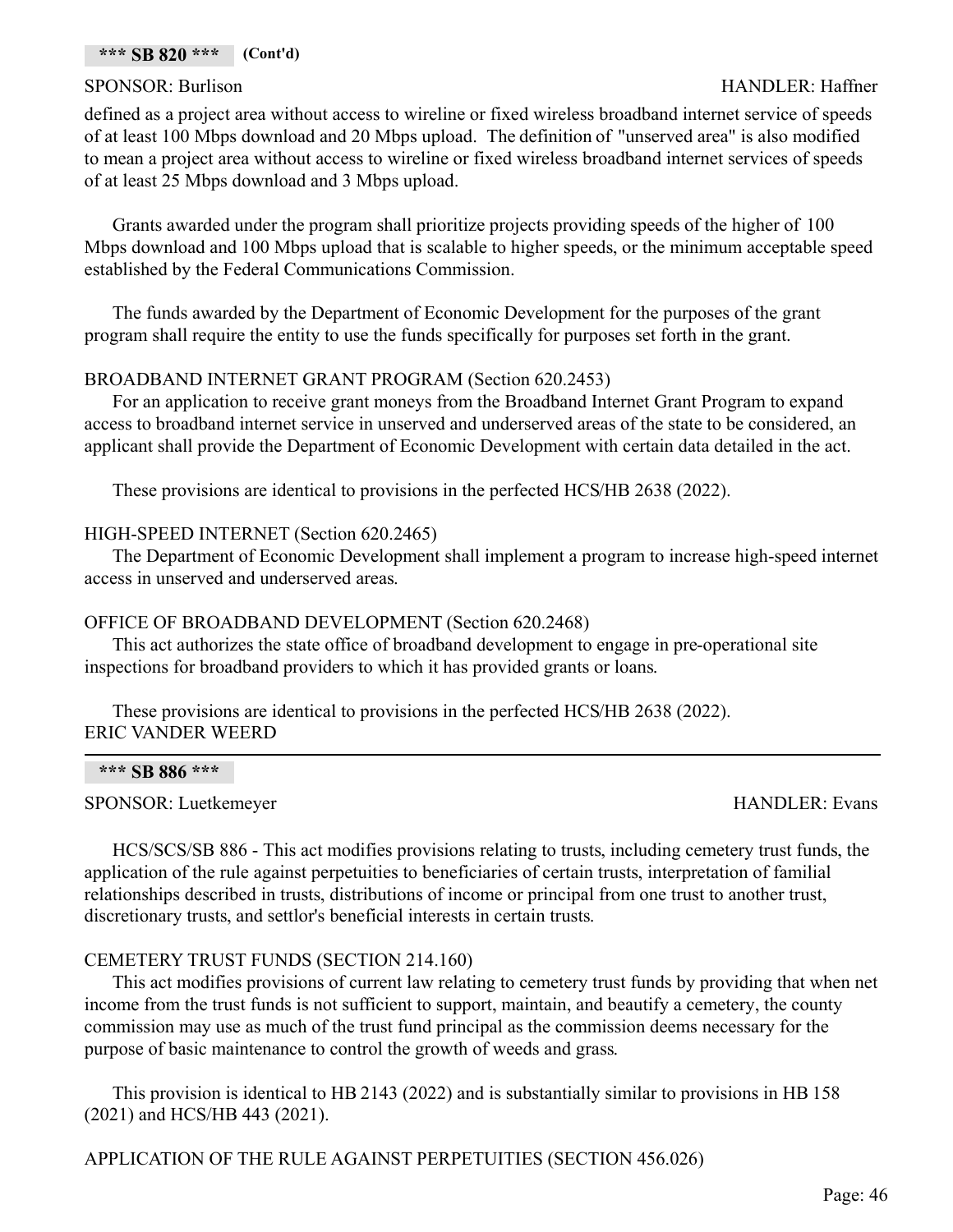**\*\*\* SB 820 \*\*\*** **(Cont'd)**

SPONSOR: Burlison HANDLER: Haffner

defined as a project area without access to wireline or fixed wireless broadband internet service of speeds of at least 100 Mbps download and 20 Mbps upload. The definition of "unserved area" is also modified to mean a project area without access to wireline or fixed wireless broadband internet services of speeds of at least 25 Mbps download and 3 Mbps upload.

Grants awarded under the program shall prioritize projects providing speeds of the higher of 100 Mbps download and 100 Mbps upload that is scalable to higher speeds, or the minimum acceptable speed established by the Federal Communications Commission.

The funds awarded by the Department of Economic Development for the purposes of the grant program shall require the entity to use the funds specifically for purposes set forth in the grant.

BROADBAND INTERNET GRANT PROGRAM (Section 620.2453)

For an application to receive grant moneys from the Broadband Internet Grant Program to expand access to broadband internet service in unserved and underserved areas of the state to be considered, an applicant shall provide the Department of Economic Development with certain data detailed in the act.

These provisions are identical to provisions in the perfected HCS/HB 2638 (2022).

HIGH-SPEED INTERNET (Section 620.2465)

The Department of Economic Development shall implement a program to increase high-speed internet access in unserved and underserved areas.

OFFICE OF BROADBAND DEVELOPMENT (Section 620.2468)

This act authorizes the state office of broadband development to engage in pre-operational site inspections for broadband providers to which it has provided grants or loans.

These provisions are identical to provisions in the perfected HCS/HB 2638 (2022).
ERIC VANDER WEERD

---

**\*\*\* SB 886 \*\*\***

SPONSOR: Luetkemeyer HANDLER: Evans

HCS/SCS/SB 886 - This act modifies provisions relating to trusts, including cemetery trust funds, the application of the rule against perpetuities to beneficiaries of certain trusts, interpretation of familial relationships described in trusts, distributions of income or principal from one trust to another trust, discretionary trusts, and settlor's beneficial interests in certain trusts.

CEMETERY TRUST FUNDS (SECTION 214.160)

This act modifies provisions of current law relating to cemetery trust funds by providing that when net income from the trust funds is not sufficient to support, maintain, and beautify a cemetery, the county commission may use as much of the trust fund principal as the commission deems necessary for the purpose of basic maintenance to control the growth of weeds and grass.

This provision is identical to HB 2143 (2022) and is substantially similar to provisions in HB 158 (2021) and HCS/HB 443 (2021).

APPLICATION OF THE RULE AGAINST PERPETUITIES (SECTION 456.026)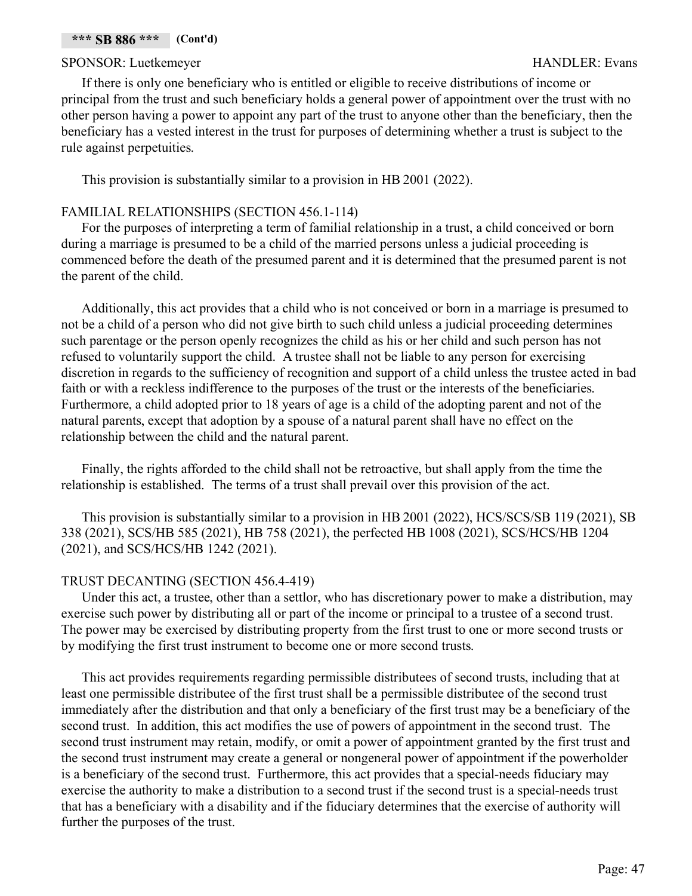**\*\*\* SB 886 \*\*\*** **(Cont'd)**

SPONSOR: Luetkemeyer HANDLER: Evans

If there is only one beneficiary who is entitled or eligible to receive distributions of income or principal from the trust and such beneficiary holds a general power of appointment over the trust with no other person having a power to appoint any part of the trust to anyone other than the beneficiary, then the beneficiary has a vested interest in the trust for purposes of determining whether a trust is subject to the rule against perpetuities.

This provision is substantially similar to a provision in HB 2001 (2022).

FAMILIAL RELATIONSHIPS (SECTION 456.1-114)

For the purposes of interpreting a term of familial relationship in a trust, a child conceived or born during a marriage is presumed to be a child of the married persons unless a judicial proceeding is commenced before the death of the presumed parent and it is determined that the presumed parent is not the parent of the child.

Additionally, this act provides that a child who is not conceived or born in a marriage is presumed to not be a child of a person who did not give birth to such child unless a judicial proceeding determines such parentage or the person openly recognizes the child as his or her child and such person has not refused to voluntarily support the child. A trustee shall not be liable to any person for exercising discretion in regards to the sufficiency of recognition and support of a child unless the trustee acted in bad faith or with a reckless indifference to the purposes of the trust or the interests of the beneficiaries. Furthermore, a child adopted prior to 18 years of age is a child of the adopting parent and not of the natural parents, except that adoption by a spouse of a natural parent shall have no effect on the relationship between the child and the natural parent.

Finally, the rights afforded to the child shall not be retroactive, but shall apply from the time the relationship is established. The terms of a trust shall prevail over this provision of the act.

This provision is substantially similar to a provision in HB 2001 (2022), HCS/SCS/SB 119 (2021), SB 338 (2021), SCS/HB 585 (2021), HB 758 (2021), the perfected HB 1008 (2021), SCS/HCS/HB 1204 (2021), and SCS/HCS/HB 1242 (2021).

TRUST DECANTING (SECTION 456.4-419)

Under this act, a trustee, other than a settlor, who has discretionary power to make a distribution, may exercise such power by distributing all or part of the income or principal to a trustee of a second trust. The power may be exercised by distributing property from the first trust to one or more second trusts or by modifying the first trust instrument to become one or more second trusts.

This act provides requirements regarding permissible distributees of second trusts, including that at least one permissible distributee of the first trust shall be a permissible distributee of the second trust immediately after the distribution and that only a beneficiary of the first trust may be a beneficiary of the second trust. In addition, this act modifies the use of powers of appointment in the second trust. The second trust instrument may retain, modify, or omit a power of appointment granted by the first trust and the second trust instrument may create a general or nongeneral power of appointment if the powerholder is a beneficiary of the second trust. Furthermore, this act provides that a special-needs fiduciary may exercise the authority to make a distribution to a second trust if the second trust is a special-needs trust that has a beneficiary with a disability and if the fiduciary determines that the exercise of authority will further the purposes of the trust.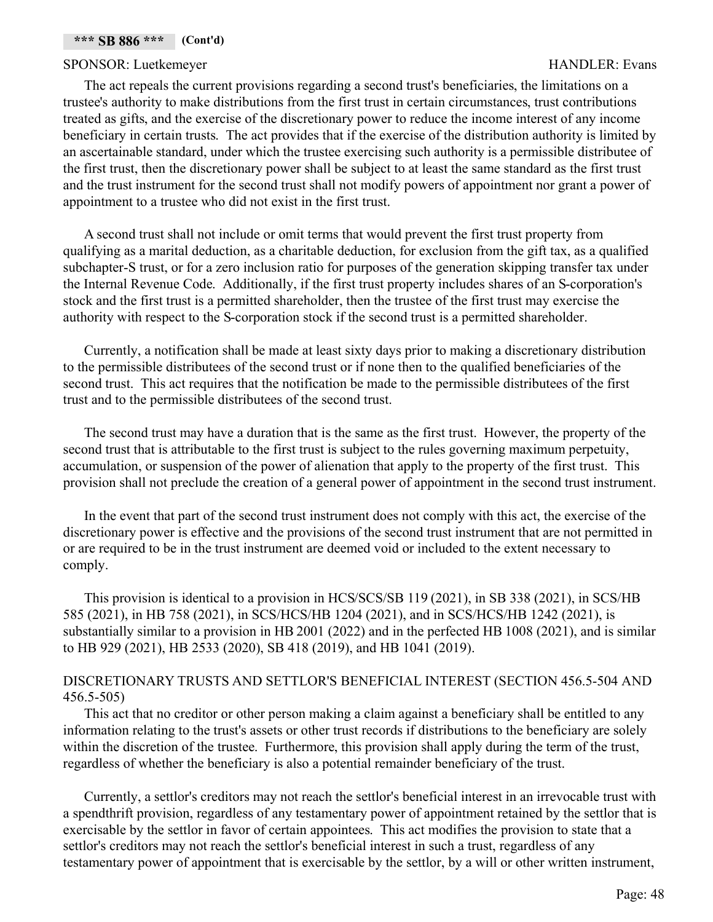**\*\*\* SB 886 \*\*\*** (Cont'd)

SPONSOR: Luetkemeyer HANDLER: Evans

The act repeals the current provisions regarding a second trust's beneficiaries, the limitations on a trustee's authority to make distributions from the first trust in certain circumstances, trust contributions treated as gifts, and the exercise of the discretionary power to reduce the income interest of any income beneficiary in certain trusts. The act provides that if the exercise of the distribution authority is limited by an ascertainable standard, under which the trustee exercising such authority is a permissible distributee of the first trust, then the discretionary power shall be subject to at least the same standard as the first trust and the trust instrument for the second trust shall not modify powers of appointment nor grant a power of appointment to a trustee who did not exist in the first trust.

A second trust shall not include or omit terms that would prevent the first trust property from qualifying as a marital deduction, as a charitable deduction, for exclusion from the gift tax, as a qualified subchapter-S trust, or for a zero inclusion ratio for purposes of the generation skipping transfer tax under the Internal Revenue Code. Additionally, if the first trust property includes shares of an S-corporation's stock and the first trust is a permitted shareholder, then the trustee of the first trust may exercise the authority with respect to the S-corporation stock if the second trust is a permitted shareholder.

Currently, a notification shall be made at least sixty days prior to making a discretionary distribution to the permissible distributees of the second trust or if none then to the qualified beneficiaries of the second trust. This act requires that the notification be made to the permissible distributees of the first trust and to the permissible distributees of the second trust.

The second trust may have a duration that is the same as the first trust. However, the property of the second trust that is attributable to the first trust is subject to the rules governing maximum perpetuity, accumulation, or suspension of the power of alienation that apply to the property of the first trust. This provision shall not preclude the creation of a general power of appointment in the second trust instrument.

In the event that part of the second trust instrument does not comply with this act, the exercise of the discretionary power is effective and the provisions of the second trust instrument that are not permitted in or are required to be in the trust instrument are deemed void or included to the extent necessary to comply.

This provision is identical to a provision in HCS/SCS/SB 119 (2021), in SB 338 (2021), in SCS/HB 585 (2021), in HB 758 (2021), in SCS/HCS/HB 1204 (2021), and in SCS/HCS/HB 1242 (2021), is substantially similar to a provision in HB 2001 (2022) and in the perfected HB 1008 (2021), and is similar to HB 929 (2021), HB 2533 (2020), SB 418 (2019), and HB 1041 (2019).

DISCRETIONARY TRUSTS AND SETTLOR'S BENEFICIAL INTEREST (SECTION 456.5-504 AND 456.5-505)

This act that no creditor or other person making a claim against a beneficiary shall be entitled to any information relating to the trust's assets or other trust records if distributions to the beneficiary are solely within the discretion of the trustee. Furthermore, this provision shall apply during the term of the trust, regardless of whether the beneficiary is also a potential remainder beneficiary of the trust.

Currently, a settlor's creditors may not reach the settlor's beneficial interest in an irrevocable trust with a spendthrift provision, regardless of any testamentary power of appointment retained by the settlor that is exercisable by the settlor in favor of certain appointees. This act modifies the provision to state that a settlor's creditors may not reach the settlor's beneficial interest in such a trust, regardless of any testamentary power of appointment that is exercisable by the settlor, by a will or other written instrument,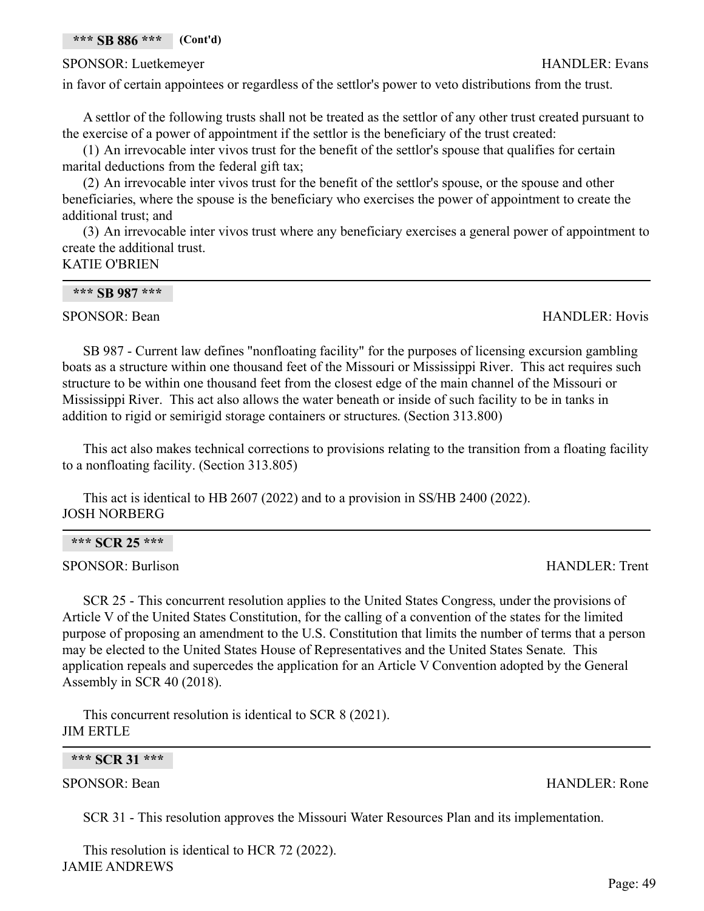**\*\*\* SB 886 \*\*\*** **(Cont'd)**

SPONSOR: Luetkemeyer HANDLER: Evans

in favor of certain appointees or regardless of the settlor's power to veto distributions from the trust.

A settlor of the following trusts shall not be treated as the settlor of any other trust created pursuant to the exercise of a power of appointment if the settlor is the beneficiary of the trust created:

(1) An irrevocable inter vivos trust for the benefit of the settlor's spouse that qualifies for certain marital deductions from the federal gift tax;

(2) An irrevocable inter vivos trust for the benefit of the settlor's spouse, or the spouse and other beneficiaries, where the spouse is the beneficiary who exercises the power of appointment to create the additional trust; and

(3) An irrevocable inter vivos trust where any beneficiary exercises a general power of appointment to create the additional trust.

KATIE O'BRIEN

---

**\*\*\* SB 987 \*\*\***

SPONSOR: Bean HANDLER: Hovis

SB 987 - Current law defines "nonfloating facility" for the purposes of licensing excursion gambling boats as a structure within one thousand feet of the Missouri or Mississippi River. This act requires such structure to be within one thousand feet from the closest edge of the main channel of the Missouri or Mississippi River. This act also allows the water beneath or inside of such facility to be in tanks in addition to rigid or semirigid storage containers or structures. (Section 313.800)

This act also makes technical corrections to provisions relating to the transition from a floating facility to a nonfloating facility. (Section 313.805)

This act is identical to HB 2607 (2022) and to a provision in SS/HB 2400 (2022).

JOSH NORBERG

---

**\*\*\* SCR 25 \*\*\***

SPONSOR: Burlison HANDLER: Trent

SCR 25 - This concurrent resolution applies to the United States Congress, under the provisions of Article V of the United States Constitution, for the calling of a convention of the states for the limited purpose of proposing an amendment to the U.S. Constitution that limits the number of terms that a person may be elected to the United States House of Representatives and the United States Senate. This application repeals and supercedes the application for an Article V Convention adopted by the General Assembly in SCR 40 (2018).

This concurrent resolution is identical to SCR 8 (2021).

JIM ERTLE

---

**\*\*\* SCR 31 \*\*\***

SPONSOR: Bean HANDLER: Rone

SCR 31 - This resolution approves the Missouri Water Resources Plan and its implementation.

This resolution is identical to HCR 72 (2022).

JAMIE ANDREWS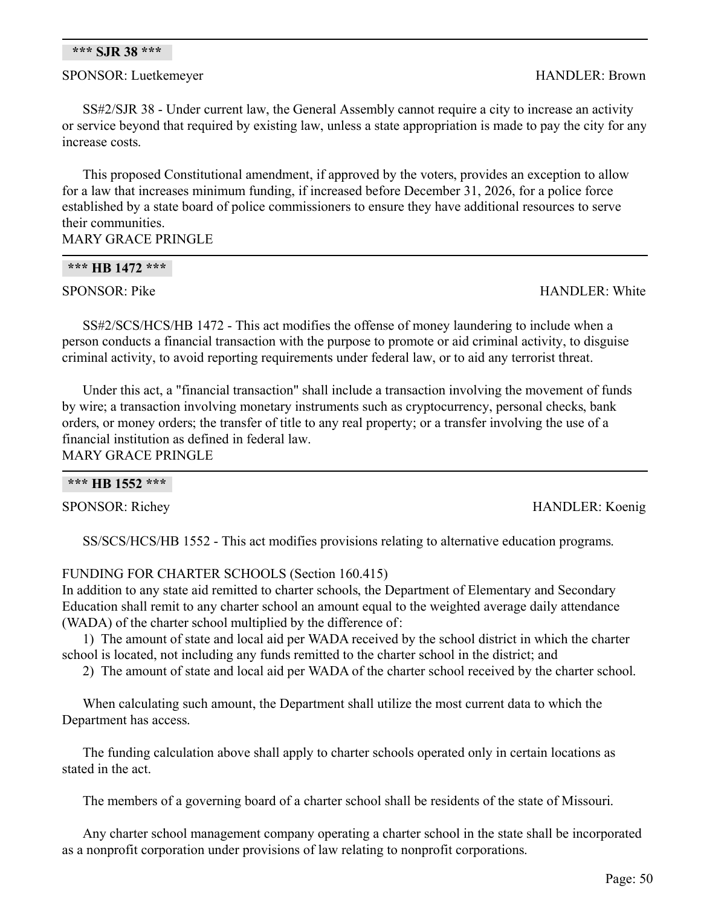**\*\*\* SJR 38 \*\*\***

SPONSOR: Luetkemeyer HANDLER: Brown

SS#2/SJR 38 - Under current law, the General Assembly cannot require a city to increase an activity or service beyond that required by existing law, unless a state appropriation is made to pay the city for any increase costs.

This proposed Constitutional amendment, if approved by the voters, provides an exception to allow for a law that increases minimum funding, if increased before December 31, 2026, for a police force established by a state board of police commissioners to ensure they have additional resources to serve their communities.

MARY GRACE PRINGLE

---

**\*\*\* HB 1472 \*\*\***

SPONSOR: Pike HANDLER: White

SS#2/SCS/HCS/HB 1472 - This act modifies the offense of money laundering to include when a person conducts a financial transaction with the purpose to promote or aid criminal activity, to disguise criminal activity, to avoid reporting requirements under federal law, or to aid any terrorist threat.

Under this act, a "financial transaction" shall include a transaction involving the movement of funds by wire; a transaction involving monetary instruments such as cryptocurrency, personal checks, bank orders, or money orders; the transfer of title to any real property; or a transfer involving the use of a financial institution as defined in federal law.

MARY GRACE PRINGLE

---

**\*\*\* HB 1552 \*\*\***

SPONSOR: Richey HANDLER: Koenig

SS/SCS/HCS/HB 1552 - This act modifies provisions relating to alternative education programs.

FUNDING FOR CHARTER SCHOOLS (Section 160.415)

In addition to any state aid remitted to charter schools, the Department of Elementary and Secondary Education shall remit to any charter school an amount equal to the weighted average daily attendance (WADA) of the charter school multiplied by the difference of:

1) The amount of state and local aid per WADA received by the school district in which the charter school is located, not including any funds remitted to the charter school in the district; and

2) The amount of state and local aid per WADA of the charter school received by the charter school.

When calculating such amount, the Department shall utilize the most current data to which the Department has access.

The funding calculation above shall apply to charter schools operated only in certain locations as stated in the act.

The members of a governing board of a charter school shall be residents of the state of Missouri.

Any charter school management company operating a charter school in the state shall be incorporated as a nonprofit corporation under provisions of law relating to nonprofit corporations.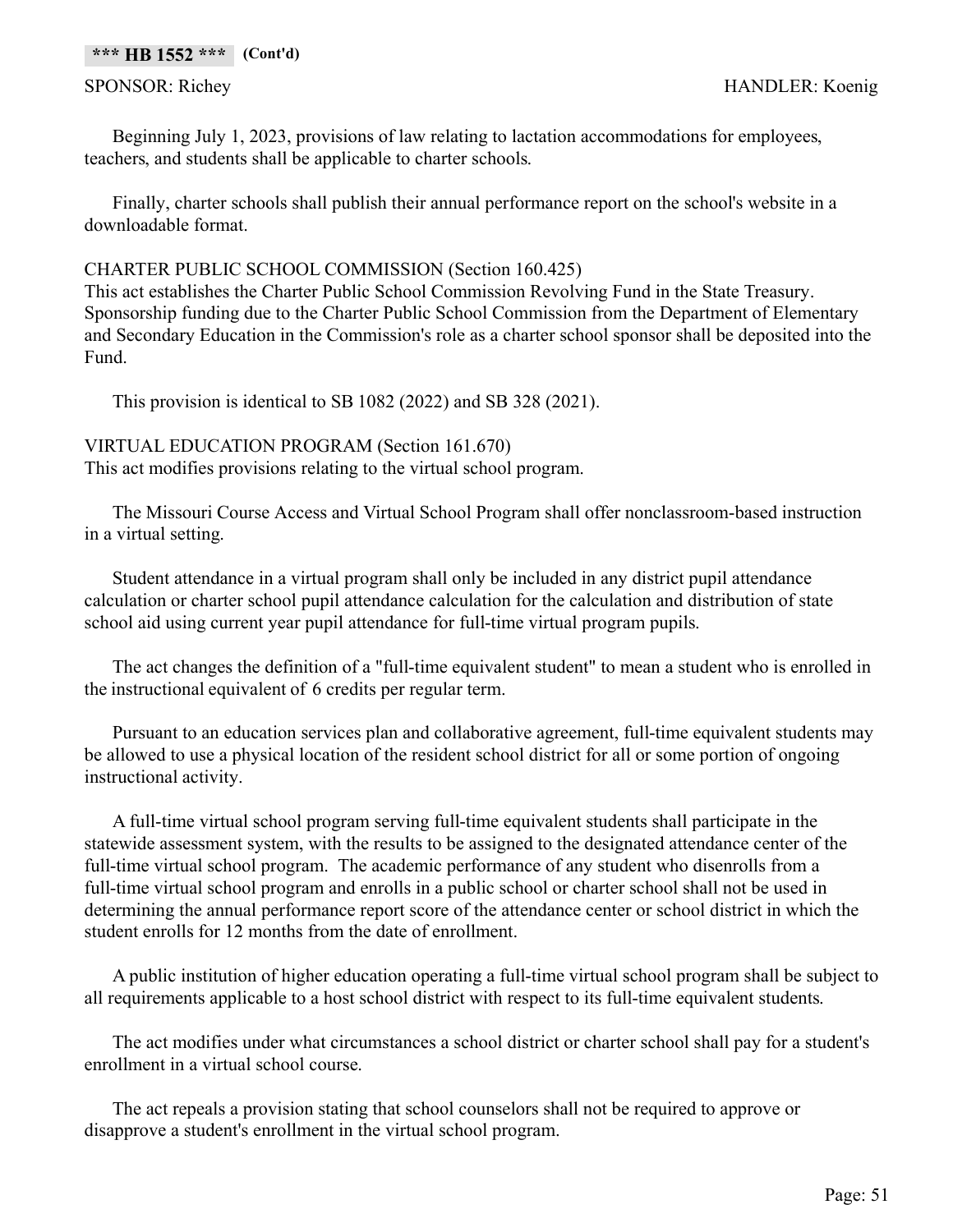**\*\*\* HB 1552 \*\*\*** **(Cont'd)**

SPONSOR: Richey HANDLER: Koenig

Beginning July 1, 2023, provisions of law relating to lactation accommodations for employees, teachers, and students shall be applicable to charter schools.

Finally, charter schools shall publish their annual performance report on the school's website in a downloadable format.

CHARTER PUBLIC SCHOOL COMMISSION (Section 160.425)
This act establishes the Charter Public School Commission Revolving Fund in the State Treasury. Sponsorship funding due to the Charter Public School Commission from the Department of Elementary and Secondary Education in the Commission's role as a charter school sponsor shall be deposited into the Fund.

This provision is identical to SB 1082 (2022) and SB 328 (2021).

VIRTUAL EDUCATION PROGRAM (Section 161.670)
This act modifies provisions relating to the virtual school program.

The Missouri Course Access and Virtual School Program shall offer nonclassroom-based instruction in a virtual setting.

Student attendance in a virtual program shall only be included in any district pupil attendance calculation or charter school pupil attendance calculation for the calculation and distribution of state school aid using current year pupil attendance for full-time virtual program pupils.

The act changes the definition of a "full-time equivalent student" to mean a student who is enrolled in the instructional equivalent of 6 credits per regular term.

Pursuant to an education services plan and collaborative agreement, full-time equivalent students may be allowed to use a physical location of the resident school district for all or some portion of ongoing instructional activity.

A full-time virtual school program serving full-time equivalent students shall participate in the statewide assessment system, with the results to be assigned to the designated attendance center of the full-time virtual school program. The academic performance of any student who disenrolls from a full-time virtual school program and enrolls in a public school or charter school shall not be used in determining the annual performance report score of the attendance center or school district in which the student enrolls for 12 months from the date of enrollment.

A public institution of higher education operating a full-time virtual school program shall be subject to all requirements applicable to a host school district with respect to its full-time equivalent students.

The act modifies under what circumstances a school district or charter school shall pay for a student's enrollment in a virtual school course.

The act repeals a provision stating that school counselors shall not be required to approve or disapprove a student's enrollment in the virtual school program.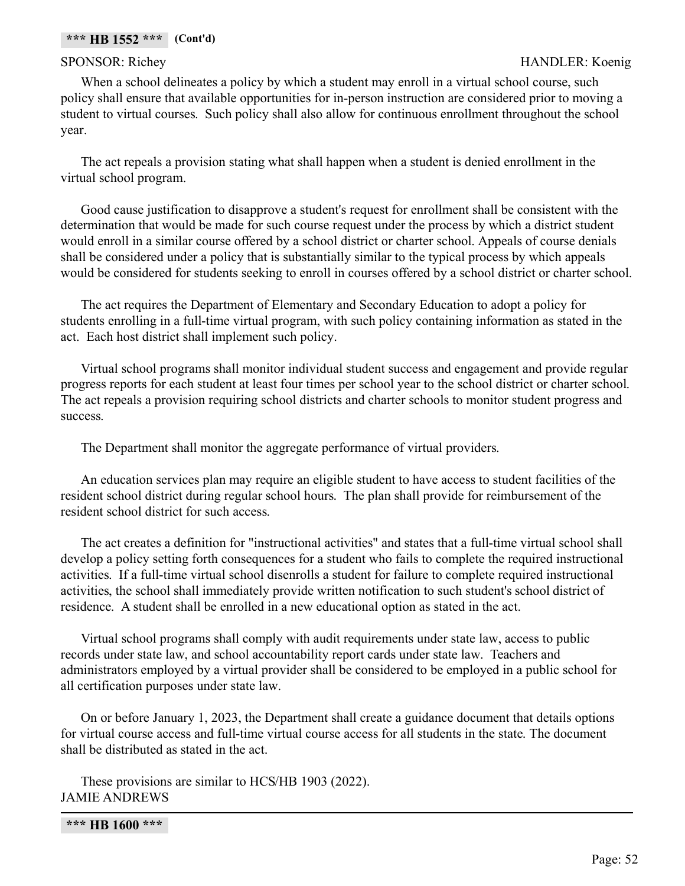**\*\*\* HB 1552 \*\*\*** **(Cont'd)**

SPONSOR: Richey HANDLER: Koenig

When a school delineates a policy by which a student may enroll in a virtual school course, such policy shall ensure that available opportunities for in-person instruction are considered prior to moving a student to virtual courses. Such policy shall also allow for continuous enrollment throughout the school year.

The act repeals a provision stating what shall happen when a student is denied enrollment in the virtual school program.

Good cause justification to disapprove a student's request for enrollment shall be consistent with the determination that would be made for such course request under the process by which a district student would enroll in a similar course offered by a school district or charter school. Appeals of course denials shall be considered under a policy that is substantially similar to the typical process by which appeals would be considered for students seeking to enroll in courses offered by a school district or charter school.

The act requires the Department of Elementary and Secondary Education to adopt a policy for students enrolling in a full-time virtual program, with such policy containing information as stated in the act. Each host district shall implement such policy.

Virtual school programs shall monitor individual student success and engagement and provide regular progress reports for each student at least four times per school year to the school district or charter school. The act repeals a provision requiring school districts and charter schools to monitor student progress and success.

The Department shall monitor the aggregate performance of virtual providers.

An education services plan may require an eligible student to have access to student facilities of the resident school district during regular school hours. The plan shall provide for reimbursement of the resident school district for such access.

The act creates a definition for "instructional activities" and states that a full-time virtual school shall develop a policy setting forth consequences for a student who fails to complete the required instructional activities. If a full-time virtual school disenrolls a student for failure to complete required instructional activities, the school shall immediately provide written notification to such student's school district of residence. A student shall be enrolled in a new educational option as stated in the act.

Virtual school programs shall comply with audit requirements under state law, access to public records under state law, and school accountability report cards under state law. Teachers and administrators employed by a virtual provider shall be considered to be employed in a public school for all certification purposes under state law.

On or before January 1, 2023, the Department shall create a guidance document that details options for virtual course access and full-time virtual course access for all students in the state. The document shall be distributed as stated in the act.

These provisions are similar to HCS/HB 1903 (2022).
JAMIE ANDREWS

---

**\*\*\* HB 1600 \*\*\***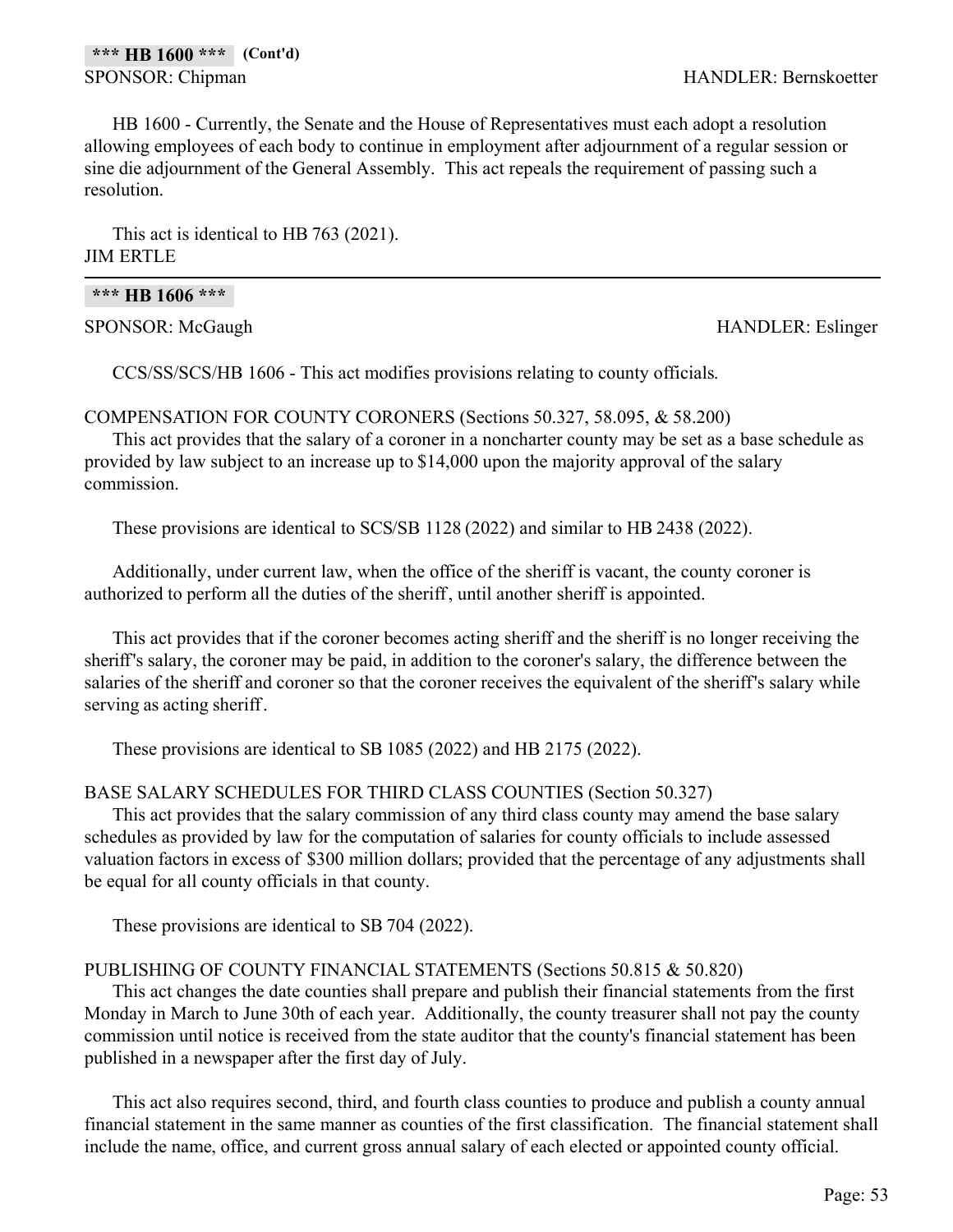**\*\*\* HB 1600 \*\*\*** **(Cont'd)**

SPONSOR: Chipman HANDLER: Bernskoetter

HB 1600 - Currently, the Senate and the House of Representatives must each adopt a resolution allowing employees of each body to continue in employment after adjournment of a regular session or sine die adjournment of the General Assembly. This act repeals the requirement of passing such a resolution.

This act is identical to HB 763 (2021).

JIM ERTLE

---

**\*\*\* HB 1606 \*\*\***

SPONSOR: McGaugh HANDLER: Eslinger

CCS/SS/SCS/HB 1606 - This act modifies provisions relating to county officials.

COMPENSATION FOR COUNTY CORONERS (Sections 50.327, 58.095, & 58.200)

This act provides that the salary of a coroner in a noncharter county may be set as a base schedule as provided by law subject to an increase up to $14,000 upon the majority approval of the salary commission.

These provisions are identical to SCS/SB 1128 (2022) and similar to HB 2438 (2022).

Additionally, under current law, when the office of the sheriff is vacant, the county coroner is authorized to perform all the duties of the sheriff, until another sheriff is appointed.

This act provides that if the coroner becomes acting sheriff and the sheriff is no longer receiving the sheriff's salary, the coroner may be paid, in addition to the coroner's salary, the difference between the salaries of the sheriff and coroner so that the coroner receives the equivalent of the sheriff's salary while serving as acting sheriff.

These provisions are identical to SB 1085 (2022) and HB 2175 (2022).

BASE SALARY SCHEDULES FOR THIRD CLASS COUNTIES (Section 50.327)

This act provides that the salary commission of any third class county may amend the base salary schedules as provided by law for the computation of salaries for county officials to include assessed valuation factors in excess of $300 million dollars; provided that the percentage of any adjustments shall be equal for all county officials in that county.

These provisions are identical to SB 704 (2022).

PUBLISHING OF COUNTY FINANCIAL STATEMENTS (Sections 50.815 & 50.820)

This act changes the date counties shall prepare and publish their financial statements from the first Monday in March to June 30th of each year. Additionally, the county treasurer shall not pay the county commission until notice is received from the state auditor that the county's financial statement has been published in a newspaper after the first day of July.

This act also requires second, third, and fourth class counties to produce and publish a county annual financial statement in the same manner as counties of the first classification. The financial statement shall include the name, office, and current gross annual salary of each elected or appointed county official.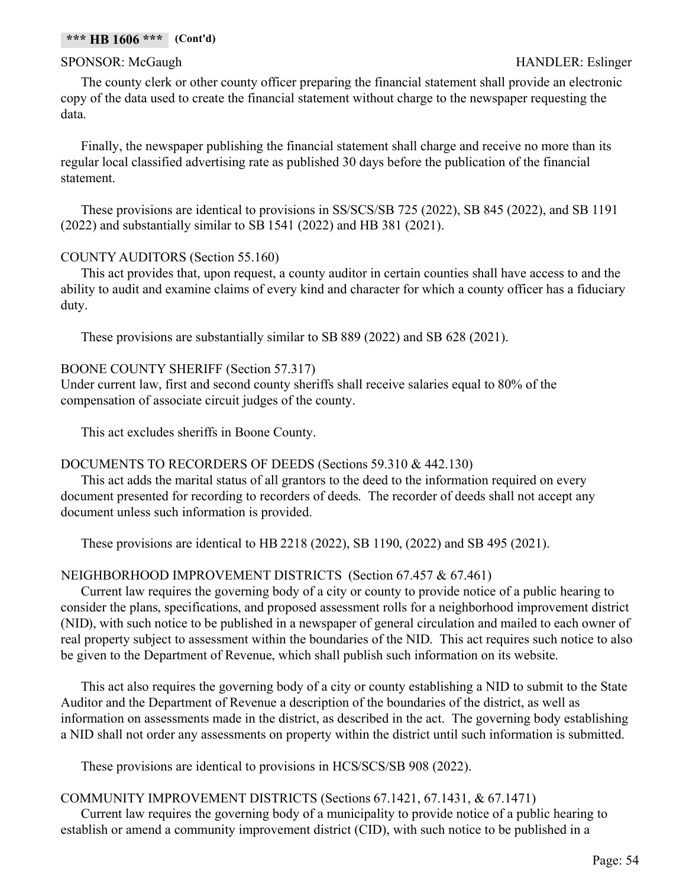**\*\*\* HB 1606 \*\*\*** **(Cont'd)**

SPONSOR: McGaugh HANDLER: Eslinger

The county clerk or other county officer preparing the financial statement shall provide an electronic copy of the data used to create the financial statement without charge to the newspaper requesting the data.

Finally, the newspaper publishing the financial statement shall charge and receive no more than its regular local classified advertising rate as published 30 days before the publication of the financial statement.

These provisions are identical to provisions in SS/SCS/SB 725 (2022), SB 845 (2022), and SB 1191 (2022) and substantially similar to SB 1541 (2022) and HB 381 (2021).

COUNTY AUDITORS (Section 55.160)

This act provides that, upon request, a county auditor in certain counties shall have access to and the ability to audit and examine claims of every kind and character for which a county officer has a fiduciary duty.

These provisions are substantially similar to SB 889 (2022) and SB 628 (2021).

BOONE COUNTY SHERIFF (Section 57.317)

Under current law, first and second county sheriffs shall receive salaries equal to 80% of the compensation of associate circuit judges of the county.

This act excludes sheriffs in Boone County.

DOCUMENTS TO RECORDERS OF DEEDS (Sections 59.310 & 442.130)

This act adds the marital status of all grantors to the deed to the information required on every document presented for recording to recorders of deeds. The recorder of deeds shall not accept any document unless such information is provided.

These provisions are identical to HB 2218 (2022), SB 1190, (2022) and SB 495 (2021).

NEIGHBORHOOD IMPROVEMENT DISTRICTS (Section 67.457 & 67.461)

Current law requires the governing body of a city or county to provide notice of a public hearing to consider the plans, specifications, and proposed assessment rolls for a neighborhood improvement district (NID), with such notice to be published in a newspaper of general circulation and mailed to each owner of real property subject to assessment within the boundaries of the NID. This act requires such notice to also be given to the Department of Revenue, which shall publish such information on its website.

This act also requires the governing body of a city or county establishing a NID to submit to the State Auditor and the Department of Revenue a description of the boundaries of the district, as well as information on assessments made in the district, as described in the act. The governing body establishing a NID shall not order any assessments on property within the district until such information is submitted.

These provisions are identical to provisions in HCS/SCS/SB 908 (2022).

COMMUNITY IMPROVEMENT DISTRICTS (Sections 67.1421, 67.1431, & 67.1471)

Current law requires the governing body of a municipality to provide notice of a public hearing to establish or amend a community improvement district (CID), with such notice to be published in a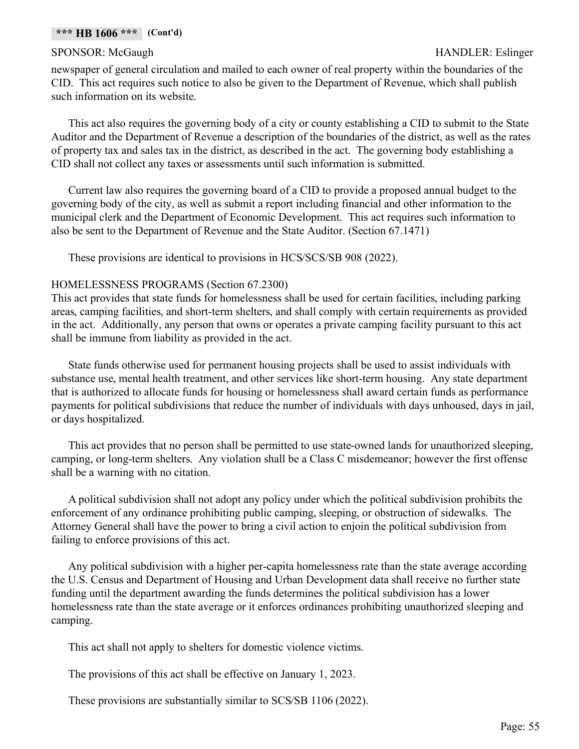**\*\*\* HB 1606 \*\*\*** **(Cont'd)**

SPONSOR: McGaugh HANDLER: Eslinger

newspaper of general circulation and mailed to each owner of real property within the boundaries of the CID. This act requires such notice to also be given to the Department of Revenue, which shall publish such information on its website.

This act also requires the governing body of a city or county establishing a CID to submit to the State Auditor and the Department of Revenue a description of the boundaries of the district, as well as the rates of property tax and sales tax in the district, as described in the act. The governing body establishing a CID shall not collect any taxes or assessments until such information is submitted.

Current law also requires the governing board of a CID to provide a proposed annual budget to the governing body of the city, as well as submit a report including financial and other information to the municipal clerk and the Department of Economic Development. This act requires such information to also be sent to the Department of Revenue and the State Auditor. (Section 67.1471)

These provisions are identical to provisions in HCS/SCS/SB 908 (2022).

HOMELESSNESS PROGRAMS (Section 67.2300)

This act provides that state funds for homelessness shall be used for certain facilities, including parking areas, camping facilities, and short-term shelters, and shall comply with certain requirements as provided in the act. Additionally, any person that owns or operates a private camping facility pursuant to this act shall be immune from liability as provided in the act.

State funds otherwise used for permanent housing projects shall be used to assist individuals with substance use, mental health treatment, and other services like short-term housing. Any state department that is authorized to allocate funds for housing or homelessness shall award certain funds as performance payments for political subdivisions that reduce the number of individuals with days unhoused, days in jail, or days hospitalized.

This act provides that no person shall be permitted to use state-owned lands for unauthorized sleeping, camping, or long-term shelters. Any violation shall be a Class C misdemeanor; however the first offense shall be a warning with no citation.

A political subdivision shall not adopt any policy under which the political subdivision prohibits the enforcement of any ordinance prohibiting public camping, sleeping, or obstruction of sidewalks. The Attorney General shall have the power to bring a civil action to enjoin the political subdivision from failing to enforce provisions of this act.

Any political subdivision with a higher per-capita homelessness rate than the state average according the U.S. Census and Department of Housing and Urban Development data shall receive no further state funding until the department awarding the funds determines the political subdivision has a lower homelessness rate than the state average or it enforces ordinances prohibiting unauthorized sleeping and camping.

This act shall not apply to shelters for domestic violence victims.

The provisions of this act shall be effective on January 1, 2023.

These provisions are substantially similar to SCS/SB 1106 (2022).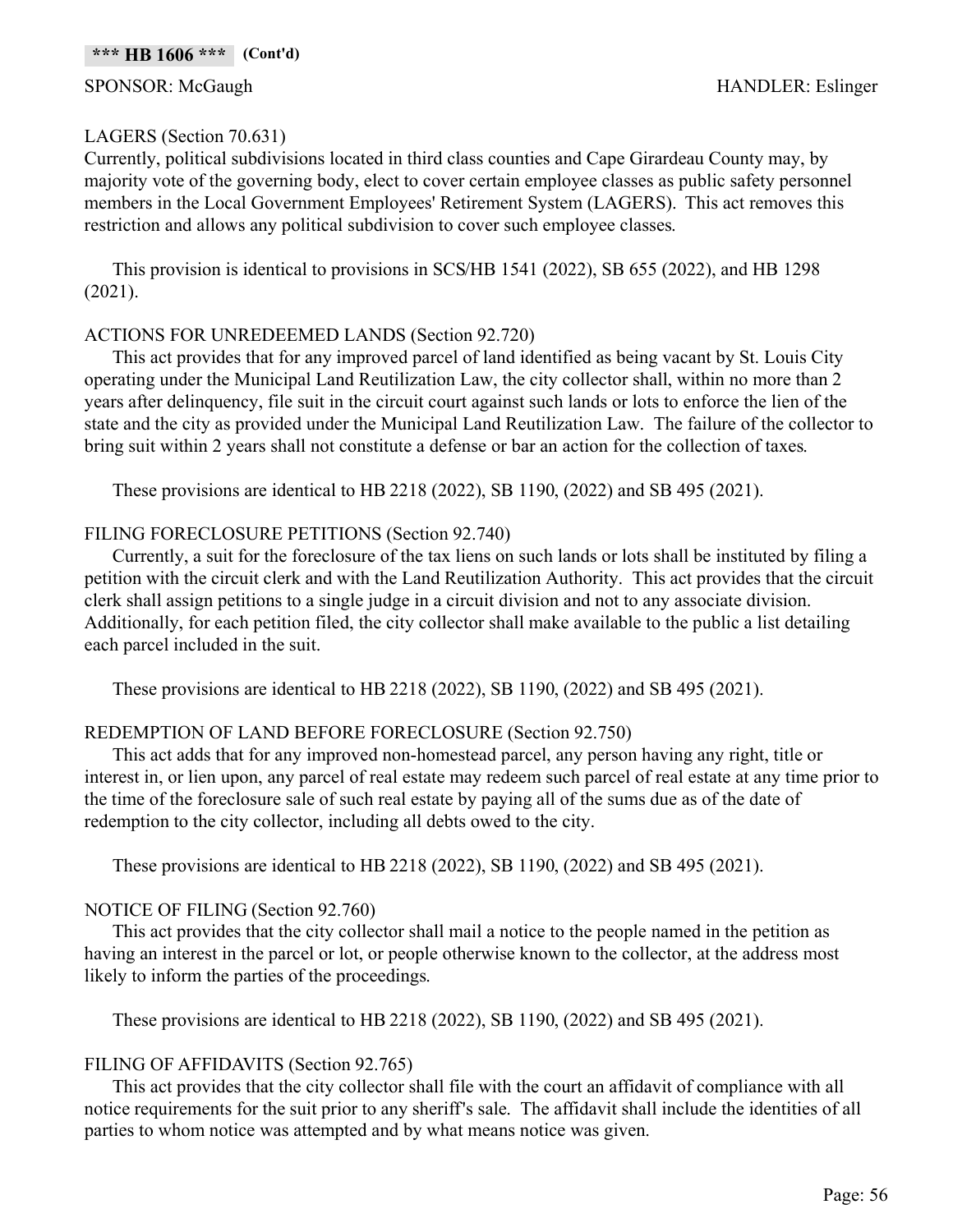**\*\*\* HB 1606 \*\*\*** **(Cont'd)**

SPONSOR: McGaugh HANDLER: Eslinger

LAGERS (Section 70.631)

Currently, political subdivisions located in third class counties and Cape Girardeau County may, by majority vote of the governing body, elect to cover certain employee classes as public safety personnel members in the Local Government Employees' Retirement System (LAGERS). This act removes this restriction and allows any political subdivision to cover such employee classes.

This provision is identical to provisions in SCS/HB 1541 (2022), SB 655 (2022), and HB 1298 (2021).

ACTIONS FOR UNREDEEMED LANDS (Section 92.720)

This act provides that for any improved parcel of land identified as being vacant by St. Louis City operating under the Municipal Land Reutilization Law, the city collector shall, within no more than 2 years after delinquency, file suit in the circuit court against such lands or lots to enforce the lien of the state and the city as provided under the Municipal Land Reutilization Law. The failure of the collector to bring suit within 2 years shall not constitute a defense or bar an action for the collection of taxes.

These provisions are identical to HB 2218 (2022), SB 1190, (2022) and SB 495 (2021).

FILING FORECLOSURE PETITIONS (Section 92.740)

Currently, a suit for the foreclosure of the tax liens on such lands or lots shall be instituted by filing a petition with the circuit clerk and with the Land Reutilization Authority. This act provides that the circuit clerk shall assign petitions to a single judge in a circuit division and not to any associate division. Additionally, for each petition filed, the city collector shall make available to the public a list detailing each parcel included in the suit.

These provisions are identical to HB 2218 (2022), SB 1190, (2022) and SB 495 (2021).

REDEMPTION OF LAND BEFORE FORECLOSURE (Section 92.750)

This act adds that for any improved non-homestead parcel, any person having any right, title or interest in, or lien upon, any parcel of real estate may redeem such parcel of real estate at any time prior to the time of the foreclosure sale of such real estate by paying all of the sums due as of the date of redemption to the city collector, including all debts owed to the city.

These provisions are identical to HB 2218 (2022), SB 1190, (2022) and SB 495 (2021).

NOTICE OF FILING (Section 92.760)

This act provides that the city collector shall mail a notice to the people named in the petition as having an interest in the parcel or lot, or people otherwise known to the collector, at the address most likely to inform the parties of the proceedings.

These provisions are identical to HB 2218 (2022), SB 1190, (2022) and SB 495 (2021).

FILING OF AFFIDAVITS (Section 92.765)

This act provides that the city collector shall file with the court an affidavit of compliance with all notice requirements for the suit prior to any sheriff's sale. The affidavit shall include the identities of all parties to whom notice was attempted and by what means notice was given.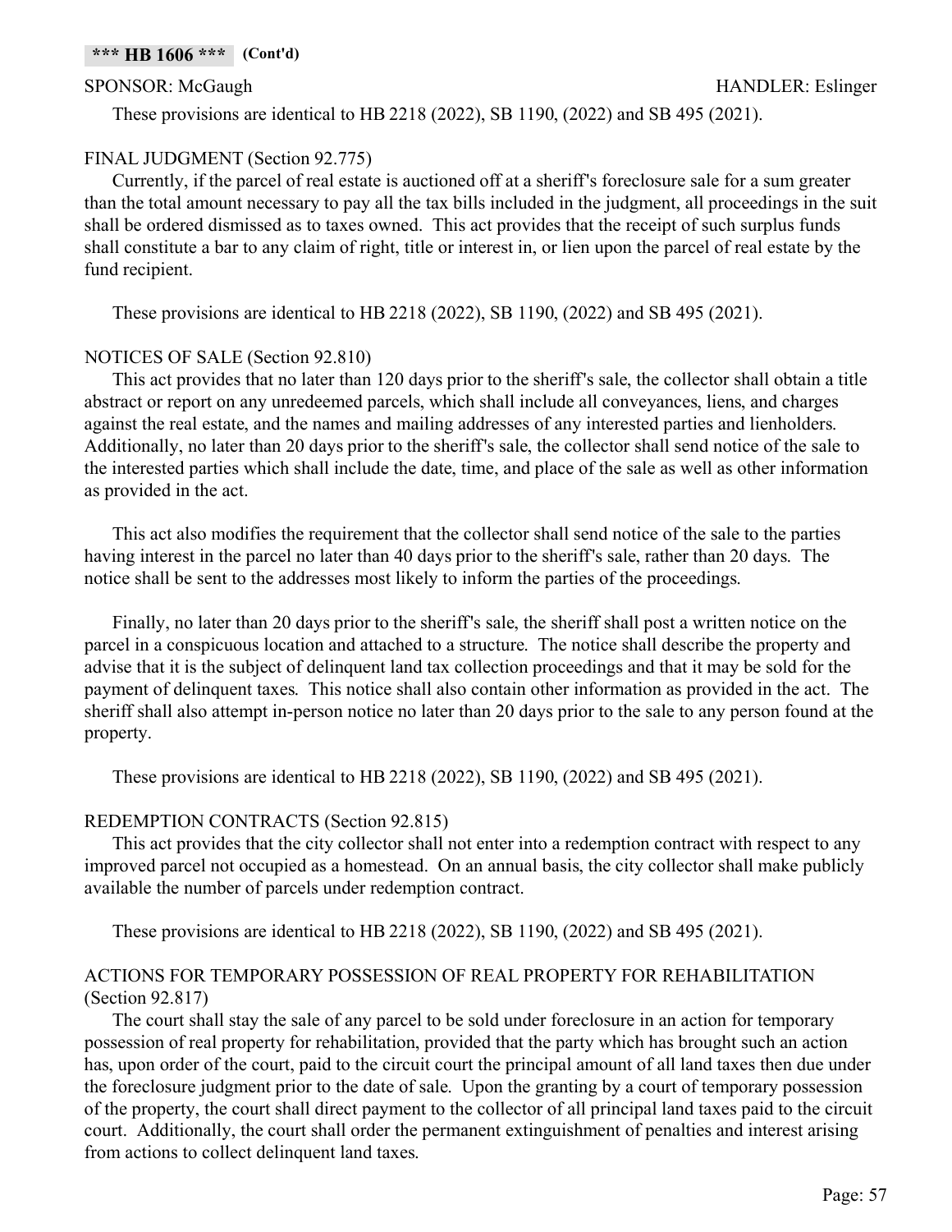**\*\*\* HB 1606 \*\*\*** **(Cont'd)**

SPONSOR: McGaugh HANDLER: Eslinger

These provisions are identical to HB 2218 (2022), SB 1190, (2022) and SB 495 (2021).

FINAL JUDGMENT (Section 92.775)

Currently, if the parcel of real estate is auctioned off at a sheriff's foreclosure sale for a sum greater than the total amount necessary to pay all the tax bills included in the judgment, all proceedings in the suit shall be ordered dismissed as to taxes owned. This act provides that the receipt of such surplus funds shall constitute a bar to any claim of right, title or interest in, or lien upon the parcel of real estate by the fund recipient.

These provisions are identical to HB 2218 (2022), SB 1190, (2022) and SB 495 (2021).

NOTICES OF SALE (Section 92.810)

This act provides that no later than 120 days prior to the sheriff's sale, the collector shall obtain a title abstract or report on any unredeemed parcels, which shall include all conveyances, liens, and charges against the real estate, and the names and mailing addresses of any interested parties and lienholders. Additionally, no later than 20 days prior to the sheriff's sale, the collector shall send notice of the sale to the interested parties which shall include the date, time, and place of the sale as well as other information as provided in the act.

This act also modifies the requirement that the collector shall send notice of the sale to the parties having interest in the parcel no later than 40 days prior to the sheriff's sale, rather than 20 days. The notice shall be sent to the addresses most likely to inform the parties of the proceedings.

Finally, no later than 20 days prior to the sheriff's sale, the sheriff shall post a written notice on the parcel in a conspicuous location and attached to a structure. The notice shall describe the property and advise that it is the subject of delinquent land tax collection proceedings and that it may be sold for the payment of delinquent taxes. This notice shall also contain other information as provided in the act. The sheriff shall also attempt in-person notice no later than 20 days prior to the sale to any person found at the property.

These provisions are identical to HB 2218 (2022), SB 1190, (2022) and SB 495 (2021).

REDEMPTION CONTRACTS (Section 92.815)

This act provides that the city collector shall not enter into a redemption contract with respect to any improved parcel not occupied as a homestead. On an annual basis, the city collector shall make publicly available the number of parcels under redemption contract.

These provisions are identical to HB 2218 (2022), SB 1190, (2022) and SB 495 (2021).

ACTIONS FOR TEMPORARY POSSESSION OF REAL PROPERTY FOR REHABILITATION (Section 92.817)

The court shall stay the sale of any parcel to be sold under foreclosure in an action for temporary possession of real property for rehabilitation, provided that the party which has brought such an action has, upon order of the court, paid to the circuit court the principal amount of all land taxes then due under the foreclosure judgment prior to the date of sale. Upon the granting by a court of temporary possession of the property, the court shall direct payment to the collector of all principal land taxes paid to the circuit court. Additionally, the court shall order the permanent extinguishment of penalties and interest arising from actions to collect delinquent land taxes.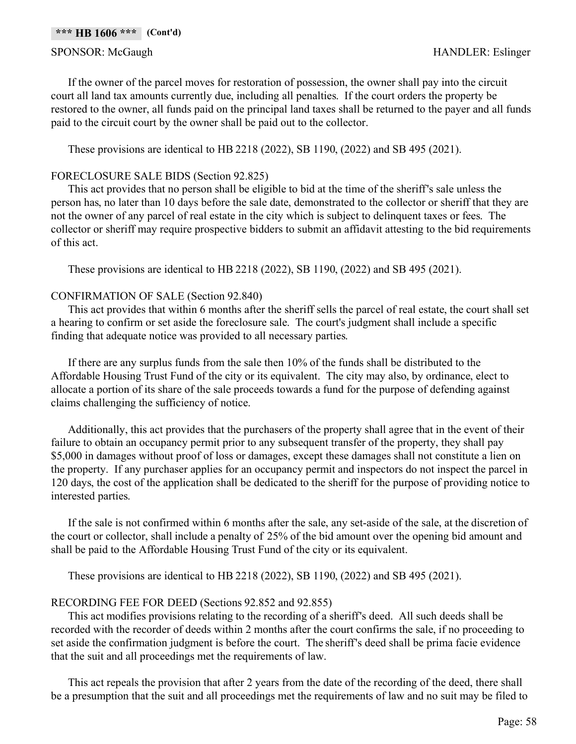If the owner of the parcel moves for restoration of possession, the owner shall pay into the circuit court all land tax amounts currently due, including all penalties. If the court orders the property be restored to the owner, all funds paid on the principal land taxes shall be returned to the payer and all funds paid to the circuit court by the owner shall be paid out to the collector.

These provisions are identical to HB 2218 (2022), SB 1190, (2022) and SB 495 (2021).

FORECLOSURE SALE BIDS (Section 92.825)

This act provides that no person shall be eligible to bid at the time of the sheriff's sale unless the person has, no later than 10 days before the sale date, demonstrated to the collector or sheriff that they are not the owner of any parcel of real estate in the city which is subject to delinquent taxes or fees. The collector or sheriff may require prospective bidders to submit an affidavit attesting to the bid requirements of this act.

These provisions are identical to HB 2218 (2022), SB 1190, (2022) and SB 495 (2021).

CONFIRMATION OF SALE (Section 92.840)

This act provides that within 6 months after the sheriff sells the parcel of real estate, the court shall set a hearing to confirm or set aside the foreclosure sale. The court's judgment shall include a specific finding that adequate notice was provided to all necessary parties.

If there are any surplus funds from the sale then 10% of the funds shall be distributed to the Affordable Housing Trust Fund of the city or its equivalent. The city may also, by ordinance, elect to allocate a portion of its share of the sale proceeds towards a fund for the purpose of defending against claims challenging the sufficiency of notice.

Additionally, this act provides that the purchasers of the property shall agree that in the event of their failure to obtain an occupancy permit prior to any subsequent transfer of the property, they shall pay $5,000 in damages without proof of loss or damages, except these damages shall not constitute a lien on the property. If any purchaser applies for an occupancy permit and inspectors do not inspect the parcel in 120 days, the cost of the application shall be dedicated to the sheriff for the purpose of providing notice to interested parties.

If the sale is not confirmed within 6 months after the sale, any set-aside of the sale, at the discretion of the court or collector, shall include a penalty of 25% of the bid amount over the opening bid amount and shall be paid to the Affordable Housing Trust Fund of the city or its equivalent.

These provisions are identical to HB 2218 (2022), SB 1190, (2022) and SB 495 (2021).

RECORDING FEE FOR DEED (Sections 92.852 and 92.855)

This act modifies provisions relating to the recording of a sheriff's deed. All such deeds shall be recorded with the recorder of deeds within 2 months after the court confirms the sale, if no proceeding to set aside the confirmation judgment is before the court. The sheriff's deed shall be prima facie evidence that the suit and all proceedings met the requirements of law.

This act repeals the provision that after 2 years from the date of the recording of the deed, there shall be a presumption that the suit and all proceedings met the requirements of law and no suit may be filed to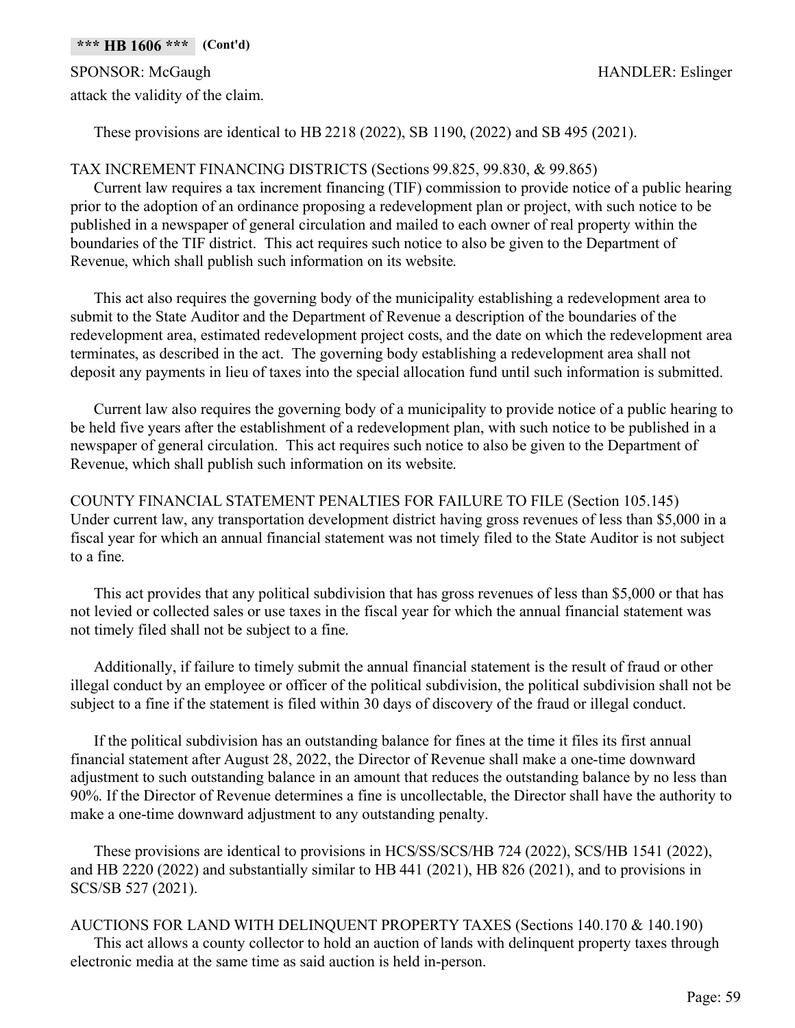**\*\*\* HB 1606 \*\*\*** **(Cont'd)**

SPONSOR: McGaugh HANDLER: Eslinger

attack the validity of the claim.

These provisions are identical to HB 2218 (2022), SB 1190, (2022) and SB 495 (2021).

TAX INCREMENT FINANCING DISTRICTS (Sections 99.825, 99.830, & 99.865)

Current law requires a tax increment financing (TIF) commission to provide notice of a public hearing prior to the adoption of an ordinance proposing a redevelopment plan or project, with such notice to be published in a newspaper of general circulation and mailed to each owner of real property within the boundaries of the TIF district. This act requires such notice to also be given to the Department of Revenue, which shall publish such information on its website.

This act also requires the governing body of the municipality establishing a redevelopment area to submit to the State Auditor and the Department of Revenue a description of the boundaries of the redevelopment area, estimated redevelopment project costs, and the date on which the redevelopment area terminates, as described in the act. The governing body establishing a redevelopment area shall not deposit any payments in lieu of taxes into the special allocation fund until such information is submitted.

Current law also requires the governing body of a municipality to provide notice of a public hearing to be held five years after the establishment of a redevelopment plan, with such notice to be published in a newspaper of general circulation. This act requires such notice to also be given to the Department of Revenue, which shall publish such information on its website.

COUNTY FINANCIAL STATEMENT PENALTIES FOR FAILURE TO FILE (Section 105.145)
Under current law, any transportation development district having gross revenues of less than $5,000 in a fiscal year for which an annual financial statement was not timely filed to the State Auditor is not subject to a fine.

This act provides that any political subdivision that has gross revenues of less than $5,000 or that has not levied or collected sales or use taxes in the fiscal year for which the annual financial statement was not timely filed shall not be subject to a fine.

Additionally, if failure to timely submit the annual financial statement is the result of fraud or other illegal conduct by an employee or officer of the political subdivision, the political subdivision shall not be subject to a fine if the statement is filed within 30 days of discovery of the fraud or illegal conduct.

If the political subdivision has an outstanding balance for fines at the time it files its first annual financial statement after August 28, 2022, the Director of Revenue shall make a one-time downward adjustment to such outstanding balance in an amount that reduces the outstanding balance by no less than 90%. If the Director of Revenue determines a fine is uncollectable, the Director shall have the authority to make a one-time downward adjustment to any outstanding penalty.

These provisions are identical to provisions in HCS/SS/SCS/HB 724 (2022), SCS/HB 1541 (2022), and HB 2220 (2022) and substantially similar to HB 441 (2021), HB 826 (2021), and to provisions in SCS/SB 527 (2021).

AUCTIONS FOR LAND WITH DELINQUENT PROPERTY TAXES (Sections 140.170 & 140.190)

This act allows a county collector to hold an auction of lands with delinquent property taxes through electronic media at the same time as said auction is held in-person.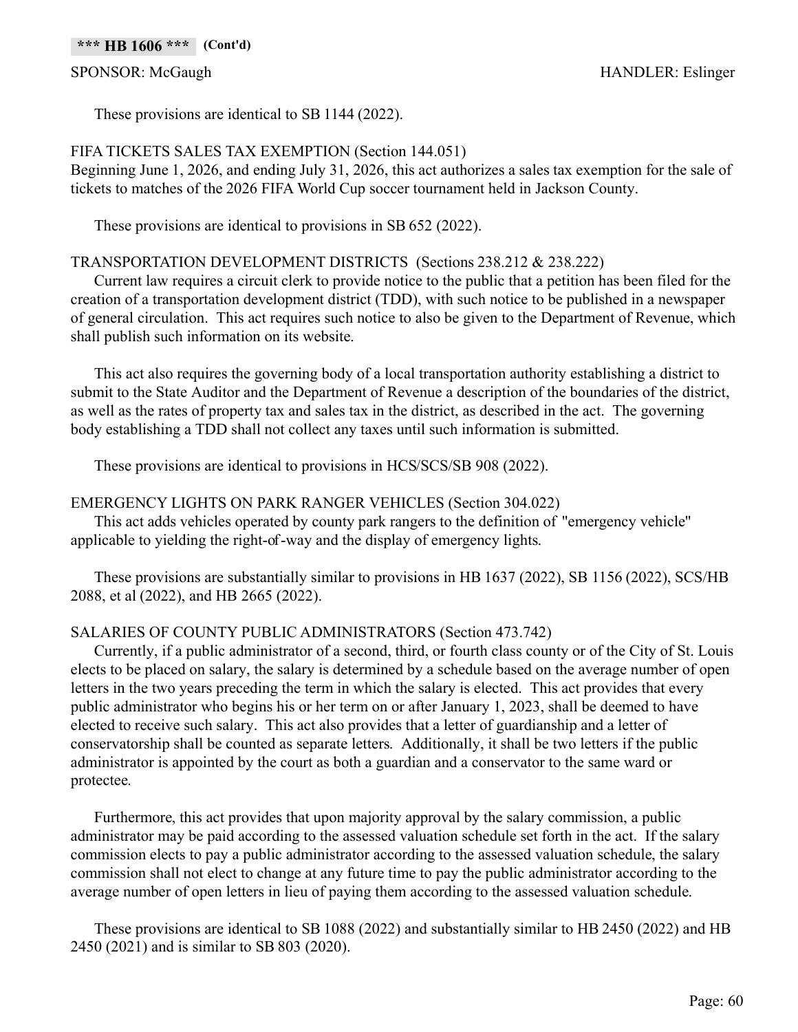**\*\*\* HB 1606 \*\*\*** **(Cont'd)**

SPONSOR: McGaugh HANDLER: Eslinger

These provisions are identical to SB 1144 (2022).

FIFA TICKETS SALES TAX EXEMPTION (Section 144.051)
Beginning June 1, 2026, and ending July 31, 2026, this act authorizes a sales tax exemption for the sale of tickets to matches of the 2026 FIFA World Cup soccer tournament held in Jackson County.

These provisions are identical to provisions in SB 652 (2022).

TRANSPORTATION DEVELOPMENT DISTRICTS (Sections 238.212 & 238.222)
Current law requires a circuit clerk to provide notice to the public that a petition has been filed for the creation of a transportation development district (TDD), with such notice to be published in a newspaper of general circulation. This act requires such notice to also be given to the Department of Revenue, which shall publish such information on its website.

This act also requires the governing body of a local transportation authority establishing a district to submit to the State Auditor and the Department of Revenue a description of the boundaries of the district, as well as the rates of property tax and sales tax in the district, as described in the act. The governing body establishing a TDD shall not collect any taxes until such information is submitted.

These provisions are identical to provisions in HCS/SCS/SB 908 (2022).

EMERGENCY LIGHTS ON PARK RANGER VEHICLES (Section 304.022)
This act adds vehicles operated by county park rangers to the definition of "emergency vehicle" applicable to yielding the right-of-way and the display of emergency lights.

These provisions are substantially similar to provisions in HB 1637 (2022), SB 1156 (2022), SCS/HB 2088, et al (2022), and HB 2665 (2022).

SALARIES OF COUNTY PUBLIC ADMINISTRATORS (Section 473.742)
Currently, if a public administrator of a second, third, or fourth class county or of the City of St. Louis elects to be placed on salary, the salary is determined by a schedule based on the average number of open letters in the two years preceding the term in which the salary is elected. This act provides that every public administrator who begins his or her term on or after January 1, 2023, shall be deemed to have elected to receive such salary. This act also provides that a letter of guardianship and a letter of conservatorship shall be counted as separate letters. Additionally, it shall be two letters if the public administrator is appointed by the court as both a guardian and a conservator to the same ward or protectee.

Furthermore, this act provides that upon majority approval by the salary commission, a public administrator may be paid according to the assessed valuation schedule set forth in the act. If the salary commission elects to pay a public administrator according to the assessed valuation schedule, the salary commission shall not elect to change at any future time to pay the public administrator according to the average number of open letters in lieu of paying them according to the assessed valuation schedule.

These provisions are identical to SB 1088 (2022) and substantially similar to HB 2450 (2022) and HB 2450 (2021) and is similar to SB 803 (2020).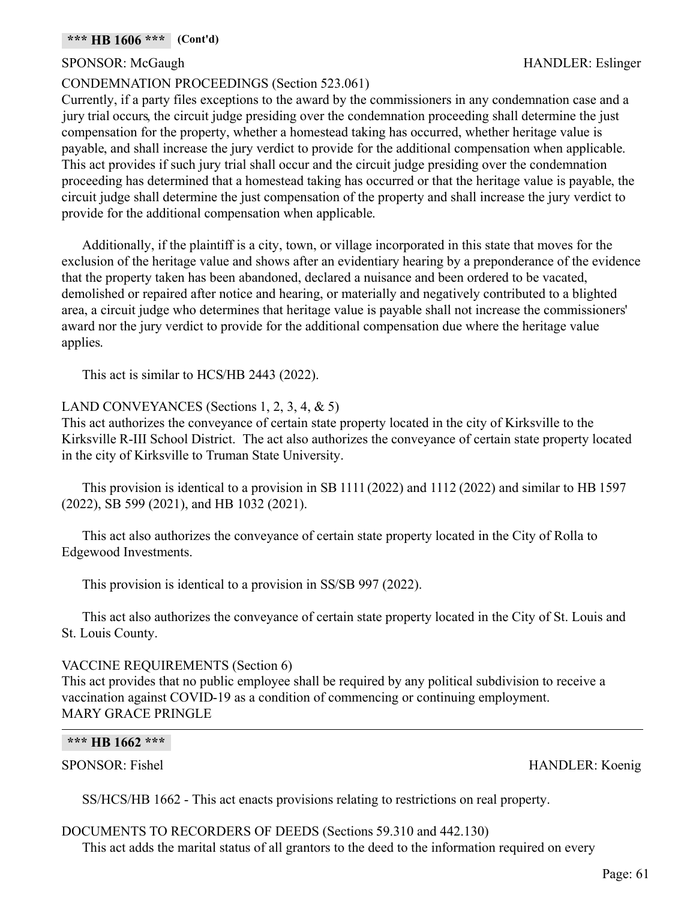**\*\*\* HB 1606 \*\*\*** **(Cont'd)**

SPONSOR: McGaugh HANDLER: Eslinger

CONDEMNATION PROCEEDINGS (Section 523.061)
Currently, if a party files exceptions to the award by the commissioners in any condemnation case and a jury trial occurs, the circuit judge presiding over the condemnation proceeding shall determine the just compensation for the property, whether a homestead taking has occurred, whether heritage value is payable, and shall increase the jury verdict to provide for the additional compensation when applicable. This act provides if such jury trial shall occur and the circuit judge presiding over the condemnation proceeding has determined that a homestead taking has occurred or that the heritage value is payable, the circuit judge shall determine the just compensation of the property and shall increase the jury verdict to provide for the additional compensation when applicable.

Additionally, if the plaintiff is a city, town, or village incorporated in this state that moves for the exclusion of the heritage value and shows after an evidentiary hearing by a preponderance of the evidence that the property taken has been abandoned, declared a nuisance and been ordered to be vacated, demolished or repaired after notice and hearing, or materially and negatively contributed to a blighted area, a circuit judge who determines that heritage value is payable shall not increase the commissioners' award nor the jury verdict to provide for the additional compensation due where the heritage value applies.

This act is similar to HCS/HB 2443 (2022).

LAND CONVEYANCES (Sections 1, 2, 3, 4, & 5)
This act authorizes the conveyance of certain state property located in the city of Kirksville to the Kirksville R-III School District. The act also authorizes the conveyance of certain state property located in the city of Kirksville to Truman State University.

This provision is identical to a provision in SB 1111 (2022) and 1112 (2022) and similar to HB 1597 (2022), SB 599 (2021), and HB 1032 (2021).

This act also authorizes the conveyance of certain state property located in the City of Rolla to Edgewood Investments.

This provision is identical to a provision in SS/SB 997 (2022).

This act also authorizes the conveyance of certain state property located in the City of St. Louis and St. Louis County.

VACCINE REQUIREMENTS (Section 6)
This act provides that no public employee shall be required by any political subdivision to receive a vaccination against COVID-19 as a condition of commencing or continuing employment.
MARY GRACE PRINGLE

---

**\*\*\* HB 1662 \*\*\***

SPONSOR: Fishel HANDLER: Koenig

SS/HCS/HB 1662 - This act enacts provisions relating to restrictions on real property.

DOCUMENTS TO RECORDERS OF DEEDS (Sections 59.310 and 442.130)
This act adds the marital status of all grantors to the deed to the information required on every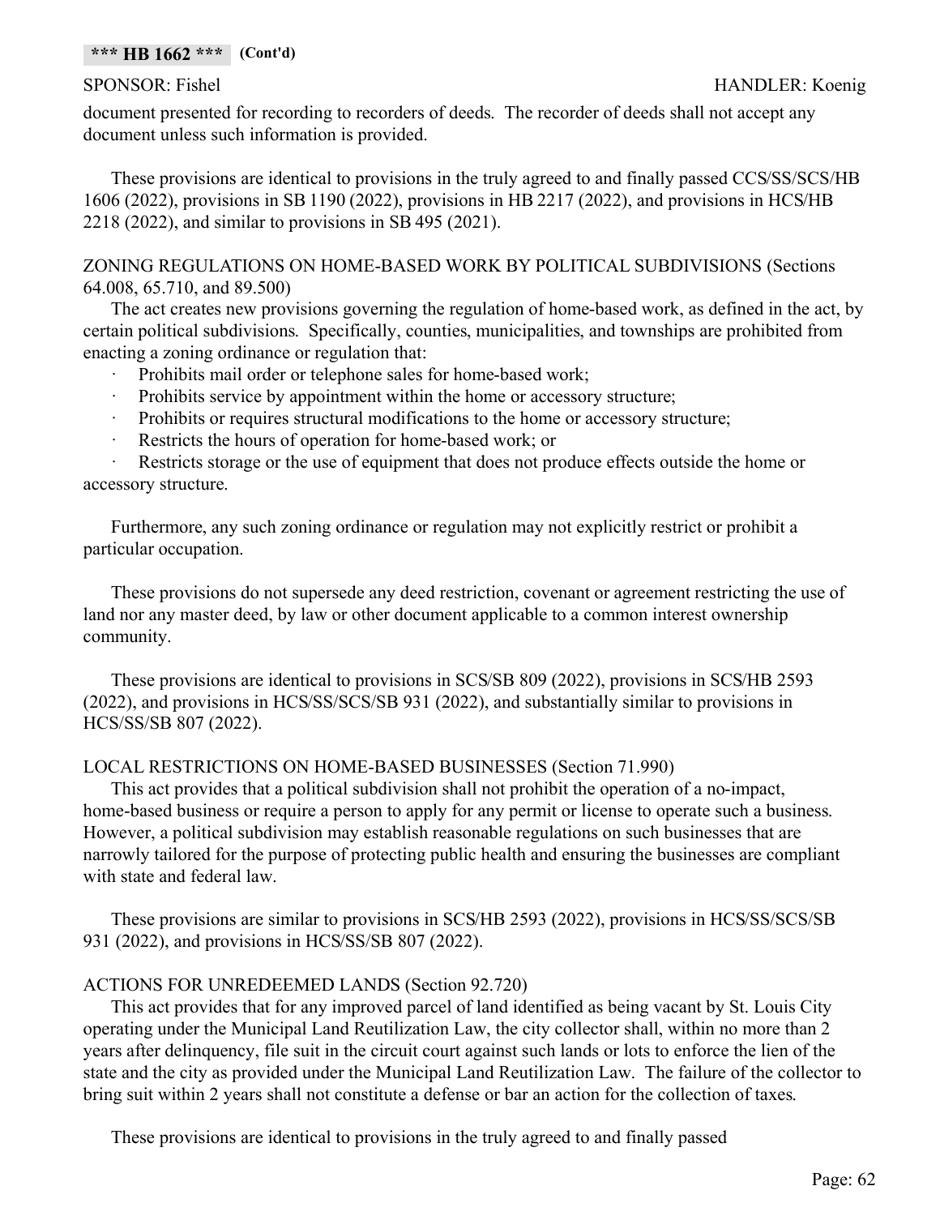**\*\*\* HB 1662 \*\*\*** **(Cont'd)**

SPONSOR: Fishel HANDLER: Koenig

document presented for recording to recorders of deeds. The recorder of deeds shall not accept any document unless such information is provided.

These provisions are identical to provisions in the truly agreed to and finally passed CCS/SS/SCS/HB 1606 (2022), provisions in SB 1190 (2022), provisions in HB 2217 (2022), and provisions in HCS/HB 2218 (2022), and similar to provisions in SB 495 (2021).

ZONING REGULATIONS ON HOME-BASED WORK BY POLITICAL SUBDIVISIONS (Sections 64.008, 65.710, and 89.500)

The act creates new provisions governing the regulation of home-based work, as defined in the act, by certain political subdivisions. Specifically, counties, municipalities, and townships are prohibited from enacting a zoning ordinance or regulation that:

- Prohibits mail order or telephone sales for home-based work;
- Prohibits service by appointment within the home or accessory structure;
- Prohibits or requires structural modifications to the home or accessory structure;
- Restricts the hours of operation for home-based work; or
- Restricts storage or the use of equipment that does not produce effects outside the home or accessory structure.

Furthermore, any such zoning ordinance or regulation may not explicitly restrict or prohibit a particular occupation.

These provisions do not supersede any deed restriction, covenant or agreement restricting the use of land nor any master deed, by law or other document applicable to a common interest ownership community.

These provisions are identical to provisions in SCS/SB 809 (2022), provisions in SCS/HB 2593 (2022), and provisions in HCS/SS/SCS/SB 931 (2022), and substantially similar to provisions in HCS/SS/SB 807 (2022).

LOCAL RESTRICTIONS ON HOME-BASED BUSINESSES (Section 71.990)

This act provides that a political subdivision shall not prohibit the operation of a no-impact, home-based business or require a person to apply for any permit or license to operate such a business. However, a political subdivision may establish reasonable regulations on such businesses that are narrowly tailored for the purpose of protecting public health and ensuring the businesses are compliant with state and federal law.

These provisions are similar to provisions in SCS/HB 2593 (2022), provisions in HCS/SS/SCS/SB 931 (2022), and provisions in HCS/SS/SB 807 (2022).

ACTIONS FOR UNREDEEMED LANDS (Section 92.720)

This act provides that for any improved parcel of land identified as being vacant by St. Louis City operating under the Municipal Land Reutilization Law, the city collector shall, within no more than 2 years after delinquency, file suit in the circuit court against such lands or lots to enforce the lien of the state and the city as provided under the Municipal Land Reutilization Law. The failure of the collector to bring suit within 2 years shall not constitute a defense or bar an action for the collection of taxes.

These provisions are identical to provisions in the truly agreed to and finally passed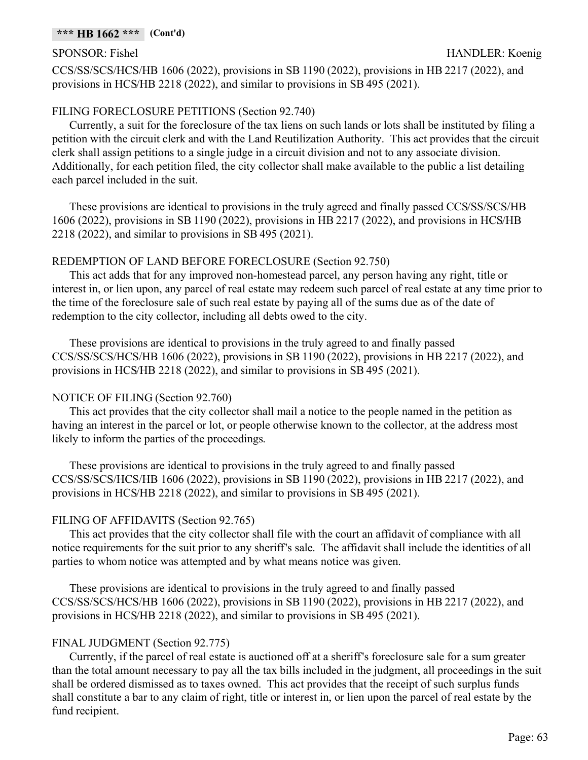**\*\*\* HB 1662 \*\*\*** **(Cont'd)**

SPONSOR: Fishel HANDLER: Koenig

CCS/SS/SCS/HCS/HB 1606 (2022), provisions in SB 1190 (2022), provisions in HB 2217 (2022), and provisions in HCS/HB 2218 (2022), and similar to provisions in SB 495 (2021).

FILING FORECLOSURE PETITIONS (Section 92.740)

Currently, a suit for the foreclosure of the tax liens on such lands or lots shall be instituted by filing a petition with the circuit clerk and with the Land Reutilization Authority. This act provides that the circuit clerk shall assign petitions to a single judge in a circuit division and not to any associate division. Additionally, for each petition filed, the city collector shall make available to the public a list detailing each parcel included in the suit.

These provisions are identical to provisions in the truly agreed and finally passed CCS/SS/SCS/HB 1606 (2022), provisions in SB 1190 (2022), provisions in HB 2217 (2022), and provisions in HCS/HB 2218 (2022), and similar to provisions in SB 495 (2021).

REDEMPTION OF LAND BEFORE FORECLOSURE (Section 92.750)

This act adds that for any improved non-homestead parcel, any person having any right, title or interest in, or lien upon, any parcel of real estate may redeem such parcel of real estate at any time prior to the time of the foreclosure sale of such real estate by paying all of the sums due as of the date of redemption to the city collector, including all debts owed to the city.

These provisions are identical to provisions in the truly agreed to and finally passed CCS/SS/SCS/HCS/HB 1606 (2022), provisions in SB 1190 (2022), provisions in HB 2217 (2022), and provisions in HCS/HB 2218 (2022), and similar to provisions in SB 495 (2021).

NOTICE OF FILING (Section 92.760)

This act provides that the city collector shall mail a notice to the people named in the petition as having an interest in the parcel or lot, or people otherwise known to the collector, at the address most likely to inform the parties of the proceedings.

These provisions are identical to provisions in the truly agreed to and finally passed CCS/SS/SCS/HCS/HB 1606 (2022), provisions in SB 1190 (2022), provisions in HB 2217 (2022), and provisions in HCS/HB 2218 (2022), and similar to provisions in SB 495 (2021).

FILING OF AFFIDAVITS (Section 92.765)

This act provides that the city collector shall file with the court an affidavit of compliance with all notice requirements for the suit prior to any sheriff's sale. The affidavit shall include the identities of all parties to whom notice was attempted and by what means notice was given.

These provisions are identical to provisions in the truly agreed to and finally passed CCS/SS/SCS/HCS/HB 1606 (2022), provisions in SB 1190 (2022), provisions in HB 2217 (2022), and provisions in HCS/HB 2218 (2022), and similar to provisions in SB 495 (2021).

FINAL JUDGMENT (Section 92.775)

Currently, if the parcel of real estate is auctioned off at a sheriff's foreclosure sale for a sum greater than the total amount necessary to pay all the tax bills included in the judgment, all proceedings in the suit shall be ordered dismissed as to taxes owned. This act provides that the receipt of such surplus funds shall constitute a bar to any claim of right, title or interest in, or lien upon the parcel of real estate by the fund recipient.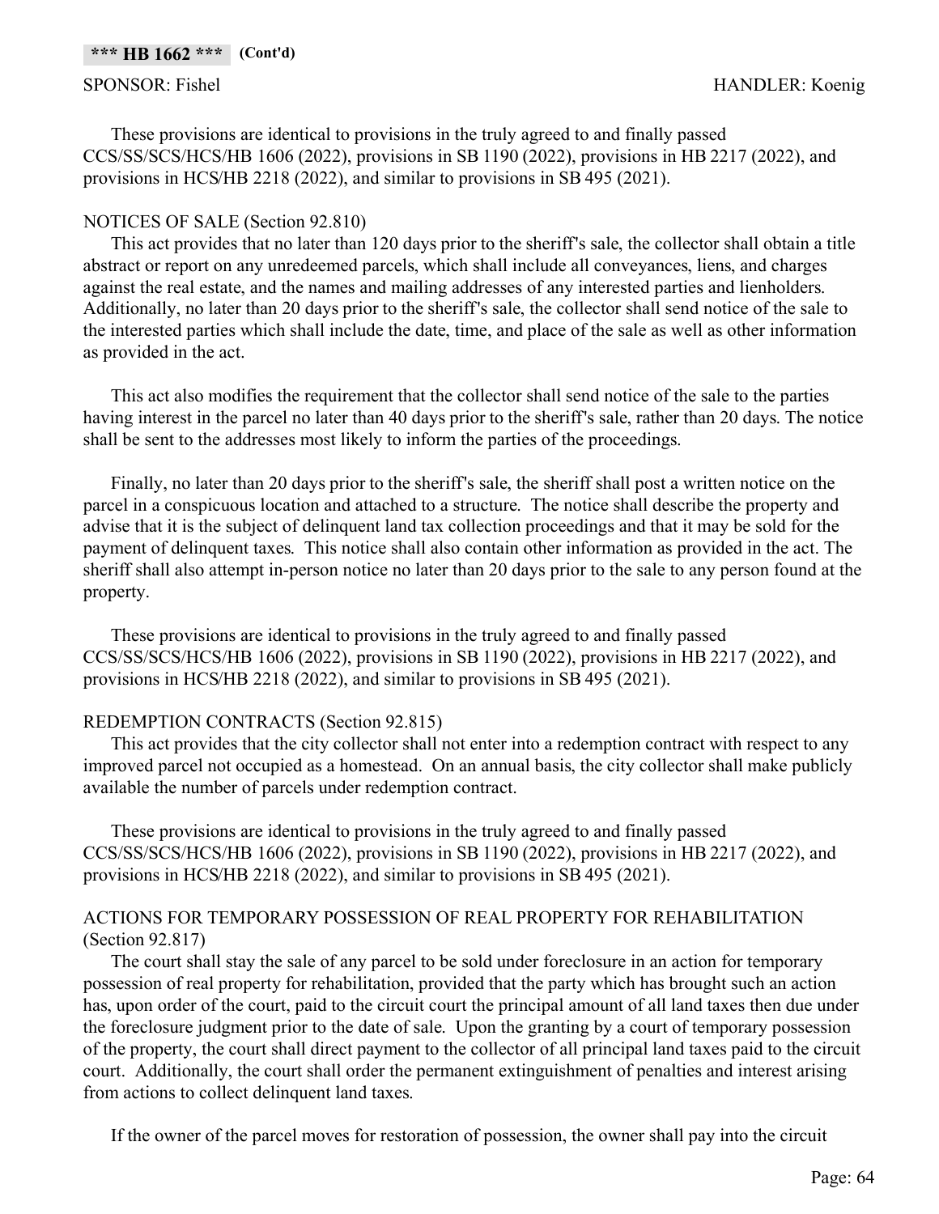SPONSOR: Fishel HANDLER: Koenig

These provisions are identical to provisions in the truly agreed to and finally passed CCS/SS/SCS/HCS/HB 1606 (2022), provisions in SB 1190 (2022), provisions in HB 2217 (2022), and provisions in HCS/HB 2218 (2022), and similar to provisions in SB 495 (2021).

NOTICES OF SALE (Section 92.810)

This act provides that no later than 120 days prior to the sheriff's sale, the collector shall obtain a title abstract or report on any unredeemed parcels, which shall include all conveyances, liens, and charges against the real estate, and the names and mailing addresses of any interested parties and lienholders. Additionally, no later than 20 days prior to the sheriff's sale, the collector shall send notice of the sale to the interested parties which shall include the date, time, and place of the sale as well as other information as provided in the act.

This act also modifies the requirement that the collector shall send notice of the sale to the parties having interest in the parcel no later than 40 days prior to the sheriff's sale, rather than 20 days. The notice shall be sent to the addresses most likely to inform the parties of the proceedings.

Finally, no later than 20 days prior to the sheriff's sale, the sheriff shall post a written notice on the parcel in a conspicuous location and attached to a structure. The notice shall describe the property and advise that it is the subject of delinquent land tax collection proceedings and that it may be sold for the payment of delinquent taxes. This notice shall also contain other information as provided in the act. The sheriff shall also attempt in-person notice no later than 20 days prior to the sale to any person found at the property.

These provisions are identical to provisions in the truly agreed to and finally passed CCS/SS/SCS/HCS/HB 1606 (2022), provisions in SB 1190 (2022), provisions in HB 2217 (2022), and provisions in HCS/HB 2218 (2022), and similar to provisions in SB 495 (2021).

REDEMPTION CONTRACTS (Section 92.815)

This act provides that the city collector shall not enter into a redemption contract with respect to any improved parcel not occupied as a homestead. On an annual basis, the city collector shall make publicly available the number of parcels under redemption contract.

These provisions are identical to provisions in the truly agreed to and finally passed CCS/SS/SCS/HCS/HB 1606 (2022), provisions in SB 1190 (2022), provisions in HB 2217 (2022), and provisions in HCS/HB 2218 (2022), and similar to provisions in SB 495 (2021).

ACTIONS FOR TEMPORARY POSSESSION OF REAL PROPERTY FOR REHABILITATION (Section 92.817)

The court shall stay the sale of any parcel to be sold under foreclosure in an action for temporary possession of real property for rehabilitation, provided that the party which has brought such an action has, upon order of the court, paid to the circuit court the principal amount of all land taxes then due under the foreclosure judgment prior to the date of sale. Upon the granting by a court of temporary possession of the property, the court shall direct payment to the collector of all principal land taxes paid to the circuit court. Additionally, the court shall order the permanent extinguishment of penalties and interest arising from actions to collect delinquent land taxes.

If the owner of the parcel moves for restoration of possession, the owner shall pay into the circuit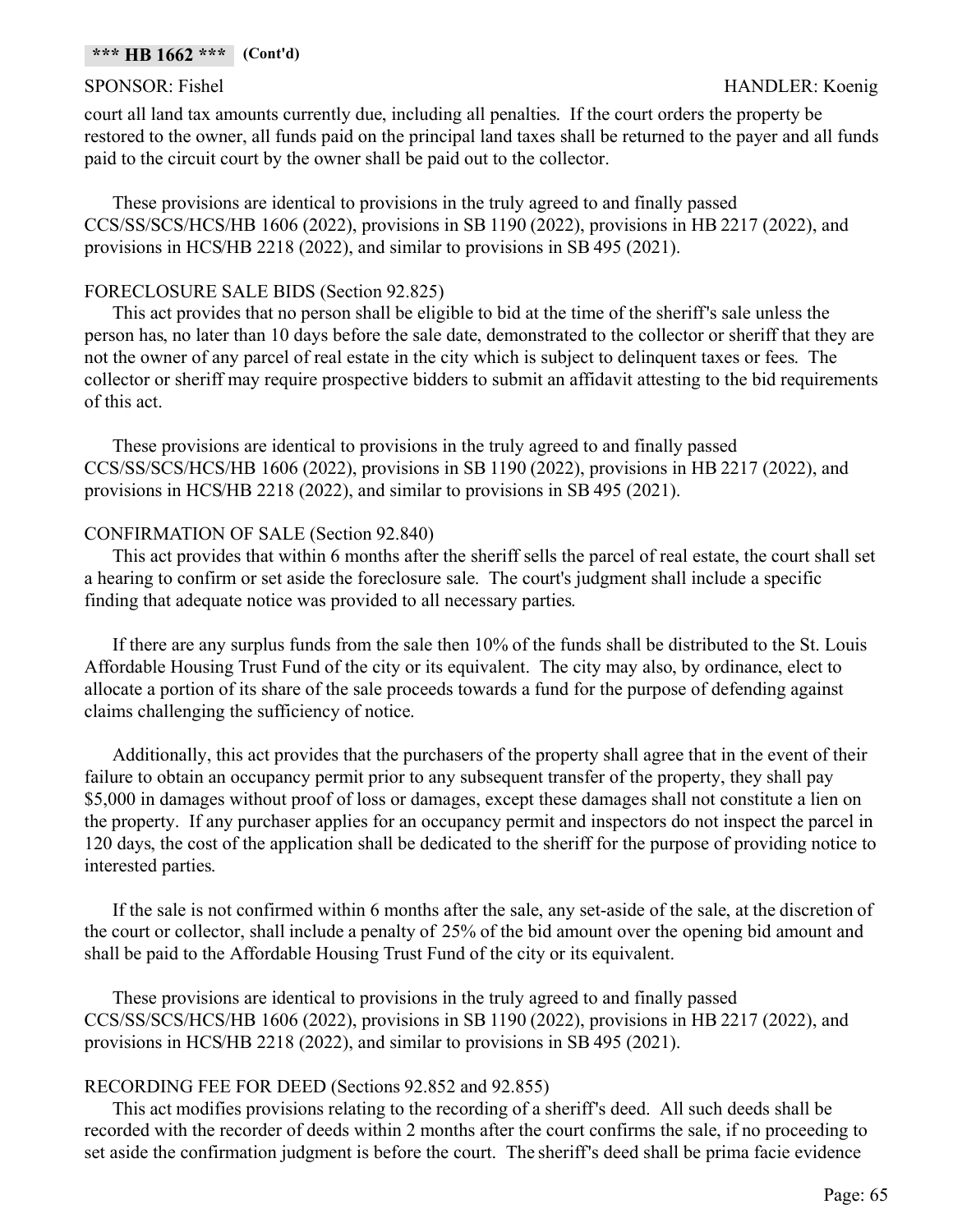**\*\*\* HB 1662 \*\*\*** **(Cont'd)**

SPONSOR: Fishel HANDLER: Koenig

court all land tax amounts currently due, including all penalties. If the court orders the property be restored to the owner, all funds paid on the principal land taxes shall be returned to the payer and all funds paid to the circuit court by the owner shall be paid out to the collector.

These provisions are identical to provisions in the truly agreed to and finally passed CCS/SS/SCS/HCS/HB 1606 (2022), provisions in SB 1190 (2022), provisions in HB 2217 (2022), and provisions in HCS/HB 2218 (2022), and similar to provisions in SB 495 (2021).

FORECLOSURE SALE BIDS (Section 92.825)

This act provides that no person shall be eligible to bid at the time of the sheriff's sale unless the person has, no later than 10 days before the sale date, demonstrated to the collector or sheriff that they are not the owner of any parcel of real estate in the city which is subject to delinquent taxes or fees. The collector or sheriff may require prospective bidders to submit an affidavit attesting to the bid requirements of this act.

These provisions are identical to provisions in the truly agreed to and finally passed CCS/SS/SCS/HCS/HB 1606 (2022), provisions in SB 1190 (2022), provisions in HB 2217 (2022), and provisions in HCS/HB 2218 (2022), and similar to provisions in SB 495 (2021).

CONFIRMATION OF SALE (Section 92.840)

This act provides that within 6 months after the sheriff sells the parcel of real estate, the court shall set a hearing to confirm or set aside the foreclosure sale. The court's judgment shall include a specific finding that adequate notice was provided to all necessary parties.

If there are any surplus funds from the sale then 10% of the funds shall be distributed to the St. Louis Affordable Housing Trust Fund of the city or its equivalent. The city may also, by ordinance, elect to allocate a portion of its share of the sale proceeds towards a fund for the purpose of defending against claims challenging the sufficiency of notice.

Additionally, this act provides that the purchasers of the property shall agree that in the event of their failure to obtain an occupancy permit prior to any subsequent transfer of the property, they shall pay $5,000 in damages without proof of loss or damages, except these damages shall not constitute a lien on the property. If any purchaser applies for an occupancy permit and inspectors do not inspect the parcel in 120 days, the cost of the application shall be dedicated to the sheriff for the purpose of providing notice to interested parties.

If the sale is not confirmed within 6 months after the sale, any set-aside of the sale, at the discretion of the court or collector, shall include a penalty of 25% of the bid amount over the opening bid amount and shall be paid to the Affordable Housing Trust Fund of the city or its equivalent.

These provisions are identical to provisions in the truly agreed to and finally passed CCS/SS/SCS/HCS/HB 1606 (2022), provisions in SB 1190 (2022), provisions in HB 2217 (2022), and provisions in HCS/HB 2218 (2022), and similar to provisions in SB 495 (2021).

RECORDING FEE FOR DEED (Sections 92.852 and 92.855)

This act modifies provisions relating to the recording of a sheriff's deed. All such deeds shall be recorded with the recorder of deeds within 2 months after the court confirms the sale, if no proceeding to set aside the confirmation judgment is before the court. The sheriff's deed shall be prima facie evidence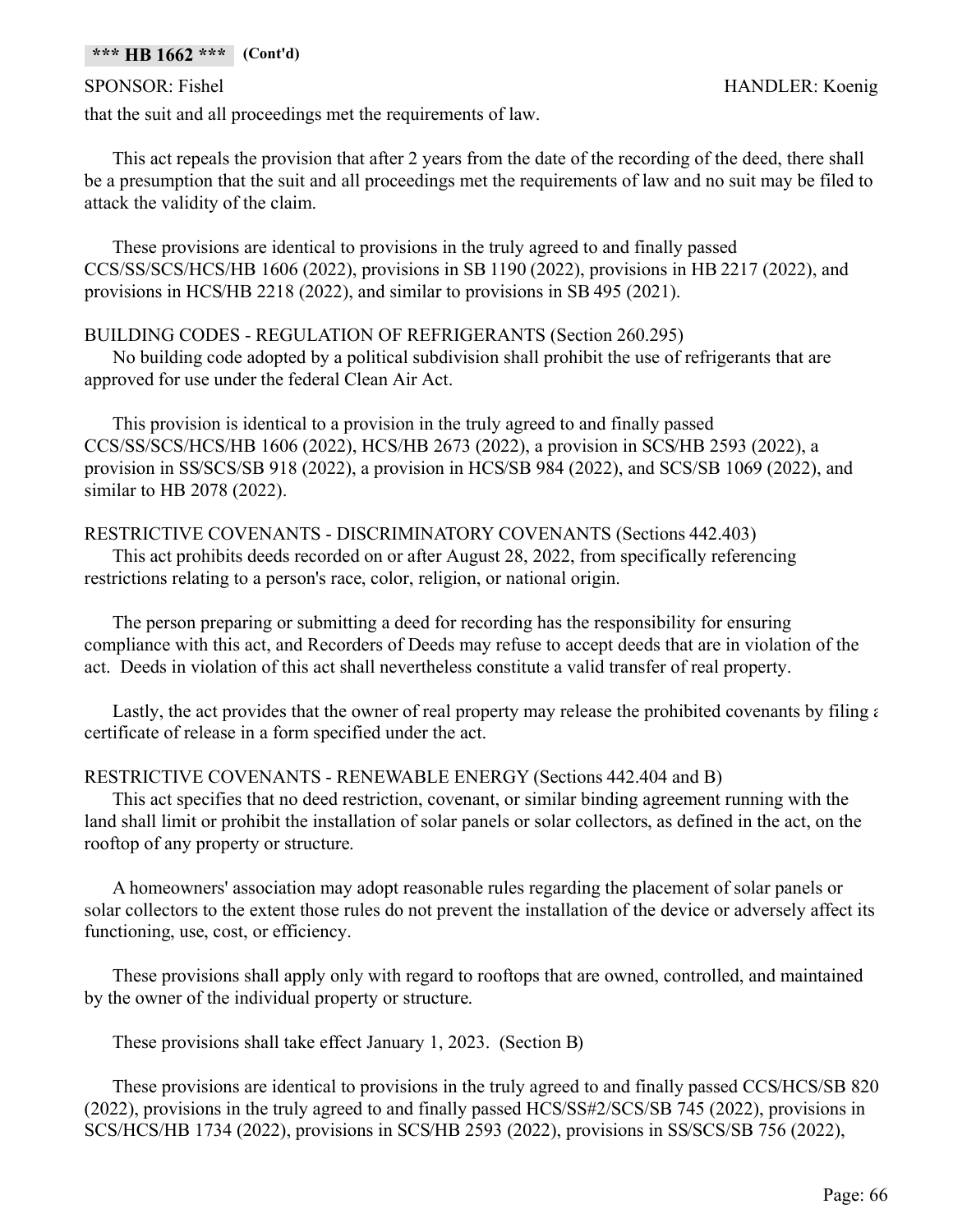that the suit and all proceedings met the requirements of law.

This act repeals the provision that after 2 years from the date of the recording of the deed, there shall be a presumption that the suit and all proceedings met the requirements of law and no suit may be filed to attack the validity of the claim.

These provisions are identical to provisions in the truly agreed to and finally passed CCS/SS/SCS/HCS/HB 1606 (2022), provisions in SB 1190 (2022), provisions in HB 2217 (2022), and provisions in HCS/HB 2218 (2022), and similar to provisions in SB 495 (2021).

BUILDING CODES - REGULATION OF REFRIGERANTS (Section 260.295)

No building code adopted by a political subdivision shall prohibit the use of refrigerants that are approved for use under the federal Clean Air Act.

This provision is identical to a provision in the truly agreed to and finally passed CCS/SS/SCS/HCS/HB 1606 (2022), HCS/HB 2673 (2022), a provision in SCS/HB 2593 (2022), a provision in SS/SCS/SB 918 (2022), a provision in HCS/SB 984 (2022), and SCS/SB 1069 (2022), and similar to HB 2078 (2022).

RESTRICTIVE COVENANTS - DISCRIMINATORY COVENANTS (Sections 442.403)

This act prohibits deeds recorded on or after August 28, 2022, from specifically referencing restrictions relating to a person's race, color, religion, or national origin.

The person preparing or submitting a deed for recording has the responsibility for ensuring compliance with this act, and Recorders of Deeds may refuse to accept deeds that are in violation of the act. Deeds in violation of this act shall nevertheless constitute a valid transfer of real property.

Lastly, the act provides that the owner of real property may release the prohibited covenants by filing a certificate of release in a form specified under the act.

RESTRICTIVE COVENANTS - RENEWABLE ENERGY (Sections 442.404 and B)

This act specifies that no deed restriction, covenant, or similar binding agreement running with the land shall limit or prohibit the installation of solar panels or solar collectors, as defined in the act, on the rooftop of any property or structure.

A homeowners' association may adopt reasonable rules regarding the placement of solar panels or solar collectors to the extent those rules do not prevent the installation of the device or adversely affect its functioning, use, cost, or efficiency.

These provisions shall apply only with regard to rooftops that are owned, controlled, and maintained by the owner of the individual property or structure.

These provisions shall take effect January 1, 2023. (Section B)

These provisions are identical to provisions in the truly agreed to and finally passed CCS/HCS/SB 820 (2022), provisions in the truly agreed to and finally passed HCS/SS#2/SCS/SB 745 (2022), provisions in SCS/HCS/HB 1734 (2022), provisions in SCS/HB 2593 (2022), provisions in SS/SCS/SB 756 (2022),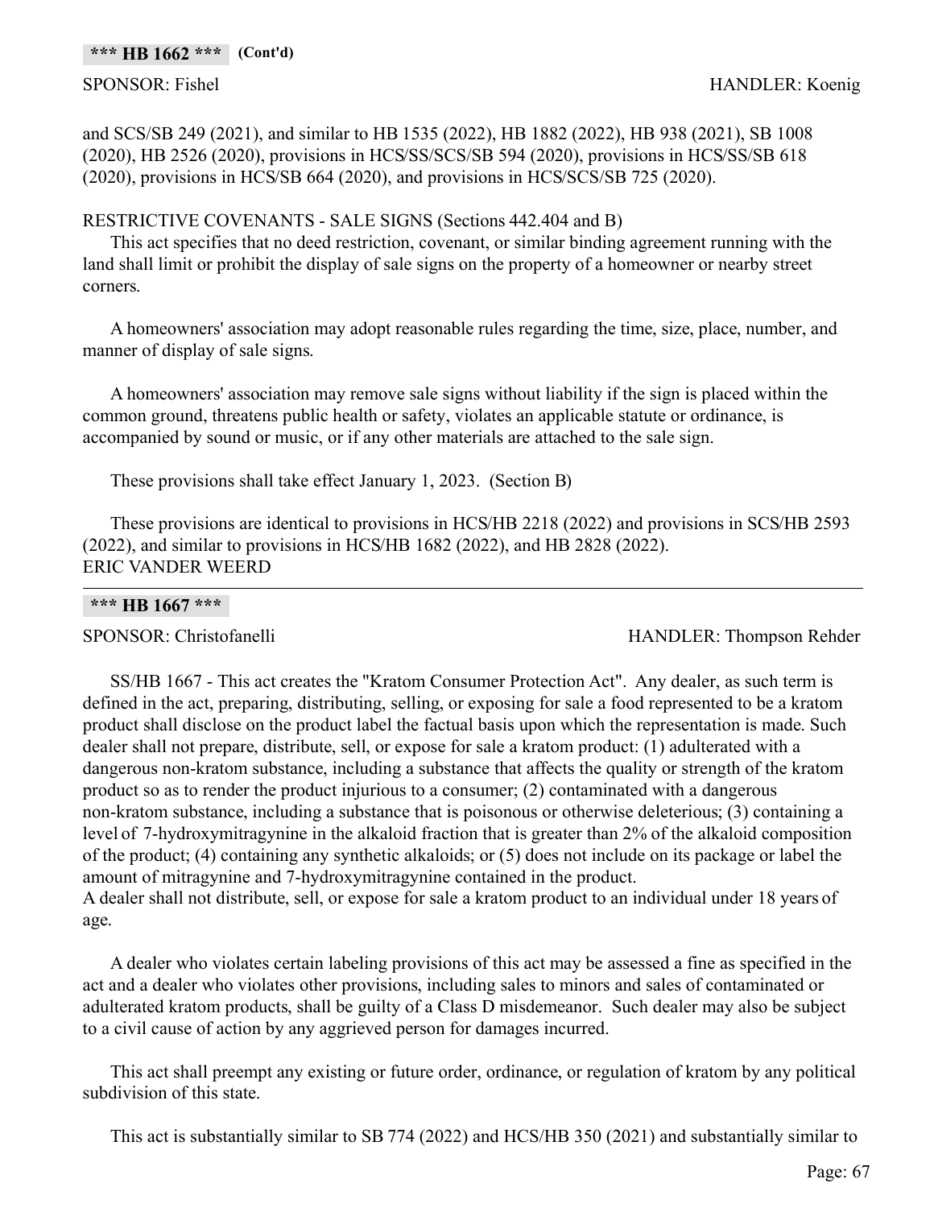**\*\*\* HB 1662 \*\*\*** **(Cont'd)**

SPONSOR: Fishel HANDLER: Koenig

and SCS/SB 249 (2021), and similar to HB 1535 (2022), HB 1882 (2022), HB 938 (2021), SB 1008 (2020), HB 2526 (2020), provisions in HCS/SS/SCS/SB 594 (2020), provisions in HCS/SS/SB 618 (2020), provisions in HCS/SB 664 (2020), and provisions in HCS/SCS/SB 725 (2020).

RESTRICTIVE COVENANTS - SALE SIGNS (Sections 442.404 and B)

This act specifies that no deed restriction, covenant, or similar binding agreement running with the land shall limit or prohibit the display of sale signs on the property of a homeowner or nearby street corners.

A homeowners' association may adopt reasonable rules regarding the time, size, place, number, and manner of display of sale signs.

A homeowners' association may remove sale signs without liability if the sign is placed within the common ground, threatens public health or safety, violates an applicable statute or ordinance, is accompanied by sound or music, or if any other materials are attached to the sale sign.

These provisions shall take effect January 1, 2023. (Section B)

These provisions are identical to provisions in HCS/HB 2218 (2022) and provisions in SCS/HB 2593 (2022), and similar to provisions in HCS/HB 1682 (2022), and HB 2828 (2022).
ERIC VANDER WEERD

---

**\*\*\* HB 1667 \*\*\***

SPONSOR: Christofanelli HANDLER: Thompson Rehder

SS/HB 1667 - This act creates the "Kratom Consumer Protection Act". Any dealer, as such term is defined in the act, preparing, distributing, selling, or exposing for sale a food represented to be a kratom product shall disclose on the product label the factual basis upon which the representation is made. Such dealer shall not prepare, distribute, sell, or expose for sale a kratom product: (1) adulterated with a dangerous non-kratom substance, including a substance that affects the quality or strength of the kratom product so as to render the product injurious to a consumer; (2) contaminated with a dangerous non-kratom substance, including a substance that is poisonous or otherwise deleterious; (3) containing a level of 7-hydroxymitragynine in the alkaloid fraction that is greater than 2% of the alkaloid composition of the product; (4) containing any synthetic alkaloids; or (5) does not include on its package or label the amount of mitragynine and 7-hydroxymitragynine contained in the product.
A dealer shall not distribute, sell, or expose for sale a kratom product to an individual under 18 years of age.

A dealer who violates certain labeling provisions of this act may be assessed a fine as specified in the act and a dealer who violates other provisions, including sales to minors and sales of contaminated or adulterated kratom products, shall be guilty of a Class D misdemeanor. Such dealer may also be subject to a civil cause of action by any aggrieved person for damages incurred.

This act shall preempt any existing or future order, ordinance, or regulation of kratom by any political subdivision of this state.

This act is substantially similar to SB 774 (2022) and HCS/HB 350 (2021) and substantially similar to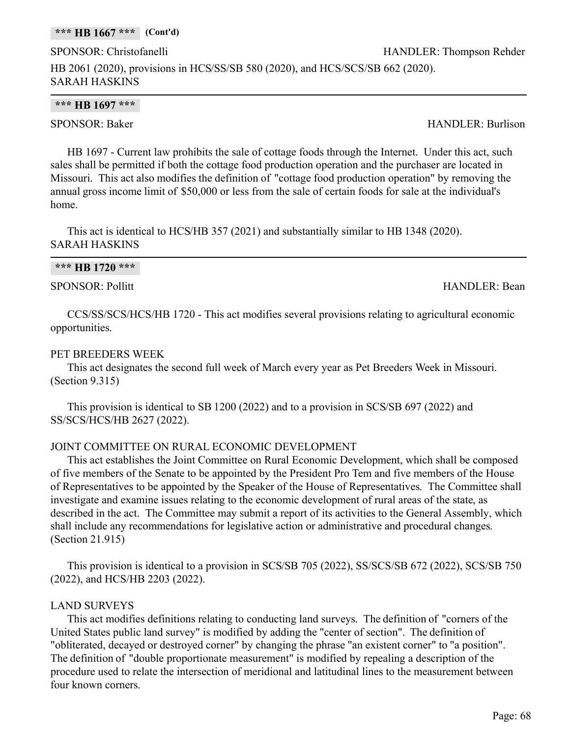**\*\*\* HB 1667 \*\*\*** **(Cont'd)**

SPONSOR: Christofanelli HANDLER: Thompson Rehder

HB 2061 (2020), provisions in HCS/SS/SB 580 (2020), and HCS/SCS/SB 662 (2020).
SARAH HASKINS

---

**\*\*\* HB 1697 \*\*\***

SPONSOR: Baker HANDLER: Burlison

HB 1697 - Current law prohibits the sale of cottage foods through the Internet. Under this act, such sales shall be permitted if both the cottage food production operation and the purchaser are located in Missouri. This act also modifies the definition of "cottage food production operation" by removing the annual gross income limit of $50,000 or less from the sale of certain foods for sale at the individual's home.

This act is identical to HCS/HB 357 (2021) and substantially similar to HB 1348 (2020).
SARAH HASKINS

---

**\*\*\* HB 1720 \*\*\***

SPONSOR: Pollitt HANDLER: Bean

CCS/SS/SCS/HCS/HB 1720 - This act modifies several provisions relating to agricultural economic opportunities.

PET BREEDERS WEEK

This act designates the second full week of March every year as Pet Breeders Week in Missouri. (Section 9.315)

This provision is identical to SB 1200 (2022) and to a provision in SCS/SB 697 (2022) and SS/SCS/HCS/HB 2627 (2022).

JOINT COMMITTEE ON RURAL ECONOMIC DEVELOPMENT

This act establishes the Joint Committee on Rural Economic Development, which shall be composed of five members of the Senate to be appointed by the President Pro Tem and five members of the House of Representatives to be appointed by the Speaker of the House of Representatives. The Committee shall investigate and examine issues relating to the economic development of rural areas of the state, as described in the act. The Committee may submit a report of its activities to the General Assembly, which shall include any recommendations for legislative action or administrative and procedural changes. (Section 21.915)

This provision is identical to a provision in SCS/SB 705 (2022), SS/SCS/SB 672 (2022), SCS/SB 750 (2022), and HCS/HB 2203 (2022).

LAND SURVEYS

This act modifies definitions relating to conducting land surveys. The definition of "corners of the United States public land survey" is modified by adding the "center of section". The definition of "obliterated, decayed or destroyed corner" by changing the phrase "an existent corner" to "a position". The definition of "double proportionate measurement" is modified by repealing a description of the procedure used to relate the intersection of meridional and latitudinal lines to the measurement between four known corners.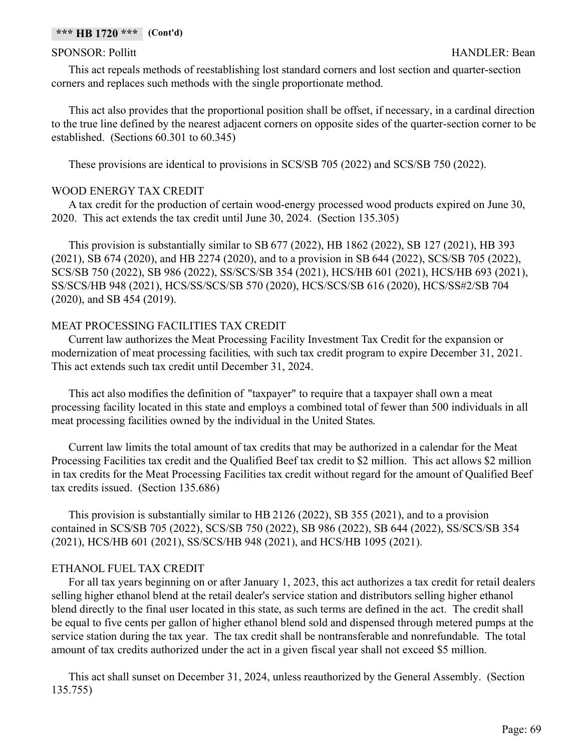**\*\*\* HB 1720 \*\*\*** **(Cont'd)**

SPONSOR: Pollitt HANDLER: Bean

This act repeals methods of reestablishing lost standard corners and lost section and quarter-section corners and replaces such methods with the single proportionate method.

This act also provides that the proportional position shall be offset, if necessary, in a cardinal direction to the true line defined by the nearest adjacent corners on opposite sides of the quarter-section corner to be established. (Sections 60.301 to 60.345)

These provisions are identical to provisions in SCS/SB 705 (2022) and SCS/SB 750 (2022).

WOOD ENERGY TAX CREDIT

A tax credit for the production of certain wood-energy processed wood products expired on June 30, 2020. This act extends the tax credit until June 30, 2024. (Section 135.305)

This provision is substantially similar to SB 677 (2022), HB 1862 (2022), SB 127 (2021), HB 393 (2021), SB 674 (2020), and HB 2274 (2020), and to a provision in SB 644 (2022), SCS/SB 705 (2022), SCS/SB 750 (2022), SB 986 (2022), SS/SCS/SB 354 (2021), HCS/HB 601 (2021), HCS/HB 693 (2021), SS/SCS/HB 948 (2021), HCS/SS/SCS/SB 570 (2020), HCS/SCS/SB 616 (2020), HCS/SS#2/SB 704 (2020), and SB 454 (2019).

MEAT PROCESSING FACILITIES TAX CREDIT

Current law authorizes the Meat Processing Facility Investment Tax Credit for the expansion or modernization of meat processing facilities, with such tax credit program to expire December 31, 2021. This act extends such tax credit until December 31, 2024.

This act also modifies the definition of "taxpayer" to require that a taxpayer shall own a meat processing facility located in this state and employs a combined total of fewer than 500 individuals in all meat processing facilities owned by the individual in the United States.

Current law limits the total amount of tax credits that may be authorized in a calendar for the Meat Processing Facilities tax credit and the Qualified Beef tax credit to $2 million. This act allows $2 million in tax credits for the Meat Processing Facilities tax credit without regard for the amount of Qualified Beef tax credits issued. (Section 135.686)

This provision is substantially similar to HB 2126 (2022), SB 355 (2021), and to a provision contained in SCS/SB 705 (2022), SCS/SB 750 (2022), SB 986 (2022), SB 644 (2022), SS/SCS/SB 354 (2021), HCS/HB 601 (2021), SS/SCS/HB 948 (2021), and HCS/HB 1095 (2021).

ETHANOL FUEL TAX CREDIT

For all tax years beginning on or after January 1, 2023, this act authorizes a tax credit for retail dealers selling higher ethanol blend at the retail dealer's service station and distributors selling higher ethanol blend directly to the final user located in this state, as such terms are defined in the act. The credit shall be equal to five cents per gallon of higher ethanol blend sold and dispensed through metered pumps at the service station during the tax year. The tax credit shall be nontransferable and nonrefundable. The total amount of tax credits authorized under the act in a given fiscal year shall not exceed $5 million.

This act shall sunset on December 31, 2024, unless reauthorized by the General Assembly. (Section 135.755)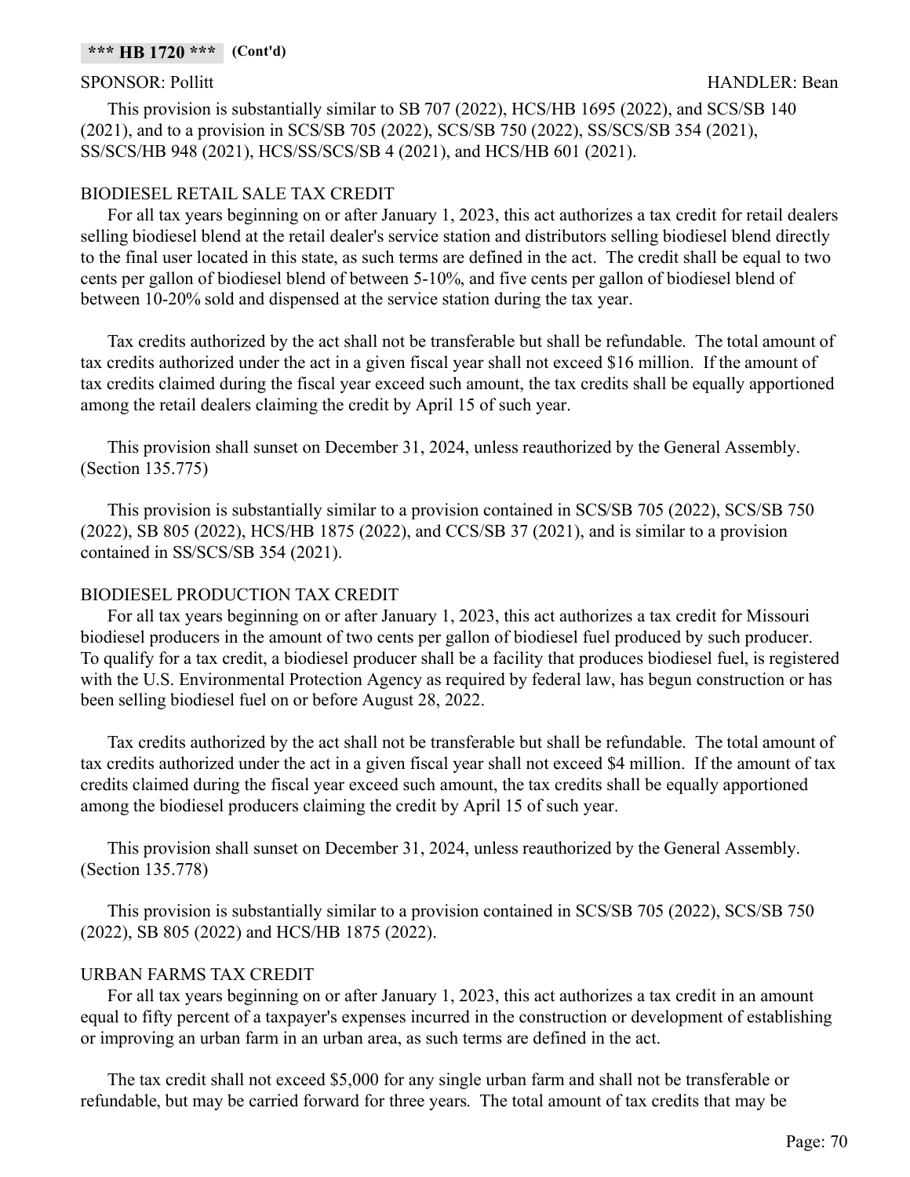**\*\*\* HB 1720 \*\*\*** **(Cont'd)**

SPONSOR: Pollitt HANDLER: Bean

This provision is substantially similar to SB 707 (2022), HCS/HB 1695 (2022), and SCS/SB 140 (2021), and to a provision in SCS/SB 705 (2022), SCS/SB 750 (2022), SS/SCS/SB 354 (2021), SS/SCS/HB 948 (2021), HCS/SS/SCS/SB 4 (2021), and HCS/HB 601 (2021).

BIODIESEL RETAIL SALE TAX CREDIT

For all tax years beginning on or after January 1, 2023, this act authorizes a tax credit for retail dealers selling biodiesel blend at the retail dealer's service station and distributors selling biodiesel blend directly to the final user located in this state, as such terms are defined in the act. The credit shall be equal to two cents per gallon of biodiesel blend of between 5-10%, and five cents per gallon of biodiesel blend of between 10-20% sold and dispensed at the service station during the tax year.

Tax credits authorized by the act shall not be transferable but shall be refundable. The total amount of tax credits authorized under the act in a given fiscal year shall not exceed $16 million. If the amount of tax credits claimed during the fiscal year exceed such amount, the tax credits shall be equally apportioned among the retail dealers claiming the credit by April 15 of such year.

This provision shall sunset on December 31, 2024, unless reauthorized by the General Assembly. (Section 135.775)

This provision is substantially similar to a provision contained in SCS/SB 705 (2022), SCS/SB 750 (2022), SB 805 (2022), HCS/HB 1875 (2022), and CCS/SB 37 (2021), and is similar to a provision contained in SS/SCS/SB 354 (2021).

BIODIESEL PRODUCTION TAX CREDIT

For all tax years beginning on or after January 1, 2023, this act authorizes a tax credit for Missouri biodiesel producers in the amount of two cents per gallon of biodiesel fuel produced by such producer. To qualify for a tax credit, a biodiesel producer shall be a facility that produces biodiesel fuel, is registered with the U.S. Environmental Protection Agency as required by federal law, has begun construction or has been selling biodiesel fuel on or before August 28, 2022.

Tax credits authorized by the act shall not be transferable but shall be refundable. The total amount of tax credits authorized under the act in a given fiscal year shall not exceed $4 million. If the amount of tax credits claimed during the fiscal year exceed such amount, the tax credits shall be equally apportioned among the biodiesel producers claiming the credit by April 15 of such year.

This provision shall sunset on December 31, 2024, unless reauthorized by the General Assembly. (Section 135.778)

This provision is substantially similar to a provision contained in SCS/SB 705 (2022), SCS/SB 750 (2022), SB 805 (2022) and HCS/HB 1875 (2022).

URBAN FARMS TAX CREDIT

For all tax years beginning on or after January 1, 2023, this act authorizes a tax credit in an amount equal to fifty percent of a taxpayer's expenses incurred in the construction or development of establishing or improving an urban farm in an urban area, as such terms are defined in the act.

The tax credit shall not exceed $5,000 for any single urban farm and shall not be transferable or refundable, but may be carried forward for three years. The total amount of tax credits that may be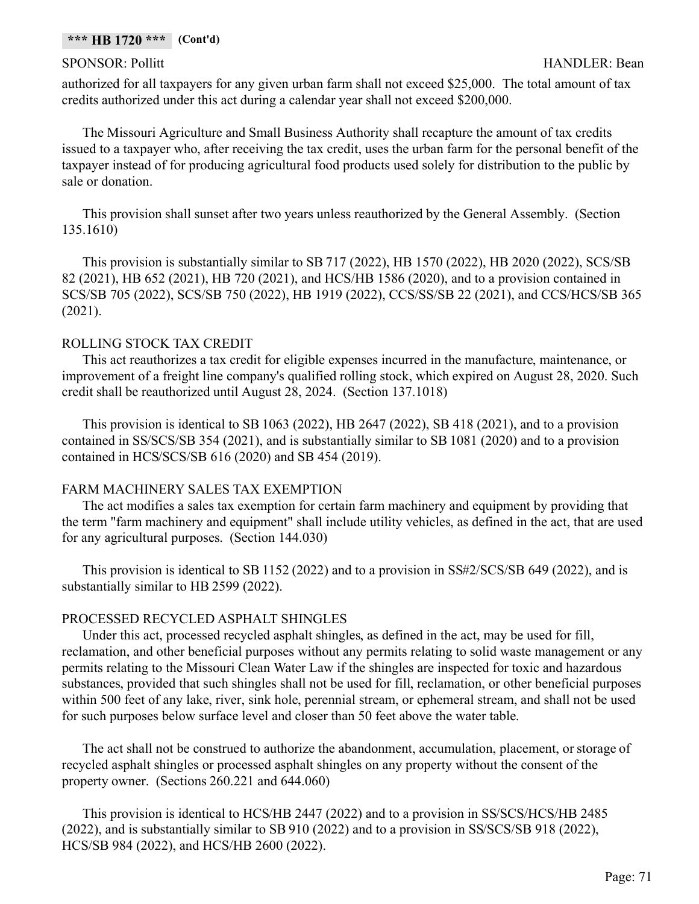**\*\*\* HB 1720 \*\*\*** **(Cont'd)**

SPONSOR: Pollitt HANDLER: Bean

authorized for all taxpayers for any given urban farm shall not exceed $25,000. The total amount of tax credits authorized under this act during a calendar year shall not exceed $200,000.

The Missouri Agriculture and Small Business Authority shall recapture the amount of tax credits issued to a taxpayer who, after receiving the tax credit, uses the urban farm for the personal benefit of the taxpayer instead of for producing agricultural food products used solely for distribution to the public by sale or donation.

This provision shall sunset after two years unless reauthorized by the General Assembly. (Section 135.1610)

This provision is substantially similar to SB 717 (2022), HB 1570 (2022), HB 2020 (2022), SCS/SB 82 (2021), HB 652 (2021), HB 720 (2021), and HCS/HB 1586 (2020), and to a provision contained in SCS/SB 705 (2022), SCS/SB 750 (2022), HB 1919 (2022), CCS/SS/SB 22 (2021), and CCS/HCS/SB 365 (2021).

ROLLING STOCK TAX CREDIT

This act reauthorizes a tax credit for eligible expenses incurred in the manufacture, maintenance, or improvement of a freight line company's qualified rolling stock, which expired on August 28, 2020. Such credit shall be reauthorized until August 28, 2024. (Section 137.1018)

This provision is identical to SB 1063 (2022), HB 2647 (2022), SB 418 (2021), and to a provision contained in SS/SCS/SB 354 (2021), and is substantially similar to SB 1081 (2020) and to a provision contained in HCS/SCS/SB 616 (2020) and SB 454 (2019).

FARM MACHINERY SALES TAX EXEMPTION

The act modifies a sales tax exemption for certain farm machinery and equipment by providing that the term "farm machinery and equipment" shall include utility vehicles, as defined in the act, that are used for any agricultural purposes. (Section 144.030)

This provision is identical to SB 1152 (2022) and to a provision in SS#2/SCS/SB 649 (2022), and is substantially similar to HB 2599 (2022).

PROCESSED RECYCLED ASPHALT SHINGLES

Under this act, processed recycled asphalt shingles, as defined in the act, may be used for fill, reclamation, and other beneficial purposes without any permits relating to solid waste management or any permits relating to the Missouri Clean Water Law if the shingles are inspected for toxic and hazardous substances, provided that such shingles shall not be used for fill, reclamation, or other beneficial purposes within 500 feet of any lake, river, sink hole, perennial stream, or ephemeral stream, and shall not be used for such purposes below surface level and closer than 50 feet above the water table.

The act shall not be construed to authorize the abandonment, accumulation, placement, or storage of recycled asphalt shingles or processed asphalt shingles on any property without the consent of the property owner. (Sections 260.221 and 644.060)

This provision is identical to HCS/HB 2447 (2022) and to a provision in SS/SCS/HCS/HB 2485 (2022), and is substantially similar to SB 910 (2022) and to a provision in SS/SCS/SB 918 (2022), HCS/SB 984 (2022), and HCS/HB 2600 (2022).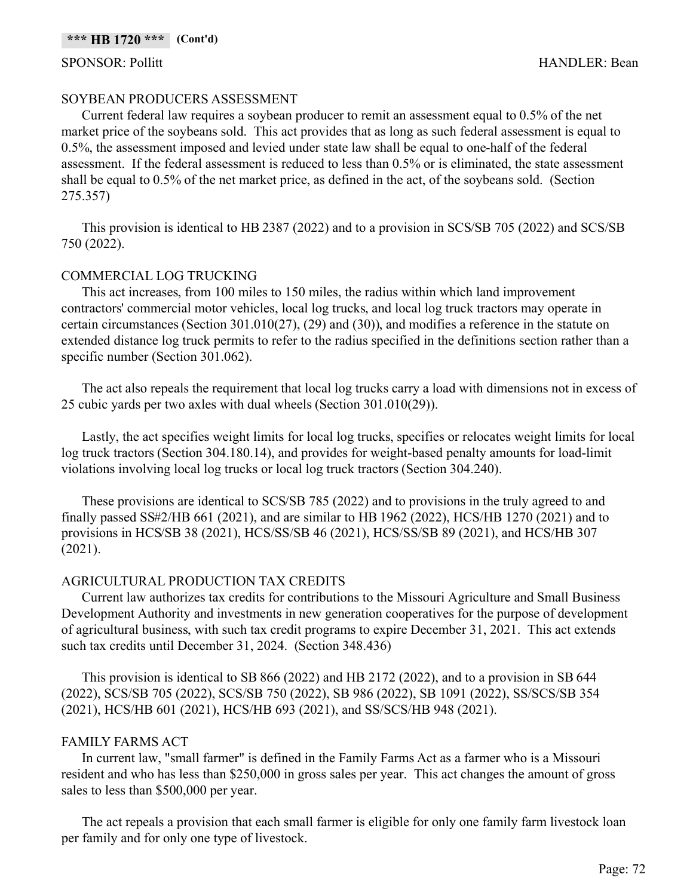**\*\*\* HB 1720 \*\*\*** **(Cont'd)**

SPONSOR: Pollitt HANDLER: Bean

SOYBEAN PRODUCERS ASSESSMENT

Current federal law requires a soybean producer to remit an assessment equal to 0.5% of the net market price of the soybeans sold. This act provides that as long as such federal assessment is equal to 0.5%, the assessment imposed and levied under state law shall be equal to one-half of the federal assessment. If the federal assessment is reduced to less than 0.5% or is eliminated, the state assessment shall be equal to 0.5% of the net market price, as defined in the act, of the soybeans sold. (Section 275.357)

This provision is identical to HB 2387 (2022) and to a provision in SCS/SB 705 (2022) and SCS/SB 750 (2022).

COMMERCIAL LOG TRUCKING

This act increases, from 100 miles to 150 miles, the radius within which land improvement contractors' commercial motor vehicles, local log trucks, and local log truck tractors may operate in certain circumstances (Section 301.010(27), (29) and (30)), and modifies a reference in the statute on extended distance log truck permits to refer to the radius specified in the definitions section rather than a specific number (Section 301.062).

The act also repeals the requirement that local log trucks carry a load with dimensions not in excess of 25 cubic yards per two axles with dual wheels (Section 301.010(29)).

Lastly, the act specifies weight limits for local log trucks, specifies or relocates weight limits for local log truck tractors (Section 304.180.14), and provides for weight-based penalty amounts for load-limit violations involving local log trucks or local log truck tractors (Section 304.240).

These provisions are identical to SCS/SB 785 (2022) and to provisions in the truly agreed to and finally passed SS#2/HB 661 (2021), and are similar to HB 1962 (2022), HCS/HB 1270 (2021) and to provisions in HCS/SB 38 (2021), HCS/SS/SB 46 (2021), HCS/SS/SB 89 (2021), and HCS/HB 307 (2021).

AGRICULTURAL PRODUCTION TAX CREDITS

Current law authorizes tax credits for contributions to the Missouri Agriculture and Small Business Development Authority and investments in new generation cooperatives for the purpose of development of agricultural business, with such tax credit programs to expire December 31, 2021. This act extends such tax credits until December 31, 2024. (Section 348.436)

This provision is identical to SB 866 (2022) and HB 2172 (2022), and to a provision in SB 644 (2022), SCS/SB 705 (2022), SCS/SB 750 (2022), SB 986 (2022), SB 1091 (2022), SS/SCS/SB 354 (2021), HCS/HB 601 (2021), HCS/HB 693 (2021), and SS/SCS/HB 948 (2021).

FAMILY FARMS ACT

In current law, "small farmer" is defined in the Family Farms Act as a farmer who is a Missouri resident and who has less than $250,000 in gross sales per year. This act changes the amount of gross sales to less than $500,000 per year.

The act repeals a provision that each small farmer is eligible for only one family farm livestock loan per family and for only one type of livestock.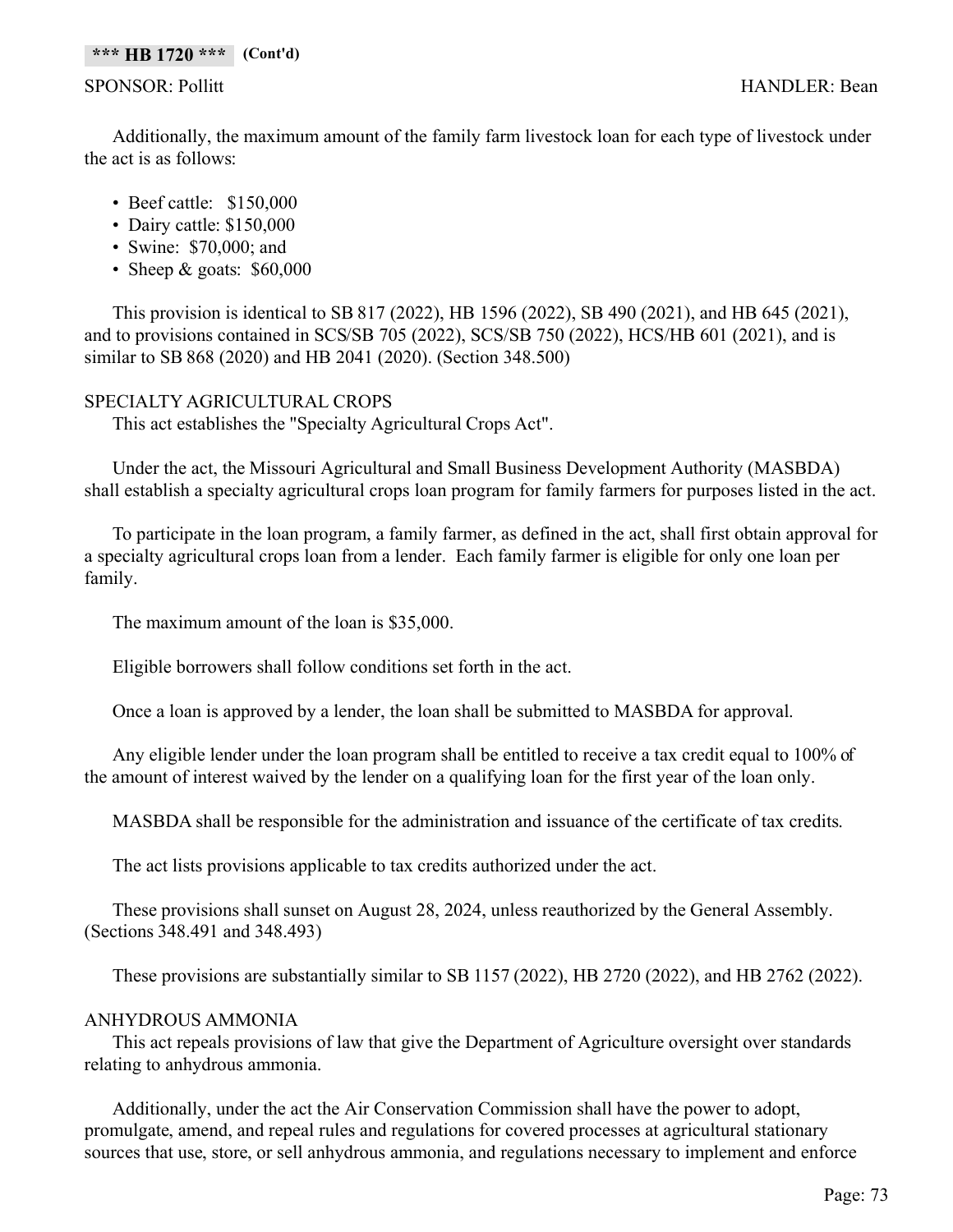**\*\*\* HB 1720 \*\*\*** **(Cont'd)**

SPONSOR: Pollitt HANDLER: Bean

Additionally, the maximum amount of the family farm livestock loan for each type of livestock under the act is as follows:

- Beef cattle: $150,000
- Dairy cattle: $150,000
- Swine: $70,000; and
- Sheep & goats: $60,000

This provision is identical to SB 817 (2022), HB 1596 (2022), SB 490 (2021), and HB 645 (2021), and to provisions contained in SCS/SB 705 (2022), SCS/SB 750 (2022), HCS/HB 601 (2021), and is similar to SB 868 (2020) and HB 2041 (2020). (Section 348.500)

SPECIALTY AGRICULTURAL CROPS

This act establishes the "Specialty Agricultural Crops Act".

Under the act, the Missouri Agricultural and Small Business Development Authority (MASBDA) shall establish a specialty agricultural crops loan program for family farmers for purposes listed in the act.

To participate in the loan program, a family farmer, as defined in the act, shall first obtain approval for a specialty agricultural crops loan from a lender. Each family farmer is eligible for only one loan per family.

The maximum amount of the loan is $35,000.

Eligible borrowers shall follow conditions set forth in the act.

Once a loan is approved by a lender, the loan shall be submitted to MASBDA for approval.

Any eligible lender under the loan program shall be entitled to receive a tax credit equal to 100% of the amount of interest waived by the lender on a qualifying loan for the first year of the loan only.

MASBDA shall be responsible for the administration and issuance of the certificate of tax credits.

The act lists provisions applicable to tax credits authorized under the act.

These provisions shall sunset on August 28, 2024, unless reauthorized by the General Assembly. (Sections 348.491 and 348.493)

These provisions are substantially similar to SB 1157 (2022), HB 2720 (2022), and HB 2762 (2022).

ANHYDROUS AMMONIA

This act repeals provisions of law that give the Department of Agriculture oversight over standards relating to anhydrous ammonia.

Additionally, under the act the Air Conservation Commission shall have the power to adopt, promulgate, amend, and repeal rules and regulations for covered processes at agricultural stationary sources that use, store, or sell anhydrous ammonia, and regulations necessary to implement and enforce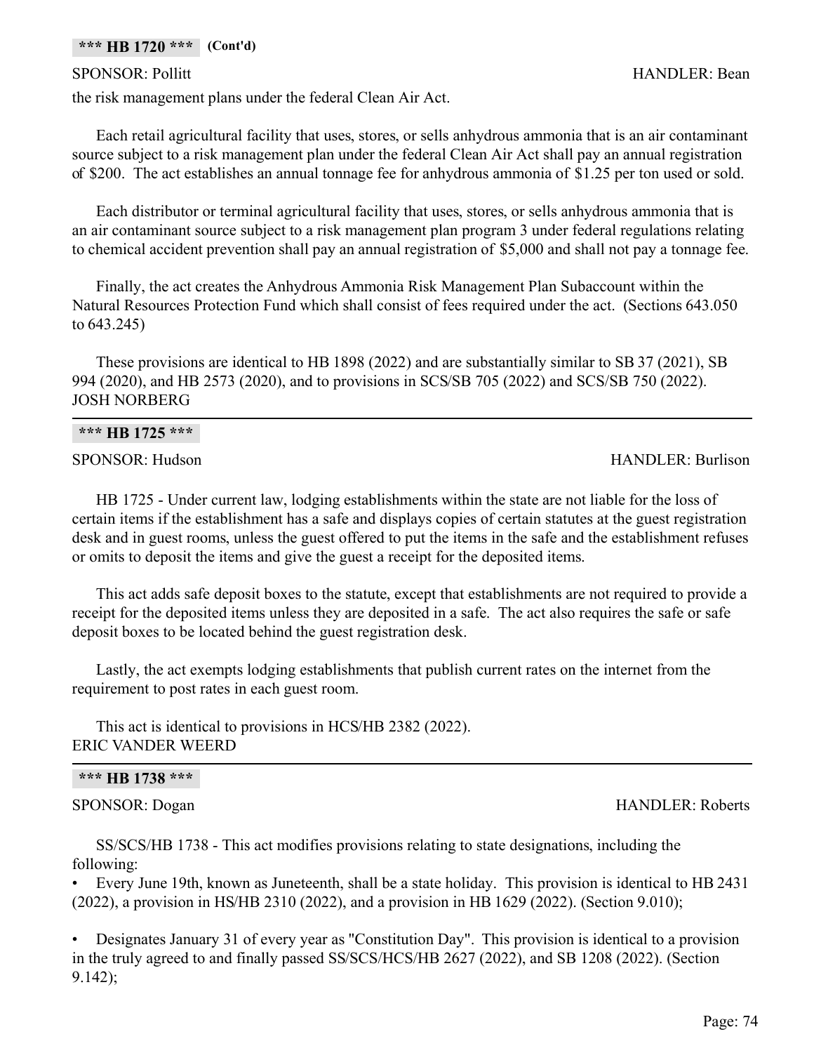**\*\*\* HB 1720 \*\*\*** **(Cont'd)**

SPONSOR: Pollitt HANDLER: Bean

the risk management plans under the federal Clean Air Act.

Each retail agricultural facility that uses, stores, or sells anhydrous ammonia that is an air contaminant source subject to a risk management plan under the federal Clean Air Act shall pay an annual registration of $200. The act establishes an annual tonnage fee for anhydrous ammonia of $1.25 per ton used or sold.

Each distributor or terminal agricultural facility that uses, stores, or sells anhydrous ammonia that is an air contaminant source subject to a risk management plan program 3 under federal regulations relating to chemical accident prevention shall pay an annual registration of $5,000 and shall not pay a tonnage fee.

Finally, the act creates the Anhydrous Ammonia Risk Management Plan Subaccount within the Natural Resources Protection Fund which shall consist of fees required under the act. (Sections 643.050 to 643.245)

These provisions are identical to HB 1898 (2022) and are substantially similar to SB 37 (2021), SB 994 (2020), and HB 2573 (2020), and to provisions in SCS/SB 705 (2022) and SCS/SB 750 (2022).
JOSH NORBERG

---

**\*\*\* HB 1725 \*\*\***

SPONSOR: Hudson HANDLER: Burlison

HB 1725 - Under current law, lodging establishments within the state are not liable for the loss of certain items if the establishment has a safe and displays copies of certain statutes at the guest registration desk and in guest rooms, unless the guest offered to put the items in the safe and the establishment refuses or omits to deposit the items and give the guest a receipt for the deposited items.

This act adds safe deposit boxes to the statute, except that establishments are not required to provide a receipt for the deposited items unless they are deposited in a safe. The act also requires the safe or safe deposit boxes to be located behind the guest registration desk.

Lastly, the act exempts lodging establishments that publish current rates on the internet from the requirement to post rates in each guest room.

This act is identical to provisions in HCS/HB 2382 (2022).
ERIC VANDER WEERD

---

**\*\*\* HB 1738 \*\*\***

SPONSOR: Dogan HANDLER: Roberts

SS/SCS/HB 1738 - This act modifies provisions relating to state designations, including the following:

- Every June 19th, known as Juneteenth, shall be a state holiday. This provision is identical to HB 2431 (2022), a provision in HS/HB 2310 (2022), and a provision in HB 1629 (2022). (Section 9.010);

- Designates January 31 of every year as "Constitution Day". This provision is identical to a provision in the truly agreed to and finally passed SS/SCS/HCS/HB 2627 (2022), and SB 1208 (2022). (Section 9.142);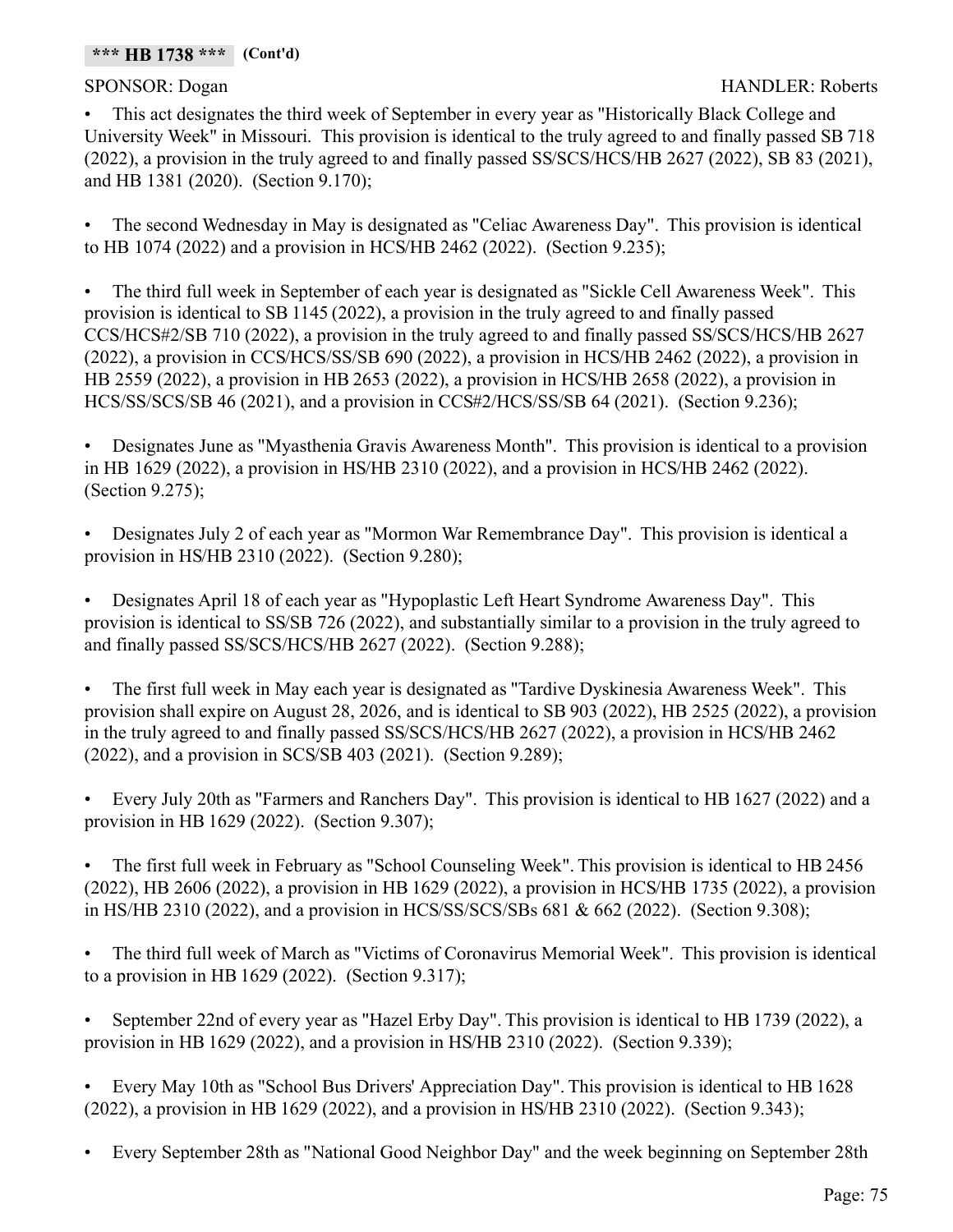**\*\*\* HB 1738 \*\*\*** **(Cont'd)**

SPONSOR: Dogan HANDLER: Roberts

- This act designates the third week of September in every year as "Historically Black College and University Week" in Missouri. This provision is identical to the truly agreed to and finally passed SB 718 (2022), a provision in the truly agreed to and finally passed SS/SCS/HCS/HB 2627 (2022), SB 83 (2021), and HB 1381 (2020). (Section 9.170);

- The second Wednesday in May is designated as "Celiac Awareness Day". This provision is identical to HB 1074 (2022) and a provision in HCS/HB 2462 (2022). (Section 9.235);

- The third full week in September of each year is designated as "Sickle Cell Awareness Week". This provision is identical to SB 1145 (2022), a provision in the truly agreed to and finally passed CCS/HCS#2/SB 710 (2022), a provision in the truly agreed to and finally passed SS/SCS/HCS/HB 2627 (2022), a provision in CCS/HCS/SS/SB 690 (2022), a provision in HCS/HB 2462 (2022), a provision in HB 2559 (2022), a provision in HB 2653 (2022), a provision in HCS/HB 2658 (2022), a provision in HCS/SS/SCS/SB 46 (2021), and a provision in CCS#2/HCS/SS/SB 64 (2021). (Section 9.236);

- Designates June as "Myasthenia Gravis Awareness Month". This provision is identical to a provision in HB 1629 (2022), a provision in HS/HB 2310 (2022), and a provision in HCS/HB 2462 (2022). (Section 9.275);

- Designates July 2 of each year as "Mormon War Remembrance Day". This provision is identical a provision in HS/HB 2310 (2022). (Section 9.280);

- Designates April 18 of each year as "Hypoplastic Left Heart Syndrome Awareness Day". This provision is identical to SS/SB 726 (2022), and substantially similar to a provision in the truly agreed to and finally passed SS/SCS/HCS/HB 2627 (2022). (Section 9.288);

- The first full week in May each year is designated as "Tardive Dyskinesia Awareness Week". This provision shall expire on August 28, 2026, and is identical to SB 903 (2022), HB 2525 (2022), a provision in the truly agreed to and finally passed SS/SCS/HCS/HB 2627 (2022), a provision in HCS/HB 2462 (2022), and a provision in SCS/SB 403 (2021). (Section 9.289);

- Every July 20th as "Farmers and Ranchers Day". This provision is identical to HB 1627 (2022) and a provision in HB 1629 (2022). (Section 9.307);

- The first full week in February as "School Counseling Week". This provision is identical to HB 2456 (2022), HB 2606 (2022), a provision in HB 1629 (2022), a provision in HCS/HB 1735 (2022), a provision in HS/HB 2310 (2022), and a provision in HCS/SS/SCS/SBs 681 & 662 (2022). (Section 9.308);

- The third full week of March as "Victims of Coronavirus Memorial Week". This provision is identical to a provision in HB 1629 (2022). (Section 9.317);

- September 22nd of every year as "Hazel Erby Day". This provision is identical to HB 1739 (2022), a provision in HB 1629 (2022), and a provision in HS/HB 2310 (2022). (Section 9.339);

- Every May 10th as "School Bus Drivers' Appreciation Day". This provision is identical to HB 1628 (2022), a provision in HB 1629 (2022), and a provision in HS/HB 2310 (2022). (Section 9.343);

- Every September 28th as "National Good Neighbor Day" and the week beginning on September 28th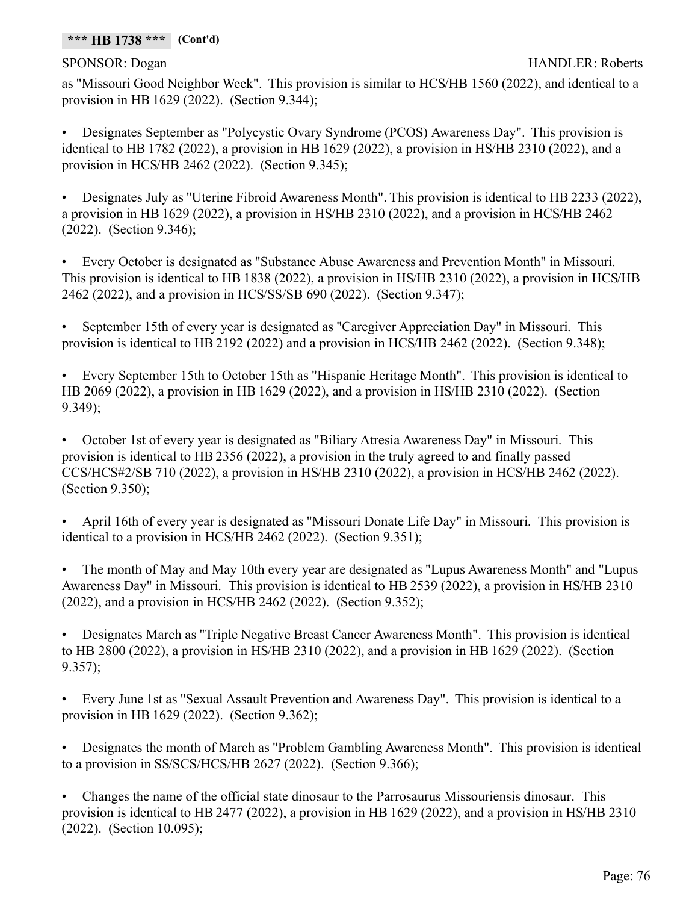**\*\*\* HB 1738 \*\*\*** **(Cont'd)**

SPONSOR: Dogan HANDLER: Roberts

as "Missouri Good Neighbor Week". This provision is similar to HCS/HB 1560 (2022), and identical to a provision in HB 1629 (2022). (Section 9.344);

- Designates September as "Polycystic Ovary Syndrome (PCOS) Awareness Day". This provision is identical to HB 1782 (2022), a provision in HB 1629 (2022), a provision in HS/HB 2310 (2022), and a provision in HCS/HB 2462 (2022). (Section 9.345);

- Designates July as "Uterine Fibroid Awareness Month". This provision is identical to HB 2233 (2022), a provision in HB 1629 (2022), a provision in HS/HB 2310 (2022), and a provision in HCS/HB 2462 (2022). (Section 9.346);

- Every October is designated as "Substance Abuse Awareness and Prevention Month" in Missouri. This provision is identical to HB 1838 (2022), a provision in HS/HB 2310 (2022), a provision in HCS/HB 2462 (2022), and a provision in HCS/SS/SB 690 (2022). (Section 9.347);

- September 15th of every year is designated as "Caregiver Appreciation Day" in Missouri. This provision is identical to HB 2192 (2022) and a provision in HCS/HB 2462 (2022). (Section 9.348);

- Every September 15th to October 15th as "Hispanic Heritage Month". This provision is identical to HB 2069 (2022), a provision in HB 1629 (2022), and a provision in HS/HB 2310 (2022). (Section 9.349);

- October 1st of every year is designated as "Biliary Atresia Awareness Day" in Missouri. This provision is identical to HB 2356 (2022), a provision in the truly agreed to and finally passed CCS/HCS#2/SB 710 (2022), a provision in HS/HB 2310 (2022), a provision in HCS/HB 2462 (2022). (Section 9.350);

- April 16th of every year is designated as "Missouri Donate Life Day" in Missouri. This provision is identical to a provision in HCS/HB 2462 (2022). (Section 9.351);

- The month of May and May 10th every year are designated as "Lupus Awareness Month" and "Lupus Awareness Day" in Missouri. This provision is identical to HB 2539 (2022), a provision in HS/HB 2310 (2022), and a provision in HCS/HB 2462 (2022). (Section 9.352);

- Designates March as "Triple Negative Breast Cancer Awareness Month". This provision is identical to HB 2800 (2022), a provision in HS/HB 2310 (2022), and a provision in HB 1629 (2022). (Section 9.357);

- Every June 1st as "Sexual Assault Prevention and Awareness Day". This provision is identical to a provision in HB 1629 (2022). (Section 9.362);

- Designates the month of March as "Problem Gambling Awareness Month". This provision is identical to a provision in SS/SCS/HCS/HB 2627 (2022). (Section 9.366);

- Changes the name of the official state dinosaur to the Parrosaurus Missouriensis dinosaur. This provision is identical to HB 2477 (2022), a provision in HB 1629 (2022), and a provision in HS/HB 2310 (2022). (Section 10.095);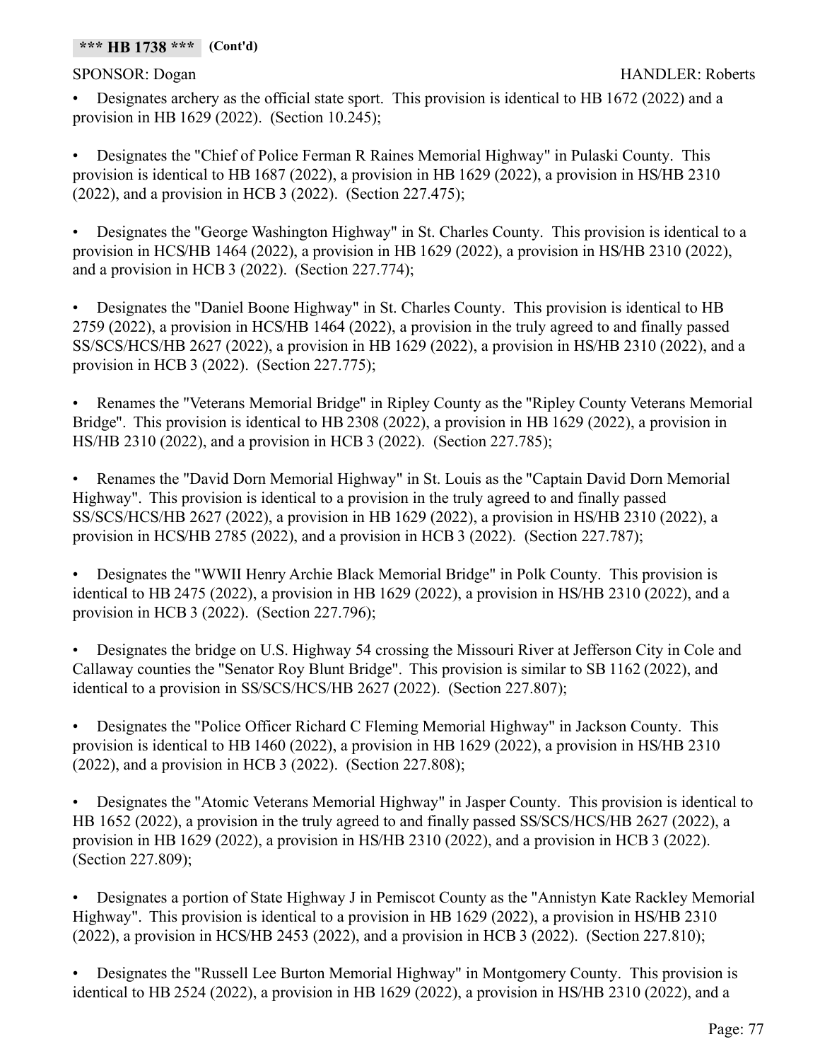**\*\*\* HB 1738 \*\*\*** **(Cont'd)**

SPONSOR: Dogan HANDLER: Roberts

- Designates archery as the official state sport. This provision is identical to HB 1672 (2022) and a provision in HB 1629 (2022). (Section 10.245);

- Designates the "Chief of Police Ferman R Raines Memorial Highway" in Pulaski County. This provision is identical to HB 1687 (2022), a provision in HB 1629 (2022), a provision in HS/HB 2310 (2022), and a provision in HCB 3 (2022). (Section 227.475);

- Designates the "George Washington Highway" in St. Charles County. This provision is identical to a provision in HCS/HB 1464 (2022), a provision in HB 1629 (2022), a provision in HS/HB 2310 (2022), and a provision in HCB 3 (2022). (Section 227.774);

- Designates the "Daniel Boone Highway" in St. Charles County. This provision is identical to HB 2759 (2022), a provision in HCS/HB 1464 (2022), a provision in the truly agreed to and finally passed SS/SCS/HCS/HB 2627 (2022), a provision in HB 1629 (2022), a provision in HS/HB 2310 (2022), and a provision in HCB 3 (2022). (Section 227.775);

- Renames the "Veterans Memorial Bridge" in Ripley County as the "Ripley County Veterans Memorial Bridge". This provision is identical to HB 2308 (2022), a provision in HB 1629 (2022), a provision in HS/HB 2310 (2022), and a provision in HCB 3 (2022). (Section 227.785);

- Renames the "David Dorn Memorial Highway" in St. Louis as the "Captain David Dorn Memorial Highway". This provision is identical to a provision in the truly agreed to and finally passed SS/SCS/HCS/HB 2627 (2022), a provision in HB 1629 (2022), a provision in HS/HB 2310 (2022), a provision in HCS/HB 2785 (2022), and a provision in HCB 3 (2022). (Section 227.787);

- Designates the "WWII Henry Archie Black Memorial Bridge" in Polk County. This provision is identical to HB 2475 (2022), a provision in HB 1629 (2022), a provision in HS/HB 2310 (2022), and a provision in HCB 3 (2022). (Section 227.796);

- Designates the bridge on U.S. Highway 54 crossing the Missouri River at Jefferson City in Cole and Callaway counties the "Senator Roy Blunt Bridge". This provision is similar to SB 1162 (2022), and identical to a provision in SS/SCS/HCS/HB 2627 (2022). (Section 227.807);

- Designates the "Police Officer Richard C Fleming Memorial Highway" in Jackson County. This provision is identical to HB 1460 (2022), a provision in HB 1629 (2022), a provision in HS/HB 2310 (2022), and a provision in HCB 3 (2022). (Section 227.808);

- Designates the "Atomic Veterans Memorial Highway" in Jasper County. This provision is identical to HB 1652 (2022), a provision in the truly agreed to and finally passed SS/SCS/HCS/HB 2627 (2022), a provision in HB 1629 (2022), a provision in HS/HB 2310 (2022), and a provision in HCB 3 (2022). (Section 227.809);

- Designates a portion of State Highway J in Pemiscot County as the "Annistyn Kate Rackley Memorial Highway". This provision is identical to a provision in HB 1629 (2022), a provision in HS/HB 2310 (2022), a provision in HCS/HB 2453 (2022), and a provision in HCB 3 (2022). (Section 227.810);

- Designates the "Russell Lee Burton Memorial Highway" in Montgomery County. This provision is identical to HB 2524 (2022), a provision in HB 1629 (2022), a provision in HS/HB 2310 (2022), and a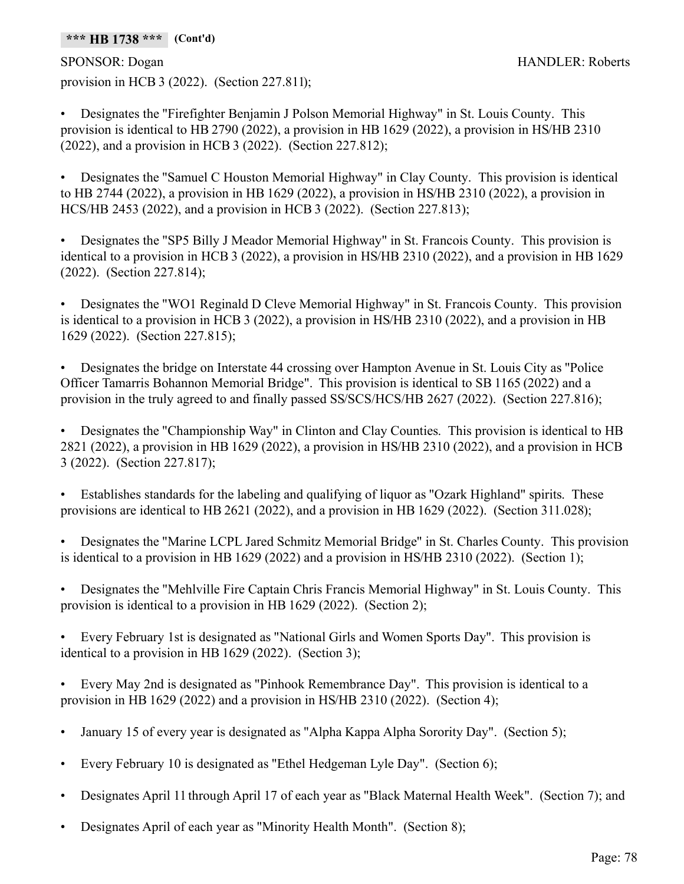**\*\*\* HB 1738 \*\*\*** **(Cont'd)**

SPONSOR: Dogan HANDLER: Roberts

provision in HCB 3 (2022). (Section 227.811);

- Designates the "Firefighter Benjamin J Polson Memorial Highway" in St. Louis County. This provision is identical to HB 2790 (2022), a provision in HB 1629 (2022), a provision in HS/HB 2310 (2022), and a provision in HCB 3 (2022). (Section 227.812);

- Designates the "Samuel C Houston Memorial Highway" in Clay County. This provision is identical to HB 2744 (2022), a provision in HB 1629 (2022), a provision in HS/HB 2310 (2022), a provision in HCS/HB 2453 (2022), and a provision in HCB 3 (2022). (Section 227.813);

- Designates the "SP5 Billy J Meador Memorial Highway" in St. Francois County. This provision is identical to a provision in HCB 3 (2022), a provision in HS/HB 2310 (2022), and a provision in HB 1629 (2022). (Section 227.814);

- Designates the "WO1 Reginald D Cleve Memorial Highway" in St. Francois County. This provision is identical to a provision in HCB 3 (2022), a provision in HS/HB 2310 (2022), and a provision in HB 1629 (2022). (Section 227.815);

- Designates the bridge on Interstate 44 crossing over Hampton Avenue in St. Louis City as "Police Officer Tamarris Bohannon Memorial Bridge". This provision is identical to SB 1165 (2022) and a provision in the truly agreed to and finally passed SS/SCS/HCS/HB 2627 (2022). (Section 227.816);

- Designates the "Championship Way" in Clinton and Clay Counties. This provision is identical to HB 2821 (2022), a provision in HB 1629 (2022), a provision in HS/HB 2310 (2022), and a provision in HCB 3 (2022). (Section 227.817);

- Establishes standards for the labeling and qualifying of liquor as "Ozark Highland" spirits. These provisions are identical to HB 2621 (2022), and a provision in HB 1629 (2022). (Section 311.028);

- Designates the "Marine LCPL Jared Schmitz Memorial Bridge" in St. Charles County. This provision is identical to a provision in HB 1629 (2022) and a provision in HS/HB 2310 (2022). (Section 1);

- Designates the "Mehlville Fire Captain Chris Francis Memorial Highway" in St. Louis County. This provision is identical to a provision in HB 1629 (2022). (Section 2);

- Every February 1st is designated as "National Girls and Women Sports Day". This provision is identical to a provision in HB 1629 (2022). (Section 3);

- Every May 2nd is designated as "Pinhook Remembrance Day". This provision is identical to a provision in HB 1629 (2022) and a provision in HS/HB 2310 (2022). (Section 4);

- January 15 of every year is designated as "Alpha Kappa Alpha Sorority Day". (Section 5);

- Every February 10 is designated as "Ethel Hedgeman Lyle Day". (Section 6);

- Designates April 11 through April 17 of each year as "Black Maternal Health Week". (Section 7); and

- Designates April of each year as "Minority Health Month". (Section 8);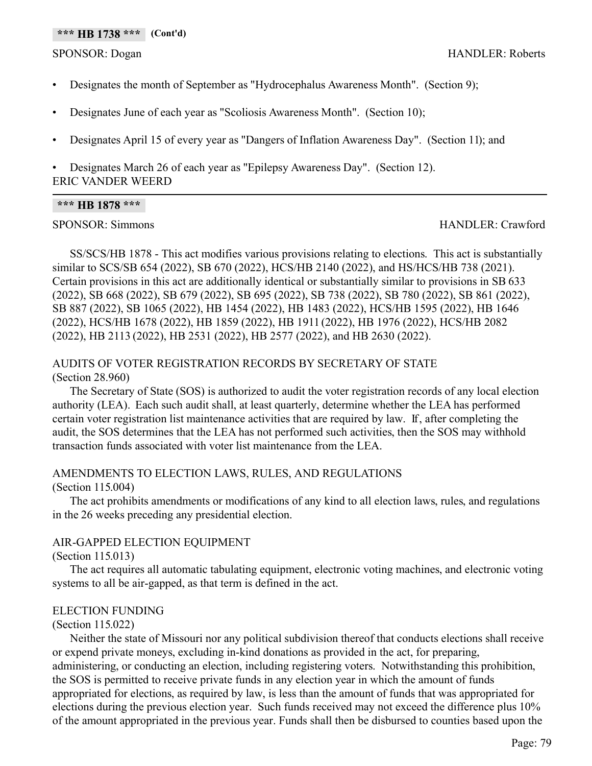**\*\*\* HB 1738 \*\*\*** **(Cont'd)**

SPONSOR: Dogan HANDLER: Roberts

- Designates the month of September as "Hydrocephalus Awareness Month". (Section 9);
- Designates June of each year as "Scoliosis Awareness Month". (Section 10);
- Designates April 15 of every year as "Dangers of Inflation Awareness Day". (Section 11); and
- Designates March 26 of each year as "Epilepsy Awareness Day". (Section 12).

ERIC VANDER WEERD

---

**\*\*\* HB 1878 \*\*\***

SPONSOR: Simmons HANDLER: Crawford

SS/SCS/HB 1878 - This act modifies various provisions relating to elections. This act is substantially similar to SCS/SB 654 (2022), SB 670 (2022), HCS/HB 2140 (2022), and HS/HCS/HB 738 (2021). Certain provisions in this act are additionally identical or substantially similar to provisions in SB 633 (2022), SB 668 (2022), SB 679 (2022), SB 695 (2022), SB 738 (2022), SB 780 (2022), SB 861 (2022), SB 887 (2022), SB 1065 (2022), HB 1454 (2022), HB 1483 (2022), HCS/HB 1595 (2022), HB 1646 (2022), HCS/HB 1678 (2022), HB 1859 (2022), HB 1911 (2022), HB 1976 (2022), HCS/HB 2082 (2022), HB 2113 (2022), HB 2531 (2022), HB 2577 (2022), and HB 2630 (2022).

AUDITS OF VOTER REGISTRATION RECORDS BY SECRETARY OF STATE
(Section 28.960)

The Secretary of State (SOS) is authorized to audit the voter registration records of any local election authority (LEA). Each such audit shall, at least quarterly, determine whether the LEA has performed certain voter registration list maintenance activities that are required by law. If, after completing the audit, the SOS determines that the LEA has not performed such activities, then the SOS may withhold transaction funds associated with voter list maintenance from the LEA.

AMENDMENTS TO ELECTION LAWS, RULES, AND REGULATIONS
(Section 115.004)

The act prohibits amendments or modifications of any kind to all election laws, rules, and regulations in the 26 weeks preceding any presidential election.

AIR-GAPPED ELECTION EQUIPMENT
(Section 115.013)

The act requires all automatic tabulating equipment, electronic voting machines, and electronic voting systems to all be air-gapped, as that term is defined in the act.

ELECTION FUNDING
(Section 115.022)

Neither the state of Missouri nor any political subdivision thereof that conducts elections shall receive or expend private moneys, excluding in-kind donations as provided in the act, for preparing, administering, or conducting an election, including registering voters. Notwithstanding this prohibition, the SOS is permitted to receive private funds in any election year in which the amount of funds appropriated for elections, as required by law, is less than the amount of funds that was appropriated for elections during the previous election year. Such funds received may not exceed the difference plus 10% of the amount appropriated in the previous year. Funds shall then be disbursed to counties based upon the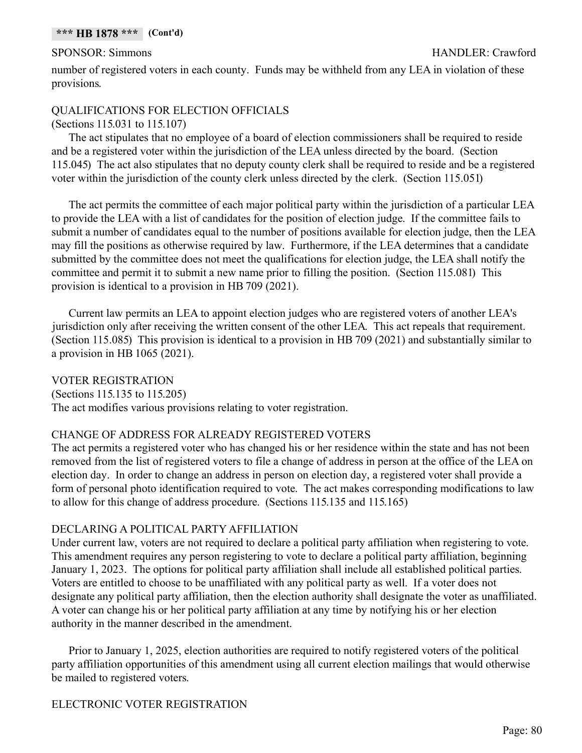**\*\*\* HB 1878 \*\*\*** **(Cont'd)**

SPONSOR: Simmons HANDLER: Crawford

number of registered voters in each county. Funds may be withheld from any LEA in violation of these provisions.

QUALIFICATIONS FOR ELECTION OFFICIALS
(Sections 115.031 to 115.107)

The act stipulates that no employee of a board of election commissioners shall be required to reside and be a registered voter within the jurisdiction of the LEA unless directed by the board. (Section 115.045) The act also stipulates that no deputy county clerk shall be required to reside and be a registered voter within the jurisdiction of the county clerk unless directed by the clerk. (Section 115.051)

The act permits the committee of each major political party within the jurisdiction of a particular LEA to provide the LEA with a list of candidates for the position of election judge. If the committee fails to submit a number of candidates equal to the number of positions available for election judge, then the LEA may fill the positions as otherwise required by law. Furthermore, if the LEA determines that a candidate submitted by the committee does not meet the qualifications for election judge, the LEA shall notify the committee and permit it to submit a new name prior to filling the position. (Section 115.081) This provision is identical to a provision in HB 709 (2021).

Current law permits an LEA to appoint election judges who are registered voters of another LEA's jurisdiction only after receiving the written consent of the other LEA. This act repeals that requirement. (Section 115.085) This provision is identical to a provision in HB 709 (2021) and substantially similar to a provision in HB 1065 (2021).

VOTER REGISTRATION
(Sections 115.135 to 115.205)
The act modifies various provisions relating to voter registration.

CHANGE OF ADDRESS FOR ALREADY REGISTERED VOTERS
The act permits a registered voter who has changed his or her residence within the state and has not been removed from the list of registered voters to file a change of address in person at the office of the LEA on election day. In order to change an address in person on election day, a registered voter shall provide a form of personal photo identification required to vote. The act makes corresponding modifications to law to allow for this change of address procedure. (Sections 115.135 and 115.165)

DECLARING A POLITICAL PARTY AFFILIATION
Under current law, voters are not required to declare a political party affiliation when registering to vote. This amendment requires any person registering to vote to declare a political party affiliation, beginning January 1, 2023. The options for political party affiliation shall include all established political parties. Voters are entitled to choose to be unaffiliated with any political party as well. If a voter does not designate any political party affiliation, then the election authority shall designate the voter as unaffiliated. A voter can change his or her political party affiliation at any time by notifying his or her election authority in the manner described in the amendment.

Prior to January 1, 2025, election authorities are required to notify registered voters of the political party affiliation opportunities of this amendment using all current election mailings that would otherwise be mailed to registered voters.

ELECTRONIC VOTER REGISTRATION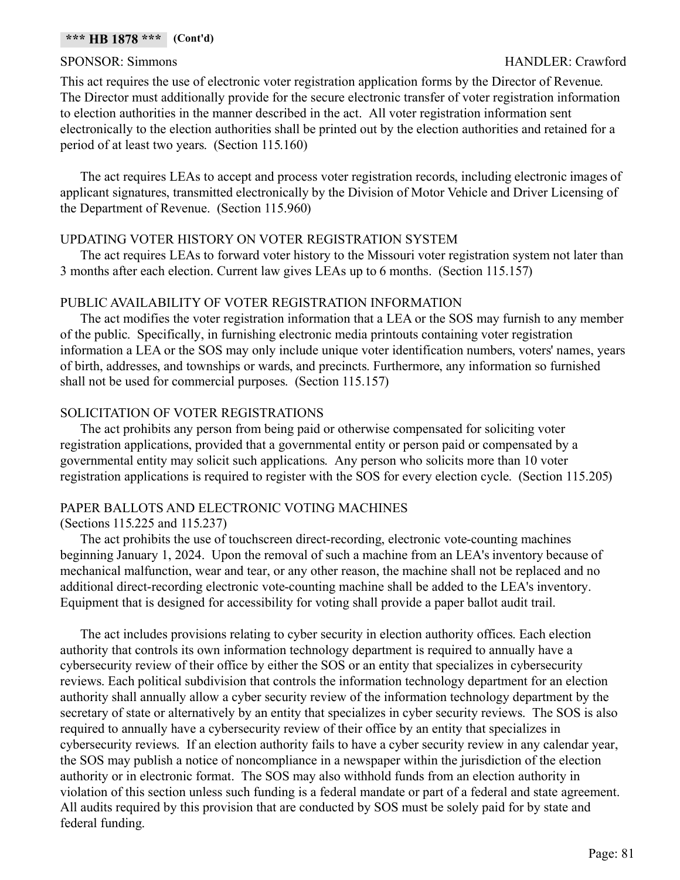**\*\*\* HB 1878 \*\*\*** **(Cont'd)**

SPONSOR: Simmons HANDLER: Crawford

This act requires the use of electronic voter registration application forms by the Director of Revenue. The Director must additionally provide for the secure electronic transfer of voter registration information to election authorities in the manner described in the act. All voter registration information sent electronically to the election authorities shall be printed out by the election authorities and retained for a period of at least two years. (Section 115.160)

The act requires LEAs to accept and process voter registration records, including electronic images of applicant signatures, transmitted electronically by the Division of Motor Vehicle and Driver Licensing of the Department of Revenue. (Section 115.960)

UPDATING VOTER HISTORY ON VOTER REGISTRATION SYSTEM

The act requires LEAs to forward voter history to the Missouri voter registration system not later than 3 months after each election. Current law gives LEAs up to 6 months. (Section 115.157)

PUBLIC AVAILABILITY OF VOTER REGISTRATION INFORMATION

The act modifies the voter registration information that a LEA or the SOS may furnish to any member of the public. Specifically, in furnishing electronic media printouts containing voter registration information a LEA or the SOS may only include unique voter identification numbers, voters' names, years of birth, addresses, and townships or wards, and precincts. Furthermore, any information so furnished shall not be used for commercial purposes. (Section 115.157)

SOLICITATION OF VOTER REGISTRATIONS

The act prohibits any person from being paid or otherwise compensated for soliciting voter registration applications, provided that a governmental entity or person paid or compensated by a governmental entity may solicit such applications. Any person who solicits more than 10 voter registration applications is required to register with the SOS for every election cycle. (Section 115.205)

PAPER BALLOTS AND ELECTRONIC VOTING MACHINES
(Sections 115.225 and 115.237)

The act prohibits the use of touchscreen direct-recording, electronic vote-counting machines beginning January 1, 2024. Upon the removal of such a machine from an LEA's inventory because of mechanical malfunction, wear and tear, or any other reason, the machine shall not be replaced and no additional direct-recording electronic vote-counting machine shall be added to the LEA's inventory. Equipment that is designed for accessibility for voting shall provide a paper ballot audit trail.

The act includes provisions relating to cyber security in election authority offices. Each election authority that controls its own information technology department is required to annually have a cybersecurity review of their office by either the SOS or an entity that specializes in cybersecurity reviews. Each political subdivision that controls the information technology department for an election authority shall annually allow a cyber security review of the information technology department by the secretary of state or alternatively by an entity that specializes in cyber security reviews. The SOS is also required to annually have a cybersecurity review of their office by an entity that specializes in cybersecurity reviews. If an election authority fails to have a cyber security review in any calendar year, the SOS may publish a notice of noncompliance in a newspaper within the jurisdiction of the election authority or in electronic format. The SOS may also withhold funds from an election authority in violation of this section unless such funding is a federal mandate or part of a federal and state agreement. All audits required by this provision that are conducted by SOS must be solely paid for by state and federal funding.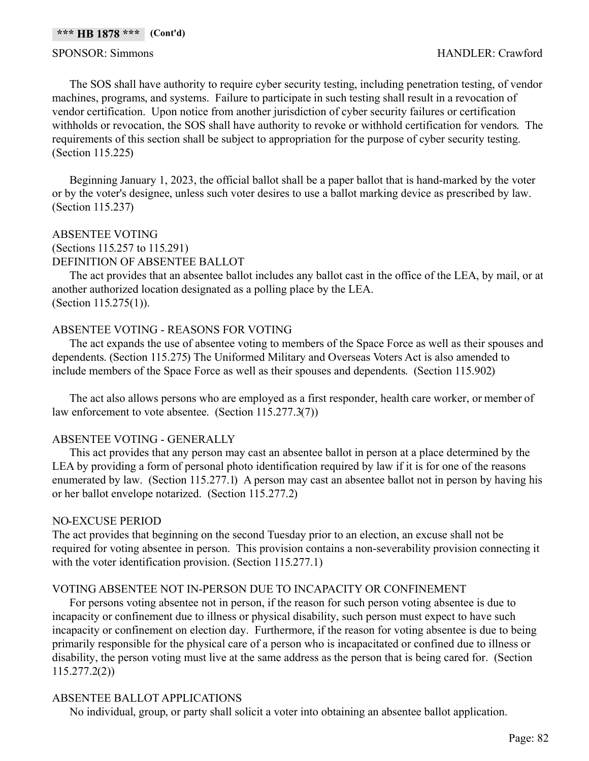**\*\*\* HB 1878 \*\*\*** **(Cont'd)**

SPONSOR: Simmons HANDLER: Crawford

The SOS shall have authority to require cyber security testing, including penetration testing, of vendor machines, programs, and systems. Failure to participate in such testing shall result in a revocation of vendor certification. Upon notice from another jurisdiction of cyber security failures or certification withholds or revocation, the SOS shall have authority to revoke or withhold certification for vendors. The requirements of this section shall be subject to appropriation for the purpose of cyber security testing. (Section 115.225)

Beginning January 1, 2023, the official ballot shall be a paper ballot that is hand-marked by the voter or by the voter's designee, unless such voter desires to use a ballot marking device as prescribed by law. (Section 115.237)

ABSENTEE VOTING
(Sections 115.257 to 115.291)
DEFINITION OF ABSENTEE BALLOT

The act provides that an absentee ballot includes any ballot cast in the office of the LEA, by mail, or at another authorized location designated as a polling place by the LEA.
(Section 115.275(1)).

ABSENTEE VOTING - REASONS FOR VOTING

The act expands the use of absentee voting to members of the Space Force as well as their spouses and dependents. (Section 115.275) The Uniformed Military and Overseas Voters Act is also amended to include members of the Space Force as well as their spouses and dependents. (Section 115.902)

The act also allows persons who are employed as a first responder, health care worker, or member of law enforcement to vote absentee. (Section 115.277.3(7))

ABSENTEE VOTING - GENERALLY

This act provides that any person may cast an absentee ballot in person at a place determined by the LEA by providing a form of personal photo identification required by law if it is for one of the reasons enumerated by law. (Section 115.277.1) A person may cast an absentee ballot not in person by having his or her ballot envelope notarized. (Section 115.277.2)

NO-EXCUSE PERIOD

The act provides that beginning on the second Tuesday prior to an election, an excuse shall not be required for voting absentee in person. This provision contains a non-severability provision connecting it with the voter identification provision. (Section 115.277.1)

VOTING ABSENTEE NOT IN-PERSON DUE TO INCAPACITY OR CONFINEMENT

For persons voting absentee not in person, if the reason for such person voting absentee is due to incapacity or confinement due to illness or physical disability, such person must expect to have such incapacity or confinement on election day. Furthermore, if the reason for voting absentee is due to being primarily responsible for the physical care of a person who is incapacitated or confined due to illness or disability, the person voting must live at the same address as the person that is being cared for. (Section 115.277.2(2))

ABSENTEE BALLOT APPLICATIONS

No individual, group, or party shall solicit a voter into obtaining an absentee ballot application.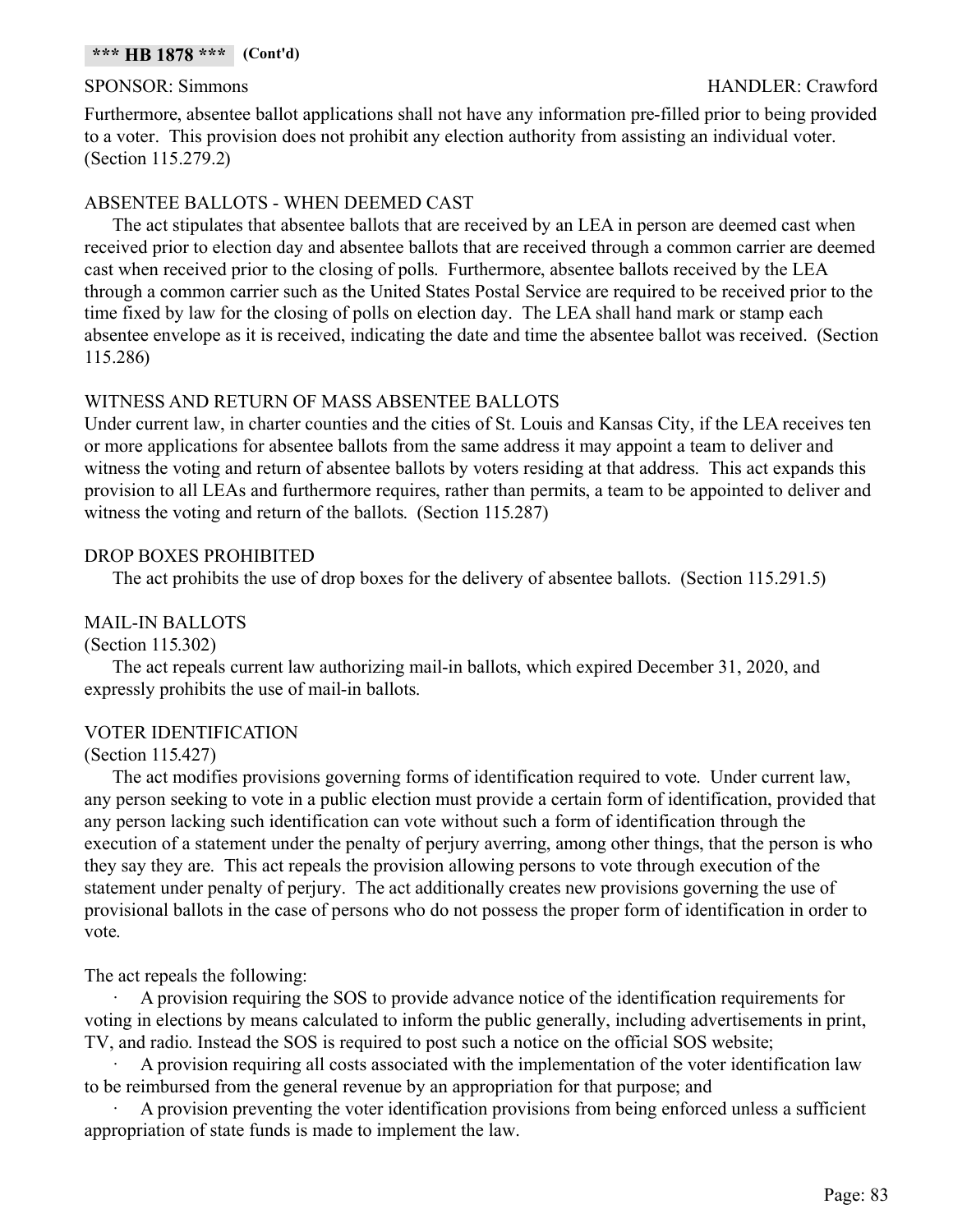**\*\*\* HB 1878 \*\*\*** **(Cont'd)**

SPONSOR: Simmons HANDLER: Crawford

Furthermore, absentee ballot applications shall not have any information pre-filled prior to being provided to a voter. This provision does not prohibit any election authority from assisting an individual voter. (Section 115.279.2)

ABSENTEE BALLOTS - WHEN DEEMED CAST

The act stipulates that absentee ballots that are received by an LEA in person are deemed cast when received prior to election day and absentee ballots that are received through a common carrier are deemed cast when received prior to the closing of polls. Furthermore, absentee ballots received by the LEA through a common carrier such as the United States Postal Service are required to be received prior to the time fixed by law for the closing of polls on election day. The LEA shall hand mark or stamp each absentee envelope as it is received, indicating the date and time the absentee ballot was received. (Section 115.286)

WITNESS AND RETURN OF MASS ABSENTEE BALLOTS

Under current law, in charter counties and the cities of St. Louis and Kansas City, if the LEA receives ten or more applications for absentee ballots from the same address it may appoint a team to deliver and witness the voting and return of absentee ballots by voters residing at that address. This act expands this provision to all LEAs and furthermore requires, rather than permits, a team to be appointed to deliver and witness the voting and return of the ballots. (Section 115.287)

DROP BOXES PROHIBITED

The act prohibits the use of drop boxes for the delivery of absentee ballots. (Section 115.291.5)

MAIL-IN BALLOTS

(Section 115.302)

The act repeals current law authorizing mail-in ballots, which expired December 31, 2020, and expressly prohibits the use of mail-in ballots.

VOTER IDENTIFICATION

(Section 115.427)

The act modifies provisions governing forms of identification required to vote. Under current law, any person seeking to vote in a public election must provide a certain form of identification, provided that any person lacking such identification can vote without such a form of identification through the execution of a statement under the penalty of perjury averring, among other things, that the person is who they say they are. This act repeals the provision allowing persons to vote through execution of the statement under penalty of perjury. The act additionally creates new provisions governing the use of provisional ballots in the case of persons who do not possess the proper form of identification in order to vote.

The act repeals the following:

- A provision requiring the SOS to provide advance notice of the identification requirements for voting in elections by means calculated to inform the public generally, including advertisements in print, TV, and radio. Instead the SOS is required to post such a notice on the official SOS website;
- A provision requiring all costs associated with the implementation of the voter identification law to be reimbursed from the general revenue by an appropriation for that purpose; and
- A provision preventing the voter identification provisions from being enforced unless a sufficient appropriation of state funds is made to implement the law.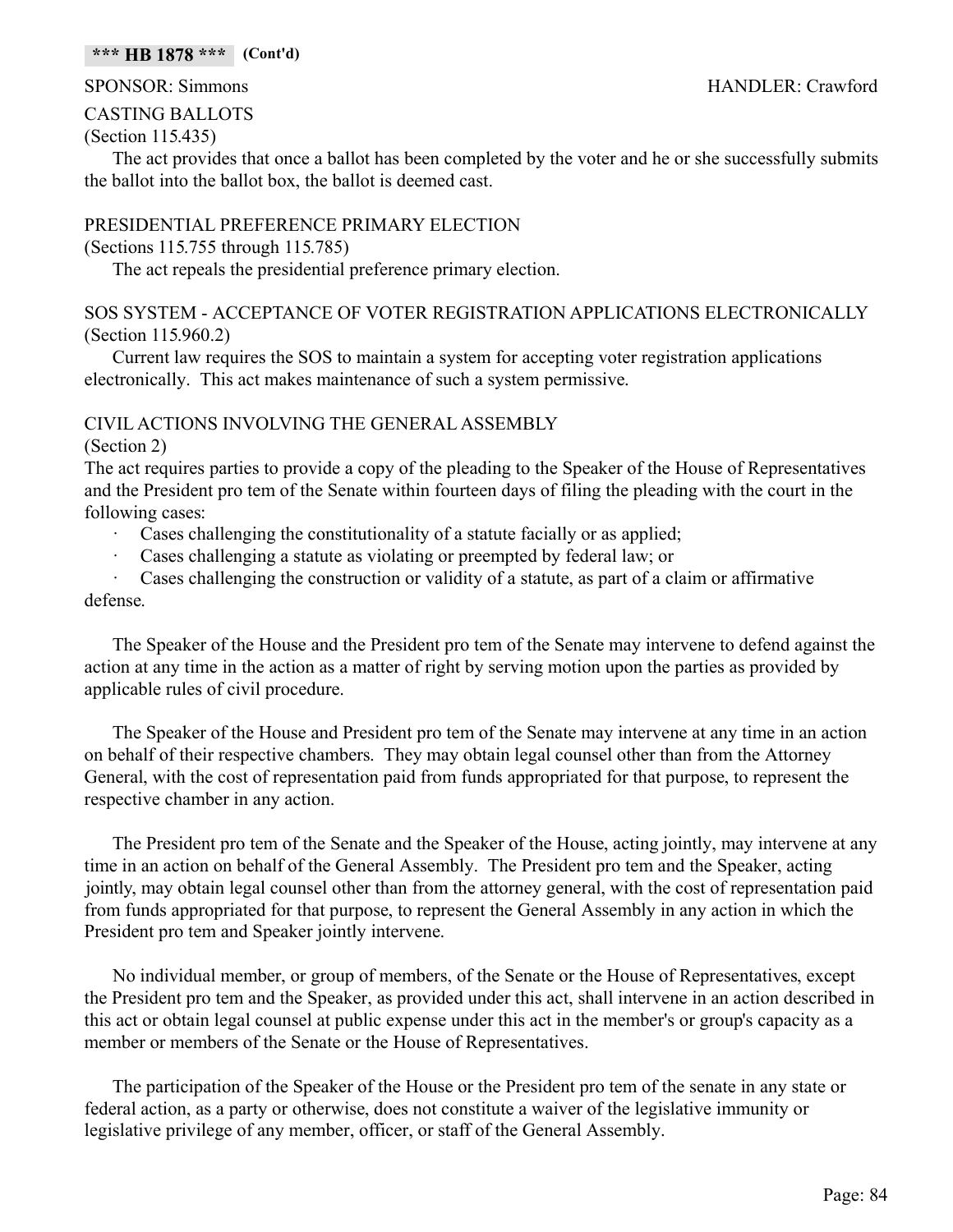**\*\*\* HB 1878 \*\*\*** **(Cont'd)**

SPONSOR: Simmons HANDLER: Crawford

CASTING BALLOTS

(Section 115.435)

The act provides that once a ballot has been completed by the voter and he or she successfully submits the ballot into the ballot box, the ballot is deemed cast.

PRESIDENTIAL PREFERENCE PRIMARY ELECTION

(Sections 115.755 through 115.785)

The act repeals the presidential preference primary election.

SOS SYSTEM - ACCEPTANCE OF VOTER REGISTRATION APPLICATIONS ELECTRONICALLY

(Section 115.960.2)

Current law requires the SOS to maintain a system for accepting voter registration applications electronically. This act makes maintenance of such a system permissive.

CIVIL ACTIONS INVOLVING THE GENERAL ASSEMBLY

(Section 2)

The act requires parties to provide a copy of the pleading to the Speaker of the House of Representatives and the President pro tem of the Senate within fourteen days of filing the pleading with the court in the following cases:

- Cases challenging the constitutionality of a statute facially or as applied;
- Cases challenging a statute as violating or preempted by federal law; or
- Cases challenging the construction or validity of a statute, as part of a claim or affirmative defense.

The Speaker of the House and the President pro tem of the Senate may intervene to defend against the action at any time in the action as a matter of right by serving motion upon the parties as provided by applicable rules of civil procedure.

The Speaker of the House and President pro tem of the Senate may intervene at any time in an action on behalf of their respective chambers. They may obtain legal counsel other than from the Attorney General, with the cost of representation paid from funds appropriated for that purpose, to represent the respective chamber in any action.

The President pro tem of the Senate and the Speaker of the House, acting jointly, may intervene at any time in an action on behalf of the General Assembly. The President pro tem and the Speaker, acting jointly, may obtain legal counsel other than from the attorney general, with the cost of representation paid from funds appropriated for that purpose, to represent the General Assembly in any action in which the President pro tem and Speaker jointly intervene.

No individual member, or group of members, of the Senate or the House of Representatives, except the President pro tem and the Speaker, as provided under this act, shall intervene in an action described in this act or obtain legal counsel at public expense under this act in the member's or group's capacity as a member or members of the Senate or the House of Representatives.

The participation of the Speaker of the House or the President pro tem of the senate in any state or federal action, as a party or otherwise, does not constitute a waiver of the legislative immunity or legislative privilege of any member, officer, or staff of the General Assembly.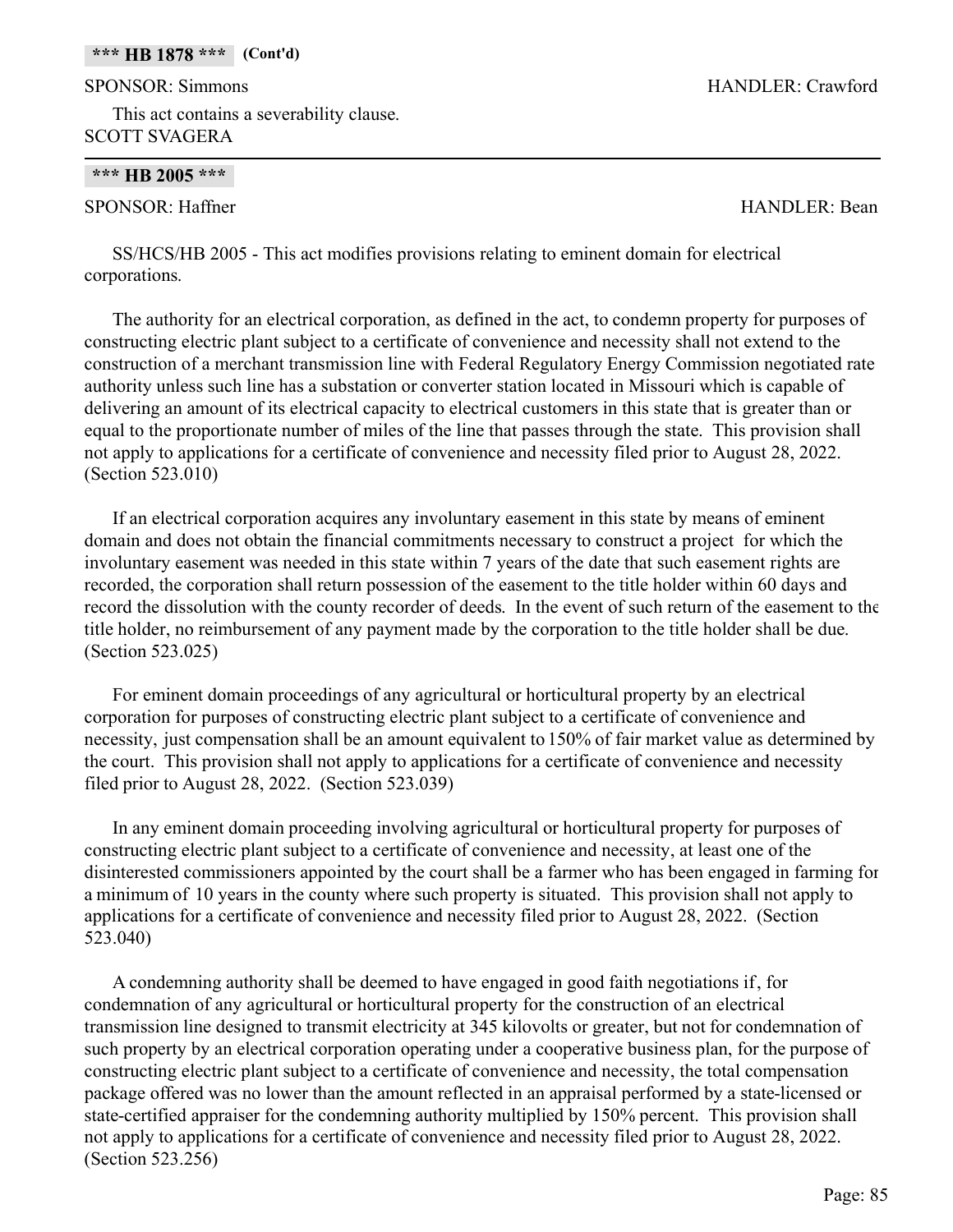**\*\*\* HB 1878 \*\*\*** **(Cont'd)**

SPONSOR: Simmons HANDLER: Crawford

This act contains a severability clause.
SCOTT SVAGERA

---

**\*\*\* HB 2005 \*\*\***

SPONSOR: Haffner HANDLER: Bean

SS/HCS/HB 2005 - This act modifies provisions relating to eminent domain for electrical corporations.

The authority for an electrical corporation, as defined in the act, to condemn property for purposes of constructing electric plant subject to a certificate of convenience and necessity shall not extend to the construction of a merchant transmission line with Federal Regulatory Energy Commission negotiated rate authority unless such line has a substation or converter station located in Missouri which is capable of delivering an amount of its electrical capacity to electrical customers in this state that is greater than or equal to the proportionate number of miles of the line that passes through the state. This provision shall not apply to applications for a certificate of convenience and necessity filed prior to August 28, 2022. (Section 523.010)

If an electrical corporation acquires any involuntary easement in this state by means of eminent domain and does not obtain the financial commitments necessary to construct a project for which the involuntary easement was needed in this state within 7 years of the date that such easement rights are recorded, the corporation shall return possession of the easement to the title holder within 60 days and record the dissolution with the county recorder of deeds. In the event of such return of the easement to the title holder, no reimbursement of any payment made by the corporation to the title holder shall be due. (Section 523.025)

For eminent domain proceedings of any agricultural or horticultural property by an electrical corporation for purposes of constructing electric plant subject to a certificate of convenience and necessity, just compensation shall be an amount equivalent to 150% of fair market value as determined by the court. This provision shall not apply to applications for a certificate of convenience and necessity filed prior to August 28, 2022. (Section 523.039)

In any eminent domain proceeding involving agricultural or horticultural property for purposes of constructing electric plant subject to a certificate of convenience and necessity, at least one of the disinterested commissioners appointed by the court shall be a farmer who has been engaged in farming for a minimum of 10 years in the county where such property is situated. This provision shall not apply to applications for a certificate of convenience and necessity filed prior to August 28, 2022. (Section 523.040)

A condemning authority shall be deemed to have engaged in good faith negotiations if, for condemnation of any agricultural or horticultural property for the construction of an electrical transmission line designed to transmit electricity at 345 kilovolts or greater, but not for condemnation of such property by an electrical corporation operating under a cooperative business plan, for the purpose of constructing electric plant subject to a certificate of convenience and necessity, the total compensation package offered was no lower than the amount reflected in an appraisal performed by a state-licensed or state-certified appraiser for the condemning authority multiplied by 150% percent. This provision shall not apply to applications for a certificate of convenience and necessity filed prior to August 28, 2022. (Section 523.256)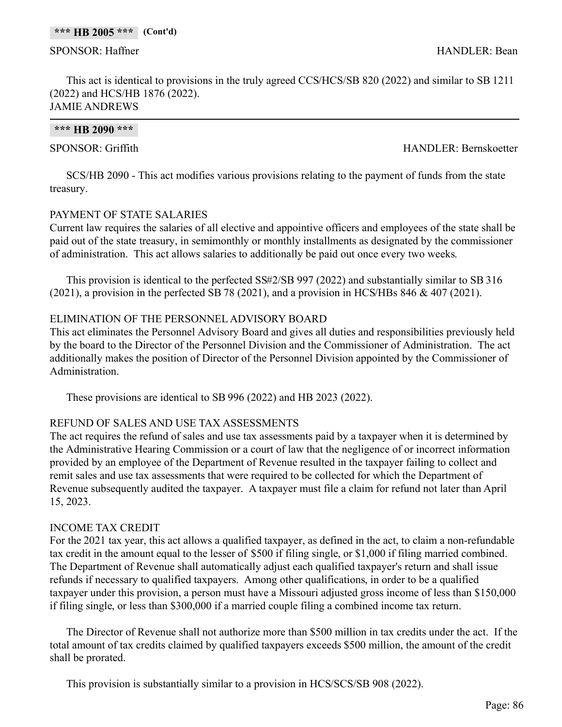**\*\*\* HB 2005 \*\*\*** **(Cont'd)**

SPONSOR: Haffner HANDLER: Bean

This act is identical to provisions in the truly agreed CCS/HCS/SB 820 (2022) and similar to SB 1211 (2022) and HCS/HB 1876 (2022).
JAMIE ANDREWS

---

**\*\*\* HB 2090 \*\*\***

SPONSOR: Griffith HANDLER: Bernskoetter

SCS/HB 2090 - This act modifies various provisions relating to the payment of funds from the state treasury.

PAYMENT OF STATE SALARIES
Current law requires the salaries of all elective and appointive officers and employees of the state shall be paid out of the state treasury, in semimonthly or monthly installments as designated by the commissioner of administration. This act allows salaries to additionally be paid out once every two weeks.

This provision is identical to the perfected SS#2/SB 997 (2022) and substantially similar to SB 316 (2021), a provision in the perfected SB 78 (2021), and a provision in HCS/HBs 846 & 407 (2021).

ELIMINATION OF THE PERSONNEL ADVISORY BOARD
This act eliminates the Personnel Advisory Board and gives all duties and responsibilities previously held by the board to the Director of the Personnel Division and the Commissioner of Administration. The act additionally makes the position of Director of the Personnel Division appointed by the Commissioner of Administration.

These provisions are identical to SB 996 (2022) and HB 2023 (2022).

REFUND OF SALES AND USE TAX ASSESSMENTS
The act requires the refund of sales and use tax assessments paid by a taxpayer when it is determined by the Administrative Hearing Commission or a court of law that the negligence of or incorrect information provided by an employee of the Department of Revenue resulted in the taxpayer failing to collect and remit sales and use tax assessments that were required to be collected for which the Department of Revenue subsequently audited the taxpayer. A taxpayer must file a claim for refund not later than April 15, 2023.

INCOME TAX CREDIT
For the 2021 tax year, this act allows a qualified taxpayer, as defined in the act, to claim a non-refundable tax credit in the amount equal to the lesser of $500 if filing single, or $1,000 if filing married combined. The Department of Revenue shall automatically adjust each qualified taxpayer's return and shall issue refunds if necessary to qualified taxpayers. Among other qualifications, in order to be a qualified taxpayer under this provision, a person must have a Missouri adjusted gross income of less than $150,000 if filing single, or less than $300,000 if a married couple filing a combined income tax return.

The Director of Revenue shall not authorize more than $500 million in tax credits under the act. If the total amount of tax credits claimed by qualified taxpayers exceeds $500 million, the amount of the credit shall be prorated.

This provision is substantially similar to a provision in HCS/SCS/SB 908 (2022).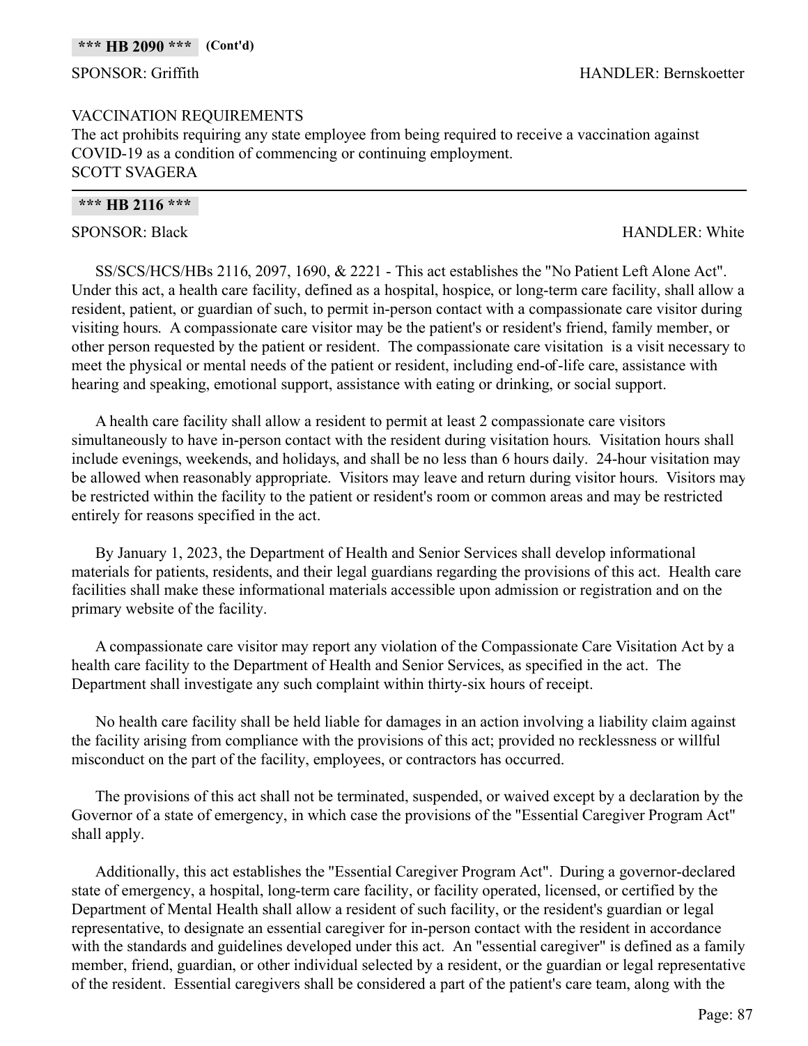**\*\*\* HB 2090 \*\*\*** **(Cont'd)**

SPONSOR: Griffith HANDLER: Bernskoetter

VACCINATION REQUIREMENTS
The act prohibits requiring any state employee from being required to receive a vaccination against COVID-19 as a condition of commencing or continuing employment.
SCOTT SVAGERA

---

**\*\*\* HB 2116 \*\*\***

SPONSOR: Black HANDLER: White

SS/SCS/HCS/HBs 2116, 2097, 1690, & 2221 - This act establishes the "No Patient Left Alone Act". Under this act, a health care facility, defined as a hospital, hospice, or long-term care facility, shall allow a resident, patient, or guardian of such, to permit in-person contact with a compassionate care visitor during visiting hours. A compassionate care visitor may be the patient's or resident's friend, family member, or other person requested by the patient or resident. The compassionate care visitation is a visit necessary to meet the physical or mental needs of the patient or resident, including end-of-life care, assistance with hearing and speaking, emotional support, assistance with eating or drinking, or social support.

A health care facility shall allow a resident to permit at least 2 compassionate care visitors simultaneously to have in-person contact with the resident during visitation hours. Visitation hours shall include evenings, weekends, and holidays, and shall be no less than 6 hours daily. 24-hour visitation may be allowed when reasonably appropriate. Visitors may leave and return during visitor hours. Visitors may be restricted within the facility to the patient or resident's room or common areas and may be restricted entirely for reasons specified in the act.

By January 1, 2023, the Department of Health and Senior Services shall develop informational materials for patients, residents, and their legal guardians regarding the provisions of this act. Health care facilities shall make these informational materials accessible upon admission or registration and on the primary website of the facility.

A compassionate care visitor may report any violation of the Compassionate Care Visitation Act by a health care facility to the Department of Health and Senior Services, as specified in the act. The Department shall investigate any such complaint within thirty-six hours of receipt.

No health care facility shall be held liable for damages in an action involving a liability claim against the facility arising from compliance with the provisions of this act; provided no recklessness or willful misconduct on the part of the facility, employees, or contractors has occurred.

The provisions of this act shall not be terminated, suspended, or waived except by a declaration by the Governor of a state of emergency, in which case the provisions of the "Essential Caregiver Program Act" shall apply.

Additionally, this act establishes the "Essential Caregiver Program Act". During a governor-declared state of emergency, a hospital, long-term care facility, or facility operated, licensed, or certified by the Department of Mental Health shall allow a resident of such facility, or the resident's guardian or legal representative, to designate an essential caregiver for in-person contact with the resident in accordance with the standards and guidelines developed under this act. An "essential caregiver" is defined as a family member, friend, guardian, or other individual selected by a resident, or the guardian or legal representative of the resident. Essential caregivers shall be considered a part of the patient's care team, along with the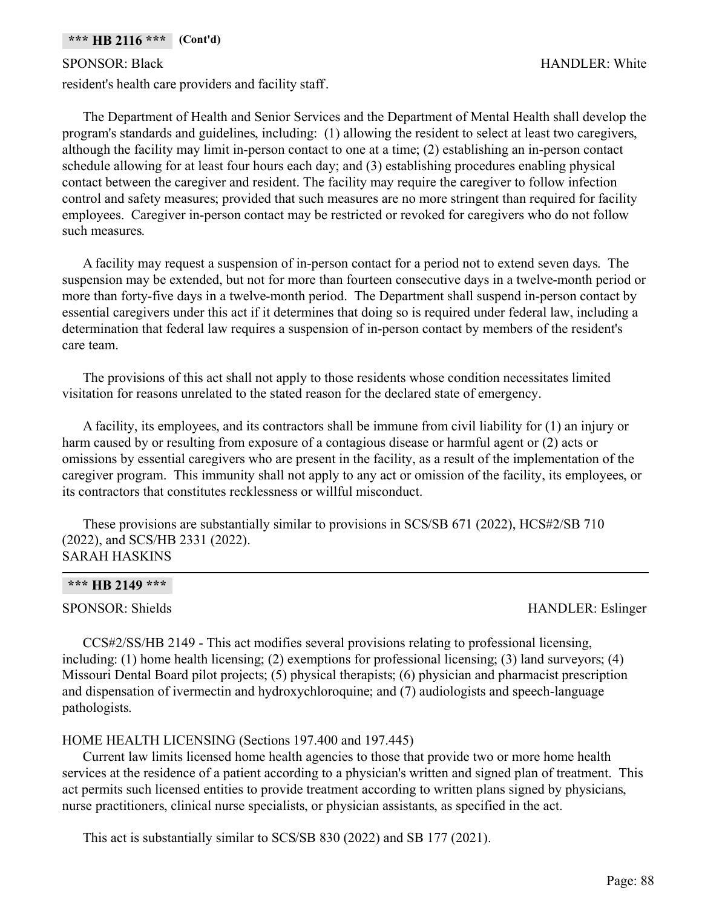**\*\*\* HB 2116 \*\*\*** **(Cont'd)**

SPONSOR: Black HANDLER: White

resident's health care providers and facility staff.

The Department of Health and Senior Services and the Department of Mental Health shall develop the program's standards and guidelines, including: (1) allowing the resident to select at least two caregivers, although the facility may limit in-person contact to one at a time; (2) establishing an in-person contact schedule allowing for at least four hours each day; and (3) establishing procedures enabling physical contact between the caregiver and resident. The facility may require the caregiver to follow infection control and safety measures; provided that such measures are no more stringent than required for facility employees. Caregiver in-person contact may be restricted or revoked for caregivers who do not follow such measures.

A facility may request a suspension of in-person contact for a period not to extend seven days. The suspension may be extended, but not for more than fourteen consecutive days in a twelve-month period or more than forty-five days in a twelve-month period. The Department shall suspend in-person contact by essential caregivers under this act if it determines that doing so is required under federal law, including a determination that federal law requires a suspension of in-person contact by members of the resident's care team.

The provisions of this act shall not apply to those residents whose condition necessitates limited visitation for reasons unrelated to the stated reason for the declared state of emergency.

A facility, its employees, and its contractors shall be immune from civil liability for (1) an injury or harm caused by or resulting from exposure of a contagious disease or harmful agent or (2) acts or omissions by essential caregivers who are present in the facility, as a result of the implementation of the caregiver program. This immunity shall not apply to any act or omission of the facility, its employees, or its contractors that constitutes recklessness or willful misconduct.

These provisions are substantially similar to provisions in SCS/SB 671 (2022), HCS#2/SB 710 (2022), and SCS/HB 2331 (2022).
SARAH HASKINS

---

**\*\*\* HB 2149 \*\*\***

SPONSOR: Shields HANDLER: Eslinger

CCS#2/SS/HB 2149 - This act modifies several provisions relating to professional licensing, including: (1) home health licensing; (2) exemptions for professional licensing; (3) land surveyors; (4) Missouri Dental Board pilot projects; (5) physical therapists; (6) physician and pharmacist prescription and dispensation of ivermectin and hydroxychloroquine; and (7) audiologists and speech-language pathologists.

HOME HEALTH LICENSING (Sections 197.400 and 197.445)

Current law limits licensed home health agencies to those that provide two or more home health services at the residence of a patient according to a physician's written and signed plan of treatment. This act permits such licensed entities to provide treatment according to written plans signed by physicians, nurse practitioners, clinical nurse specialists, or physician assistants, as specified in the act.

This act is substantially similar to SCS/SB 830 (2022) and SB 177 (2021).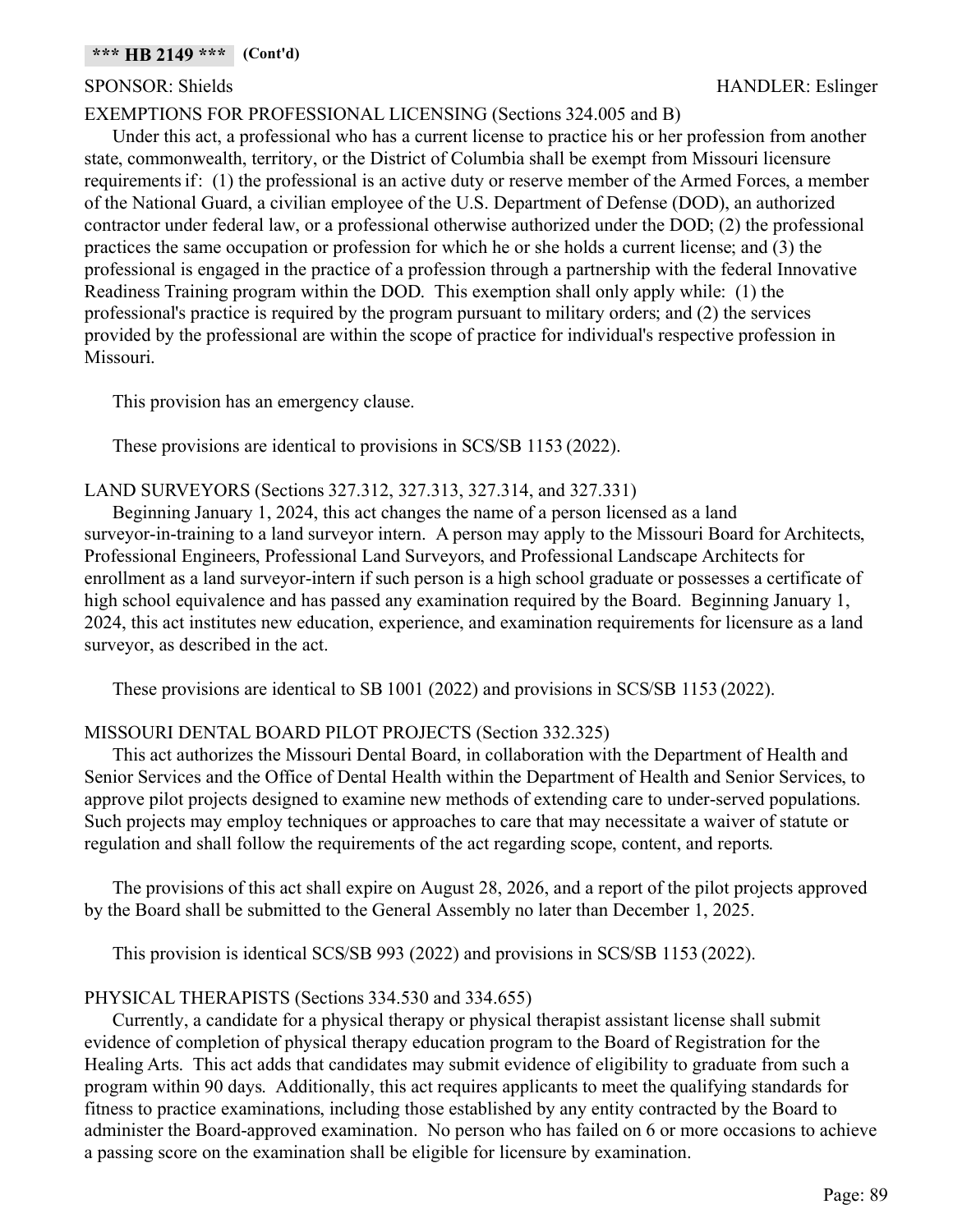**\*\*\* HB 2149 \*\*\*** **(Cont'd)**

SPONSOR: Shields HANDLER: Eslinger

EXEMPTIONS FOR PROFESSIONAL LICENSING (Sections 324.005 and B)

Under this act, a professional who has a current license to practice his or her profession from another state, commonwealth, territory, or the District of Columbia shall be exempt from Missouri licensure requirements if: (1) the professional is an active duty or reserve member of the Armed Forces, a member of the National Guard, a civilian employee of the U.S. Department of Defense (DOD), an authorized contractor under federal law, or a professional otherwise authorized under the DOD; (2) the professional practices the same occupation or profession for which he or she holds a current license; and (3) the professional is engaged in the practice of a profession through a partnership with the federal Innovative Readiness Training program within the DOD. This exemption shall only apply while: (1) the professional's practice is required by the program pursuant to military orders; and (2) the services provided by the professional are within the scope of practice for individual's respective profession in Missouri.

This provision has an emergency clause.

These provisions are identical to provisions in SCS/SB 1153 (2022).

LAND SURVEYORS (Sections 327.312, 327.313, 327.314, and 327.331)

Beginning January 1, 2024, this act changes the name of a person licensed as a land surveyor-in-training to a land surveyor intern. A person may apply to the Missouri Board for Architects, Professional Engineers, Professional Land Surveyors, and Professional Landscape Architects for enrollment as a land surveyor-intern if such person is a high school graduate or possesses a certificate of high school equivalence and has passed any examination required by the Board. Beginning January 1, 2024, this act institutes new education, experience, and examination requirements for licensure as a land surveyor, as described in the act.

These provisions are identical to SB 1001 (2022) and provisions in SCS/SB 1153 (2022).

MISSOURI DENTAL BOARD PILOT PROJECTS (Section 332.325)

This act authorizes the Missouri Dental Board, in collaboration with the Department of Health and Senior Services and the Office of Dental Health within the Department of Health and Senior Services, to approve pilot projects designed to examine new methods of extending care to under-served populations. Such projects may employ techniques or approaches to care that may necessitate a waiver of statute or regulation and shall follow the requirements of the act regarding scope, content, and reports.

The provisions of this act shall expire on August 28, 2026, and a report of the pilot projects approved by the Board shall be submitted to the General Assembly no later than December 1, 2025.

This provision is identical SCS/SB 993 (2022) and provisions in SCS/SB 1153 (2022).

PHYSICAL THERAPISTS (Sections 334.530 and 334.655)

Currently, a candidate for a physical therapy or physical therapist assistant license shall submit evidence of completion of physical therapy education program to the Board of Registration for the Healing Arts. This act adds that candidates may submit evidence of eligibility to graduate from such a program within 90 days. Additionally, this act requires applicants to meet the qualifying standards for fitness to practice examinations, including those established by any entity contracted by the Board to administer the Board-approved examination. No person who has failed on 6 or more occasions to achieve a passing score on the examination shall be eligible for licensure by examination.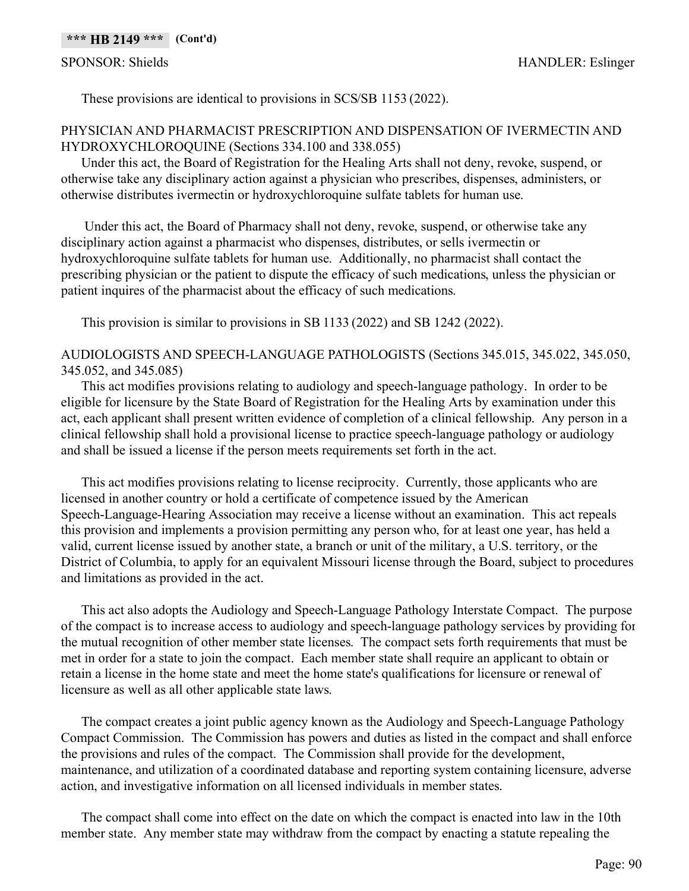**\*\*\* HB 2149 \*\*\*** **(Cont'd)**

SPONSOR: Shields HANDLER: Eslinger

These provisions are identical to provisions in SCS/SB 1153 (2022).

PHYSICIAN AND PHARMACIST PRESCRIPTION AND DISPENSATION OF IVERMECTIN AND HYDROXYCHLOROQUINE (Sections 334.100 and 338.055)

Under this act, the Board of Registration for the Healing Arts shall not deny, revoke, suspend, or otherwise take any disciplinary action against a physician who prescribes, dispenses, administers, or otherwise distributes ivermectin or hydroxychloroquine sulfate tablets for human use.

Under this act, the Board of Pharmacy shall not deny, revoke, suspend, or otherwise take any disciplinary action against a pharmacist who dispenses, distributes, or sells ivermectin or hydroxychloroquine sulfate tablets for human use. Additionally, no pharmacist shall contact the prescribing physician or the patient to dispute the efficacy of such medications, unless the physician or patient inquires of the pharmacist about the efficacy of such medications.

This provision is similar to provisions in SB 1133 (2022) and SB 1242 (2022).

AUDIOLOGISTS AND SPEECH-LANGUAGE PATHOLOGISTS (Sections 345.015, 345.022, 345.050, 345.052, and 345.085)

This act modifies provisions relating to audiology and speech-language pathology. In order to be eligible for licensure by the State Board of Registration for the Healing Arts by examination under this act, each applicant shall present written evidence of completion of a clinical fellowship. Any person in a clinical fellowship shall hold a provisional license to practice speech-language pathology or audiology and shall be issued a license if the person meets requirements set forth in the act.

This act modifies provisions relating to license reciprocity. Currently, those applicants who are licensed in another country or hold a certificate of competence issued by the American Speech-Language-Hearing Association may receive a license without an examination. This act repeals this provision and implements a provision permitting any person who, for at least one year, has held a valid, current license issued by another state, a branch or unit of the military, a U.S. territory, or the District of Columbia, to apply for an equivalent Missouri license through the Board, subject to procedures and limitations as provided in the act.

This act also adopts the Audiology and Speech-Language Pathology Interstate Compact. The purpose of the compact is to increase access to audiology and speech-language pathology services by providing for the mutual recognition of other member state licenses. The compact sets forth requirements that must be met in order for a state to join the compact. Each member state shall require an applicant to obtain or retain a license in the home state and meet the home state's qualifications for licensure or renewal of licensure as well as all other applicable state laws.

The compact creates a joint public agency known as the Audiology and Speech-Language Pathology Compact Commission. The Commission has powers and duties as listed in the compact and shall enforce the provisions and rules of the compact. The Commission shall provide for the development, maintenance, and utilization of a coordinated database and reporting system containing licensure, adverse action, and investigative information on all licensed individuals in member states.

The compact shall come into effect on the date on which the compact is enacted into law in the 10th member state. Any member state may withdraw from the compact by enacting a statute repealing the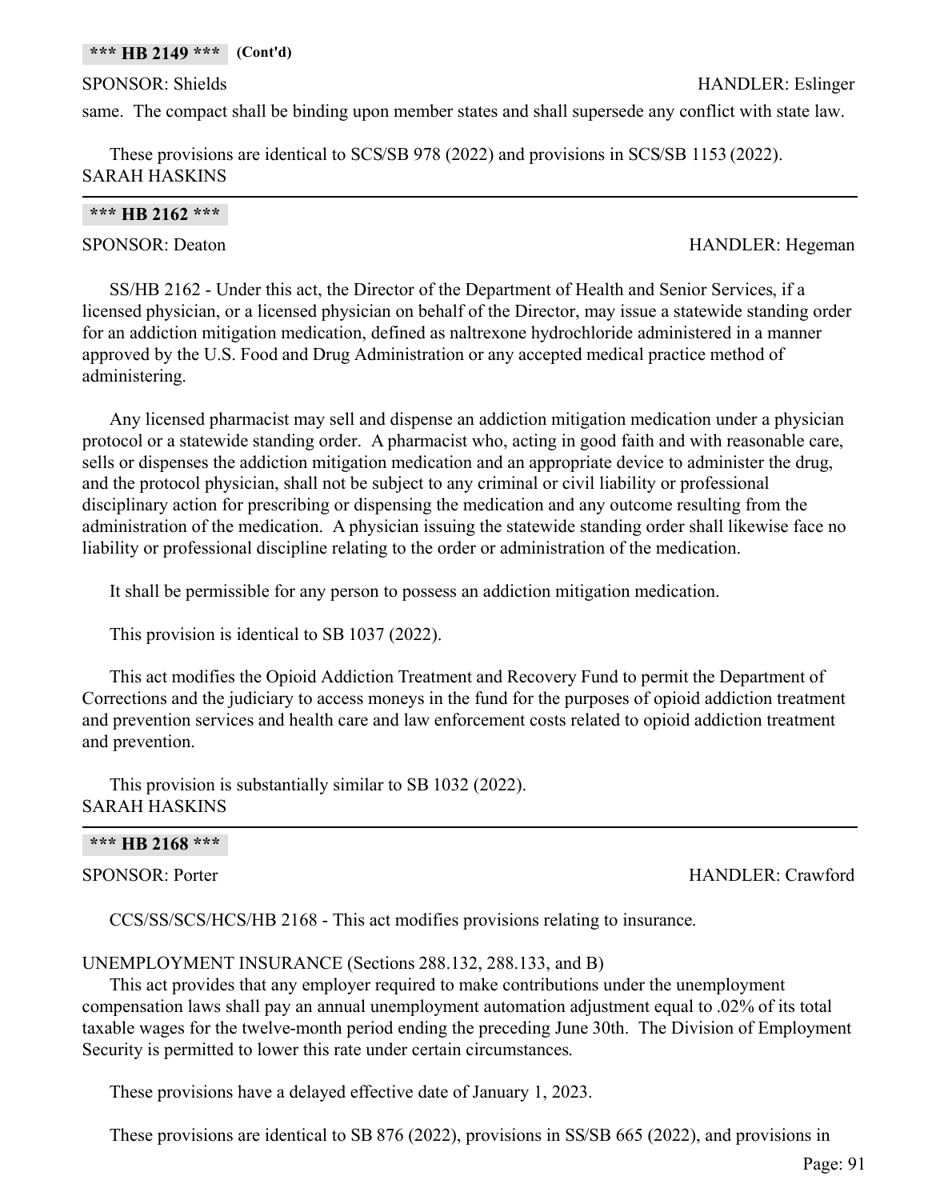**\*\*\* HB 2149 \*\*\*** **(Cont'd)**

SPONSOR: Shields HANDLER: Eslinger

same. The compact shall be binding upon member states and shall supersede any conflict with state law.

These provisions are identical to SCS/SB 978 (2022) and provisions in SCS/SB 1153 (2022).
SARAH HASKINS

---

**\*\*\* HB 2162 \*\*\***

SPONSOR: Deaton HANDLER: Hegeman

SS/HB 2162 - Under this act, the Director of the Department of Health and Senior Services, if a licensed physician, or a licensed physician on behalf of the Director, may issue a statewide standing order for an addiction mitigation medication, defined as naltrexone hydrochloride administered in a manner approved by the U.S. Food and Drug Administration or any accepted medical practice method of administering.

Any licensed pharmacist may sell and dispense an addiction mitigation medication under a physician protocol or a statewide standing order. A pharmacist who, acting in good faith and with reasonable care, sells or dispenses the addiction mitigation medication and an appropriate device to administer the drug, and the protocol physician, shall not be subject to any criminal or civil liability or professional disciplinary action for prescribing or dispensing the medication and any outcome resulting from the administration of the medication. A physician issuing the statewide standing order shall likewise face no liability or professional discipline relating to the order or administration of the medication.

It shall be permissible for any person to possess an addiction mitigation medication.

This provision is identical to SB 1037 (2022).

This act modifies the Opioid Addiction Treatment and Recovery Fund to permit the Department of Corrections and the judiciary to access moneys in the fund for the purposes of opioid addiction treatment and prevention services and health care and law enforcement costs related to opioid addiction treatment and prevention.

This provision is substantially similar to SB 1032 (2022).
SARAH HASKINS

---

**\*\*\* HB 2168 \*\*\***

SPONSOR: Porter HANDLER: Crawford

CCS/SS/SCS/HCS/HB 2168 - This act modifies provisions relating to insurance.

UNEMPLOYMENT INSURANCE (Sections 288.132, 288.133, and B)

This act provides that any employer required to make contributions under the unemployment compensation laws shall pay an annual unemployment automation adjustment equal to .02% of its total taxable wages for the twelve-month period ending the preceding June 30th. The Division of Employment Security is permitted to lower this rate under certain circumstances.

These provisions have a delayed effective date of January 1, 2023.

These provisions are identical to SB 876 (2022), provisions in SS/SB 665 (2022), and provisions in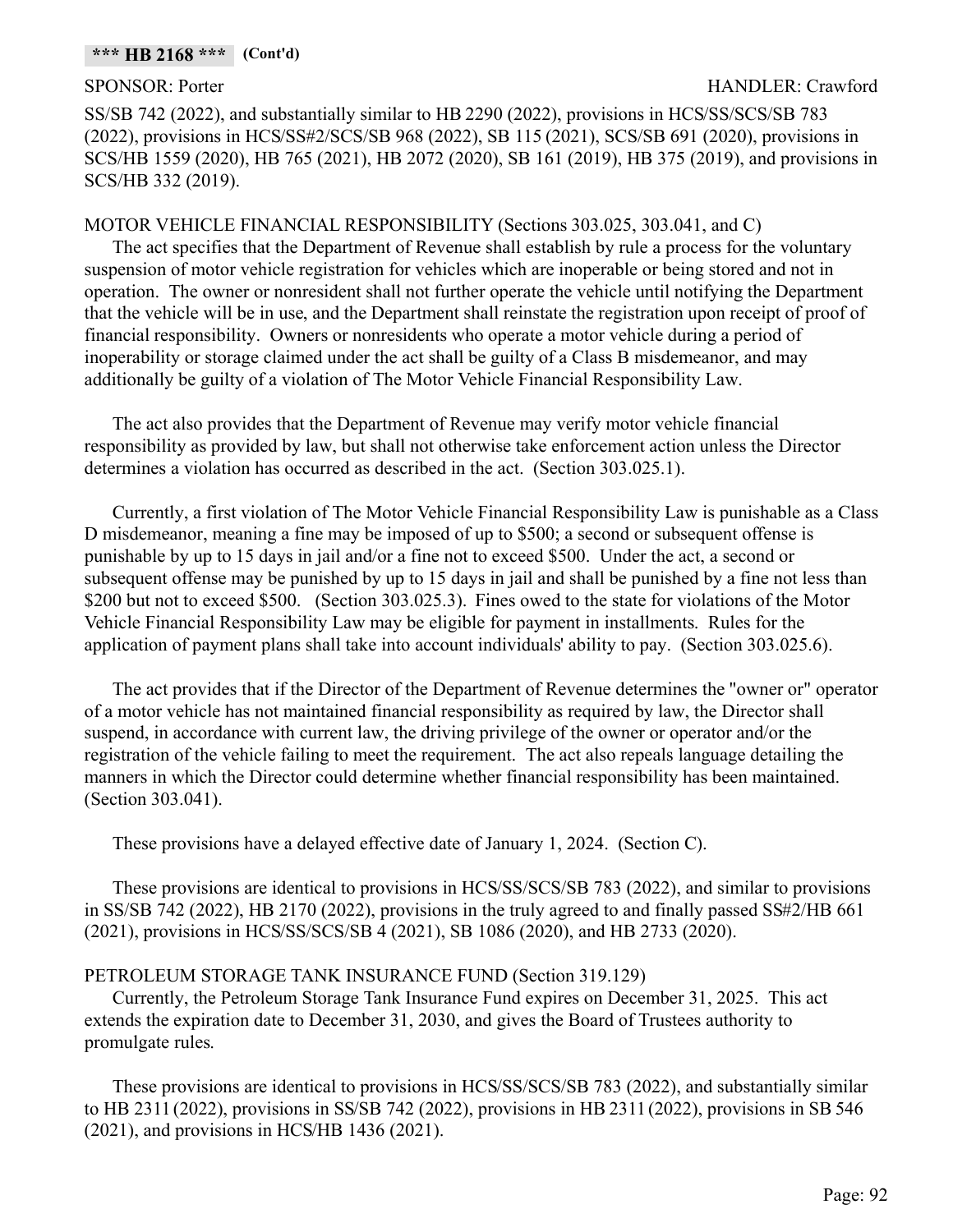SS/SB 742 (2022), and substantially similar to HB 2290 (2022), provisions in HCS/SS/SCS/SB 783 (2022), provisions in HCS/SS#2/SCS/SB 968 (2022), SB 115 (2021), SCS/SB 691 (2020), provisions in SCS/HB 1559 (2020), HB 765 (2021), HB 2072 (2020), SB 161 (2019), HB 375 (2019), and provisions in SCS/HB 332 (2019).

MOTOR VEHICLE FINANCIAL RESPONSIBILITY (Sections 303.025, 303.041, and C)

The act specifies that the Department of Revenue shall establish by rule a process for the voluntary suspension of motor vehicle registration for vehicles which are inoperable or being stored and not in operation. The owner or nonresident shall not further operate the vehicle until notifying the Department that the vehicle will be in use, and the Department shall reinstate the registration upon receipt of proof of financial responsibility. Owners or nonresidents who operate a motor vehicle during a period of inoperability or storage claimed under the act shall be guilty of a Class B misdemeanor, and may additionally be guilty of a violation of The Motor Vehicle Financial Responsibility Law.

The act also provides that the Department of Revenue may verify motor vehicle financial responsibility as provided by law, but shall not otherwise take enforcement action unless the Director determines a violation has occurred as described in the act. (Section 303.025.1).

Currently, a first violation of The Motor Vehicle Financial Responsibility Law is punishable as a Class D misdemeanor, meaning a fine may be imposed of up to $500; a second or subsequent offense is punishable by up to 15 days in jail and/or a fine not to exceed $500. Under the act, a second or subsequent offense may be punished by up to 15 days in jail and shall be punished by a fine not less than $200 but not to exceed $500. (Section 303.025.3). Fines owed to the state for violations of the Motor Vehicle Financial Responsibility Law may be eligible for payment in installments. Rules for the application of payment plans shall take into account individuals' ability to pay. (Section 303.025.6).

The act provides that if the Director of the Department of Revenue determines the "owner or" operator of a motor vehicle has not maintained financial responsibility as required by law, the Director shall suspend, in accordance with current law, the driving privilege of the owner or operator and/or the registration of the vehicle failing to meet the requirement. The act also repeals language detailing the manners in which the Director could determine whether financial responsibility has been maintained. (Section 303.041).

These provisions have a delayed effective date of January 1, 2024. (Section C).

These provisions are identical to provisions in HCS/SS/SCS/SB 783 (2022), and similar to provisions in SS/SB 742 (2022), HB 2170 (2022), provisions in the truly agreed to and finally passed SS#2/HB 661 (2021), provisions in HCS/SS/SCS/SB 4 (2021), SB 1086 (2020), and HB 2733 (2020).

PETROLEUM STORAGE TANK INSURANCE FUND (Section 319.129)

Currently, the Petroleum Storage Tank Insurance Fund expires on December 31, 2025. This act extends the expiration date to December 31, 2030, and gives the Board of Trustees authority to promulgate rules.

These provisions are identical to provisions in HCS/SS/SCS/SB 783 (2022), and substantially similar to HB 2311 (2022), provisions in SS/SB 742 (2022), provisions in HB 2311 (2022), provisions in SB 546 (2021), and provisions in HCS/HB 1436 (2021).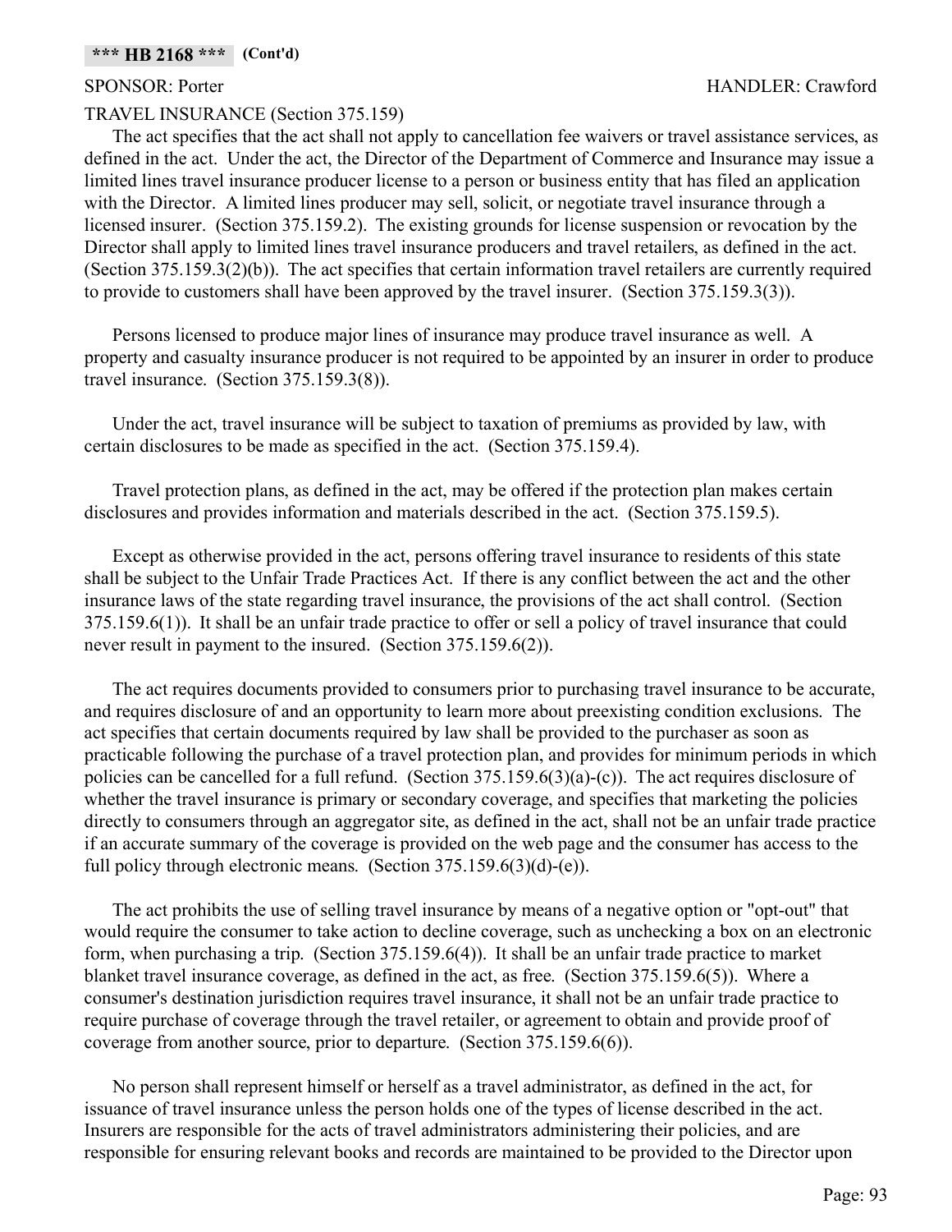**\*\*\* HB 2168 \*\*\*** **(Cont'd)**

SPONSOR: Porter HANDLER: Crawford

TRAVEL INSURANCE (Section 375.159)

The act specifies that the act shall not apply to cancellation fee waivers or travel assistance services, as defined in the act. Under the act, the Director of the Department of Commerce and Insurance may issue a limited lines travel insurance producer license to a person or business entity that has filed an application with the Director. A limited lines producer may sell, solicit, or negotiate travel insurance through a licensed insurer. (Section 375.159.2). The existing grounds for license suspension or revocation by the Director shall apply to limited lines travel insurance producers and travel retailers, as defined in the act. (Section 375.159.3(2)(b)). The act specifies that certain information travel retailers are currently required to provide to customers shall have been approved by the travel insurer. (Section 375.159.3(3)).

Persons licensed to produce major lines of insurance may produce travel insurance as well. A property and casualty insurance producer is not required to be appointed by an insurer in order to produce travel insurance. (Section 375.159.3(8)).

Under the act, travel insurance will be subject to taxation of premiums as provided by law, with certain disclosures to be made as specified in the act. (Section 375.159.4).

Travel protection plans, as defined in the act, may be offered if the protection plan makes certain disclosures and provides information and materials described in the act. (Section 375.159.5).

Except as otherwise provided in the act, persons offering travel insurance to residents of this state shall be subject to the Unfair Trade Practices Act. If there is any conflict between the act and the other insurance laws of the state regarding travel insurance, the provisions of the act shall control. (Section 375.159.6(1)). It shall be an unfair trade practice to offer or sell a policy of travel insurance that could never result in payment to the insured. (Section 375.159.6(2)).

The act requires documents provided to consumers prior to purchasing travel insurance to be accurate, and requires disclosure of and an opportunity to learn more about preexisting condition exclusions. The act specifies that certain documents required by law shall be provided to the purchaser as soon as practicable following the purchase of a travel protection plan, and provides for minimum periods in which policies can be cancelled for a full refund. (Section 375.159.6(3)(a)-(c)). The act requires disclosure of whether the travel insurance is primary or secondary coverage, and specifies that marketing the policies directly to consumers through an aggregator site, as defined in the act, shall not be an unfair trade practice if an accurate summary of the coverage is provided on the web page and the consumer has access to the full policy through electronic means. (Section 375.159.6(3)(d)-(e)).

The act prohibits the use of selling travel insurance by means of a negative option or "opt-out" that would require the consumer to take action to decline coverage, such as unchecking a box on an electronic form, when purchasing a trip. (Section 375.159.6(4)). It shall be an unfair trade practice to market blanket travel insurance coverage, as defined in the act, as free. (Section 375.159.6(5)). Where a consumer's destination jurisdiction requires travel insurance, it shall not be an unfair trade practice to require purchase of coverage through the travel retailer, or agreement to obtain and provide proof of coverage from another source, prior to departure. (Section 375.159.6(6)).

No person shall represent himself or herself as a travel administrator, as defined in the act, for issuance of travel insurance unless the person holds one of the types of license described in the act. Insurers are responsible for the acts of travel administrators administering their policies, and are responsible for ensuring relevant books and records are maintained to be provided to the Director upon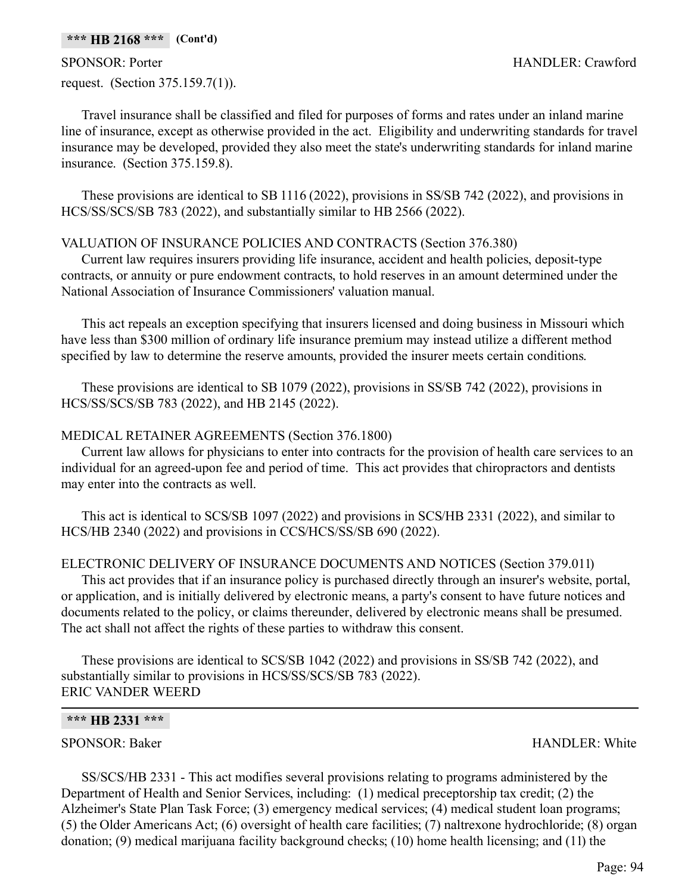**\*\*\* HB 2168 \*\*\*** **(Cont'd)**

SPONSOR: Porter HANDLER: Crawford

request. (Section 375.159.7(1)).

Travel insurance shall be classified and filed for purposes of forms and rates under an inland marine line of insurance, except as otherwise provided in the act. Eligibility and underwriting standards for travel insurance may be developed, provided they also meet the state's underwriting standards for inland marine insurance. (Section 375.159.8).

These provisions are identical to SB 1116 (2022), provisions in SS/SB 742 (2022), and provisions in HCS/SS/SCS/SB 783 (2022), and substantially similar to HB 2566 (2022).

VALUATION OF INSURANCE POLICIES AND CONTRACTS (Section 376.380)

Current law requires insurers providing life insurance, accident and health policies, deposit-type contracts, or annuity or pure endowment contracts, to hold reserves in an amount determined under the National Association of Insurance Commissioners' valuation manual.

This act repeals an exception specifying that insurers licensed and doing business in Missouri which have less than $300 million of ordinary life insurance premium may instead utilize a different method specified by law to determine the reserve amounts, provided the insurer meets certain conditions.

These provisions are identical to SB 1079 (2022), provisions in SS/SB 742 (2022), provisions in HCS/SS/SCS/SB 783 (2022), and HB 2145 (2022).

MEDICAL RETAINER AGREEMENTS (Section 376.1800)

Current law allows for physicians to enter into contracts for the provision of health care services to an individual for an agreed-upon fee and period of time. This act provides that chiropractors and dentists may enter into the contracts as well.

This act is identical to SCS/SB 1097 (2022) and provisions in SCS/HB 2331 (2022), and similar to HCS/HB 2340 (2022) and provisions in CCS/HCS/SS/SB 690 (2022).

ELECTRONIC DELIVERY OF INSURANCE DOCUMENTS AND NOTICES (Section 379.011)

This act provides that if an insurance policy is purchased directly through an insurer's website, portal, or application, and is initially delivered by electronic means, a party's consent to have future notices and documents related to the policy, or claims thereunder, delivered by electronic means shall be presumed. The act shall not affect the rights of these parties to withdraw this consent.

These provisions are identical to SCS/SB 1042 (2022) and provisions in SS/SB 742 (2022), and substantially similar to provisions in HCS/SS/SCS/SB 783 (2022).
ERIC VANDER WEERD

---

**\*\*\* HB 2331 \*\*\***

SPONSOR: Baker HANDLER: White

SS/SCS/HB 2331 - This act modifies several provisions relating to programs administered by the Department of Health and Senior Services, including: (1) medical preceptorship tax credit; (2) the Alzheimer's State Plan Task Force; (3) emergency medical services; (4) medical student loan programs; (5) the Older Americans Act; (6) oversight of health care facilities; (7) naltrexone hydrochloride; (8) organ donation; (9) medical marijuana facility background checks; (10) home health licensing; and (11) the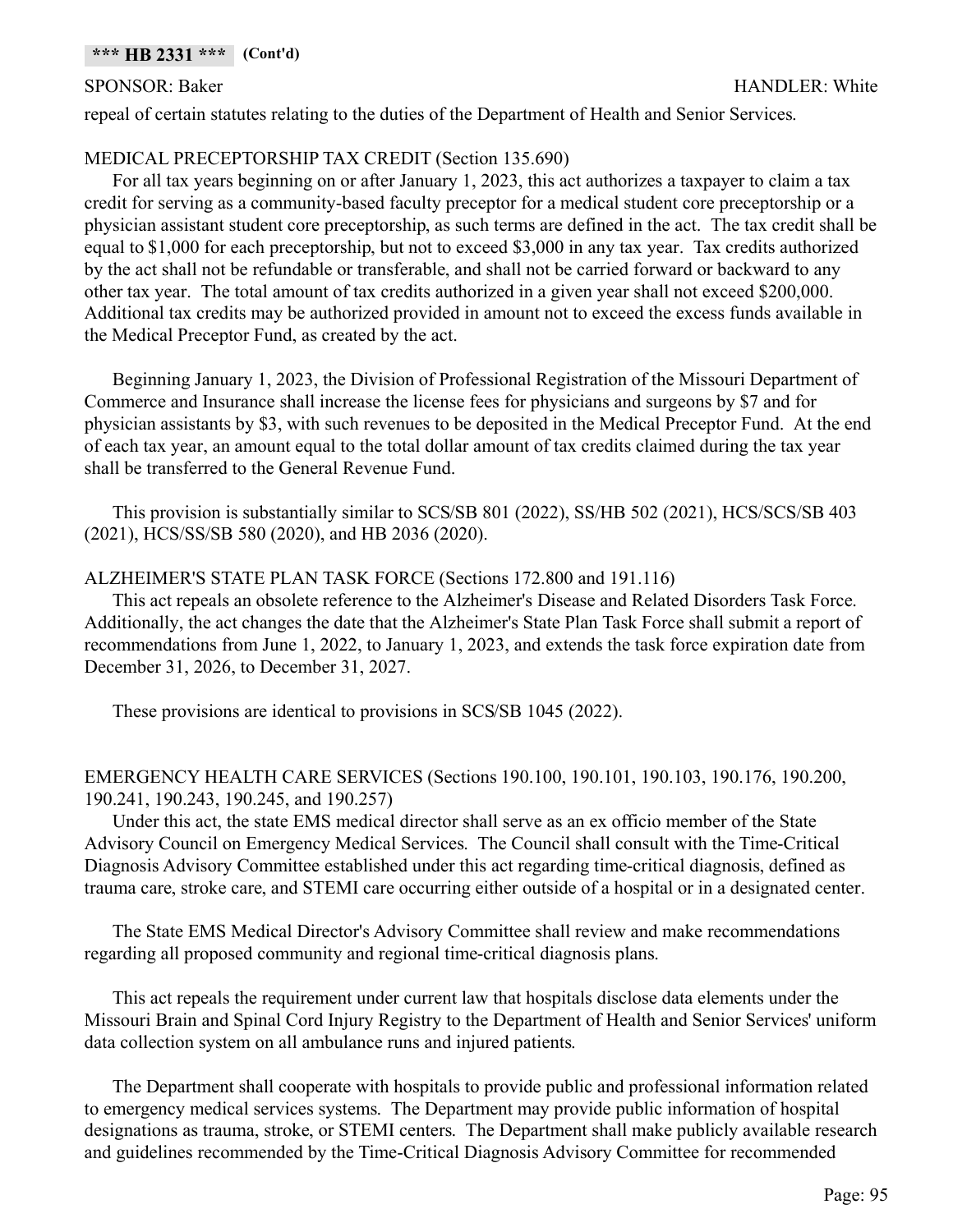**\*\*\* HB 2331 \*\*\*** **(Cont'd)**

SPONSOR: Baker HANDLER: White

repeal of certain statutes relating to the duties of the Department of Health and Senior Services.

MEDICAL PRECEPTORSHIP TAX CREDIT (Section 135.690)

For all tax years beginning on or after January 1, 2023, this act authorizes a taxpayer to claim a tax credit for serving as a community-based faculty preceptor for a medical student core preceptorship or a physician assistant student core preceptorship, as such terms are defined in the act. The tax credit shall be equal to $1,000 for each preceptorship, but not to exceed $3,000 in any tax year. Tax credits authorized by the act shall not be refundable or transferable, and shall not be carried forward or backward to any other tax year. The total amount of tax credits authorized in a given year shall not exceed $200,000. Additional tax credits may be authorized provided in amount not to exceed the excess funds available in the Medical Preceptor Fund, as created by the act.

Beginning January 1, 2023, the Division of Professional Registration of the Missouri Department of Commerce and Insurance shall increase the license fees for physicians and surgeons by $7 and for physician assistants by $3, with such revenues to be deposited in the Medical Preceptor Fund. At the end of each tax year, an amount equal to the total dollar amount of tax credits claimed during the tax year shall be transferred to the General Revenue Fund.

This provision is substantially similar to SCS/SB 801 (2022), SS/HB 502 (2021), HCS/SCS/SB 403 (2021), HCS/SS/SB 580 (2020), and HB 2036 (2020).

ALZHEIMER'S STATE PLAN TASK FORCE (Sections 172.800 and 191.116)

This act repeals an obsolete reference to the Alzheimer's Disease and Related Disorders Task Force. Additionally, the act changes the date that the Alzheimer's State Plan Task Force shall submit a report of recommendations from June 1, 2022, to January 1, 2023, and extends the task force expiration date from December 31, 2026, to December 31, 2027.

These provisions are identical to provisions in SCS/SB 1045 (2022).

EMERGENCY HEALTH CARE SERVICES (Sections 190.100, 190.101, 190.103, 190.176, 190.200, 190.241, 190.243, 190.245, and 190.257)

Under this act, the state EMS medical director shall serve as an ex officio member of the State Advisory Council on Emergency Medical Services. The Council shall consult with the Time-Critical Diagnosis Advisory Committee established under this act regarding time-critical diagnosis, defined as trauma care, stroke care, and STEMI care occurring either outside of a hospital or in a designated center.

The State EMS Medical Director's Advisory Committee shall review and make recommendations regarding all proposed community and regional time-critical diagnosis plans.

This act repeals the requirement under current law that hospitals disclose data elements under the Missouri Brain and Spinal Cord Injury Registry to the Department of Health and Senior Services' uniform data collection system on all ambulance runs and injured patients.

The Department shall cooperate with hospitals to provide public and professional information related to emergency medical services systems. The Department may provide public information of hospital designations as trauma, stroke, or STEMI centers. The Department shall make publicly available research and guidelines recommended by the Time-Critical Diagnosis Advisory Committee for recommended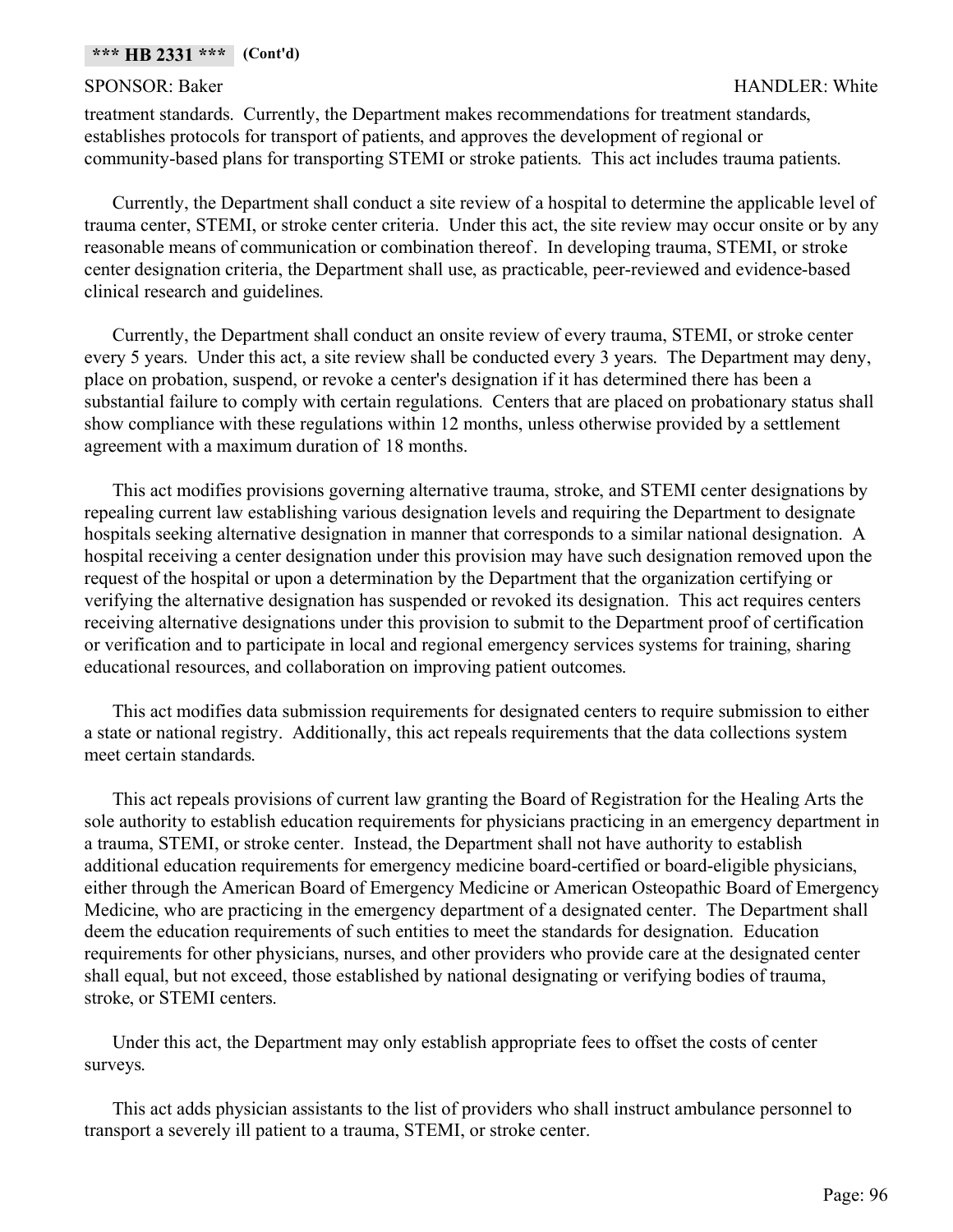**\*\*\* HB 2331 \*\*\*** **(Cont'd)**

SPONSOR: Baker HANDLER: White

treatment standards. Currently, the Department makes recommendations for treatment standards, establishes protocols for transport of patients, and approves the development of regional or community-based plans for transporting STEMI or stroke patients. This act includes trauma patients.

Currently, the Department shall conduct a site review of a hospital to determine the applicable level of trauma center, STEMI, or stroke center criteria. Under this act, the site review may occur onsite or by any reasonable means of communication or combination thereof. In developing trauma, STEMI, or stroke center designation criteria, the Department shall use, as practicable, peer-reviewed and evidence-based clinical research and guidelines.

Currently, the Department shall conduct an onsite review of every trauma, STEMI, or stroke center every 5 years. Under this act, a site review shall be conducted every 3 years. The Department may deny, place on probation, suspend, or revoke a center's designation if it has determined there has been a substantial failure to comply with certain regulations. Centers that are placed on probationary status shall show compliance with these regulations within 12 months, unless otherwise provided by a settlement agreement with a maximum duration of 18 months.

This act modifies provisions governing alternative trauma, stroke, and STEMI center designations by repealing current law establishing various designation levels and requiring the Department to designate hospitals seeking alternative designation in manner that corresponds to a similar national designation. A hospital receiving a center designation under this provision may have such designation removed upon the request of the hospital or upon a determination by the Department that the organization certifying or verifying the alternative designation has suspended or revoked its designation. This act requires centers receiving alternative designations under this provision to submit to the Department proof of certification or verification and to participate in local and regional emergency services systems for training, sharing educational resources, and collaboration on improving patient outcomes.

This act modifies data submission requirements for designated centers to require submission to either a state or national registry. Additionally, this act repeals requirements that the data collections system meet certain standards.

This act repeals provisions of current law granting the Board of Registration for the Healing Arts the sole authority to establish education requirements for physicians practicing in an emergency department in a trauma, STEMI, or stroke center. Instead, the Department shall not have authority to establish additional education requirements for emergency medicine board-certified or board-eligible physicians, either through the American Board of Emergency Medicine or American Osteopathic Board of Emergency Medicine, who are practicing in the emergency department of a designated center. The Department shall deem the education requirements of such entities to meet the standards for designation. Education requirements for other physicians, nurses, and other providers who provide care at the designated center shall equal, but not exceed, those established by national designating or verifying bodies of trauma, stroke, or STEMI centers.

Under this act, the Department may only establish appropriate fees to offset the costs of center surveys.

This act adds physician assistants to the list of providers who shall instruct ambulance personnel to transport a severely ill patient to a trauma, STEMI, or stroke center.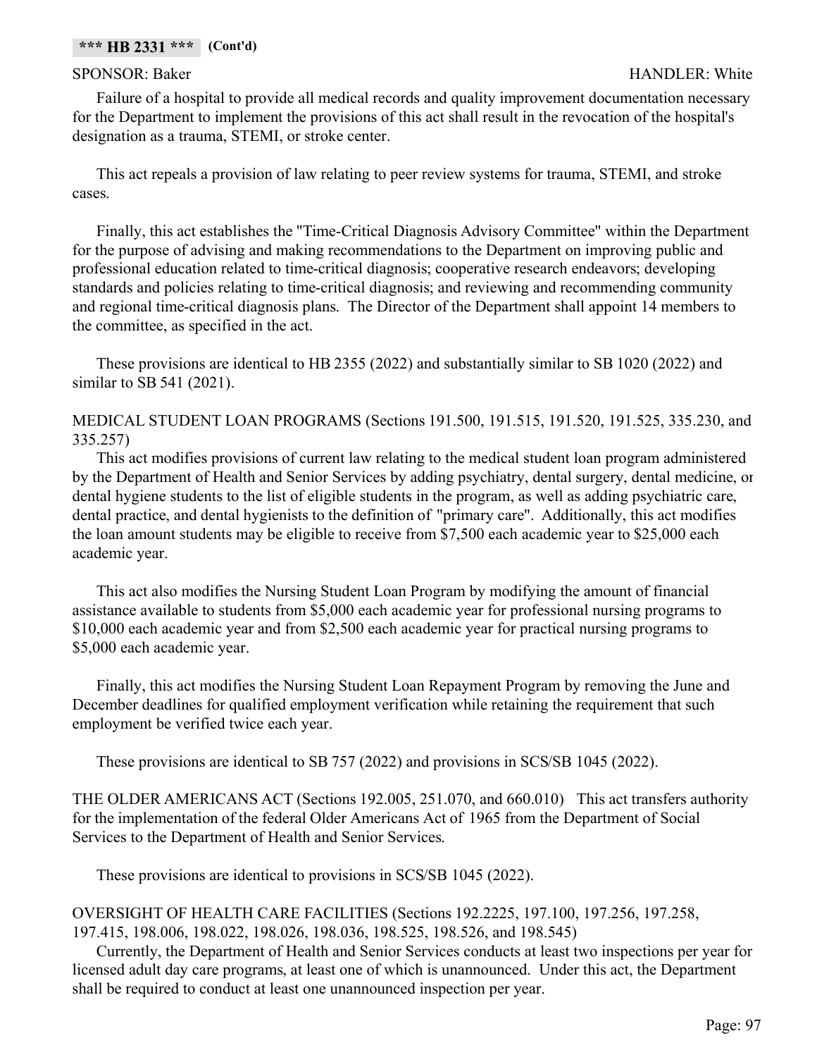**\*\*\* HB 2331 \*\*\*** **(Cont'd)**

SPONSOR: Baker HANDLER: White

Failure of a hospital to provide all medical records and quality improvement documentation necessary for the Department to implement the provisions of this act shall result in the revocation of the hospital's designation as a trauma, STEMI, or stroke center.

This act repeals a provision of law relating to peer review systems for trauma, STEMI, and stroke cases.

Finally, this act establishes the "Time-Critical Diagnosis Advisory Committee" within the Department for the purpose of advising and making recommendations to the Department on improving public and professional education related to time-critical diagnosis; cooperative research endeavors; developing standards and policies relating to time-critical diagnosis; and reviewing and recommending community and regional time-critical diagnosis plans. The Director of the Department shall appoint 14 members to the committee, as specified in the act.

These provisions are identical to HB 2355 (2022) and substantially similar to SB 1020 (2022) and similar to SB 541 (2021).

MEDICAL STUDENT LOAN PROGRAMS (Sections 191.500, 191.515, 191.520, 191.525, 335.230, and 335.257)

This act modifies provisions of current law relating to the medical student loan program administered by the Department of Health and Senior Services by adding psychiatry, dental surgery, dental medicine, or dental hygiene students to the list of eligible students in the program, as well as adding psychiatric care, dental practice, and dental hygienists to the definition of "primary care". Additionally, this act modifies the loan amount students may be eligible to receive from $7,500 each academic year to $25,000 each academic year.

This act also modifies the Nursing Student Loan Program by modifying the amount of financial assistance available to students from $5,000 each academic year for professional nursing programs to $10,000 each academic year and from $2,500 each academic year for practical nursing programs to $5,000 each academic year.

Finally, this act modifies the Nursing Student Loan Repayment Program by removing the June and December deadlines for qualified employment verification while retaining the requirement that such employment be verified twice each year.

These provisions are identical to SB 757 (2022) and provisions in SCS/SB 1045 (2022).

THE OLDER AMERICANS ACT (Sections 192.005, 251.070, and 660.010) This act transfers authority for the implementation of the federal Older Americans Act of 1965 from the Department of Social Services to the Department of Health and Senior Services.

These provisions are identical to provisions in SCS/SB 1045 (2022).

OVERSIGHT OF HEALTH CARE FACILITIES (Sections 192.2225, 197.100, 197.256, 197.258, 197.415, 198.006, 198.022, 198.026, 198.036, 198.525, 198.526, and 198.545)

Currently, the Department of Health and Senior Services conducts at least two inspections per year for licensed adult day care programs, at least one of which is unannounced. Under this act, the Department shall be required to conduct at least one unannounced inspection per year.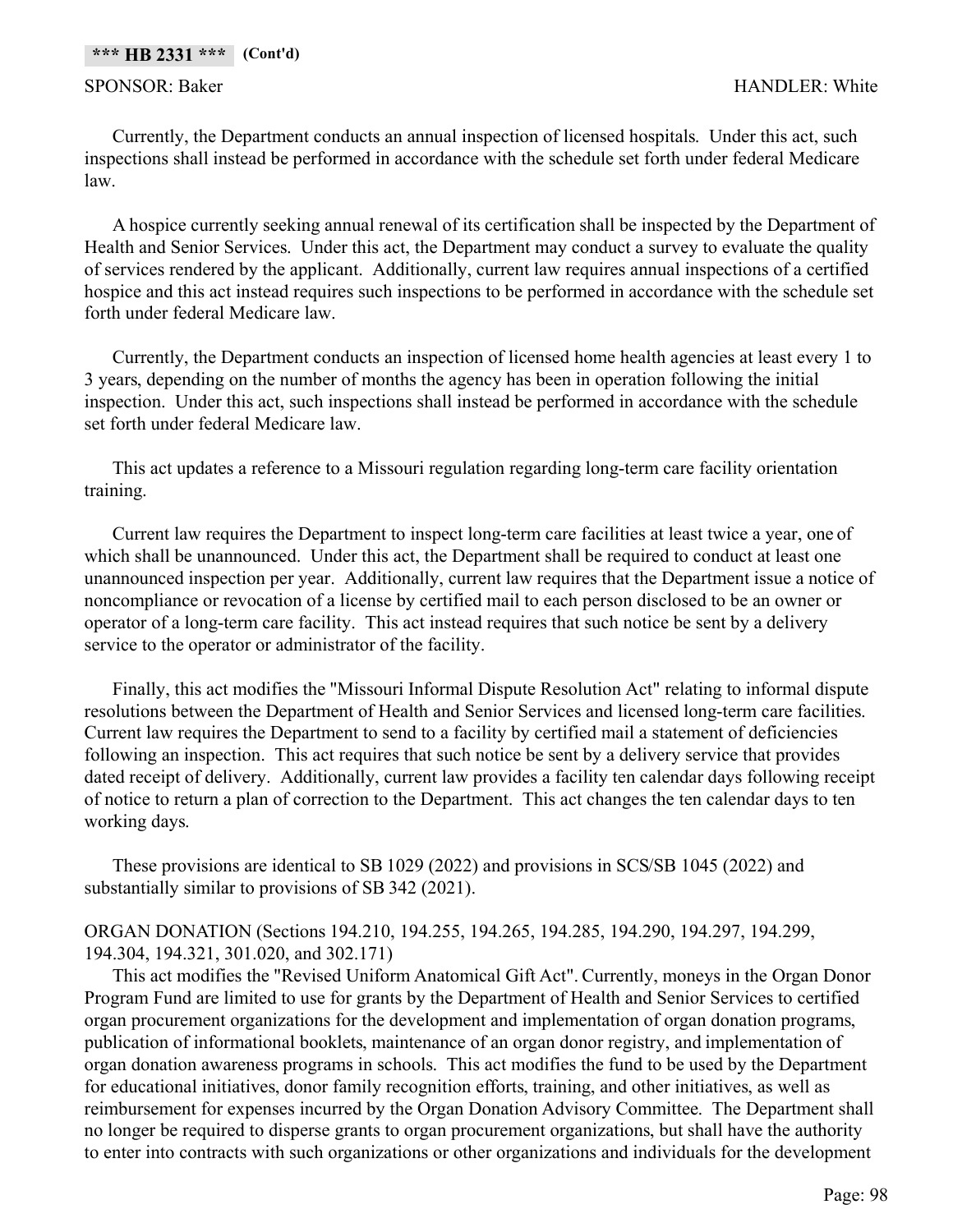SPONSOR: Baker HANDLER: White

Currently, the Department conducts an annual inspection of licensed hospitals. Under this act, such inspections shall instead be performed in accordance with the schedule set forth under federal Medicare law.

A hospice currently seeking annual renewal of its certification shall be inspected by the Department of Health and Senior Services. Under this act, the Department may conduct a survey to evaluate the quality of services rendered by the applicant. Additionally, current law requires annual inspections of a certified hospice and this act instead requires such inspections to be performed in accordance with the schedule set forth under federal Medicare law.

Currently, the Department conducts an inspection of licensed home health agencies at least every 1 to 3 years, depending on the number of months the agency has been in operation following the initial inspection. Under this act, such inspections shall instead be performed in accordance with the schedule set forth under federal Medicare law.

This act updates a reference to a Missouri regulation regarding long-term care facility orientation training.

Current law requires the Department to inspect long-term care facilities at least twice a year, one of which shall be unannounced. Under this act, the Department shall be required to conduct at least one unannounced inspection per year. Additionally, current law requires that the Department issue a notice of noncompliance or revocation of a license by certified mail to each person disclosed to be an owner or operator of a long-term care facility. This act instead requires that such notice be sent by a delivery service to the operator or administrator of the facility.

Finally, this act modifies the "Missouri Informal Dispute Resolution Act" relating to informal dispute resolutions between the Department of Health and Senior Services and licensed long-term care facilities. Current law requires the Department to send to a facility by certified mail a statement of deficiencies following an inspection. This act requires that such notice be sent by a delivery service that provides dated receipt of delivery. Additionally, current law provides a facility ten calendar days following receipt of notice to return a plan of correction to the Department. This act changes the ten calendar days to ten working days.

These provisions are identical to SB 1029 (2022) and provisions in SCS/SB 1045 (2022) and substantially similar to provisions of SB 342 (2021).

ORGAN DONATION (Sections 194.210, 194.255, 194.265, 194.285, 194.290, 194.297, 194.299, 194.304, 194.321, 301.020, and 302.171)

This act modifies the "Revised Uniform Anatomical Gift Act". Currently, moneys in the Organ Donor Program Fund are limited to use for grants by the Department of Health and Senior Services to certified organ procurement organizations for the development and implementation of organ donation programs, publication of informational booklets, maintenance of an organ donor registry, and implementation of organ donation awareness programs in schools. This act modifies the fund to be used by the Department for educational initiatives, donor family recognition efforts, training, and other initiatives, as well as reimbursement for expenses incurred by the Organ Donation Advisory Committee. The Department shall no longer be required to disperse grants to organ procurement organizations, but shall have the authority to enter into contracts with such organizations or other organizations and individuals for the development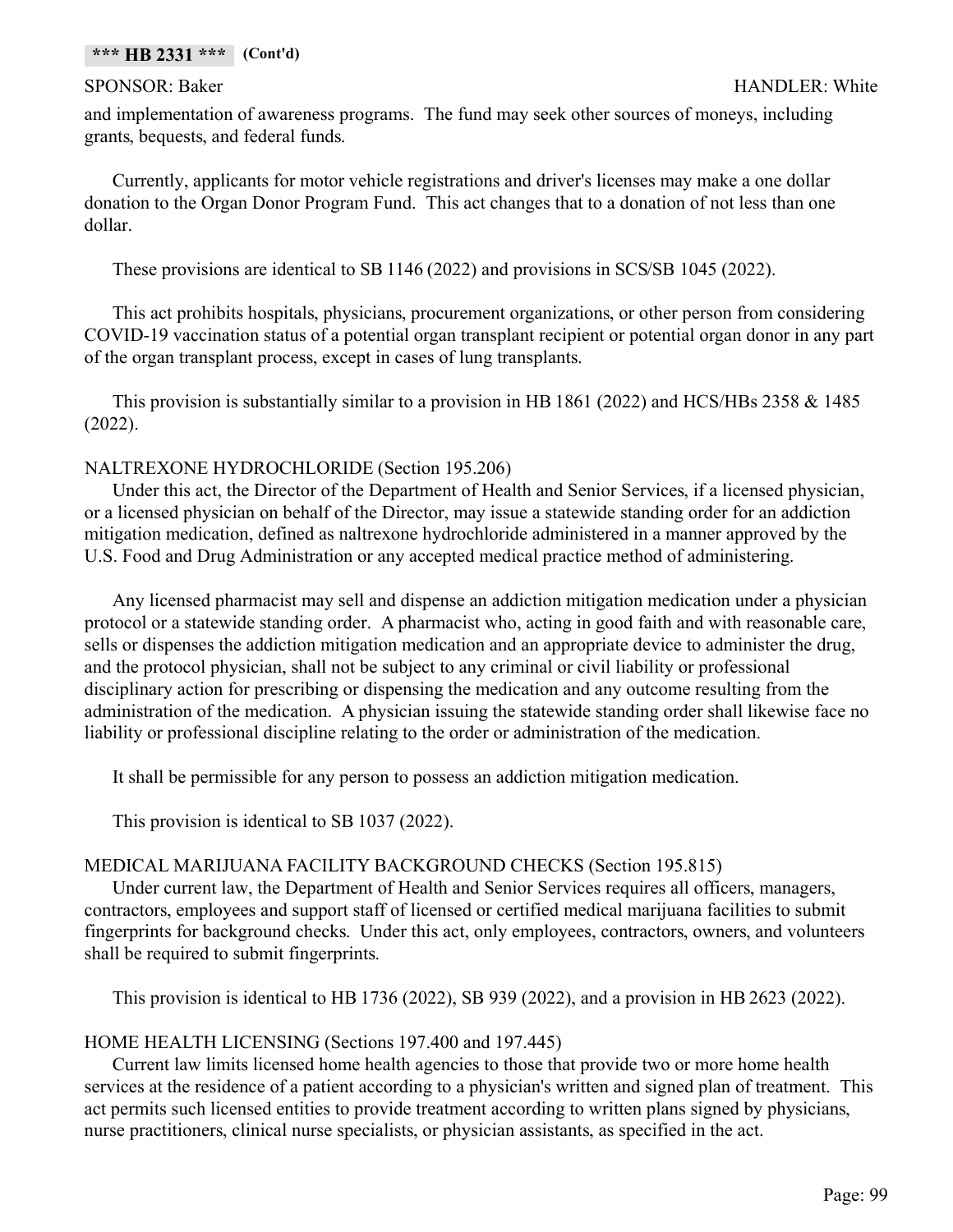**\*\*\* HB 2331 \*\*\*** **(Cont'd)**

SPONSOR: Baker HANDLER: White

and implementation of awareness programs. The fund may seek other sources of moneys, including grants, bequests, and federal funds.

Currently, applicants for motor vehicle registrations and driver's licenses may make a one dollar donation to the Organ Donor Program Fund. This act changes that to a donation of not less than one dollar.

These provisions are identical to SB 1146 (2022) and provisions in SCS/SB 1045 (2022).

This act prohibits hospitals, physicians, procurement organizations, or other person from considering COVID-19 vaccination status of a potential organ transplant recipient or potential organ donor in any part of the organ transplant process, except in cases of lung transplants.

This provision is substantially similar to a provision in HB 1861 (2022) and HCS/HBs 2358 & 1485 (2022).

NALTREXONE HYDROCHLORIDE (Section 195.206)

Under this act, the Director of the Department of Health and Senior Services, if a licensed physician, or a licensed physician on behalf of the Director, may issue a statewide standing order for an addiction mitigation medication, defined as naltrexone hydrochloride administered in a manner approved by the U.S. Food and Drug Administration or any accepted medical practice method of administering.

Any licensed pharmacist may sell and dispense an addiction mitigation medication under a physician protocol or a statewide standing order. A pharmacist who, acting in good faith and with reasonable care, sells or dispenses the addiction mitigation medication and an appropriate device to administer the drug, and the protocol physician, shall not be subject to any criminal or civil liability or professional disciplinary action for prescribing or dispensing the medication and any outcome resulting from the administration of the medication. A physician issuing the statewide standing order shall likewise face no liability or professional discipline relating to the order or administration of the medication.

It shall be permissible for any person to possess an addiction mitigation medication.

This provision is identical to SB 1037 (2022).

MEDICAL MARIJUANA FACILITY BACKGROUND CHECKS (Section 195.815)

Under current law, the Department of Health and Senior Services requires all officers, managers, contractors, employees and support staff of licensed or certified medical marijuana facilities to submit fingerprints for background checks. Under this act, only employees, contractors, owners, and volunteers shall be required to submit fingerprints.

This provision is identical to HB 1736 (2022), SB 939 (2022), and a provision in HB 2623 (2022).

HOME HEALTH LICENSING (Sections 197.400 and 197.445)

Current law limits licensed home health agencies to those that provide two or more home health services at the residence of a patient according to a physician's written and signed plan of treatment. This act permits such licensed entities to provide treatment according to written plans signed by physicians, nurse practitioners, clinical nurse specialists, or physician assistants, as specified in the act.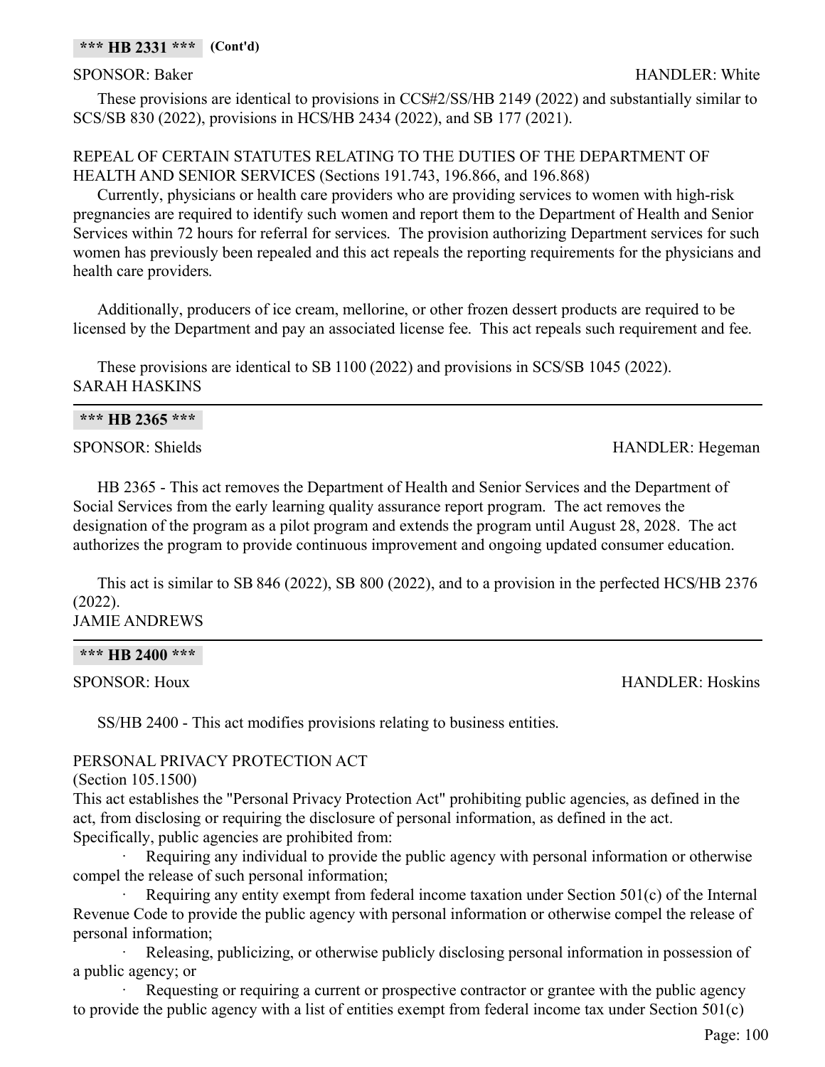**\*\*\* HB 2331 \*\*\*** **(Cont'd)**

SPONSOR: Baker HANDLER: White

These provisions are identical to provisions in CCS#2/SS/HB 2149 (2022) and substantially similar to SCS/SB 830 (2022), provisions in HCS/HB 2434 (2022), and SB 177 (2021).

REPEAL OF CERTAIN STATUTES RELATING TO THE DUTIES OF THE DEPARTMENT OF HEALTH AND SENIOR SERVICES (Sections 191.743, 196.866, and 196.868)

Currently, physicians or health care providers who are providing services to women with high-risk pregnancies are required to identify such women and report them to the Department of Health and Senior Services within 72 hours for referral for services. The provision authorizing Department services for such women has previously been repealed and this act repeals the reporting requirements for the physicians and health care providers.

Additionally, producers of ice cream, mellorine, or other frozen dessert products are required to be licensed by the Department and pay an associated license fee. This act repeals such requirement and fee.

These provisions are identical to SB 1100 (2022) and provisions in SCS/SB 1045 (2022).
SARAH HASKINS

---

**\*\*\* HB 2365 \*\*\***

SPONSOR: Shields HANDLER: Hegeman

HB 2365 - This act removes the Department of Health and Senior Services and the Department of Social Services from the early learning quality assurance report program. The act removes the designation of the program as a pilot program and extends the program until August 28, 2028. The act authorizes the program to provide continuous improvement and ongoing updated consumer education.

This act is similar to SB 846 (2022), SB 800 (2022), and to a provision in the perfected HCS/HB 2376 (2022).
JAMIE ANDREWS

---

**\*\*\* HB 2400 \*\*\***

SPONSOR: Houx HANDLER: Hoskins

SS/HB 2400 - This act modifies provisions relating to business entities.

PERSONAL PRIVACY PROTECTION ACT
(Section 105.1500)
This act establishes the "Personal Privacy Protection Act" prohibiting public agencies, as defined in the act, from disclosing or requiring the disclosure of personal information, as defined in the act. Specifically, public agencies are prohibited from:

- Requiring any individual to provide the public agency with personal information or otherwise compel the release of such personal information;
- Requiring any entity exempt from federal income taxation under Section 501(c) of the Internal Revenue Code to provide the public agency with personal information or otherwise compel the release of personal information;
- Releasing, publicizing, or otherwise publicly disclosing personal information in possession of a public agency; or
- Requesting or requiring a current or prospective contractor or grantee with the public agency to provide the public agency with a list of entities exempt from federal income tax under Section 501(c)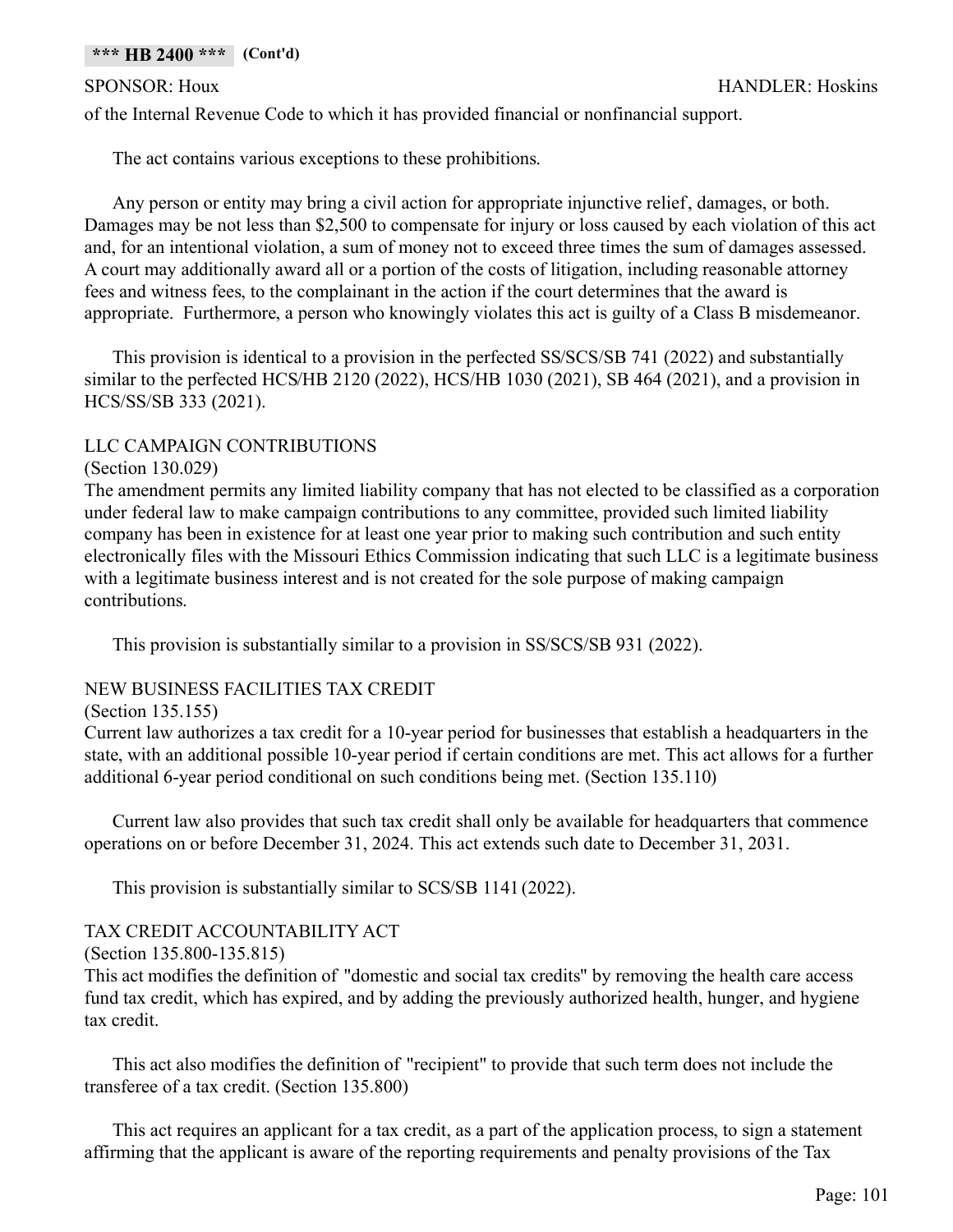of the Internal Revenue Code to which it has provided financial or nonfinancial support.

The act contains various exceptions to these prohibitions.

Any person or entity may bring a civil action for appropriate injunctive relief, damages, or both. Damages may be not less than $2,500 to compensate for injury or loss caused by each violation of this act and, for an intentional violation, a sum of money not to exceed three times the sum of damages assessed. A court may additionally award all or a portion of the costs of litigation, including reasonable attorney fees and witness fees, to the complainant in the action if the court determines that the award is appropriate. Furthermore, a person who knowingly violates this act is guilty of a Class B misdemeanor.

This provision is identical to a provision in the perfected SS/SCS/SB 741 (2022) and substantially similar to the perfected HCS/HB 2120 (2022), HCS/HB 1030 (2021), SB 464 (2021), and a provision in HCS/SS/SB 333 (2021).

LLC CAMPAIGN CONTRIBUTIONS
(Section 130.029)
The amendment permits any limited liability company that has not elected to be classified as a corporation under federal law to make campaign contributions to any committee, provided such limited liability company has been in existence for at least one year prior to making such contribution and such entity electronically files with the Missouri Ethics Commission indicating that such LLC is a legitimate business with a legitimate business interest and is not created for the sole purpose of making campaign contributions.

This provision is substantially similar to a provision in SS/SCS/SB 931 (2022).

NEW BUSINESS FACILITIES TAX CREDIT
(Section 135.155)
Current law authorizes a tax credit for a 10-year period for businesses that establish a headquarters in the state, with an additional possible 10-year period if certain conditions are met. This act allows for a further additional 6-year period conditional on such conditions being met. (Section 135.110)

Current law also provides that such tax credit shall only be available for headquarters that commence operations on or before December 31, 2024. This act extends such date to December 31, 2031.

This provision is substantially similar to SCS/SB 1141 (2022).

TAX CREDIT ACCOUNTABILITY ACT
(Section 135.800-135.815)
This act modifies the definition of "domestic and social tax credits" by removing the health care access fund tax credit, which has expired, and by adding the previously authorized health, hunger, and hygiene tax credit.

This act also modifies the definition of "recipient" to provide that such term does not include the transferee of a tax credit. (Section 135.800)

This act requires an applicant for a tax credit, as a part of the application process, to sign a statement affirming that the applicant is aware of the reporting requirements and penalty provisions of the Tax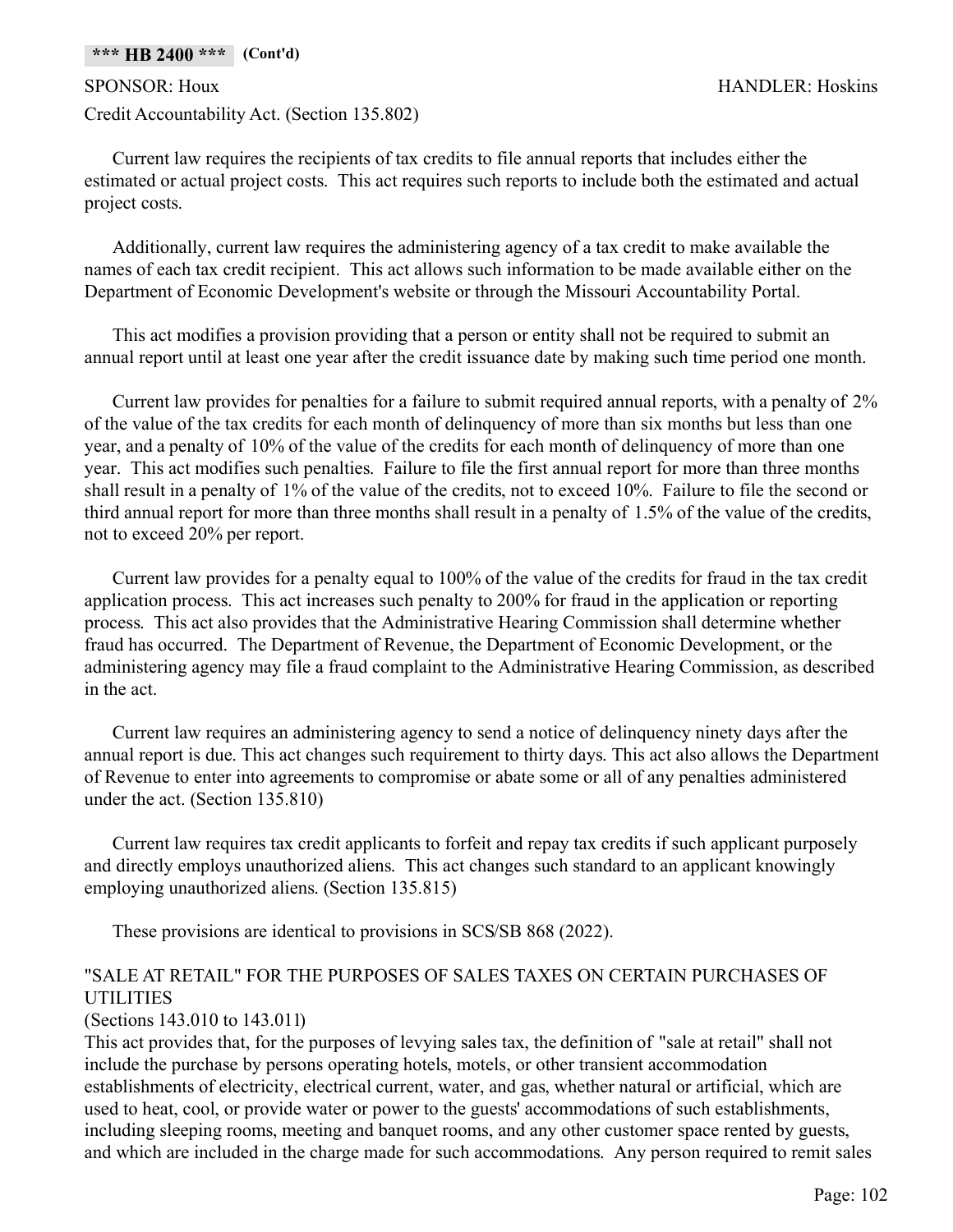**\*\*\* HB 2400 \*\*\*** **(Cont'd)**

SPONSOR: Houx HANDLER: Hoskins

Credit Accountability Act. (Section 135.802)

Current law requires the recipients of tax credits to file annual reports that includes either the estimated or actual project costs. This act requires such reports to include both the estimated and actual project costs.

Additionally, current law requires the administering agency of a tax credit to make available the names of each tax credit recipient. This act allows such information to be made available either on the Department of Economic Development's website or through the Missouri Accountability Portal.

This act modifies a provision providing that a person or entity shall not be required to submit an annual report until at least one year after the credit issuance date by making such time period one month.

Current law provides for penalties for a failure to submit required annual reports, with a penalty of 2% of the value of the tax credits for each month of delinquency of more than six months but less than one year, and a penalty of 10% of the value of the credits for each month of delinquency of more than one year. This act modifies such penalties. Failure to file the first annual report for more than three months shall result in a penalty of 1% of the value of the credits, not to exceed 10%. Failure to file the second or third annual report for more than three months shall result in a penalty of 1.5% of the value of the credits, not to exceed 20% per report.

Current law provides for a penalty equal to 100% of the value of the credits for fraud in the tax credit application process. This act increases such penalty to 200% for fraud in the application or reporting process. This act also provides that the Administrative Hearing Commission shall determine whether fraud has occurred. The Department of Revenue, the Department of Economic Development, or the administering agency may file a fraud complaint to the Administrative Hearing Commission, as described in the act.

Current law requires an administering agency to send a notice of delinquency ninety days after the annual report is due. This act changes such requirement to thirty days. This act also allows the Department of Revenue to enter into agreements to compromise or abate some or all of any penalties administered under the act. (Section 135.810)

Current law requires tax credit applicants to forfeit and repay tax credits if such applicant purposely and directly employs unauthorized aliens. This act changes such standard to an applicant knowingly employing unauthorized aliens. (Section 135.815)

These provisions are identical to provisions in SCS/SB 868 (2022).

"SALE AT RETAIL" FOR THE PURPOSES OF SALES TAXES ON CERTAIN PURCHASES OF UTILITIES

(Sections 143.010 to 143.011)

This act provides that, for the purposes of levying sales tax, the definition of "sale at retail" shall not include the purchase by persons operating hotels, motels, or other transient accommodation establishments of electricity, electrical current, water, and gas, whether natural or artificial, which are used to heat, cool, or provide water or power to the guests' accommodations of such establishments, including sleeping rooms, meeting and banquet rooms, and any other customer space rented by guests, and which are included in the charge made for such accommodations. Any person required to remit sales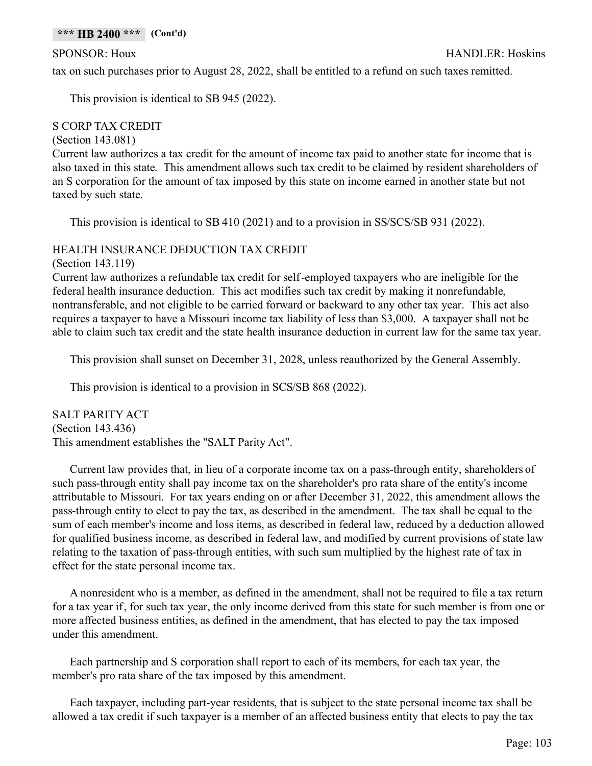tax on such purchases prior to August 28, 2022, shall be entitled to a refund on such taxes remitted.

This provision is identical to SB 945 (2022).

S CORP TAX CREDIT
(Section 143.081)
Current law authorizes a tax credit for the amount of income tax paid to another state for income that is also taxed in this state. This amendment allows such tax credit to be claimed by resident shareholders of an S corporation for the amount of tax imposed by this state on income earned in another state but not taxed by such state.

This provision is identical to SB 410 (2021) and to a provision in SS/SCS/SB 931 (2022).

HEALTH INSURANCE DEDUCTION TAX CREDIT
(Section 143.119)
Current law authorizes a refundable tax credit for self-employed taxpayers who are ineligible for the federal health insurance deduction. This act modifies such tax credit by making it nonrefundable, nontransferable, and not eligible to be carried forward or backward to any other tax year. This act also requires a taxpayer to have a Missouri income tax liability of less than $3,000. A taxpayer shall not be able to claim such tax credit and the state health insurance deduction in current law for the same tax year.

This provision shall sunset on December 31, 2028, unless reauthorized by the General Assembly.

This provision is identical to a provision in SCS/SB 868 (2022).

SALT PARITY ACT
(Section 143.436)
This amendment establishes the "SALT Parity Act".

Current law provides that, in lieu of a corporate income tax on a pass-through entity, shareholders of such pass-through entity shall pay income tax on the shareholder's pro rata share of the entity's income attributable to Missouri. For tax years ending on or after December 31, 2022, this amendment allows the pass-through entity to elect to pay the tax, as described in the amendment. The tax shall be equal to the sum of each member's income and loss items, as described in federal law, reduced by a deduction allowed for qualified business income, as described in federal law, and modified by current provisions of state law relating to the taxation of pass-through entities, with such sum multiplied by the highest rate of tax in effect for the state personal income tax.

A nonresident who is a member, as defined in the amendment, shall not be required to file a tax return for a tax year if, for such tax year, the only income derived from this state for such member is from one or more affected business entities, as defined in the amendment, that has elected to pay the tax imposed under this amendment.

Each partnership and S corporation shall report to each of its members, for each tax year, the member's pro rata share of the tax imposed by this amendment.

Each taxpayer, including part-year residents, that is subject to the state personal income tax shall be allowed a tax credit if such taxpayer is a member of an affected business entity that elects to pay the tax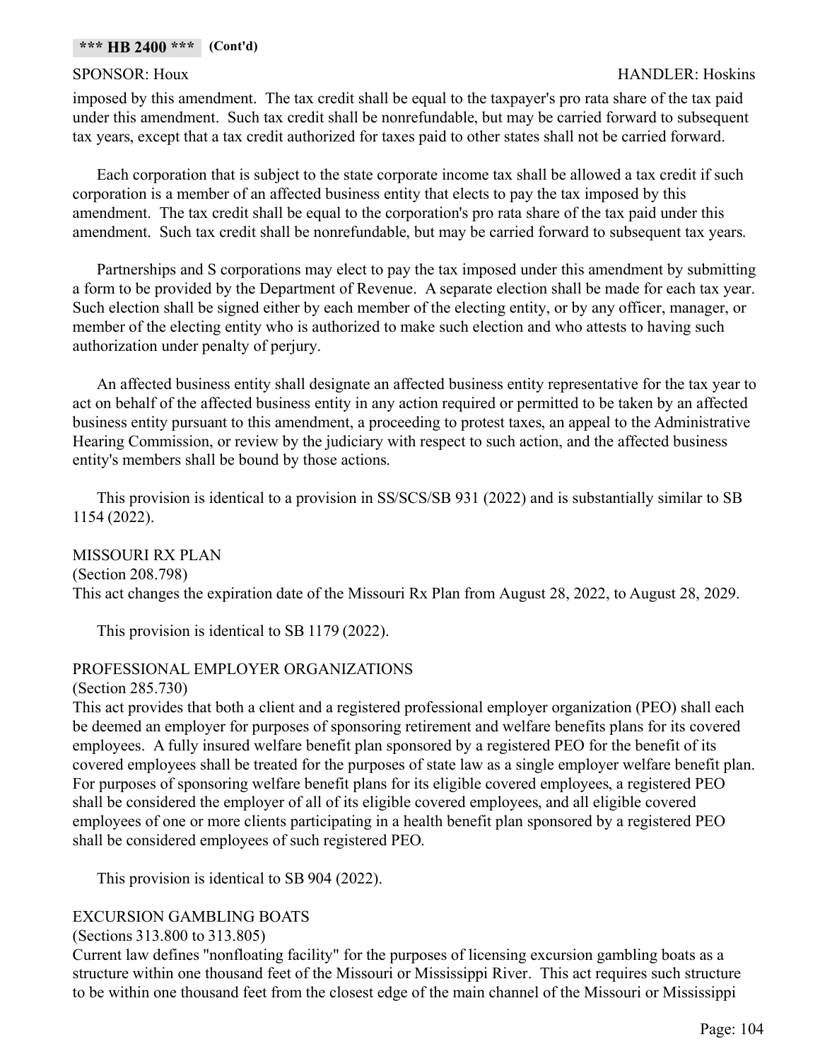imposed by this amendment. The tax credit shall be equal to the taxpayer's pro rata share of the tax paid under this amendment. Such tax credit shall be nonrefundable, but may be carried forward to subsequent tax years, except that a tax credit authorized for taxes paid to other states shall not be carried forward.

Each corporation that is subject to the state corporate income tax shall be allowed a tax credit if such corporation is a member of an affected business entity that elects to pay the tax imposed by this amendment. The tax credit shall be equal to the corporation's pro rata share of the tax paid under this amendment. Such tax credit shall be nonrefundable, but may be carried forward to subsequent tax years.

Partnerships and S corporations may elect to pay the tax imposed under this amendment by submitting a form to be provided by the Department of Revenue. A separate election shall be made for each tax year. Such election shall be signed either by each member of the electing entity, or by any officer, manager, or member of the electing entity who is authorized to make such election and who attests to having such authorization under penalty of perjury.

An affected business entity shall designate an affected business entity representative for the tax year to act on behalf of the affected business entity in any action required or permitted to be taken by an affected business entity pursuant to this amendment, a proceeding to protest taxes, an appeal to the Administrative Hearing Commission, or review by the judiciary with respect to such action, and the affected business entity's members shall be bound by those actions.

This provision is identical to a provision in SS/SCS/SB 931 (2022) and is substantially similar to SB 1154 (2022).

MISSOURI RX PLAN
(Section 208.798)
This act changes the expiration date of the Missouri Rx Plan from August 28, 2022, to August 28, 2029.

This provision is identical to SB 1179 (2022).

PROFESSIONAL EMPLOYER ORGANIZATIONS
(Section 285.730)
This act provides that both a client and a registered professional employer organization (PEO) shall each be deemed an employer for purposes of sponsoring retirement and welfare benefits plans for its covered employees. A fully insured welfare benefit plan sponsored by a registered PEO for the benefit of its covered employees shall be treated for the purposes of state law as a single employer welfare benefit plan. For purposes of sponsoring welfare benefit plans for its eligible covered employees, a registered PEO shall be considered the employer of all of its eligible covered employees, and all eligible covered employees of one or more clients participating in a health benefit plan sponsored by a registered PEO shall be considered employees of such registered PEO.

This provision is identical to SB 904 (2022).

EXCURSION GAMBLING BOATS
(Sections 313.800 to 313.805)
Current law defines "nonfloating facility" for the purposes of licensing excursion gambling boats as a structure within one thousand feet of the Missouri or Mississippi River. This act requires such structure to be within one thousand feet from the closest edge of the main channel of the Missouri or Mississippi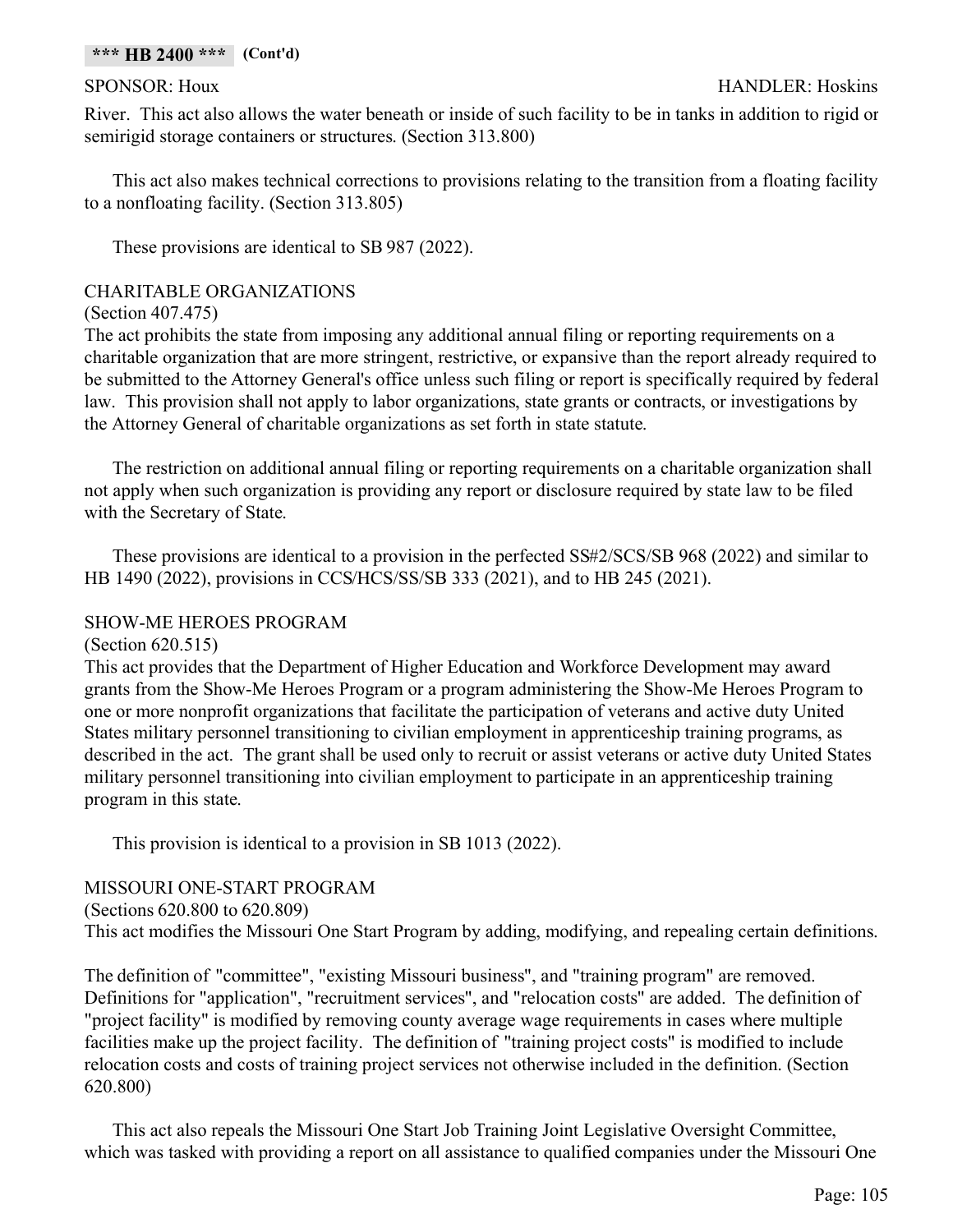**\*\*\* HB 2400 \*\*\*** **(Cont'd)**

SPONSOR: Houx HANDLER: Hoskins

River. This act also allows the water beneath or inside of such facility to be in tanks in addition to rigid or semirigid storage containers or structures. (Section 313.800)

This act also makes technical corrections to provisions relating to the transition from a floating facility to a nonfloating facility. (Section 313.805)

These provisions are identical to SB 987 (2022).

CHARITABLE ORGANIZATIONS

(Section 407.475)

The act prohibits the state from imposing any additional annual filing or reporting requirements on a charitable organization that are more stringent, restrictive, or expansive than the report already required to be submitted to the Attorney General's office unless such filing or report is specifically required by federal law. This provision shall not apply to labor organizations, state grants or contracts, or investigations by the Attorney General of charitable organizations as set forth in state statute.

The restriction on additional annual filing or reporting requirements on a charitable organization shall not apply when such organization is providing any report or disclosure required by state law to be filed with the Secretary of State.

These provisions are identical to a provision in the perfected SS#2/SCS/SB 968 (2022) and similar to HB 1490 (2022), provisions in CCS/HCS/SS/SB 333 (2021), and to HB 245 (2021).

SHOW-ME HEROES PROGRAM

(Section 620.515)

This act provides that the Department of Higher Education and Workforce Development may award grants from the Show-Me Heroes Program or a program administering the Show-Me Heroes Program to one or more nonprofit organizations that facilitate the participation of veterans and active duty United States military personnel transitioning to civilian employment in apprenticeship training programs, as described in the act. The grant shall be used only to recruit or assist veterans or active duty United States military personnel transitioning into civilian employment to participate in an apprenticeship training program in this state.

This provision is identical to a provision in SB 1013 (2022).

MISSOURI ONE-START PROGRAM

(Sections 620.800 to 620.809)

This act modifies the Missouri One Start Program by adding, modifying, and repealing certain definitions.

The definition of "committee", "existing Missouri business", and "training program" are removed. Definitions for "application", "recruitment services", and "relocation costs" are added. The definition of "project facility" is modified by removing county average wage requirements in cases where multiple facilities make up the project facility. The definition of "training project costs" is modified to include relocation costs and costs of training project services not otherwise included in the definition. (Section 620.800)

This act also repeals the Missouri One Start Job Training Joint Legislative Oversight Committee, which was tasked with providing a report on all assistance to qualified companies under the Missouri One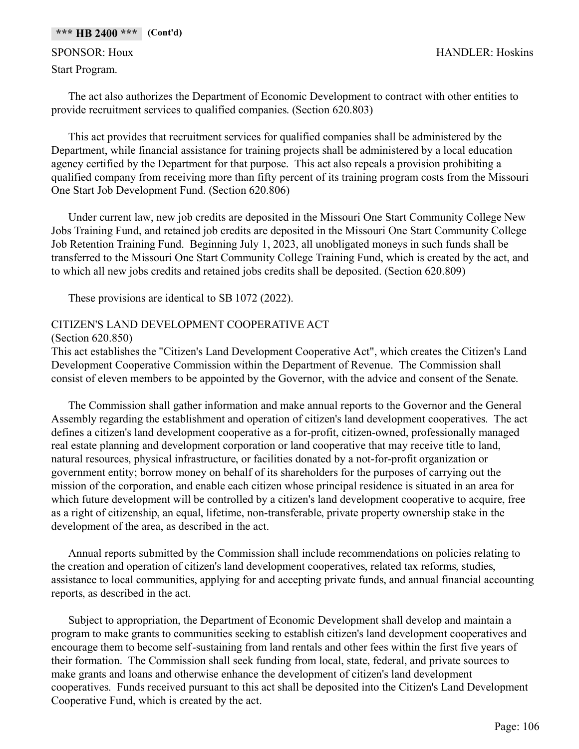SPONSOR: Houx HANDLER: Hoskins

Start Program.

The act also authorizes the Department of Economic Development to contract with other entities to provide recruitment services to qualified companies. (Section 620.803)

This act provides that recruitment services for qualified companies shall be administered by the Department, while financial assistance for training projects shall be administered by a local education agency certified by the Department for that purpose. This act also repeals a provision prohibiting a qualified company from receiving more than fifty percent of its training program costs from the Missouri One Start Job Development Fund. (Section 620.806)

Under current law, new job credits are deposited in the Missouri One Start Community College New Jobs Training Fund, and retained job credits are deposited in the Missouri One Start Community College Job Retention Training Fund. Beginning July 1, 2023, all unobligated moneys in such funds shall be transferred to the Missouri One Start Community College Training Fund, which is created by the act, and to which all new jobs credits and retained jobs credits shall be deposited. (Section 620.809)

These provisions are identical to SB 1072 (2022).

CITIZEN'S LAND DEVELOPMENT COOPERATIVE ACT
(Section 620.850)
This act establishes the "Citizen's Land Development Cooperative Act", which creates the Citizen's Land Development Cooperative Commission within the Department of Revenue. The Commission shall consist of eleven members to be appointed by the Governor, with the advice and consent of the Senate.

The Commission shall gather information and make annual reports to the Governor and the General Assembly regarding the establishment and operation of citizen's land development cooperatives. The act defines a citizen's land development cooperative as a for-profit, citizen-owned, professionally managed real estate planning and development corporation or land cooperative that may receive title to land, natural resources, physical infrastructure, or facilities donated by a not-for-profit organization or government entity; borrow money on behalf of its shareholders for the purposes of carrying out the mission of the corporation, and enable each citizen whose principal residence is situated in an area for which future development will be controlled by a citizen's land development cooperative to acquire, free as a right of citizenship, an equal, lifetime, non-transferable, private property ownership stake in the development of the area, as described in the act.

Annual reports submitted by the Commission shall include recommendations on policies relating to the creation and operation of citizen's land development cooperatives, related tax reforms, studies, assistance to local communities, applying for and accepting private funds, and annual financial accounting reports, as described in the act.

Subject to appropriation, the Department of Economic Development shall develop and maintain a program to make grants to communities seeking to establish citizen's land development cooperatives and encourage them to become self-sustaining from land rentals and other fees within the first five years of their formation. The Commission shall seek funding from local, state, federal, and private sources to make grants and loans and otherwise enhance the development of citizen's land development cooperatives. Funds received pursuant to this act shall be deposited into the Citizen's Land Development Cooperative Fund, which is created by the act.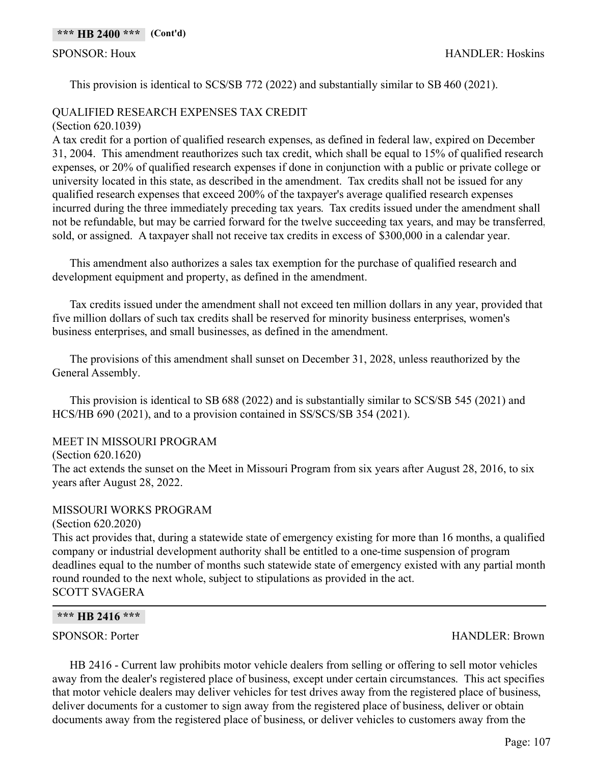**\*\*\* HB 2400 \*\*\*** **(Cont'd)**

SPONSOR: Houx HANDLER: Hoskins

This provision is identical to SCS/SB 772 (2022) and substantially similar to SB 460 (2021).

QUALIFIED RESEARCH EXPENSES TAX CREDIT
(Section 620.1039)
A tax credit for a portion of qualified research expenses, as defined in federal law, expired on December 31, 2004. This amendment reauthorizes such tax credit, which shall be equal to 15% of qualified research expenses, or 20% of qualified research expenses if done in conjunction with a public or private college or university located in this state, as described in the amendment. Tax credits shall not be issued for any qualified research expenses that exceed 200% of the taxpayer's average qualified research expenses incurred during the three immediately preceding tax years. Tax credits issued under the amendment shall not be refundable, but may be carried forward for the twelve succeeding tax years, and may be transferred, sold, or assigned. A taxpayer shall not receive tax credits in excess of $300,000 in a calendar year.

This amendment also authorizes a sales tax exemption for the purchase of qualified research and development equipment and property, as defined in the amendment.

Tax credits issued under the amendment shall not exceed ten million dollars in any year, provided that five million dollars of such tax credits shall be reserved for minority business enterprises, women's business enterprises, and small businesses, as defined in the amendment.

The provisions of this amendment shall sunset on December 31, 2028, unless reauthorized by the General Assembly.

This provision is identical to SB 688 (2022) and is substantially similar to SCS/SB 545 (2021) and HCS/HB 690 (2021), and to a provision contained in SS/SCS/SB 354 (2021).

MEET IN MISSOURI PROGRAM
(Section 620.1620)
The act extends the sunset on the Meet in Missouri Program from six years after August 28, 2016, to six years after August 28, 2022.

MISSOURI WORKS PROGRAM
(Section 620.2020)
This act provides that, during a statewide state of emergency existing for more than 16 months, a qualified company or industrial development authority shall be entitled to a one-time suspension of program deadlines equal to the number of months such statewide state of emergency existed with any partial month round rounded to the next whole, subject to stipulations as provided in the act.
SCOTT SVAGERA

---

**\*\*\* HB 2416 \*\*\***

SPONSOR: Porter HANDLER: Brown

HB 2416 - Current law prohibits motor vehicle dealers from selling or offering to sell motor vehicles away from the dealer's registered place of business, except under certain circumstances. This act specifies that motor vehicle dealers may deliver vehicles for test drives away from the registered place of business, deliver documents for a customer to sign away from the registered place of business, deliver or obtain documents away from the registered place of business, or deliver vehicles to customers away from the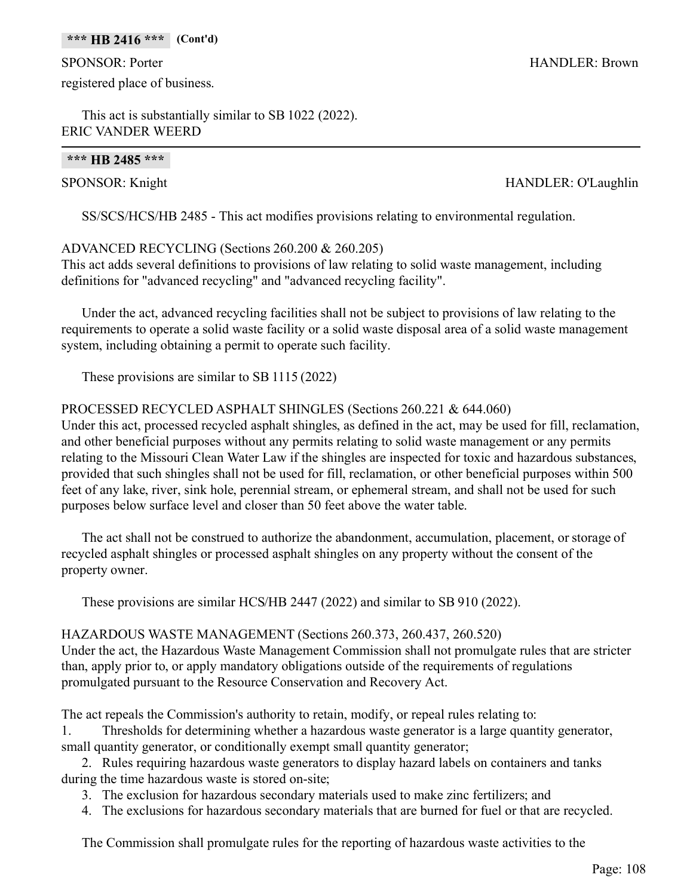**\*\*\* HB 2416 \*\*\*** **(Cont'd)**

SPONSOR: Porter HANDLER: Brown

registered place of business.

This act is substantially similar to SB 1022 (2022).
ERIC VANDER WEERD

---

**\*\*\* HB 2485 \*\*\***

SPONSOR: Knight HANDLER: O'Laughlin

SS/SCS/HCS/HB 2485 - This act modifies provisions relating to environmental regulation.

ADVANCED RECYCLING (Sections 260.200 & 260.205)
This act adds several definitions to provisions of law relating to solid waste management, including definitions for "advanced recycling" and "advanced recycling facility".

Under the act, advanced recycling facilities shall not be subject to provisions of law relating to the requirements to operate a solid waste facility or a solid waste disposal area of a solid waste management system, including obtaining a permit to operate such facility.

These provisions are similar to SB 1115 (2022)

PROCESSED RECYCLED ASPHALT SHINGLES (Sections 260.221 & 644.060)
Under this act, processed recycled asphalt shingles, as defined in the act, may be used for fill, reclamation, and other beneficial purposes without any permits relating to solid waste management or any permits relating to the Missouri Clean Water Law if the shingles are inspected for toxic and hazardous substances, provided that such shingles shall not be used for fill, reclamation, or other beneficial purposes within 500 feet of any lake, river, sink hole, perennial stream, or ephemeral stream, and shall not be used for such purposes below surface level and closer than 50 feet above the water table.

The act shall not be construed to authorize the abandonment, accumulation, placement, or storage of recycled asphalt shingles or processed asphalt shingles on any property without the consent of the property owner.

These provisions are similar HCS/HB 2447 (2022) and similar to SB 910 (2022).

HAZARDOUS WASTE MANAGEMENT (Sections 260.373, 260.437, 260.520)
Under the act, the Hazardous Waste Management Commission shall not promulgate rules that are stricter than, apply prior to, or apply mandatory obligations outside of the requirements of regulations promulgated pursuant to the Resource Conservation and Recovery Act.

The act repeals the Commission's authority to retain, modify, or repeal rules relating to:

1. Thresholds for determining whether a hazardous waste generator is a large quantity generator, small quantity generator, or conditionally exempt small quantity generator;
2. Rules requiring hazardous waste generators to display hazard labels on containers and tanks during the time hazardous waste is stored on-site;
3. The exclusion for hazardous secondary materials used to make zinc fertilizers; and
4. The exclusions for hazardous secondary materials that are burned for fuel or that are recycled.

The Commission shall promulgate rules for the reporting of hazardous waste activities to the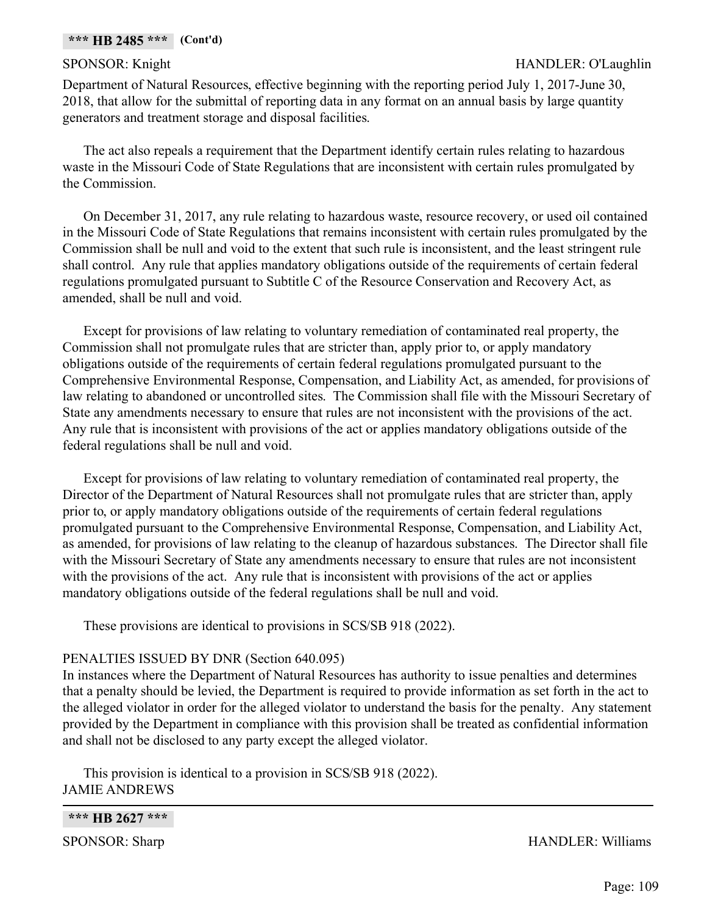**\*\*\* HB 2485 \*\*\*** **(Cont'd)**

SPONSOR: Knight HANDLER: O'Laughlin

Department of Natural Resources, effective beginning with the reporting period July 1, 2017-June 30, 2018, that allow for the submittal of reporting data in any format on an annual basis by large quantity generators and treatment storage and disposal facilities.

The act also repeals a requirement that the Department identify certain rules relating to hazardous waste in the Missouri Code of State Regulations that are inconsistent with certain rules promulgated by the Commission.

On December 31, 2017, any rule relating to hazardous waste, resource recovery, or used oil contained in the Missouri Code of State Regulations that remains inconsistent with certain rules promulgated by the Commission shall be null and void to the extent that such rule is inconsistent, and the least stringent rule shall control. Any rule that applies mandatory obligations outside of the requirements of certain federal regulations promulgated pursuant to Subtitle C of the Resource Conservation and Recovery Act, as amended, shall be null and void.

Except for provisions of law relating to voluntary remediation of contaminated real property, the Commission shall not promulgate rules that are stricter than, apply prior to, or apply mandatory obligations outside of the requirements of certain federal regulations promulgated pursuant to the Comprehensive Environmental Response, Compensation, and Liability Act, as amended, for provisions of law relating to abandoned or uncontrolled sites. The Commission shall file with the Missouri Secretary of State any amendments necessary to ensure that rules are not inconsistent with the provisions of the act. Any rule that is inconsistent with provisions of the act or applies mandatory obligations outside of the federal regulations shall be null and void.

Except for provisions of law relating to voluntary remediation of contaminated real property, the Director of the Department of Natural Resources shall not promulgate rules that are stricter than, apply prior to, or apply mandatory obligations outside of the requirements of certain federal regulations promulgated pursuant to the Comprehensive Environmental Response, Compensation, and Liability Act, as amended, for provisions of law relating to the cleanup of hazardous substances. The Director shall file with the Missouri Secretary of State any amendments necessary to ensure that rules are not inconsistent with the provisions of the act. Any rule that is inconsistent with provisions of the act or applies mandatory obligations outside of the federal regulations shall be null and void.

These provisions are identical to provisions in SCS/SB 918 (2022).

PENALTIES ISSUED BY DNR (Section 640.095)

In instances where the Department of Natural Resources has authority to issue penalties and determines that a penalty should be levied, the Department is required to provide information as set forth in the act to the alleged violator in order for the alleged violator to understand the basis for the penalty. Any statement provided by the Department in compliance with this provision shall be treated as confidential information and shall not be disclosed to any party except the alleged violator.

This provision is identical to a provision in SCS/SB 918 (2022).

JAMIE ANDREWS

---

**\*\*\* HB 2627 \*\*\***

SPONSOR: Sharp HANDLER: Williams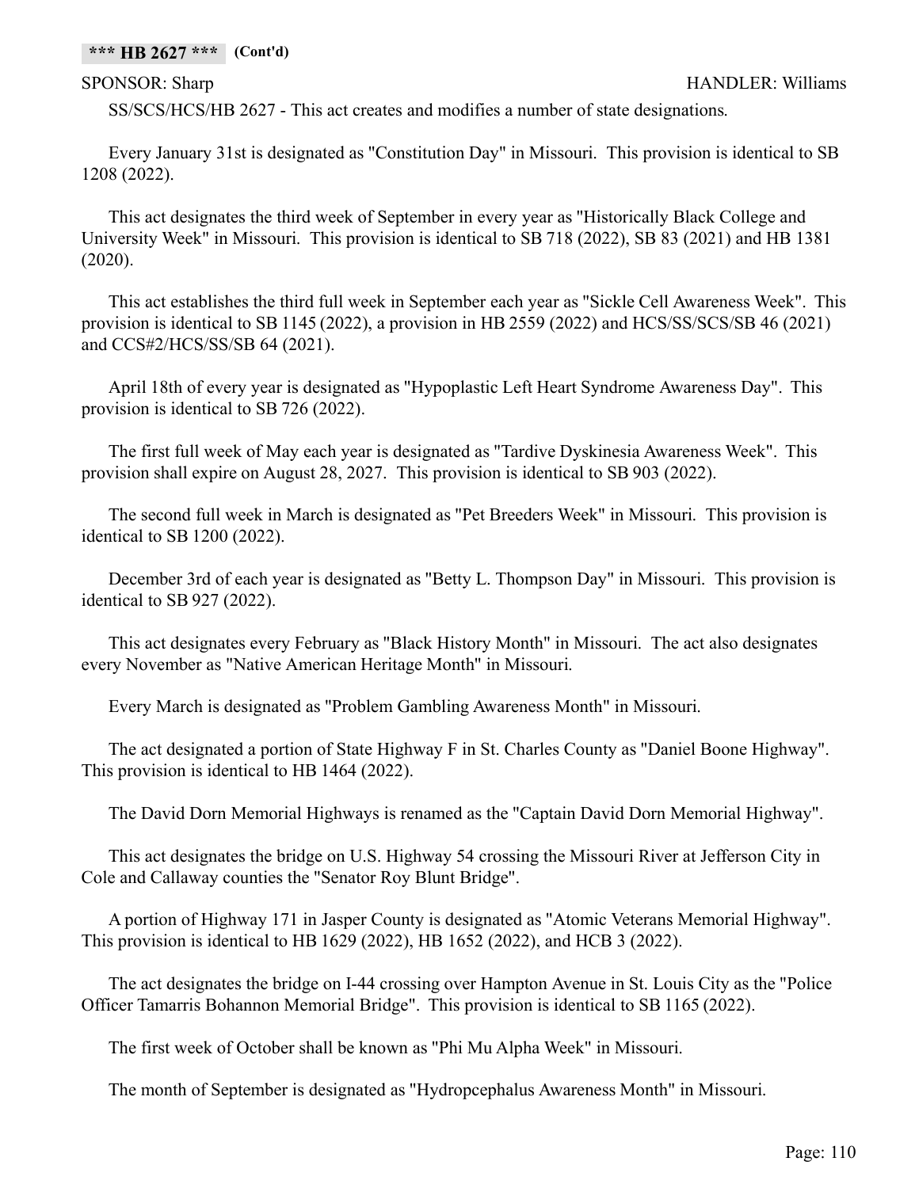**\*\*\* HB 2627 \*\*\*** **(Cont'd)**

SPONSOR: Sharp HANDLER: Williams

SS/SCS/HCS/HB 2627 - This act creates and modifies a number of state designations.

Every January 31st is designated as "Constitution Day" in Missouri. This provision is identical to SB 1208 (2022).

This act designates the third week of September in every year as "Historically Black College and University Week" in Missouri. This provision is identical to SB 718 (2022), SB 83 (2021) and HB 1381 (2020).

This act establishes the third full week in September each year as "Sickle Cell Awareness Week". This provision is identical to SB 1145 (2022), a provision in HB 2559 (2022) and HCS/SS/SCS/SB 46 (2021) and CCS#2/HCS/SS/SB 64 (2021).

April 18th of every year is designated as "Hypoplastic Left Heart Syndrome Awareness Day". This provision is identical to SB 726 (2022).

The first full week of May each year is designated as "Tardive Dyskinesia Awareness Week". This provision shall expire on August 28, 2027. This provision is identical to SB 903 (2022).

The second full week in March is designated as "Pet Breeders Week" in Missouri. This provision is identical to SB 1200 (2022).

December 3rd of each year is designated as "Betty L. Thompson Day" in Missouri. This provision is identical to SB 927 (2022).

This act designates every February as "Black History Month" in Missouri. The act also designates every November as "Native American Heritage Month" in Missouri.

Every March is designated as "Problem Gambling Awareness Month" in Missouri.

The act designated a portion of State Highway F in St. Charles County as "Daniel Boone Highway". This provision is identical to HB 1464 (2022).

The David Dorn Memorial Highways is renamed as the "Captain David Dorn Memorial Highway".

This act designates the bridge on U.S. Highway 54 crossing the Missouri River at Jefferson City in Cole and Callaway counties the "Senator Roy Blunt Bridge".

A portion of Highway 171 in Jasper County is designated as "Atomic Veterans Memorial Highway". This provision is identical to HB 1629 (2022), HB 1652 (2022), and HCB 3 (2022).

The act designates the bridge on I-44 crossing over Hampton Avenue in St. Louis City as the "Police Officer Tamarris Bohannon Memorial Bridge". This provision is identical to SB 1165 (2022).

The first week of October shall be known as "Phi Mu Alpha Week" in Missouri.

The month of September is designated as "Hydropcephalus Awareness Month" in Missouri.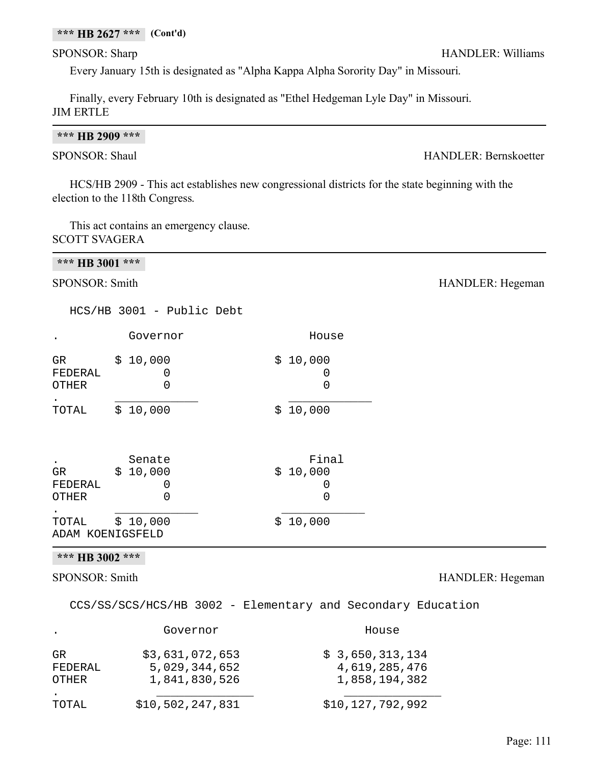**\*\*\* HB 2627 \*\*\*** **(Cont'd)**

SPONSOR: Sharp HANDLER: Williams

Every January 15th is designated as "Alpha Kappa Alpha Sorority Day" in Missouri.

Finally, every February 10th is designated as "Ethel Hedgeman Lyle Day" in Missouri.
JIM ERTLE

---

**\*\*\* HB 2909 \*\*\***

SPONSOR: Shaul HANDLER: Bernskoetter

HCS/HB 2909 - This act establishes new congressional districts for the state beginning with the election to the 118th Congress.

This act contains an emergency clause.
SCOTT SVAGERA

---

**\*\*\* HB 3001 \*\*\***

SPONSOR: Smith HANDLER: Hegeman

HCS/HB 3001 - Public Debt

| . | Governor | House |
|---|---|---|
| GR | $ 10,000 | $ 10,000 |
| FEDERAL | 0 | 0 |
| OTHER | 0 | 0 |
| TOTAL | $ 10,000 | $ 10,000 |

| . | Senate | Final |
|---|---|---|
| GR | $ 10,000 | $ 10,000 |
| FEDERAL | 0 | 0 |
| OTHER | 0 | 0 |
| TOTAL | $ 10,000 | $ 10,000 |

ADAM KOENIGSFELD

---

**\*\*\* HB 3002 \*\*\***

SPONSOR: Smith HANDLER: Hegeman

CCS/SS/SCS/HCS/HB 3002 - Elementary and Secondary Education

| . | Governor | House |
|---|---|---|
| GR | $3,631,072,653 | $ 3,650,313,134 |
| FEDERAL | 5,029,344,652 | 4,619,285,476 |
| OTHER | 1,841,830,526 | 1,858,194,382 |
| TOTAL | $10,502,247,831 | $10,127,792,992 |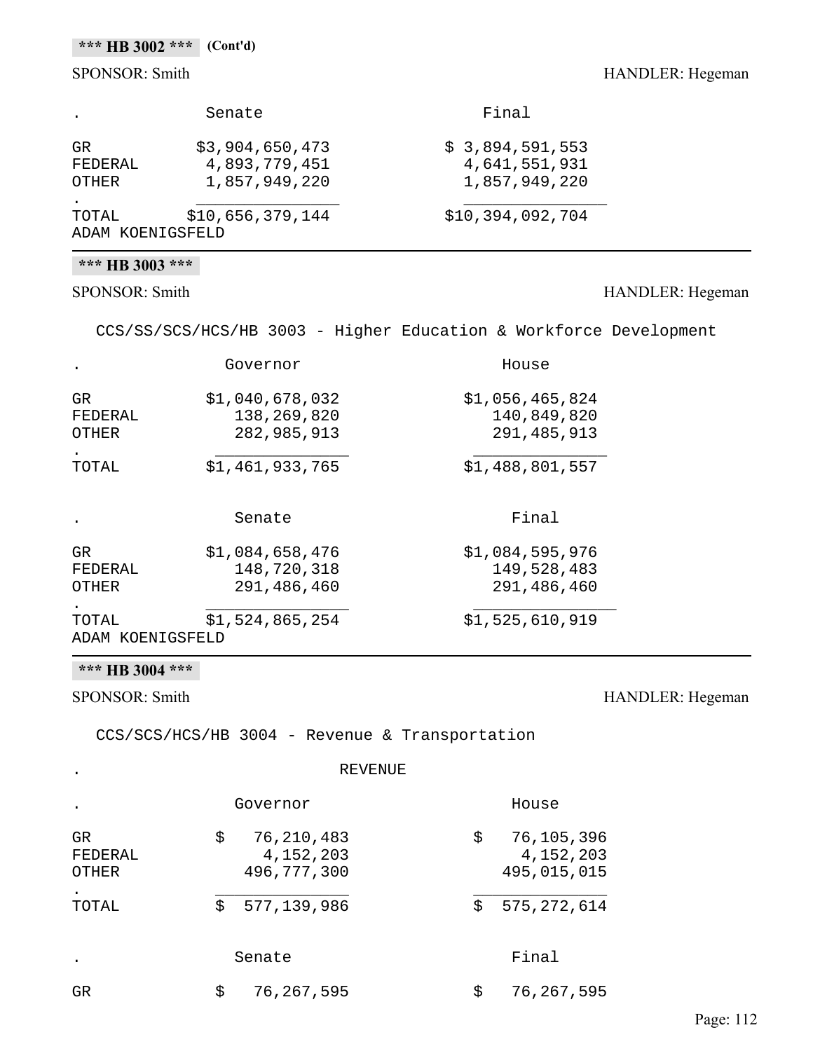**\*\*\* HB 3002 \*\*\*** **(Cont'd)**

SPONSOR: Smith HANDLER: Hegeman

| . | Senate | Final |
|---|---|---|
| GR | $3,904,650,473 | $ 3,894,591,553 |
| FEDERAL | 4,893,779,451 | 4,641,551,931 |
| OTHER | 1,857,949,220 | 1,857,949,220 |
| TOTAL | $10,656,379,144 | $10,394,092,704 |

ADAM KOENIGSFELD

---

**\*\*\* HB 3003 \*\*\***

SPONSOR: Smith HANDLER: Hegeman

CCS/SS/SCS/HCS/HB 3003 - Higher Education & Workforce Development

| . | Governor | House |
|---|---|---|
| GR | $1,040,678,032 | $1,056,465,824 |
| FEDERAL | 138,269,820 | 140,849,820 |
| OTHER | 282,985,913 | 291,485,913 |
| TOTAL | $1,461,933,765 | $1,488,801,557 |

| . | Senate | Final |
|---|---|---|
| GR | $1,084,658,476 | $1,084,595,976 |
| FEDERAL | 148,720,318 | 149,528,483 |
| OTHER | 291,486,460 | 291,486,460 |
| TOTAL | $1,524,865,254 | $1,525,610,919 |

ADAM KOENIGSFELD

---

**\*\*\* HB 3004 \*\*\***

SPONSOR: Smith HANDLER: Hegeman

CCS/SCS/HCS/HB 3004 - Revenue & Transportation

REVENUE

| . | Governor | House |
|---|---|---|
| GR | $ 76,210,483 | $ 76,105,396 |
| FEDERAL | 4,152,203 | 4,152,203 |
| OTHER | 496,777,300 | 495,015,015 |
| TOTAL | $ 577,139,986 | $ 575,272,614 |

| . | Senate | Final |
|---|---|---|
| GR | $ 76,267,595 | $ 76,267,595 |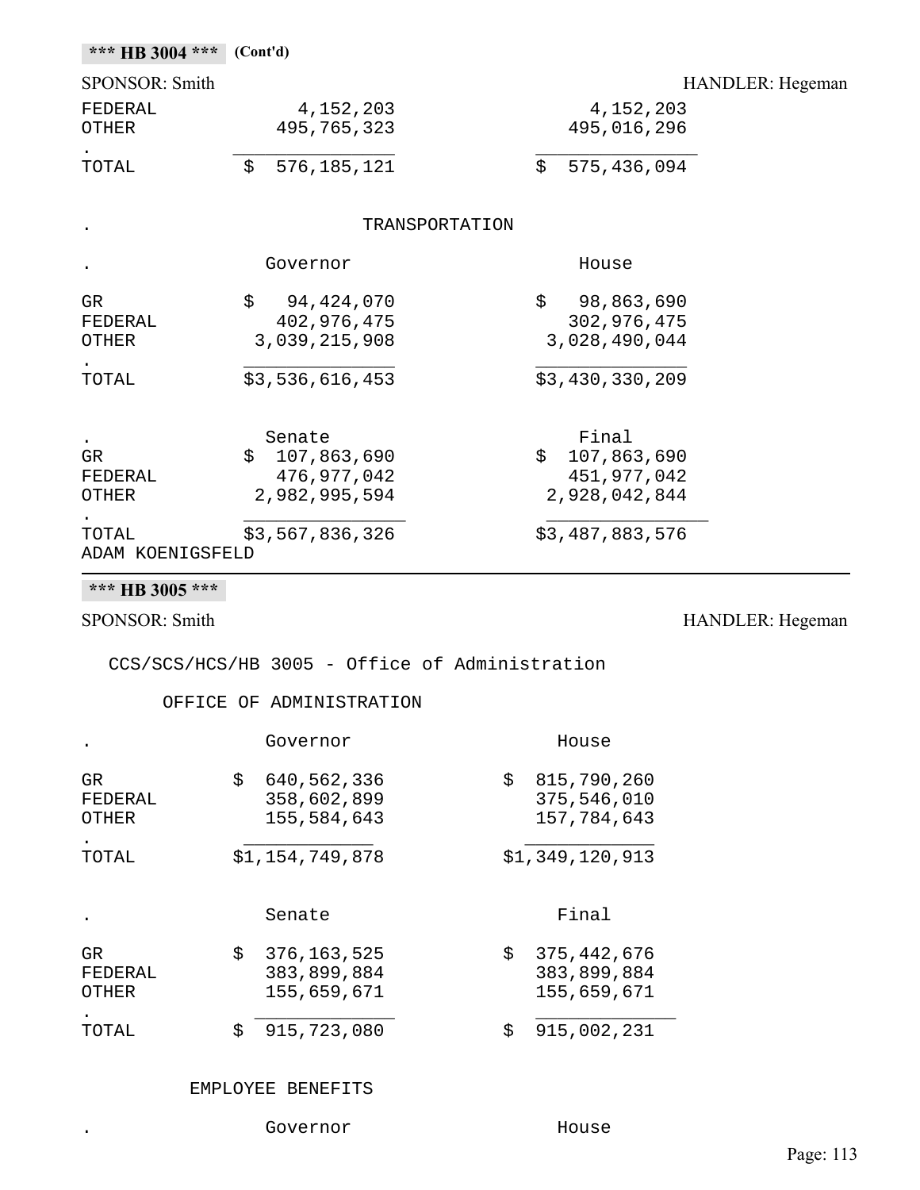**\*\*\* HB 3004 \*\*\*** **(Cont'd)**

SPONSOR: Smith HANDLER: Hegeman

| | | |
|---|---|---|
| FEDERAL | 4,152,203 | 4,152,203 |
| OTHER | 495,765,323 | 495,016,296 |
| TOTAL | $ 576,185,121 | $ 575,436,094 |

TRANSPORTATION

| | Governor | House |
|---|---|---|
| GR | $ 94,424,070 | $ 98,863,690 |
| FEDERAL | 402,976,475 | 302,976,475 |
| OTHER | 3,039,215,908 | 3,028,490,044 |
| TOTAL | $3,536,616,453 | $3,430,330,209 |

| | Senate | Final |
|---|---|---|
| GR | $ 107,863,690 | $ 107,863,690 |
| FEDERAL | 476,977,042 | 451,977,042 |
| OTHER | 2,982,995,594 | 2,928,042,844 |
| TOTAL | $3,567,836,326 | $3,487,883,576 |

ADAM KOENIGSFELD

---

**\*\*\* HB 3005 \*\*\***

SPONSOR: Smith HANDLER: Hegeman

CCS/SCS/HCS/HB 3005 - Office of Administration

OFFICE OF ADMINISTRATION

| | Governor | House |
|---|---|---|
| GR | $ 640,562,336 | $ 815,790,260 |
| FEDERAL | 358,602,899 | 375,546,010 |
| OTHER | 155,584,643 | 157,784,643 |
| TOTAL | $1,154,749,878 | $1,349,120,913 |

| | Senate | Final |
|---|---|---|
| GR | $ 376,163,525 | $ 375,442,676 |
| FEDERAL | 383,899,884 | 383,899,884 |
| OTHER | 155,659,671 | 155,659,671 |
| TOTAL | $ 915,723,080 | $ 915,002,231 |

EMPLOYEE BENEFITS

| | Governor | House |
|---|---|---|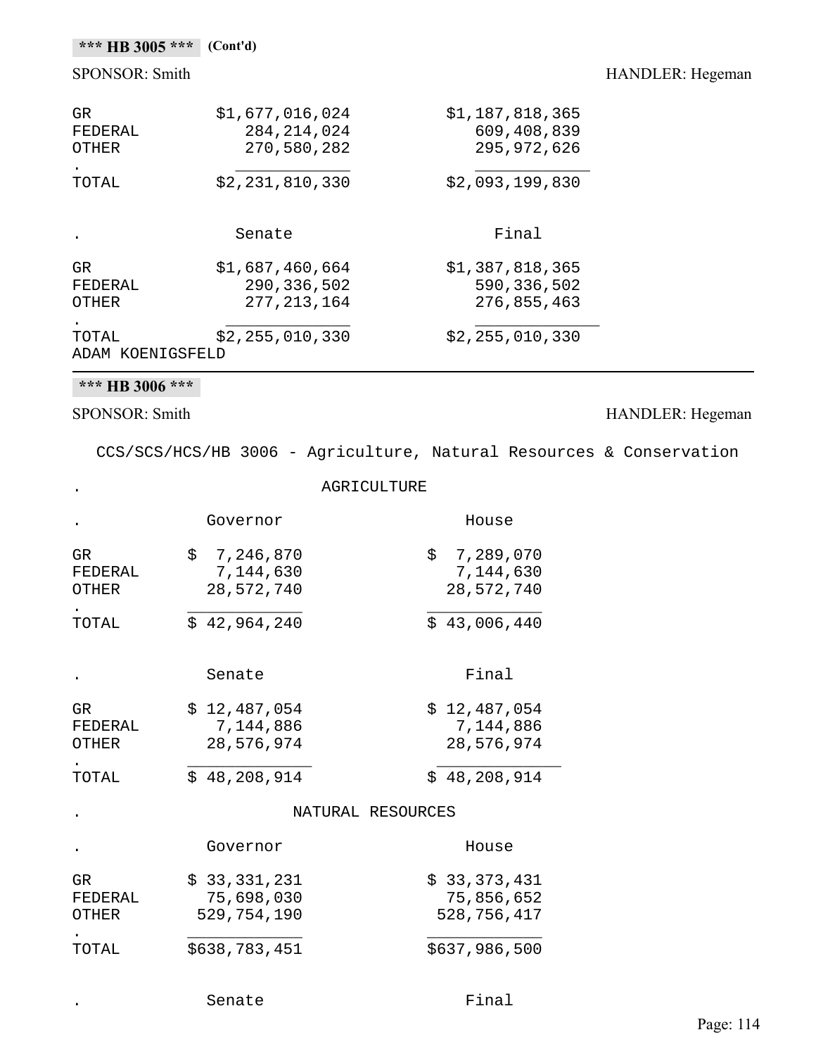**\*\*\* HB 3005 \*\*\*** **(Cont'd)**

SPONSOR: Smith HANDLER: Hegeman

| | | |
|---|---|---|
| GR | $1,677,016,024 | $1,187,818,365 |
| FEDERAL | 284,214,024 | 609,408,839 |
| OTHER | 270,580,282 | 295,972,626 |
| TOTAL | $2,231,810,330 | $2,093,199,830 |

| | Senate | Final |
|---|---|---|
| GR | $1,687,460,664 | $1,387,818,365 |
| FEDERAL | 290,336,502 | 590,336,502 |
| OTHER | 277,213,164 | 276,855,463 |
| TOTAL | $2,255,010,330 | $2,255,010,330 |

ADAM KOENIGSFELD

---

**\*\*\* HB 3006 \*\*\***

SPONSOR: Smith HANDLER: Hegeman

CCS/SCS/HCS/HB 3006 - Agriculture, Natural Resources & Conservation

AGRICULTURE

| | Governor | House |
|---|---|---|
| GR | $ 7,246,870 | $ 7,289,070 |
| FEDERAL | 7,144,630 | 7,144,630 |
| OTHER | 28,572,740 | 28,572,740 |
| TOTAL | $ 42,964,240 | $ 43,006,440 |

| | Senate | Final |
|---|---|---|
| GR | $ 12,487,054 | $ 12,487,054 |
| FEDERAL | 7,144,886 | 7,144,886 |
| OTHER | 28,576,974 | 28,576,974 |
| TOTAL | $ 48,208,914 | $ 48,208,914 |

NATURAL RESOURCES

| | Governor | House |
|---|---|---|
| GR | $ 33,331,231 | $ 33,373,431 |
| FEDERAL | 75,698,030 | 75,856,652 |
| OTHER | 529,754,190 | 528,756,417 |
| TOTAL | $638,783,451 | $637,986,500 |

| | Senate | Final |
|---|---|---|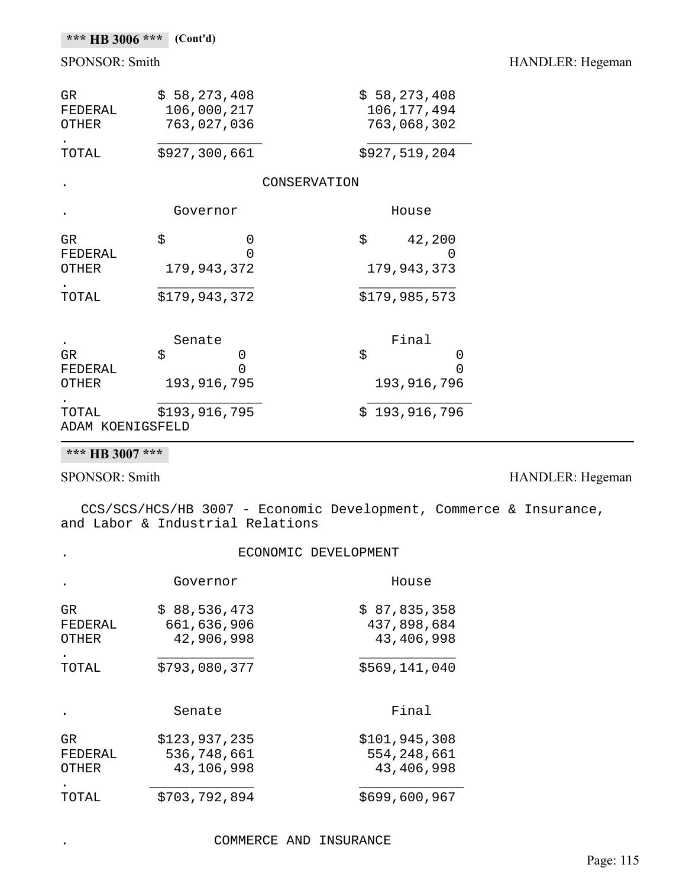**\*\*\* HB 3006 \*\*\*** **(Cont'd)**

SPONSOR: Smith HANDLER: Hegeman

| | | |
|---|---|---|
| GR | $ 58,273,408 | $ 58,273,408 |
| FEDERAL | 106,000,217 | 106,177,494 |
| OTHER | 763,027,036 | 763,068,302 |
| TOTAL | $927,300,661 | $927,519,204 |

CONSERVATION

| | Governor | House |
|---|---|---|
| GR | $ 0 | $ 42,200 |
| FEDERAL | 0 | 0 |
| OTHER | 179,943,372 | 179,943,373 |
| TOTAL | $179,943,372 | $179,985,573 |

| | Senate | Final |
|---|---|---|
| GR | $ 0 | $ 0 |
| FEDERAL | 0 | 0 |
| OTHER | 193,916,795 | 193,916,796 |
| TOTAL | $193,916,795 | $ 193,916,796 |

ADAM KOENIGSFELD

---

**\*\*\* HB 3007 \*\*\***

SPONSOR: Smith HANDLER: Hegeman

CCS/SCS/HCS/HB 3007 - Economic Development, Commerce & Insurance, and Labor & Industrial Relations

ECONOMIC DEVELOPMENT

| | Governor | House |
|---|---|---|
| GR | $ 88,536,473 | $ 87,835,358 |
| FEDERAL | 661,636,906 | 437,898,684 |
| OTHER | 42,906,998 | 43,406,998 |
| TOTAL | $793,080,377 | $569,141,040 |

| | Senate | Final |
|---|---|---|
| GR | $123,937,235 | $101,945,308 |
| FEDERAL | 536,748,661 | 554,248,661 |
| OTHER | 43,106,998 | 43,406,998 |
| TOTAL | $703,792,894 | $699,600,967 |

COMMERCE AND INSURANCE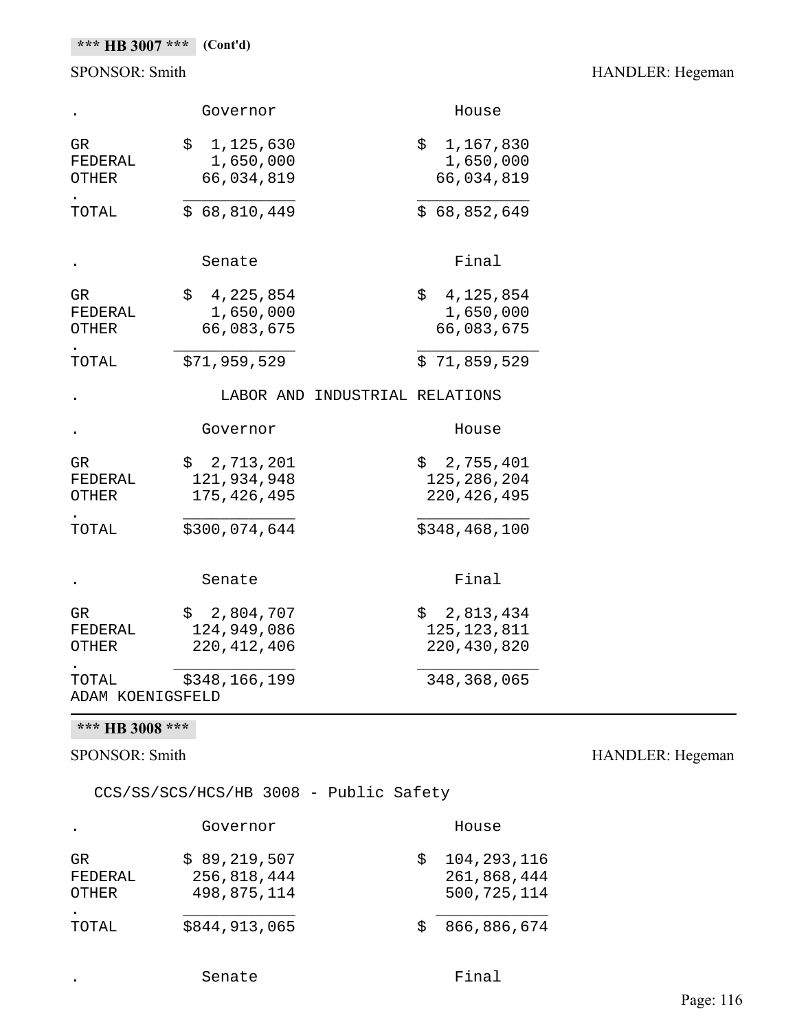**\*\*\* HB 3007 \*\*\*** **(Cont'd)**

SPONSOR: Smith HANDLER: Hegeman

| . | Governor | House |
|---|---|---|
| GR | $ 1,125,630 | $ 1,167,830 |
| FEDERAL | 1,650,000 | 1,650,000 |
| OTHER | 66,034,819 | 66,034,819 |
| TOTAL | $ 68,810,449 | $ 68,852,649 |

| . | Senate | Final |
|---|---|---|
| GR | $ 4,225,854 | $ 4,125,854 |
| FEDERAL | 1,650,000 | 1,650,000 |
| OTHER | 66,083,675 | 66,083,675 |
| TOTAL | $71,959,529 | $ 71,859,529 |

LABOR AND INDUSTRIAL RELATIONS

| . | Governor | House |
|---|---|---|
| GR | $ 2,713,201 | $ 2,755,401 |
| FEDERAL | 121,934,948 | 125,286,204 |
| OTHER | 175,426,495 | 220,426,495 |
| TOTAL | $300,074,644 | $348,468,100 |

| . | Senate | Final |
|---|---|---|
| GR | $ 2,804,707 | $ 2,813,434 |
| FEDERAL | 124,949,086 | 125,123,811 |
| OTHER | 220,412,406 | 220,430,820 |
| TOTAL | $348,166,199 | 348,368,065 |

ADAM KOENIGSFELD

---

**\*\*\* HB 3008 \*\*\***

SPONSOR: Smith HANDLER: Hegeman

CCS/SS/SCS/HCS/HB 3008 - Public Safety

| . | Governor | House |
|---|---|---|
| GR | $ 89,219,507 | $ 104,293,116 |
| FEDERAL | 256,818,444 | 261,868,444 |
| OTHER | 498,875,114 | 500,725,114 |
| TOTAL | $844,913,065 | $ 866,886,674 |

| . | Senate | Final |
|---|---|---|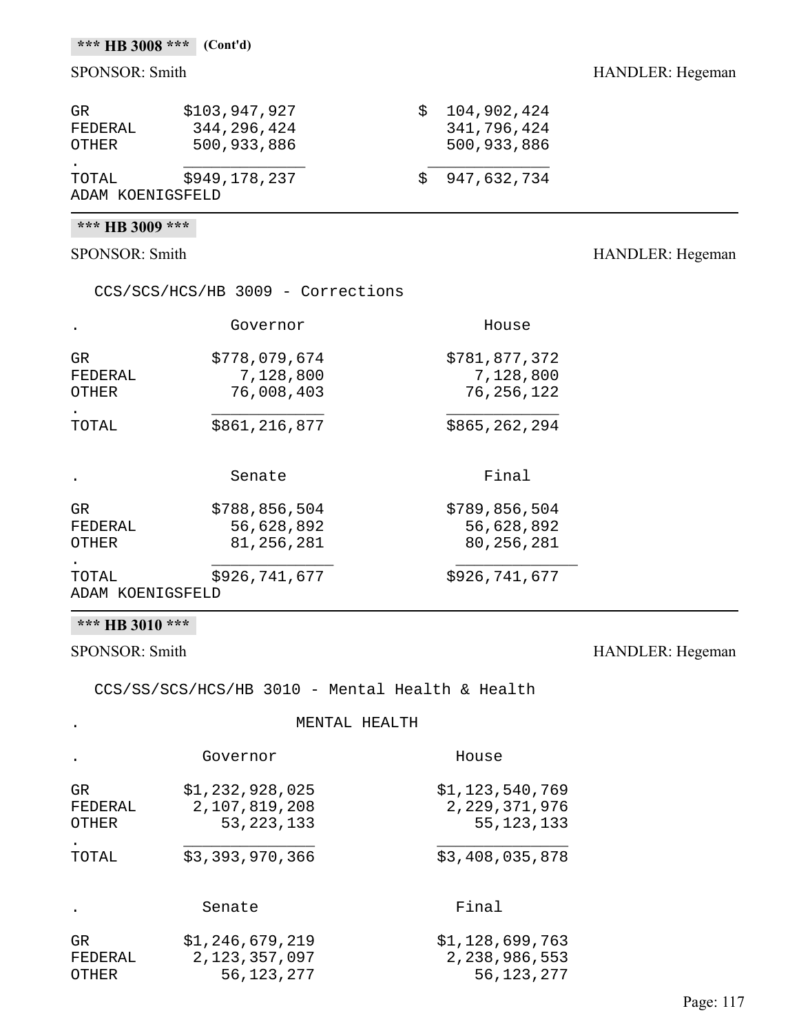**\*\*\* HB 3008 \*\*\*** **(Cont'd)**

SPONSOR: Smith HANDLER: Hegeman

| | | |
|---|---|---|
| GR | $103,947,927 | $ 104,902,424 |
| FEDERAL | 344,296,424 | 341,796,424 |
| OTHER | 500,933,886 | 500,933,886 |
| TOTAL | $949,178,237 | $ 947,632,734 |

ADAM KOENIGSFELD

---

**\*\*\* HB 3009 \*\*\***

SPONSOR: Smith HANDLER: Hegeman

CCS/SCS/HCS/HB 3009 - Corrections

| . | Governor | House |
|---|---|---|
| GR | $778,079,674 | $781,877,372 |
| FEDERAL | 7,128,800 | 7,128,800 |
| OTHER | 76,008,403 | 76,256,122 |
| TOTAL | $861,216,877 | $865,262,294 |

| . | Senate | Final |
|---|---|---|
| GR | $788,856,504 | $789,856,504 |
| FEDERAL | 56,628,892 | 56,628,892 |
| OTHER | 81,256,281 | 80,256,281 |
| TOTAL | $926,741,677 | $926,741,677 |

ADAM KOENIGSFELD

---

**\*\*\* HB 3010 \*\*\***

SPONSOR: Smith HANDLER: Hegeman

CCS/SS/SCS/HCS/HB 3010 - Mental Health & Health

MENTAL HEALTH

| . | Governor | House |
|---|---|---|
| GR | $1,232,928,025 | $1,123,540,769 |
| FEDERAL | 2,107,819,208 | 2,229,371,976 |
| OTHER | 53,223,133 | 55,123,133 |
| TOTAL | $3,393,970,366 | $3,408,035,878 |

| . | Senate | Final |
|---|---|---|
| GR | $1,246,679,219 | $1,128,699,763 |
| FEDERAL | 2,123,357,097 | 2,238,986,553 |
| OTHER | 56,123,277 | 56,123,277 |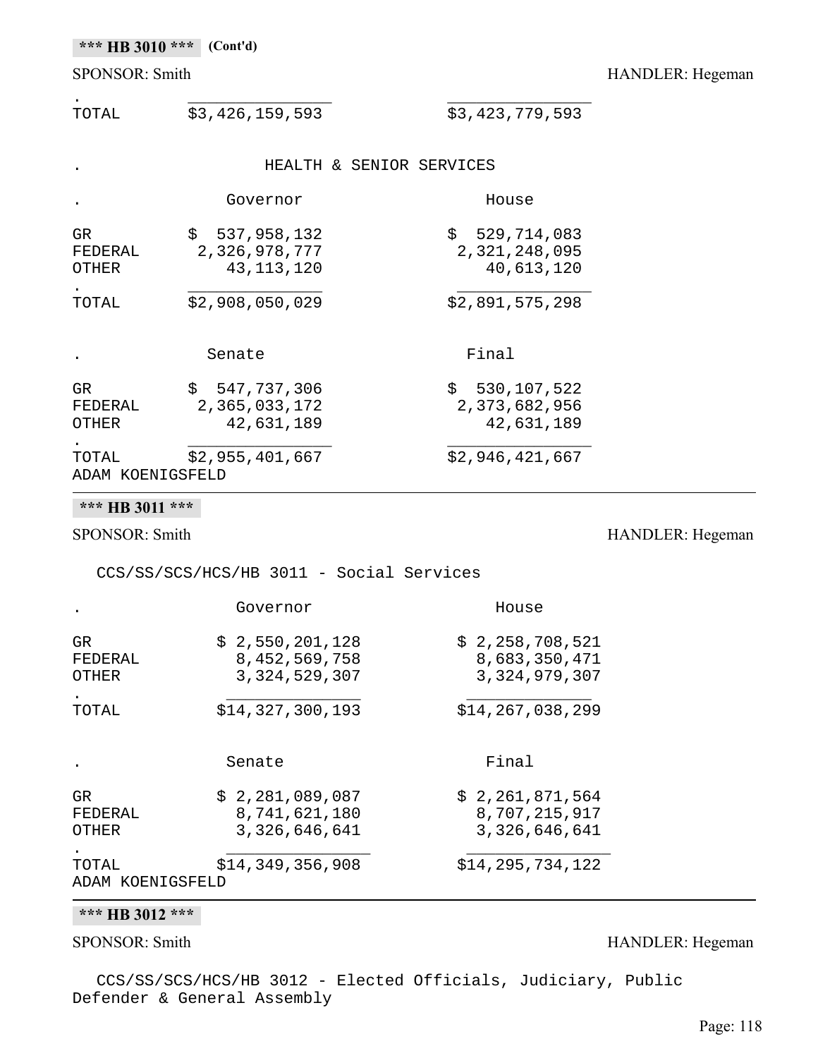**\*\*\* HB 3010 \*\*\*** **(Cont'd)**

SPONSOR: Smith HANDLER: Hegeman

| | | |
|---|---|---|
| TOTAL | $3,426,159,593 | $3,423,779,593 |

HEALTH & SENIOR SERVICES

| | Governor | House |
|---|---|---|
| GR | $ 537,958,132 | $ 529,714,083 |
| FEDERAL | 2,326,978,777 | 2,321,248,095 |
| OTHER | 43,113,120 | 40,613,120 |
| TOTAL | $2,908,050,029 | $2,891,575,298 |

| | Senate | Final |
|---|---|---|
| GR | $ 547,737,306 | $ 530,107,522 |
| FEDERAL | 2,365,033,172 | 2,373,682,956 |
| OTHER | 42,631,189 | 42,631,189 |
| TOTAL | $2,955,401,667 | $2,946,421,667 |

ADAM KOENIGSFELD

---

**\*\*\* HB 3011 \*\*\***

SPONSOR: Smith HANDLER: Hegeman

CCS/SS/SCS/HCS/HB 3011 - Social Services

| | Governor | House |
|---|---|---|
| GR | $ 2,550,201,128 | $ 2,258,708,521 |
| FEDERAL | 8,452,569,758 | 8,683,350,471 |
| OTHER | 3,324,529,307 | 3,324,979,307 |
| TOTAL | $14,327,300,193 | $14,267,038,299 |

| | Senate | Final |
|---|---|---|
| GR | $ 2,281,089,087 | $ 2,261,871,564 |
| FEDERAL | 8,741,621,180 | 8,707,215,917 |
| OTHER | 3,326,646,641 | 3,326,646,641 |
| TOTAL | $14,349,356,908 | $14,295,734,122 |

ADAM KOENIGSFELD

---

**\*\*\* HB 3012 \*\*\***

SPONSOR: Smith HANDLER: Hegeman

CCS/SS/SCS/HCS/HB 3012 - Elected Officials, Judiciary, Public Defender & General Assembly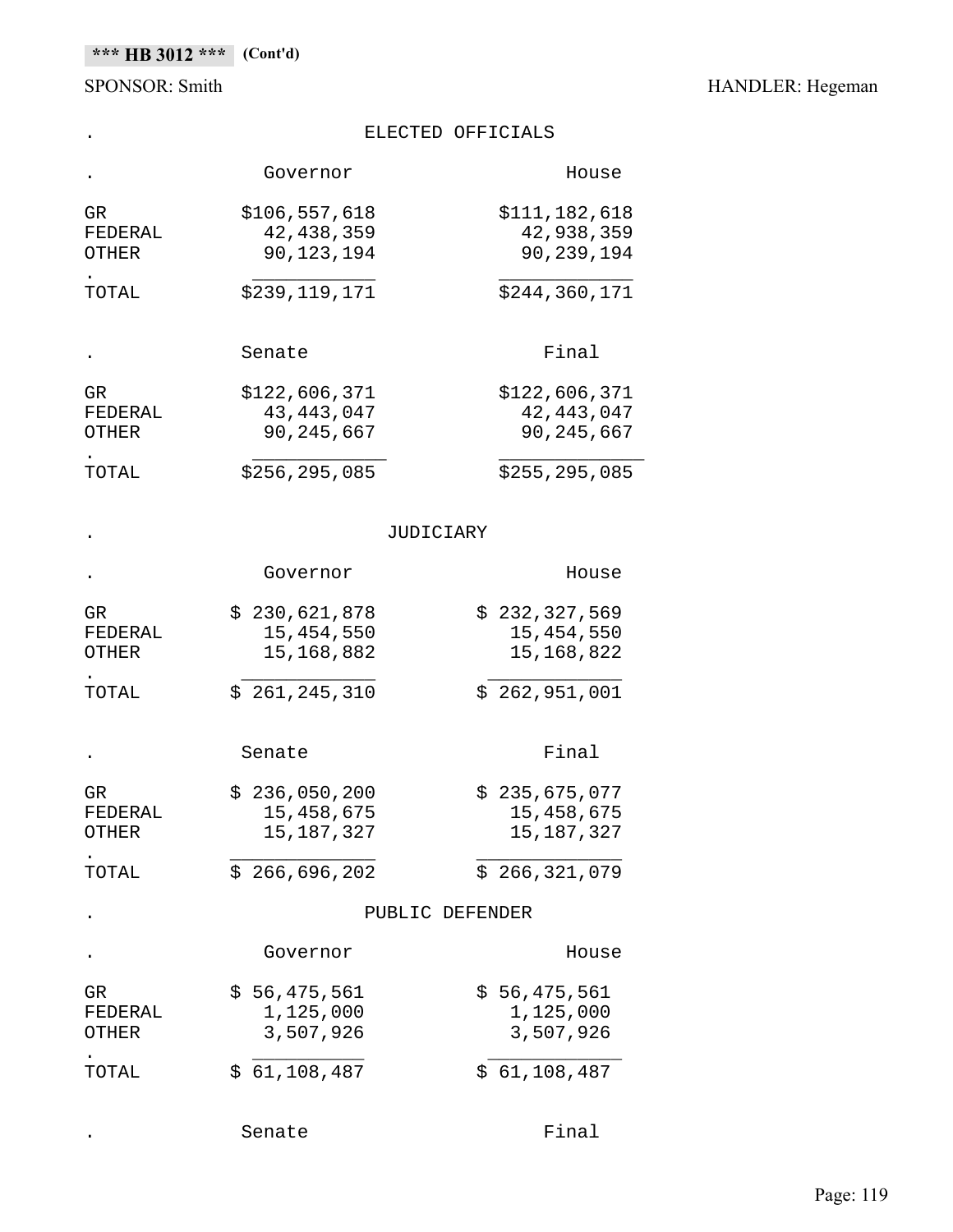**\*\*\* HB 3012 \*\*\*** **(Cont'd)**

SPONSOR: Smith HANDLER: Hegeman

## ELECTED OFFICIALS

| | Governor | House |
|---|---|---|
| GR | $106,557,618 | $111,182,618 |
| FEDERAL | 42,438,359 | 42,938,359 |
| OTHER | 90,123,194 | 90,239,194 |
| TOTAL | $239,119,171 | $244,360,171 |

| | Senate | Final |
|---|---|---|
| GR | $122,606,371 | $122,606,371 |
| FEDERAL | 43,443,047 | 42,443,047 |
| OTHER | 90,245,667 | 90,245,667 |
| TOTAL | $256,295,085 | $255,295,085 |

## JUDICIARY

| | Governor | House |
|---|---|---|
| GR | $ 230,621,878 | $ 232,327,569 |
| FEDERAL | 15,454,550 | 15,454,550 |
| OTHER | 15,168,882 | 15,168,822 |
| TOTAL | $ 261,245,310 | $ 262,951,001 |

| | Senate | Final |
|---|---|---|
| GR | $ 236,050,200 | $ 235,675,077 |
| FEDERAL | 15,458,675 | 15,458,675 |
| OTHER | 15,187,327 | 15,187,327 |
| TOTAL | $ 266,696,202 | $ 266,321,079 |

## PUBLIC DEFENDER

| | Governor | House |
|---|---|---|
| GR | $ 56,475,561 | $ 56,475,561 |
| FEDERAL | 1,125,000 | 1,125,000 |
| OTHER | 3,507,926 | 3,507,926 |
| TOTAL | $ 61,108,487 | $ 61,108,487 |

| | Senate | Final |
|---|---|---|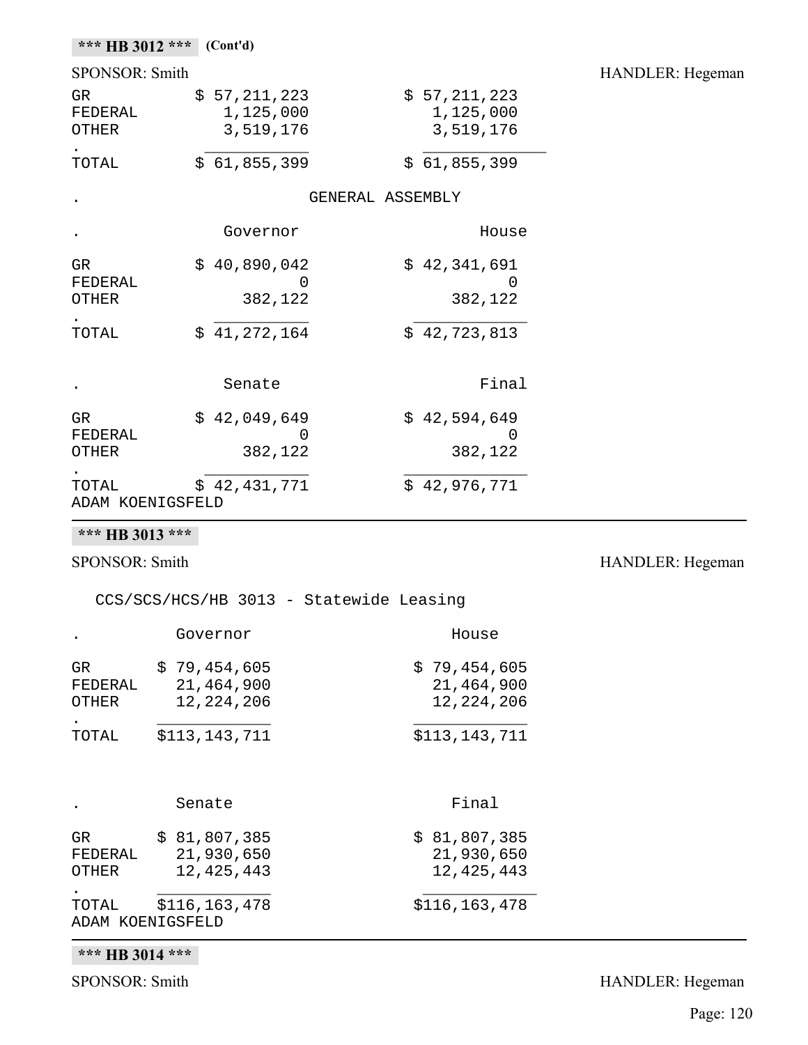**\*\*\* HB 3012 \*\*\*** **(Cont'd)**

SPONSOR: Smith HANDLER: Hegeman

| | | |
|---|---|---|
| GR | $ 57,211,223 | $ 57,211,223 |
| FEDERAL | 1,125,000 | 1,125,000 |
| OTHER | 3,519,176 | 3,519,176 |
| TOTAL | $ 61,855,399 | $ 61,855,399 |

GENERAL ASSEMBLY

| | Governor | House |
|---|---|---|
| GR | $ 40,890,042 | $ 42,341,691 |
| FEDERAL | 0 | 0 |
| OTHER | 382,122 | 382,122 |
| TOTAL | $ 41,272,164 | $ 42,723,813 |

| | Senate | Final |
|---|---|---|
| GR | $ 42,049,649 | $ 42,594,649 |
| FEDERAL | 0 | 0 |
| OTHER | 382,122 | 382,122 |
| TOTAL | $ 42,431,771 | $ 42,976,771 |

ADAM KOENIGSFELD

**\*\*\* HB 3013 \*\*\***

SPONSOR: Smith HANDLER: Hegeman

CCS/SCS/HCS/HB 3013 - Statewide Leasing

| | Governor | House |
|---|---|---|
| GR | $ 79,454,605 | $ 79,454,605 |
| FEDERAL | 21,464,900 | 21,464,900 |
| OTHER | 12,224,206 | 12,224,206 |
| TOTAL | $113,143,711 | $113,143,711 |

| | Senate | Final |
|---|---|---|
| GR | $ 81,807,385 | $ 81,807,385 |
| FEDERAL | 21,930,650 | 21,930,650 |
| OTHER | 12,425,443 | 12,425,443 |
| TOTAL | $116,163,478 | $116,163,478 |

ADAM KOENIGSFELD

**\*\*\* HB 3014 \*\*\***

SPONSOR: Smith HANDLER: Hegeman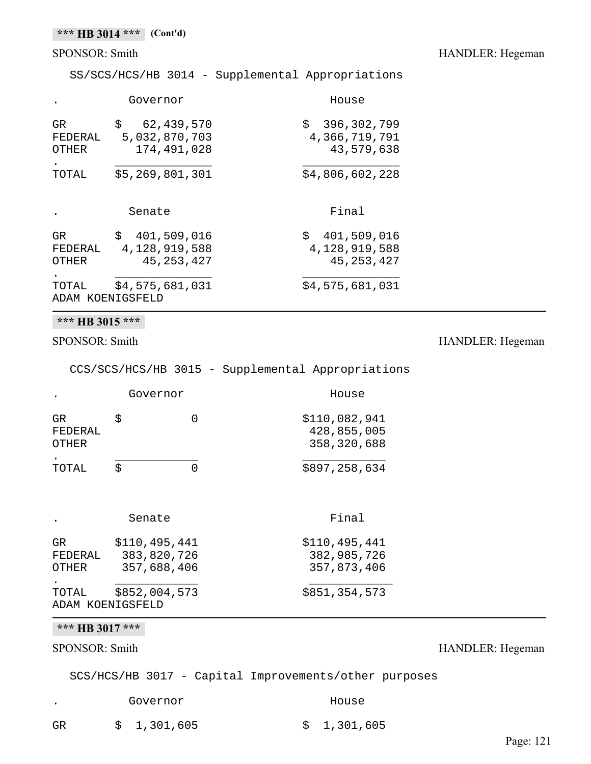**\*\*\* HB 3014 \*\*\*** **(Cont'd)**

SPONSOR: Smith HANDLER: Hegeman

SS/SCS/HCS/HB 3014 - Supplemental Appropriations

| . | Governor | House |
|---|---|---|
| GR | $ 62,439,570 | $ 396,302,799 |
| FEDERAL | 5,032,870,703 | 4,366,719,791 |
| OTHER | 174,491,028 | 43,579,638 |
| TOTAL | $5,269,801,301 | $4,806,602,228 |

| . | Senate | Final |
|---|---|---|
| GR | $ 401,509,016 | $ 401,509,016 |
| FEDERAL | 4,128,919,588 | 4,128,919,588 |
| OTHER | 45,253,427 | 45,253,427 |
| TOTAL | $4,575,681,031 | $4,575,681,031 |

ADAM KOENIGSFELD

---

**\*\*\* HB 3015 \*\*\***

SPONSOR: Smith HANDLER: Hegeman

CCS/SCS/HCS/HB 3015 - Supplemental Appropriations

| . | Governor | House |
|---|---|---|
| GR | $ 0 | $110,082,941 |
| FEDERAL | | 428,855,005 |
| OTHER | | 358,320,688 |
| TOTAL | $ 0 | $897,258,634 |

| . | Senate | Final |
|---|---|---|
| GR | $110,495,441 | $110,495,441 |
| FEDERAL | 383,820,726 | 382,985,726 |
| OTHER | 357,688,406 | 357,873,406 |
| TOTAL | $852,004,573 | $851,354,573 |

ADAM KOENIGSFELD

---

**\*\*\* HB 3017 \*\*\***

SPONSOR: Smith HANDLER: Hegeman

SCS/HCS/HB 3017 - Capital Improvements/other purposes

| . | Governor | House |
|---|---|---|
| GR | $ 1,301,605 | $ 1,301,605 |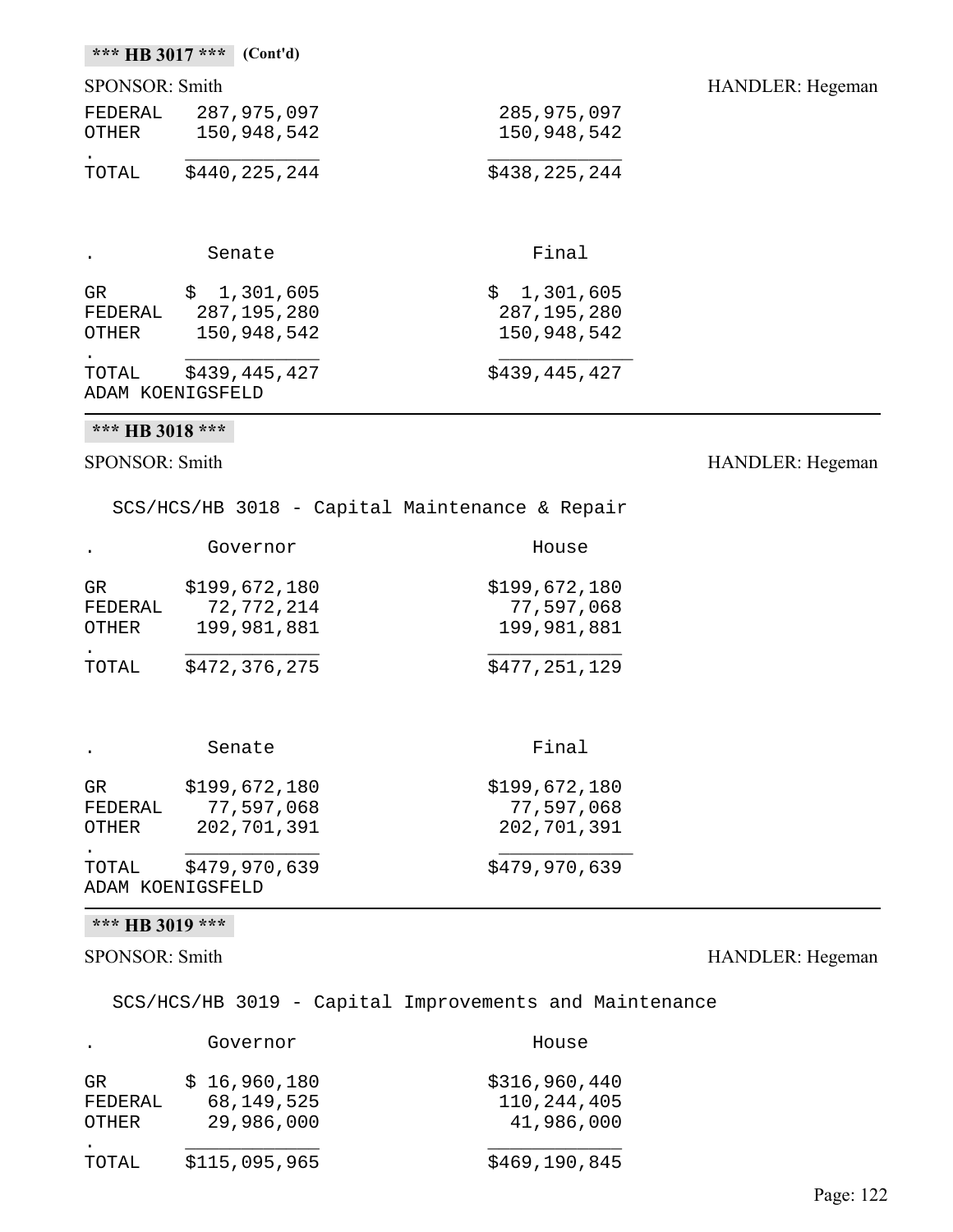**\*\*\* HB 3017 \*\*\*** **(Cont'd)**

SPONSOR: Smith HANDLER: Hegeman

| | | |
|---|---|---|
| FEDERAL | 287,975,097 | 285,975,097 |
| OTHER | 150,948,542 | 150,948,542 |
| TOTAL | $440,225,244 | $438,225,244 |

| . | Senate | Final |
|---|---|---|
| GR | $ 1,301,605 | $ 1,301,605 |
| FEDERAL | 287,195,280 | 287,195,280 |
| OTHER | 150,948,542 | 150,948,542 |
| TOTAL | $439,445,427 | $439,445,427 |

ADAM KOENIGSFELD

**\*\*\* HB 3018 \*\*\***

SPONSOR: Smith HANDLER: Hegeman

SCS/HCS/HB 3018 - Capital Maintenance & Repair

| . | Governor | House |
|---|---|---|
| GR | $199,672,180 | $199,672,180 |
| FEDERAL | 72,772,214 | 77,597,068 |
| OTHER | 199,981,881 | 199,981,881 |
| TOTAL | $472,376,275 | $477,251,129 |

| . | Senate | Final |
|---|---|---|
| GR | $199,672,180 | $199,672,180 |
| FEDERAL | 77,597,068 | 77,597,068 |
| OTHER | 202,701,391 | 202,701,391 |
| TOTAL | $479,970,639 | $479,970,639 |

ADAM KOENIGSFELD

**\*\*\* HB 3019 \*\*\***

SPONSOR: Smith HANDLER: Hegeman

SCS/HCS/HB 3019 - Capital Improvements and Maintenance

| . | Governor | House |
|---|---|---|
| GR | $ 16,960,180 | $316,960,440 |
| FEDERAL | 68,149,525 | 110,244,405 |
| OTHER | 29,986,000 | 41,986,000 |
| TOTAL | $115,095,965 | $469,190,845 |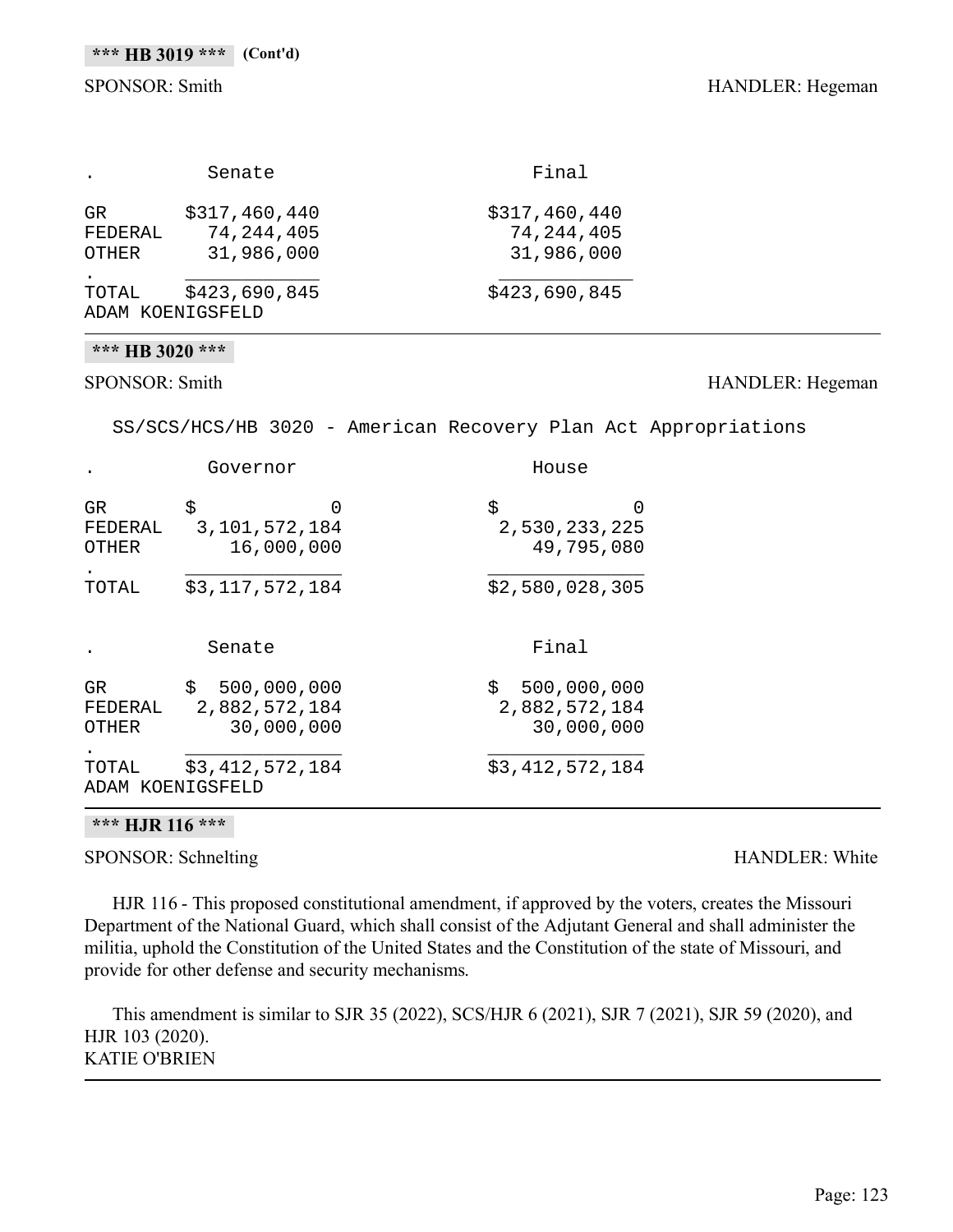**\*\*\* HB 3019 \*\*\*** **(Cont'd)**

SPONSOR: Smith HANDLER: Hegeman

| . | Senate | Final |
|---|---|---|
| GR | $317,460,440 | $317,460,440 |
| FEDERAL | 74,244,405 | 74,244,405 |
| OTHER | 31,986,000 | 31,986,000 |
| TOTAL | $423,690,845 | $423,690,845 |

ADAM KOENIGSFELD

---

**\*\*\* HB 3020 \*\*\***

SPONSOR: Smith HANDLER: Hegeman

SS/SCS/HCS/HB 3020 - American Recovery Plan Act Appropriations

| . | Governor | House |
|---|---|---|
| GR | $ 0 | $ 0 |
| FEDERAL | 3,101,572,184 | 2,530,233,225 |
| OTHER | 16,000,000 | 49,795,080 |
| TOTAL | $3,117,572,184 | $2,580,028,305 |

| . | Senate | Final |
|---|---|---|
| GR | $ 500,000,000 | $ 500,000,000 |
| FEDERAL | 2,882,572,184 | 2,882,572,184 |
| OTHER | 30,000,000 | 30,000,000 |
| TOTAL | $3,412,572,184 | $3,412,572,184 |

ADAM KOENIGSFELD

---

**\*\*\* HJR 116 \*\*\***

SPONSOR: Schnelting HANDLER: White

HJR 116 - This proposed constitutional amendment, if approved by the voters, creates the Missouri Department of the National Guard, which shall consist of the Adjutant General and shall administer the militia, uphold the Constitution of the United States and the Constitution of the state of Missouri, and provide for other defense and security mechanisms.

This amendment is similar to SJR 35 (2022), SCS/HJR 6 (2021), SJR 7 (2021), SJR 59 (2020), and HJR 103 (2020).
KATIE O'BRIEN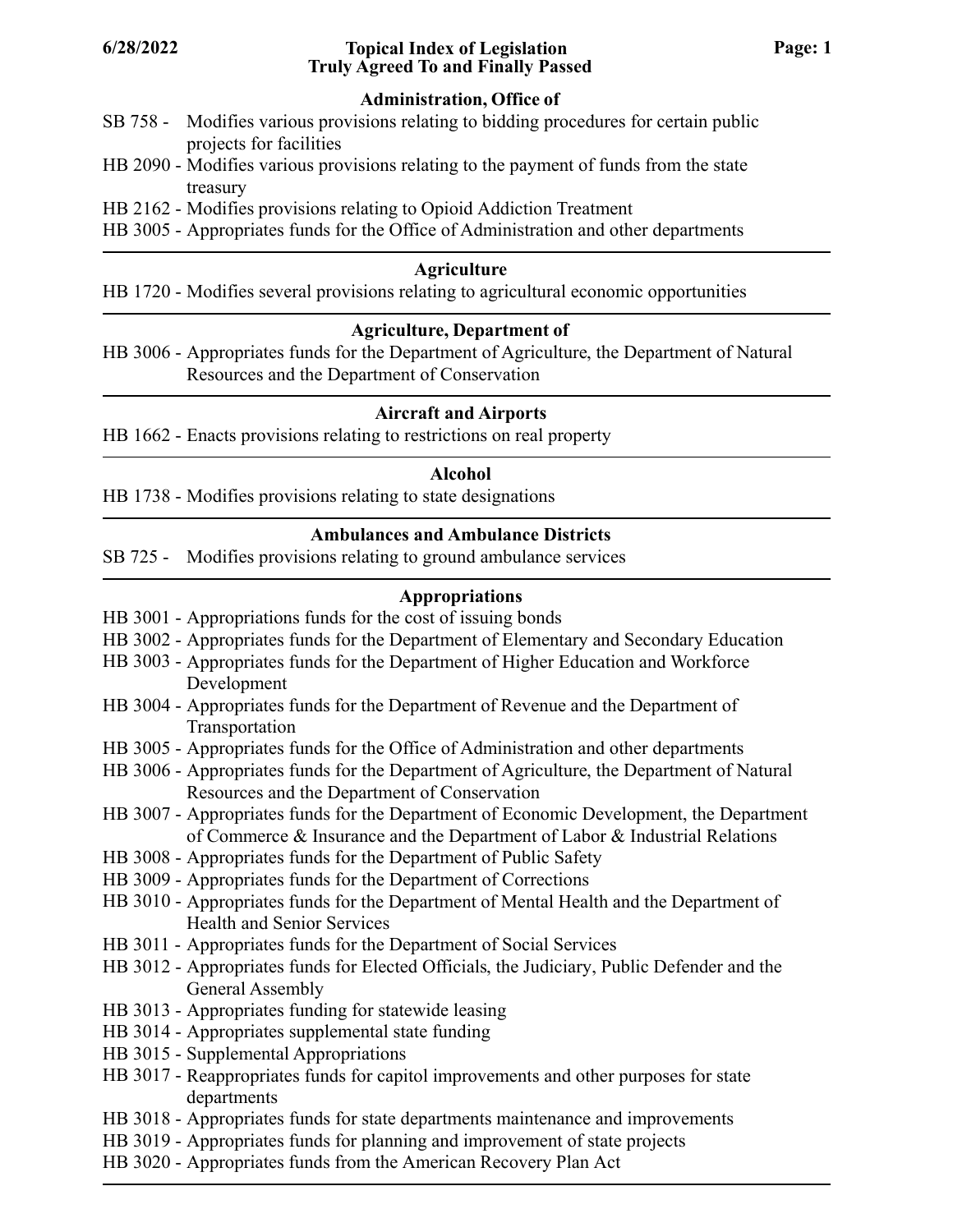# Topical Index of Legislation
# Truly Agreed To and Finally Passed

### Administration, Office of

- SB 758 - Modifies various provisions relating to bidding procedures for certain public projects for facilities
- HB 2090 - Modifies various provisions relating to the payment of funds from the state treasury
- HB 2162 - Modifies provisions relating to Opioid Addiction Treatment
- HB 3005 - Appropriates funds for the Office of Administration and other departments

---

### Agriculture

- HB 1720 - Modifies several provisions relating to agricultural economic opportunities

---

### Agriculture, Department of

- HB 3006 - Appropriates funds for the Department of Agriculture, the Department of Natural Resources and the Department of Conservation

---

### Aircraft and Airports

- HB 1662 - Enacts provisions relating to restrictions on real property

---

### Alcohol

- HB 1738 - Modifies provisions relating to state designations

---

### Ambulances and Ambulance Districts

- SB 725 - Modifies provisions relating to ground ambulance services

---

### Appropriations

- HB 3001 - Appropriations funds for the cost of issuing bonds
- HB 3002 - Appropriates funds for the Department of Elementary and Secondary Education
- HB 3003 - Appropriates funds for the Department of Higher Education and Workforce Development
- HB 3004 - Appropriates funds for the Department of Revenue and the Department of Transportation
- HB 3005 - Appropriates funds for the Office of Administration and other departments
- HB 3006 - Appropriates funds for the Department of Agriculture, the Department of Natural Resources and the Department of Conservation
- HB 3007 - Appropriates funds for the Department of Economic Development, the Department of Commerce & Insurance and the Department of Labor & Industrial Relations
- HB 3008 - Appropriates funds for the Department of Public Safety
- HB 3009 - Appropriates funds for the Department of Corrections
- HB 3010 - Appropriates funds for the Department of Mental Health and the Department of Health and Senior Services
- HB 3011 - Appropriates funds for the Department of Social Services
- HB 3012 - Appropriates funds for Elected Officials, the Judiciary, Public Defender and the General Assembly
- HB 3013 - Appropriates funding for statewide leasing
- HB 3014 - Appropriates supplemental state funding
- HB 3015 - Supplemental Appropriations
- HB 3017 - Reappropriates funds for capitol improvements and other purposes for state departments
- HB 3018 - Appropriates funds for state departments maintenance and improvements
- HB 3019 - Appropriates funds for planning and improvement of state projects
- HB 3020 - Appropriates funds from the American Recovery Plan Act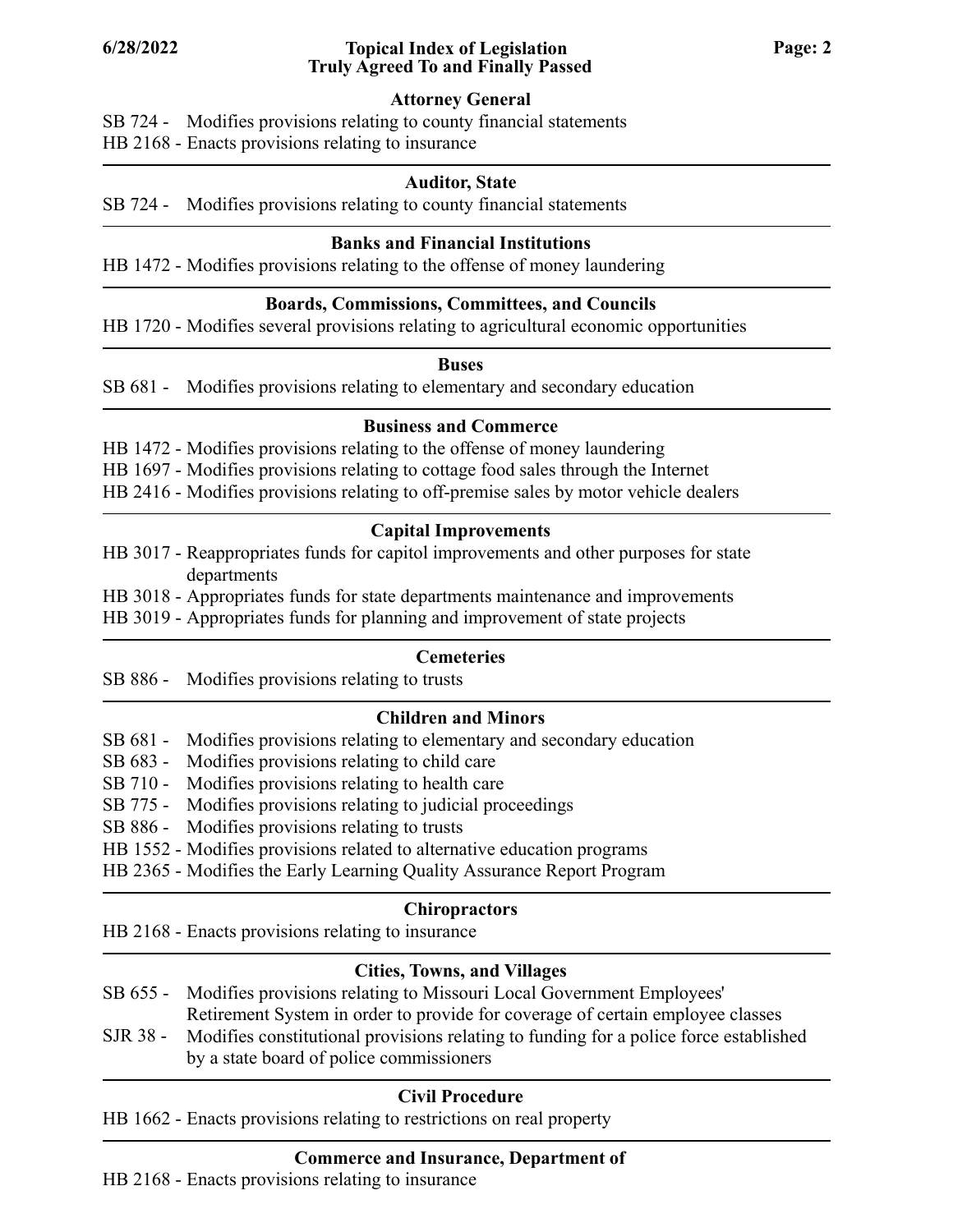### Attorney General

- SB 724 - Modifies provisions relating to county financial statements
- HB 2168 - Enacts provisions relating to insurance

### Auditor, State

- SB 724 - Modifies provisions relating to county financial statements

### Banks and Financial Institutions

- HB 1472 - Modifies provisions relating to the offense of money laundering

### Boards, Commissions, Committees, and Councils

- HB 1720 - Modifies several provisions relating to agricultural economic opportunities

### Buses

- SB 681 - Modifies provisions relating to elementary and secondary education

### Business and Commerce

- HB 1472 - Modifies provisions relating to the offense of money laundering
- HB 1697 - Modifies provisions relating to cottage food sales through the Internet
- HB 2416 - Modifies provisions relating to off-premise sales by motor vehicle dealers

### Capital Improvements

- HB 3017 - Reappropriates funds for capitol improvements and other purposes for state departments
- HB 3018 - Appropriates funds for state departments maintenance and improvements
- HB 3019 - Appropriates funds for planning and improvement of state projects

### Cemeteries

- SB 886 - Modifies provisions relating to trusts

### Children and Minors

- SB 681 - Modifies provisions relating to elementary and secondary education
- SB 683 - Modifies provisions relating to child care
- SB 710 - Modifies provisions relating to health care
- SB 775 - Modifies provisions relating to judicial proceedings
- SB 886 - Modifies provisions relating to trusts
- HB 1552 - Modifies provisions related to alternative education programs
- HB 2365 - Modifies the Early Learning Quality Assurance Report Program

### Chiropractors

- HB 2168 - Enacts provisions relating to insurance

### Cities, Towns, and Villages

- SB 655 - Modifies provisions relating to Missouri Local Government Employees' Retirement System in order to provide for coverage of certain employee classes
- SJR 38 - Modifies constitutional provisions relating to funding for a police force established by a state board of police commissioners

### Civil Procedure

- HB 1662 - Enacts provisions relating to restrictions on real property

### Commerce and Insurance, Department of

- HB 2168 - Enacts provisions relating to insurance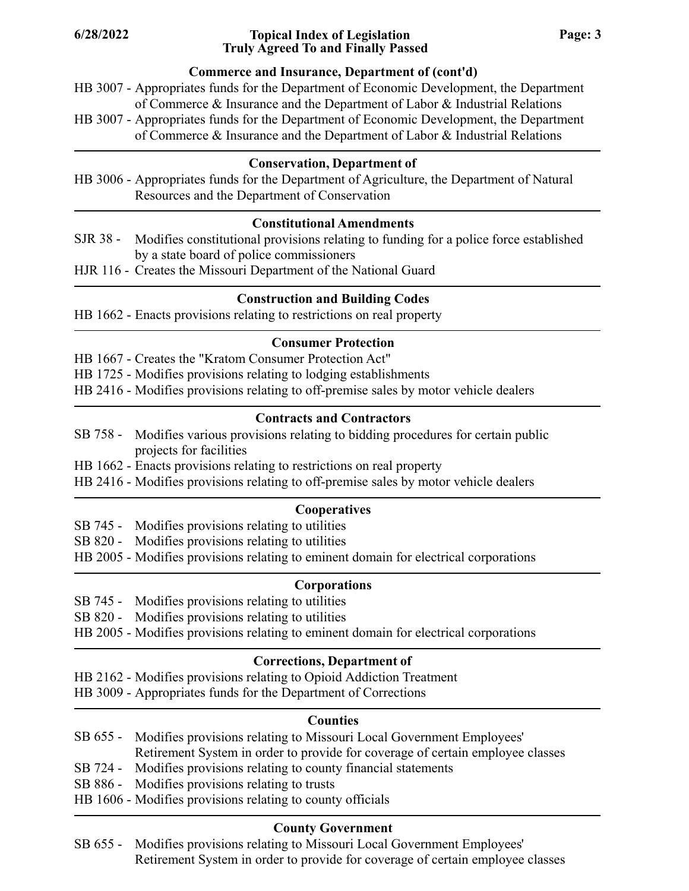### Commerce and Insurance, Department of (cont'd)

HB 3007 - Appropriates funds for the Department of Economic Development, the Department of Commerce & Insurance and the Department of Labor & Industrial Relations

HB 3007 - Appropriates funds for the Department of Economic Development, the Department of Commerce & Insurance and the Department of Labor & Industrial Relations

### Conservation, Department of

HB 3006 - Appropriates funds for the Department of Agriculture, the Department of Natural Resources and the Department of Conservation

### Constitutional Amendments

SJR 38 - Modifies constitutional provisions relating to funding for a police force established by a state board of police commissioners

HJR 116 - Creates the Missouri Department of the National Guard

### Construction and Building Codes

HB 1662 - Enacts provisions relating to restrictions on real property

### Consumer Protection

HB 1667 - Creates the "Kratom Consumer Protection Act"

HB 1725 - Modifies provisions relating to lodging establishments

HB 2416 - Modifies provisions relating to off-premise sales by motor vehicle dealers

### Contracts and Contractors

SB 758 - Modifies various provisions relating to bidding procedures for certain public projects for facilities

HB 1662 - Enacts provisions relating to restrictions on real property

HB 2416 - Modifies provisions relating to off-premise sales by motor vehicle dealers

### Cooperatives

SB 745 - Modifies provisions relating to utilities

SB 820 - Modifies provisions relating to utilities

HB 2005 - Modifies provisions relating to eminent domain for electrical corporations

### Corporations

SB 745 - Modifies provisions relating to utilities

SB 820 - Modifies provisions relating to utilities

HB 2005 - Modifies provisions relating to eminent domain for electrical corporations

### Corrections, Department of

HB 2162 - Modifies provisions relating to Opioid Addiction Treatment

HB 3009 - Appropriates funds for the Department of Corrections

### Counties

SB 655 - Modifies provisions relating to Missouri Local Government Employees' Retirement System in order to provide for coverage of certain employee classes

SB 724 - Modifies provisions relating to county financial statements

SB 886 - Modifies provisions relating to trusts

HB 1606 - Modifies provisions relating to county officials

### County Government

SB 655 - Modifies provisions relating to Missouri Local Government Employees' Retirement System in order to provide for coverage of certain employee classes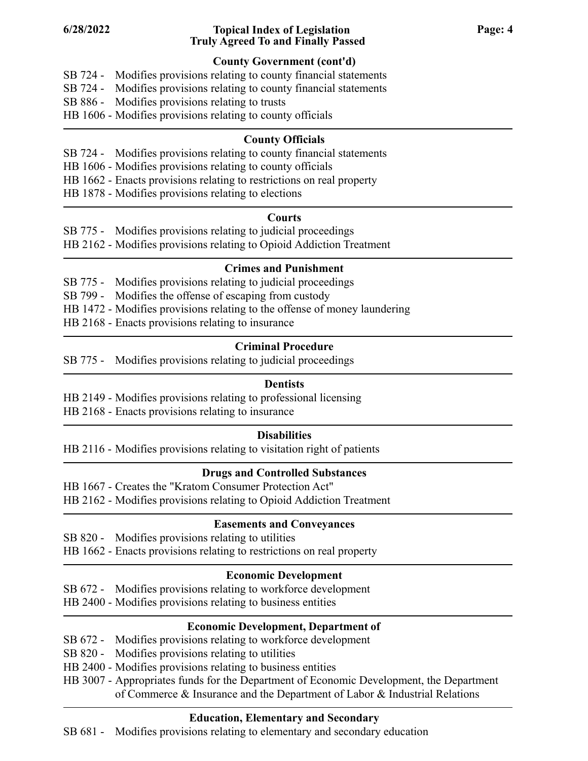### County Government (cont'd)

SB 724 - Modifies provisions relating to county financial statements
SB 724 - Modifies provisions relating to county financial statements
SB 886 - Modifies provisions relating to trusts
HB 1606 - Modifies provisions relating to county officials

### County Officials

SB 724 - Modifies provisions relating to county financial statements
HB 1606 - Modifies provisions relating to county officials
HB 1662 - Enacts provisions relating to restrictions on real property
HB 1878 - Modifies provisions relating to elections

### Courts

SB 775 - Modifies provisions relating to judicial proceedings
HB 2162 - Modifies provisions relating to Opioid Addiction Treatment

### Crimes and Punishment

SB 775 - Modifies provisions relating to judicial proceedings
SB 799 - Modifies the offense of escaping from custody
HB 1472 - Modifies provisions relating to the offense of money laundering
HB 2168 - Enacts provisions relating to insurance

### Criminal Procedure

SB 775 - Modifies provisions relating to judicial proceedings

### Dentists

HB 2149 - Modifies provisions relating to professional licensing
HB 2168 - Enacts provisions relating to insurance

### Disabilities

HB 2116 - Modifies provisions relating to visitation right of patients

### Drugs and Controlled Substances

HB 1667 - Creates the "Kratom Consumer Protection Act"
HB 2162 - Modifies provisions relating to Opioid Addiction Treatment

### Easements and Conveyances

SB 820 - Modifies provisions relating to utilities
HB 1662 - Enacts provisions relating to restrictions on real property

### Economic Development

SB 672 - Modifies provisions relating to workforce development
HB 2400 - Modifies provisions relating to business entities

### Economic Development, Department of

SB 672 - Modifies provisions relating to workforce development
SB 820 - Modifies provisions relating to utilities
HB 2400 - Modifies provisions relating to business entities
HB 3007 - Appropriates funds for the Department of Economic Development, the Department of Commerce & Insurance and the Department of Labor & Industrial Relations

### Education, Elementary and Secondary

SB 681 - Modifies provisions relating to elementary and secondary education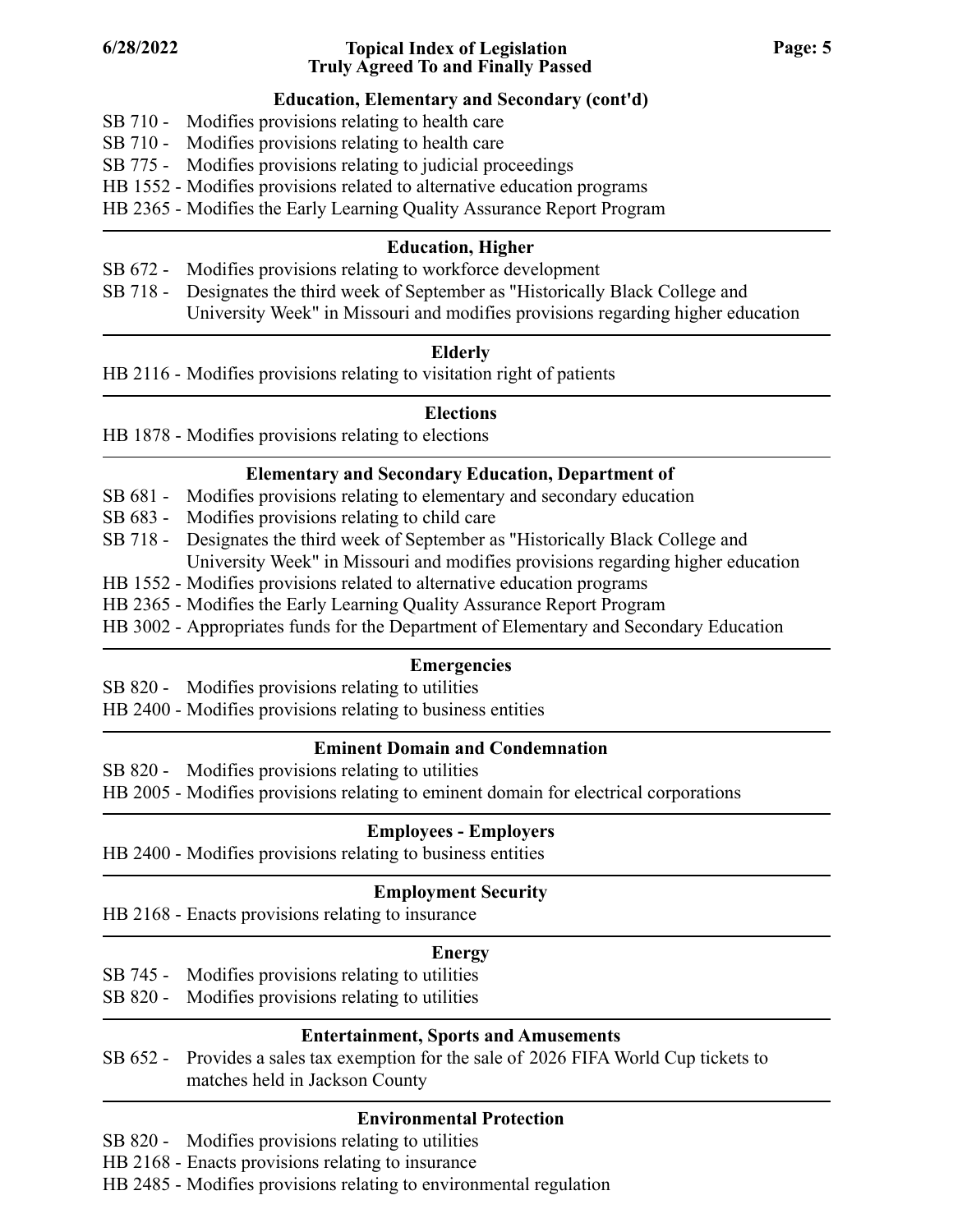### Education, Elementary and Secondary (cont'd)

SB 710 - Modifies provisions relating to health care
SB 710 - Modifies provisions relating to health care
SB 775 - Modifies provisions relating to judicial proceedings
HB 1552 - Modifies provisions related to alternative education programs
HB 2365 - Modifies the Early Learning Quality Assurance Report Program

### Education, Higher

SB 672 - Modifies provisions relating to workforce development
SB 718 - Designates the third week of September as "Historically Black College and University Week" in Missouri and modifies provisions regarding higher education

### Elderly

HB 2116 - Modifies provisions relating to visitation right of patients

### Elections

HB 1878 - Modifies provisions relating to elections

### Elementary and Secondary Education, Department of

SB 681 - Modifies provisions relating to elementary and secondary education
SB 683 - Modifies provisions relating to child care
SB 718 - Designates the third week of September as "Historically Black College and University Week" in Missouri and modifies provisions regarding higher education
HB 1552 - Modifies provisions related to alternative education programs
HB 2365 - Modifies the Early Learning Quality Assurance Report Program
HB 3002 - Appropriates funds for the Department of Elementary and Secondary Education

### Emergencies

SB 820 - Modifies provisions relating to utilities
HB 2400 - Modifies provisions relating to business entities

### Eminent Domain and Condemnation

SB 820 - Modifies provisions relating to utilities
HB 2005 - Modifies provisions relating to eminent domain for electrical corporations

### Employees - Employers

HB 2400 - Modifies provisions relating to business entities

### Employment Security

HB 2168 - Enacts provisions relating to insurance

### Energy

SB 745 - Modifies provisions relating to utilities
SB 820 - Modifies provisions relating to utilities

### Entertainment, Sports and Amusements

SB 652 - Provides a sales tax exemption for the sale of 2026 FIFA World Cup tickets to matches held in Jackson County

### Environmental Protection

SB 820 - Modifies provisions relating to utilities
HB 2168 - Enacts provisions relating to insurance
HB 2485 - Modifies provisions relating to environmental regulation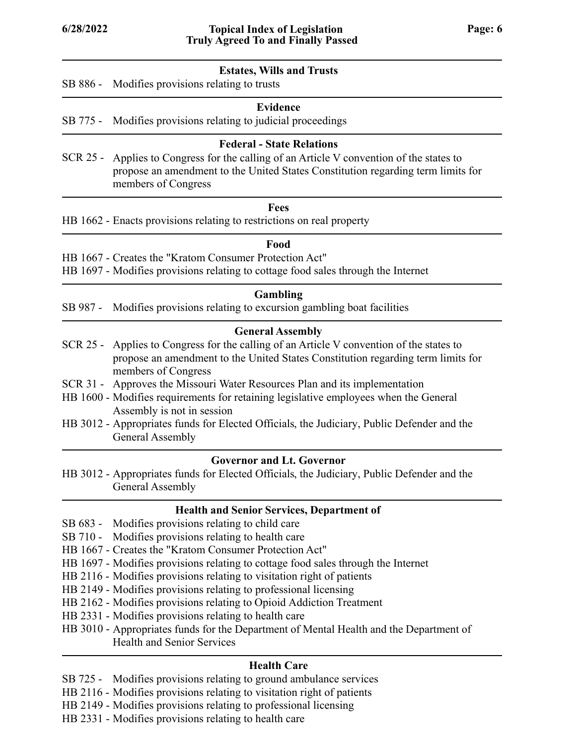## Estates, Wills and Trusts

SB 886 - Modifies provisions relating to trusts

## Evidence

SB 775 - Modifies provisions relating to judicial proceedings

## Federal - State Relations

SCR 25 - Applies to Congress for the calling of an Article V convention of the states to propose an amendment to the United States Constitution regarding term limits for members of Congress

## Fees

HB 1662 - Enacts provisions relating to restrictions on real property

## Food

HB 1667 - Creates the "Kratom Consumer Protection Act"
HB 1697 - Modifies provisions relating to cottage food sales through the Internet

## Gambling

SB 987 - Modifies provisions relating to excursion gambling boat facilities

## General Assembly

SCR 25 - Applies to Congress for the calling of an Article V convention of the states to propose an amendment to the United States Constitution regarding term limits for members of Congress
SCR 31 - Approves the Missouri Water Resources Plan and its implementation
HB 1600 - Modifies requirements for retaining legislative employees when the General Assembly is not in session
HB 3012 - Appropriates funds for Elected Officials, the Judiciary, Public Defender and the General Assembly

## Governor and Lt. Governor

HB 3012 - Appropriates funds for Elected Officials, the Judiciary, Public Defender and the General Assembly

## Health and Senior Services, Department of

SB 683 - Modifies provisions relating to child care
SB 710 - Modifies provisions relating to health care
HB 1667 - Creates the "Kratom Consumer Protection Act"
HB 1697 - Modifies provisions relating to cottage food sales through the Internet
HB 2116 - Modifies provisions relating to visitation right of patients
HB 2149 - Modifies provisions relating to professional licensing
HB 2162 - Modifies provisions relating to Opioid Addiction Treatment
HB 2331 - Modifies provisions relating to health care
HB 3010 - Appropriates funds for the Department of Mental Health and the Department of Health and Senior Services

## Health Care

SB 725 - Modifies provisions relating to ground ambulance services
HB 2116 - Modifies provisions relating to visitation right of patients
HB 2149 - Modifies provisions relating to professional licensing
HB 2331 - Modifies provisions relating to health care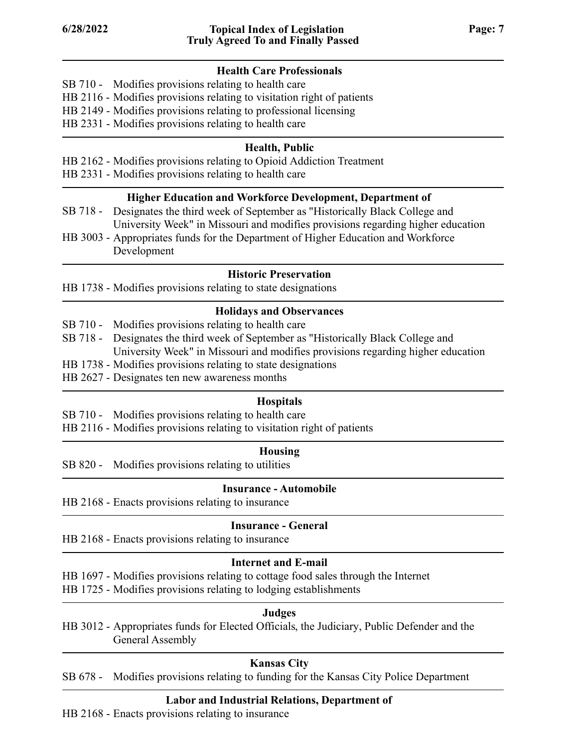### Health Care Professionals

SB 710 - Modifies provisions relating to health care
HB 2116 - Modifies provisions relating to visitation right of patients
HB 2149 - Modifies provisions relating to professional licensing
HB 2331 - Modifies provisions relating to health care

### Health, Public

HB 2162 - Modifies provisions relating to Opioid Addiction Treatment
HB 2331 - Modifies provisions relating to health care

### Higher Education and Workforce Development, Department of

SB 718 - Designates the third week of September as "Historically Black College and University Week" in Missouri and modifies provisions regarding higher education
HB 3003 - Appropriates funds for the Department of Higher Education and Workforce Development

### Historic Preservation

HB 1738 - Modifies provisions relating to state designations

### Holidays and Observances

SB 710 - Modifies provisions relating to health care
SB 718 - Designates the third week of September as "Historically Black College and University Week" in Missouri and modifies provisions regarding higher education
HB 1738 - Modifies provisions relating to state designations
HB 2627 - Designates ten new awareness months

### Hospitals

SB 710 - Modifies provisions relating to health care
HB 2116 - Modifies provisions relating to visitation right of patients

### Housing

SB 820 - Modifies provisions relating to utilities

### Insurance - Automobile

HB 2168 - Enacts provisions relating to insurance

### Insurance - General

HB 2168 - Enacts provisions relating to insurance

### Internet and E-mail

HB 1697 - Modifies provisions relating to cottage food sales through the Internet
HB 1725 - Modifies provisions relating to lodging establishments

### Judges

HB 3012 - Appropriates funds for Elected Officials, the Judiciary, Public Defender and the General Assembly

### Kansas City

SB 678 - Modifies provisions relating to funding for the Kansas City Police Department

### Labor and Industrial Relations, Department of

HB 2168 - Enacts provisions relating to insurance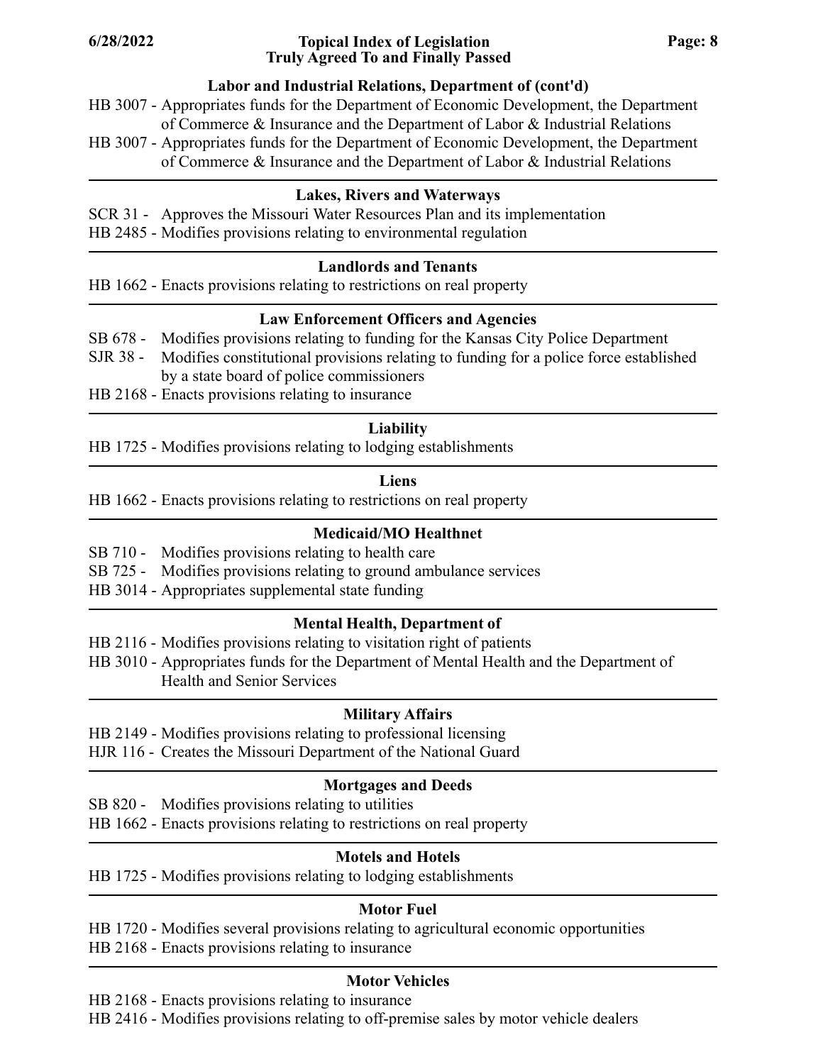### Labor and Industrial Relations, Department of (cont'd)

HB 3007 - Appropriates funds for the Department of Economic Development, the Department of Commerce & Insurance and the Department of Labor & Industrial Relations
HB 3007 - Appropriates funds for the Department of Economic Development, the Department of Commerce & Insurance and the Department of Labor & Industrial Relations

### Lakes, Rivers and Waterways

SCR 31 - Approves the Missouri Water Resources Plan and its implementation
HB 2485 - Modifies provisions relating to environmental regulation

### Landlords and Tenants

HB 1662 - Enacts provisions relating to restrictions on real property

### Law Enforcement Officers and Agencies

SB 678 - Modifies provisions relating to funding for the Kansas City Police Department
SJR 38 - Modifies constitutional provisions relating to funding for a police force established by a state board of police commissioners
HB 2168 - Enacts provisions relating to insurance

### Liability

HB 1725 - Modifies provisions relating to lodging establishments

### Liens

HB 1662 - Enacts provisions relating to restrictions on real property

### Medicaid/MO Healthnet

SB 710 - Modifies provisions relating to health care
SB 725 - Modifies provisions relating to ground ambulance services
HB 3014 - Appropriates supplemental state funding

### Mental Health, Department of

HB 2116 - Modifies provisions relating to visitation right of patients
HB 3010 - Appropriates funds for the Department of Mental Health and the Department of Health and Senior Services

### Military Affairs

HB 2149 - Modifies provisions relating to professional licensing
HJR 116 - Creates the Missouri Department of the National Guard

### Mortgages and Deeds

SB 820 - Modifies provisions relating to utilities
HB 1662 - Enacts provisions relating to restrictions on real property

### Motels and Hotels

HB 1725 - Modifies provisions relating to lodging establishments

### Motor Fuel

HB 1720 - Modifies several provisions relating to agricultural economic opportunities
HB 2168 - Enacts provisions relating to insurance

### Motor Vehicles

HB 2168 - Enacts provisions relating to insurance
HB 2416 - Modifies provisions relating to off-premise sales by motor vehicle dealers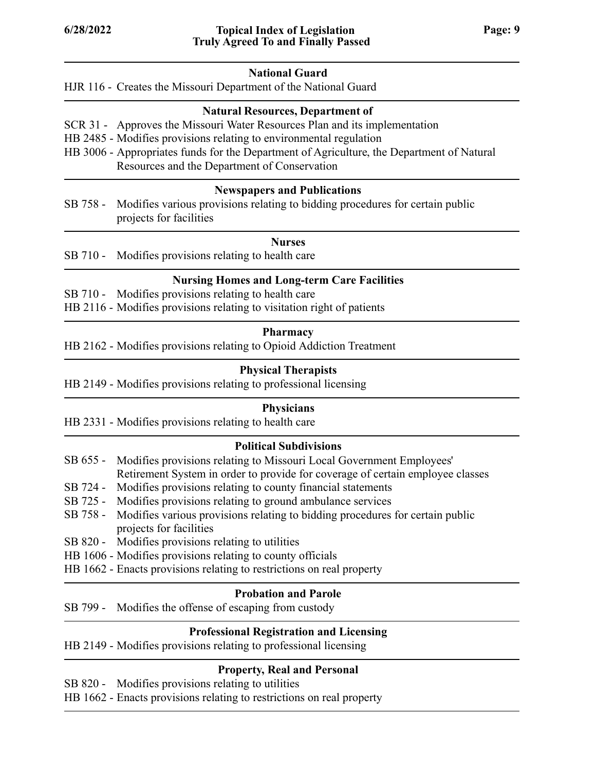### National Guard

HJR 116 - Creates the Missouri Department of the National Guard

### Natural Resources, Department of

SCR 31 - Approves the Missouri Water Resources Plan and its implementation
HB 2485 - Modifies provisions relating to environmental regulation
HB 3006 - Appropriates funds for the Department of Agriculture, the Department of Natural Resources and the Department of Conservation

### Newspapers and Publications

SB 758 - Modifies various provisions relating to bidding procedures for certain public projects for facilities

### Nurses

SB 710 - Modifies provisions relating to health care

### Nursing Homes and Long-term Care Facilities

SB 710 - Modifies provisions relating to health care
HB 2116 - Modifies provisions relating to visitation right of patients

### Pharmacy

HB 2162 - Modifies provisions relating to Opioid Addiction Treatment

### Physical Therapists

HB 2149 - Modifies provisions relating to professional licensing

### Physicians

HB 2331 - Modifies provisions relating to health care

### Political Subdivisions

SB 655 - Modifies provisions relating to Missouri Local Government Employees' Retirement System in order to provide for coverage of certain employee classes
SB 724 - Modifies provisions relating to county financial statements
SB 725 - Modifies provisions relating to ground ambulance services
SB 758 - Modifies various provisions relating to bidding procedures for certain public projects for facilities
SB 820 - Modifies provisions relating to utilities
HB 1606 - Modifies provisions relating to county officials
HB 1662 - Enacts provisions relating to restrictions on real property

### Probation and Parole

SB 799 - Modifies the offense of escaping from custody

### Professional Registration and Licensing

HB 2149 - Modifies provisions relating to professional licensing

### Property, Real and Personal

SB 820 - Modifies provisions relating to utilities
HB 1662 - Enacts provisions relating to restrictions on real property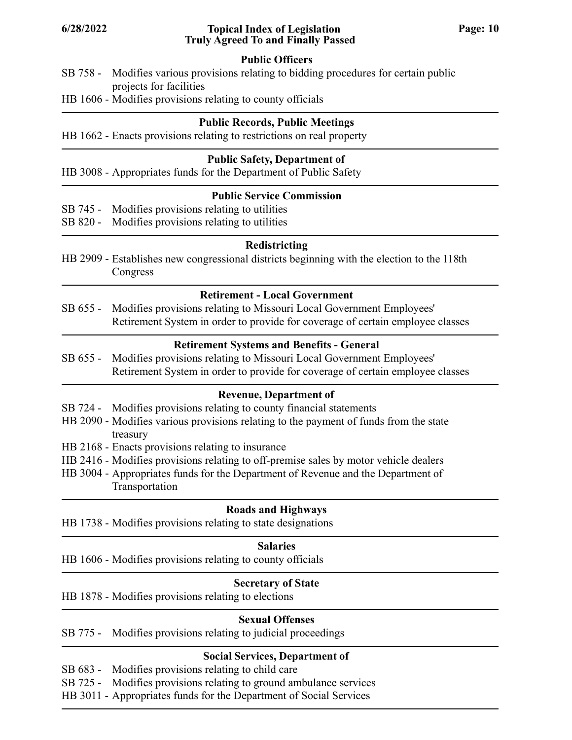## Public Officers

SB 758 - Modifies various provisions relating to bidding procedures for certain public projects for facilities
HB 1606 - Modifies provisions relating to county officials

## Public Records, Public Meetings

HB 1662 - Enacts provisions relating to restrictions on real property

## Public Safety, Department of

HB 3008 - Appropriates funds for the Department of Public Safety

## Public Service Commission

SB 745 - Modifies provisions relating to utilities
SB 820 - Modifies provisions relating to utilities

## Redistricting

HB 2909 - Establishes new congressional districts beginning with the election to the 118th Congress

## Retirement - Local Government

SB 655 - Modifies provisions relating to Missouri Local Government Employees' Retirement System in order to provide for coverage of certain employee classes

## Retirement Systems and Benefits - General

SB 655 - Modifies provisions relating to Missouri Local Government Employees' Retirement System in order to provide for coverage of certain employee classes

## Revenue, Department of

SB 724 - Modifies provisions relating to county financial statements
HB 2090 - Modifies various provisions relating to the payment of funds from the state treasury
HB 2168 - Enacts provisions relating to insurance
HB 2416 - Modifies provisions relating to off-premise sales by motor vehicle dealers
HB 3004 - Appropriates funds for the Department of Revenue and the Department of Transportation

## Roads and Highways

HB 1738 - Modifies provisions relating to state designations

## Salaries

HB 1606 - Modifies provisions relating to county officials

## Secretary of State

HB 1878 - Modifies provisions relating to elections

## Sexual Offenses

SB 775 - Modifies provisions relating to judicial proceedings

## Social Services, Department of

SB 683 - Modifies provisions relating to child care
SB 725 - Modifies provisions relating to ground ambulance services
HB 3011 - Appropriates funds for the Department of Social Services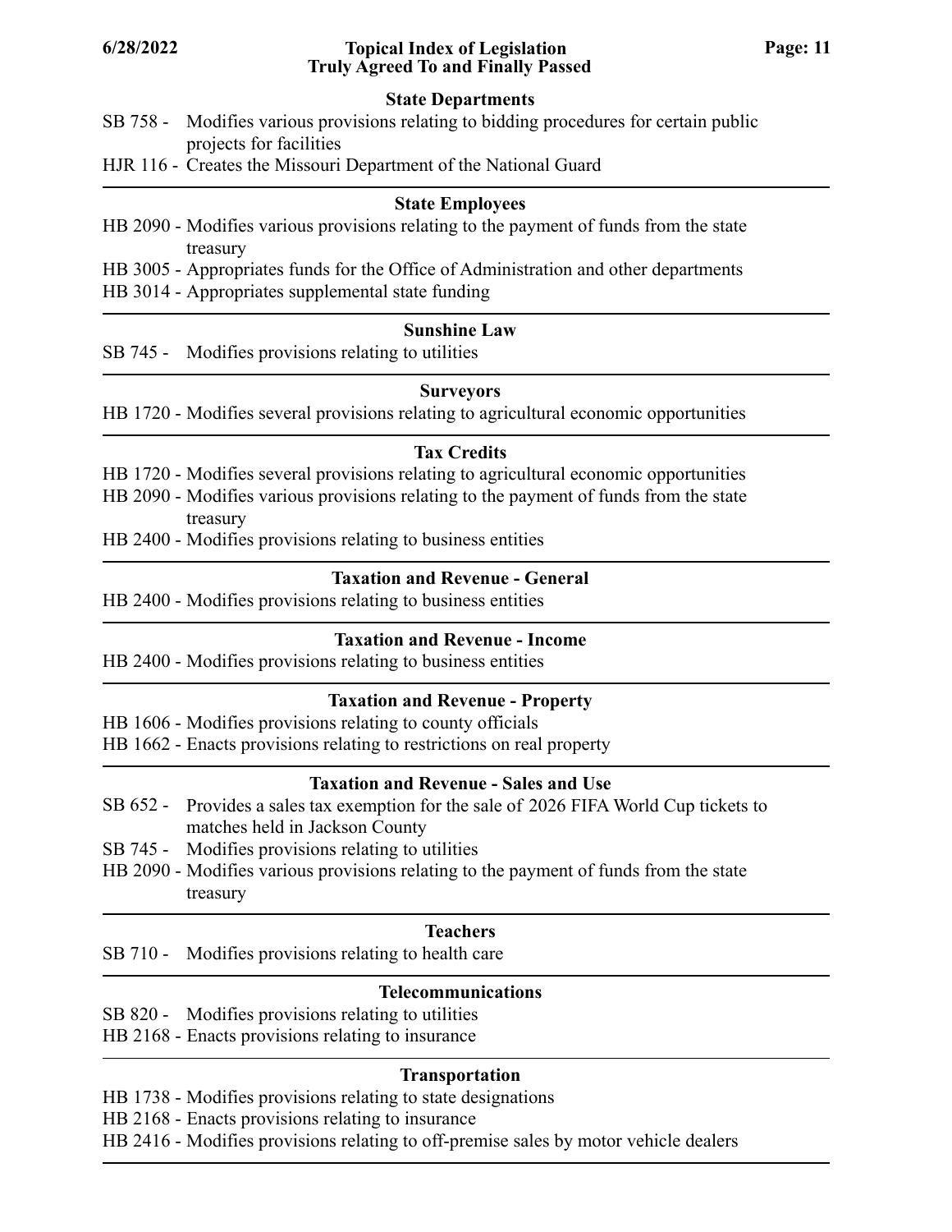### State Departments

- SB 758 - Modifies various provisions relating to bidding procedures for certain public projects for facilities
- HJR 116 - Creates the Missouri Department of the National Guard

### State Employees

- HB 2090 - Modifies various provisions relating to the payment of funds from the state treasury
- HB 3005 - Appropriates funds for the Office of Administration and other departments
- HB 3014 - Appropriates supplemental state funding

### Sunshine Law

- SB 745 - Modifies provisions relating to utilities

### Surveyors

- HB 1720 - Modifies several provisions relating to agricultural economic opportunities

### Tax Credits

- HB 1720 - Modifies several provisions relating to agricultural economic opportunities
- HB 2090 - Modifies various provisions relating to the payment of funds from the state treasury
- HB 2400 - Modifies provisions relating to business entities

### Taxation and Revenue - General

- HB 2400 - Modifies provisions relating to business entities

### Taxation and Revenue - Income

- HB 2400 - Modifies provisions relating to business entities

### Taxation and Revenue - Property

- HB 1606 - Modifies provisions relating to county officials
- HB 1662 - Enacts provisions relating to restrictions on real property

### Taxation and Revenue - Sales and Use

- SB 652 - Provides a sales tax exemption for the sale of 2026 FIFA World Cup tickets to matches held in Jackson County
- SB 745 - Modifies provisions relating to utilities
- HB 2090 - Modifies various provisions relating to the payment of funds from the state treasury

### Teachers

- SB 710 - Modifies provisions relating to health care

### Telecommunications

- SB 820 - Modifies provisions relating to utilities
- HB 2168 - Enacts provisions relating to insurance

### Transportation

- HB 1738 - Modifies provisions relating to state designations
- HB 2168 - Enacts provisions relating to insurance
- HB 2416 - Modifies provisions relating to off-premise sales by motor vehicle dealers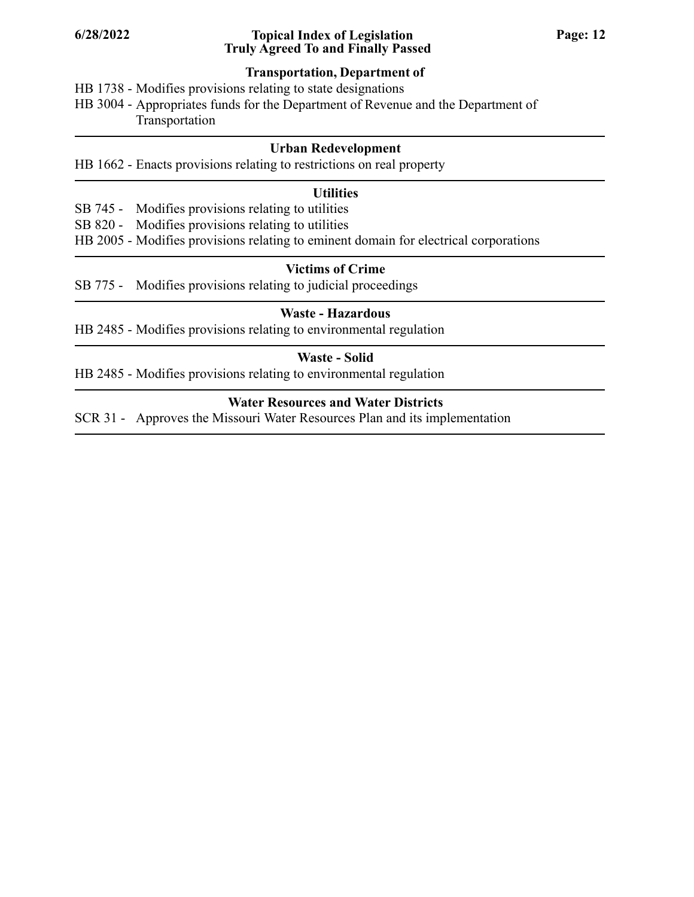### Transportation, Department of

HB 1738 - Modifies provisions relating to state designations
HB 3004 - Appropriates funds for the Department of Revenue and the Department of Transportation

---

### Urban Redevelopment

HB 1662 - Enacts provisions relating to restrictions on real property

---

### Utilities

SB 745 - Modifies provisions relating to utilities
SB 820 - Modifies provisions relating to utilities
HB 2005 - Modifies provisions relating to eminent domain for electrical corporations

---

### Victims of Crime

SB 775 - Modifies provisions relating to judicial proceedings

---

### Waste - Hazardous

HB 2485 - Modifies provisions relating to environmental regulation

---

### Waste - Solid

HB 2485 - Modifies provisions relating to environmental regulation

---

### Water Resources and Water Districts

SCR 31 - Approves the Missouri Water Resources Plan and its implementation

---